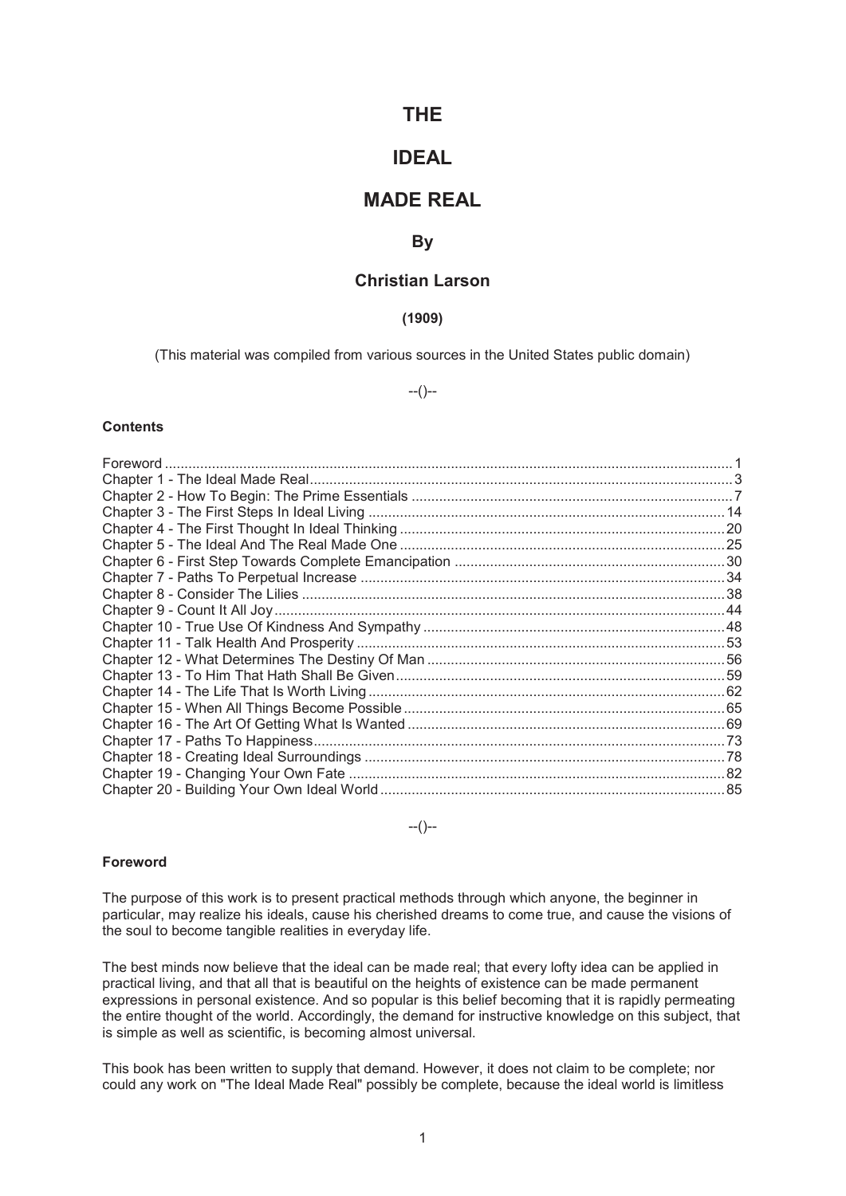# THE

# IDEAL

# MADE REAL

## By

## Christian Larson

**(1909)**

(This material was compiled from various sources in the United States public domain)

--()--

**Contents**

Foreword ... 1
Chapter 1 - The Ideal Made Real ... 3
Chapter 2 - How To Begin: The Prime Essentials ... 7
Chapter 3 - The First Steps In Ideal Living ... 14
Chapter 4 - The First Thought In Ideal Thinking ... 20
Chapter 5 - The Ideal And The Real Made One ... 25
Chapter 6 - First Step Towards Complete Emancipation ... 30
Chapter 7 - Paths To Perpetual Increase ... 34
Chapter 8 - Consider The Lilies ... 38
Chapter 9 - Count It All Joy ... 44
Chapter 10 - True Use Of Kindness And Sympathy ... 48
Chapter 11 - Talk Health And Prosperity ... 53
Chapter 12 - What Determines The Destiny Of Man ... 56
Chapter 13 - To Him That Hath Shall Be Given ... 59
Chapter 14 - The Life That Is Worth Living ... 62
Chapter 15 - When All Things Become Possible ... 65
Chapter 16 - The Art Of Getting What Is Wanted ... 69
Chapter 17 - Paths To Happiness ... 73
Chapter 18 - Creating Ideal Surroundings ... 78
Chapter 19 - Changing Your Own Fate ... 82
Chapter 20 - Building Your Own Ideal World ... 85

--()--

**Foreword**

The purpose of this work is to present practical methods through which anyone, the beginner in particular, may realize his ideals, cause his cherished dreams to come true, and cause the visions of the soul to become tangible realities in everyday life.

The best minds now believe that the ideal can be made real; that every lofty idea can be applied in practical living, and that all that is beautiful on the heights of existence can be made permanent expressions in personal existence. And so popular is this belief becoming that it is rapidly permeating the entire thought of the world. Accordingly, the demand for instructive knowledge on this subject, that is simple as well as scientific, is becoming almost universal.

This book has been written to supply that demand. However, it does not claim to be complete; nor could any work on "The Ideal Made Real" possibly be complete, because the ideal world is limitless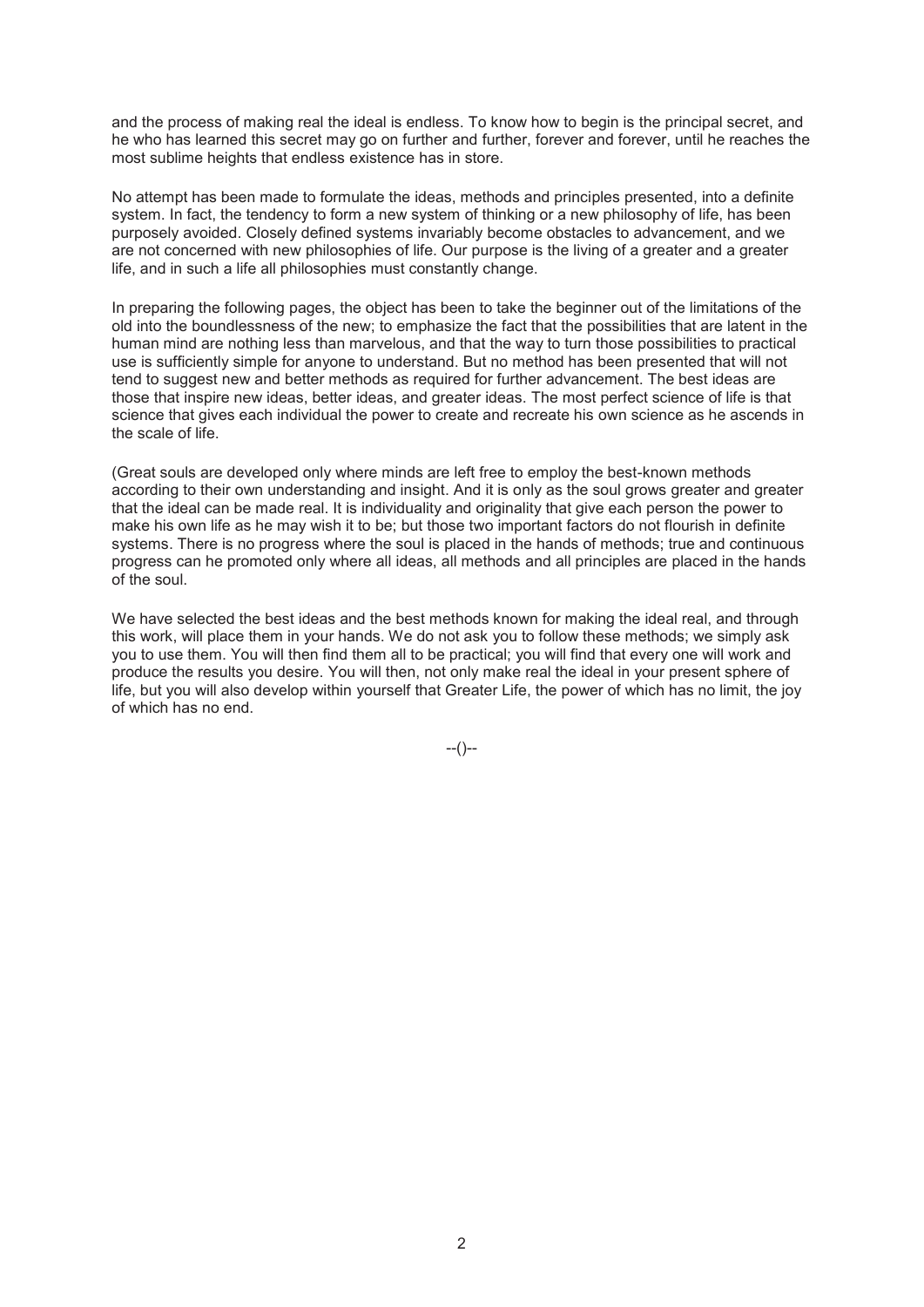and the process of making real the ideal is endless. To know how to begin is the principal secret, and he who has learned this secret may go on further and further, forever and forever, until he reaches the most sublime heights that endless existence has in store.

No attempt has been made to formulate the ideas, methods and principles presented, into a definite system. In fact, the tendency to form a new system of thinking or a new philosophy of life, has been purposely avoided. Closely defined systems invariably become obstacles to advancement, and we are not concerned with new philosophies of life. Our purpose is the living of a greater and a greater life, and in such a life all philosophies must constantly change.

In preparing the following pages, the object has been to take the beginner out of the limitations of the old into the boundlessness of the new; to emphasize the fact that the possibilities that are latent in the human mind are nothing less than marvelous, and that the way to turn those possibilities to practical use is sufficiently simple for anyone to understand. But no method has been presented that will not tend to suggest new and better methods as required for further advancement. The best ideas are those that inspire new ideas, better ideas, and greater ideas. The most perfect science of life is that science that gives each individual the power to create and recreate his own science as he ascends in the scale of life.

(Great souls are developed only where minds are left free to employ the best-known methods according to their own understanding and insight. And it is only as the soul grows greater and greater that the ideal can be made real. It is individuality and originality that give each person the power to make his own life as he may wish it to be; but those two important factors do not flourish in definite systems. There is no progress where the soul is placed in the hands of methods; true and continuous progress can he promoted only where all ideas, all methods and all principles are placed in the hands of the soul.

We have selected the best ideas and the best methods known for making the ideal real, and through this work, will place them in your hands. We do not ask you to follow these methods; we simply ask you to use them. You will then find them all to be practical; you will find that every one will work and produce the results you desire. You will then, not only make real the ideal in your present sphere of life, but you will also develop within yourself that Greater Life, the power of which has no limit, the joy of which has no end.

--()--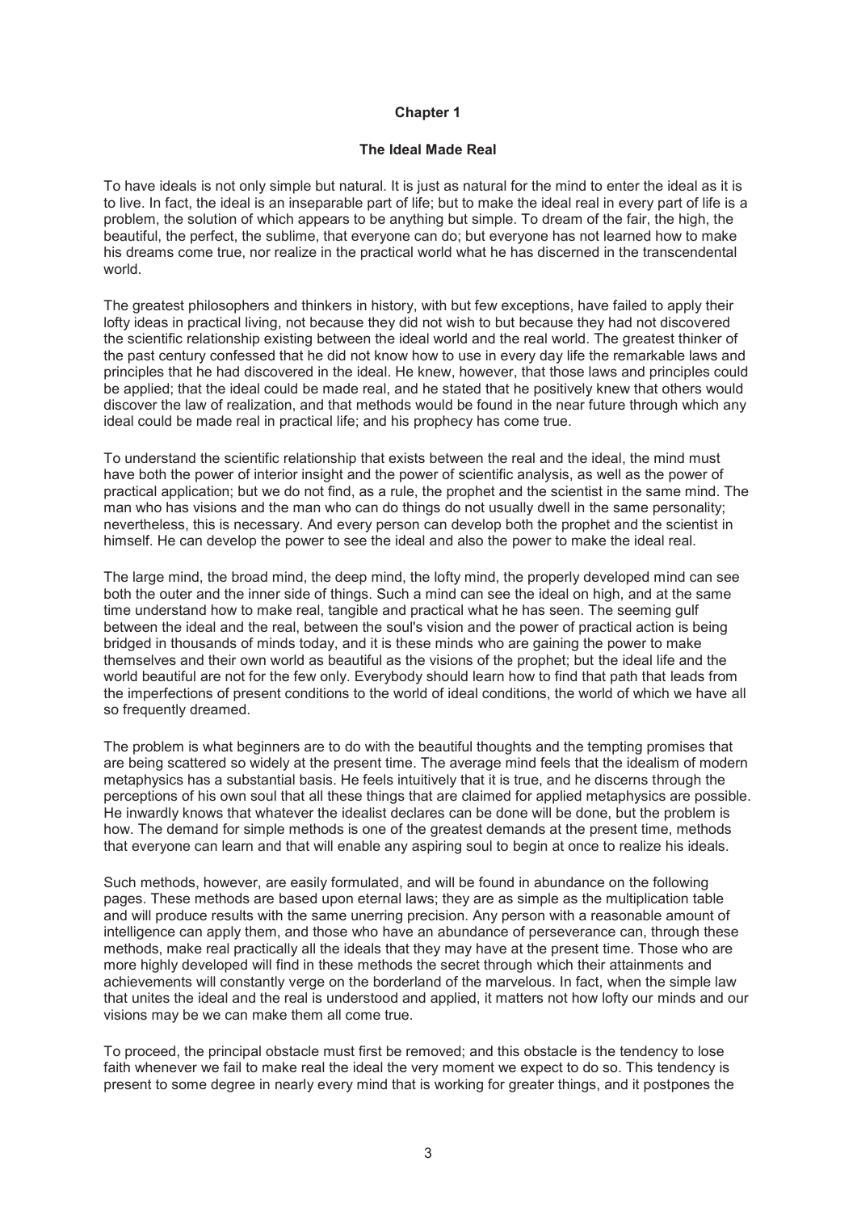# Chapter 1

## The Ideal Made Real

To have ideals is not only simple but natural. It is just as natural for the mind to enter the ideal as it is to live. In fact, the ideal is an inseparable part of life; but to make the ideal real in every part of life is a problem, the solution of which appears to be anything but simple. To dream of the fair, the high, the beautiful, the perfect, the sublime, that everyone can do; but everyone has not learned how to make his dreams come true, nor realize in the practical world what he has discerned in the transcendental world.

The greatest philosophers and thinkers in history, with but few exceptions, have failed to apply their lofty ideas in practical living, not because they did not wish to but because they had not discovered the scientific relationship existing between the ideal world and the real world. The greatest thinker of the past century confessed that he did not know how to use in every day life the remarkable laws and principles that he had discovered in the ideal. He knew, however, that those laws and principles could be applied; that the ideal could be made real, and he stated that he positively knew that others would discover the law of realization, and that methods would be found in the near future through which any ideal could be made real in practical life; and his prophecy has come true.

To understand the scientific relationship that exists between the real and the ideal, the mind must have both the power of interior insight and the power of scientific analysis, as well as the power of practical application; but we do not find, as a rule, the prophet and the scientist in the same mind. The man who has visions and the man who can do things do not usually dwell in the same personality; nevertheless, this is necessary. And every person can develop both the prophet and the scientist in himself. He can develop the power to see the ideal and also the power to make the ideal real.

The large mind, the broad mind, the deep mind, the lofty mind, the properly developed mind can see both the outer and the inner side of things. Such a mind can see the ideal on high, and at the same time understand how to make real, tangible and practical what he has seen. The seeming gulf between the ideal and the real, between the soul's vision and the power of practical action is being bridged in thousands of minds today, and it is these minds who are gaining the power to make themselves and their own world as beautiful as the visions of the prophet; but the ideal life and the world beautiful are not for the few only. Everybody should learn how to find that path that leads from the imperfections of present conditions to the world of ideal conditions, the world of which we have all so frequently dreamed.

The problem is what beginners are to do with the beautiful thoughts and the tempting promises that are being scattered so widely at the present time. The average mind feels that the idealism of modern metaphysics has a substantial basis. He feels intuitively that it is true, and he discerns through the perceptions of his own soul that all these things that are claimed for applied metaphysics are possible. He inwardly knows that whatever the idealist declares can be done will be done, but the problem is how. The demand for simple methods is one of the greatest demands at the present time, methods that everyone can learn and that will enable any aspiring soul to begin at once to realize his ideals.

Such methods, however, are easily formulated, and will be found in abundance on the following pages. These methods are based upon eternal laws; they are as simple as the multiplication table and will produce results with the same unerring precision. Any person with a reasonable amount of intelligence can apply them, and those who have an abundance of perseverance can, through these methods, make real practically all the ideals that they may have at the present time. Those who are more highly developed will find in these methods the secret through which their attainments and achievements will constantly verge on the borderland of the marvelous. In fact, when the simple law that unites the ideal and the real is understood and applied, it matters not how lofty our minds and our visions may be we can make them all come true.

To proceed, the principal obstacle must first be removed; and this obstacle is the tendency to lose faith whenever we fail to make real the ideal the very moment we expect to do so. This tendency is present to some degree in nearly every mind that is working for greater things, and it postpones the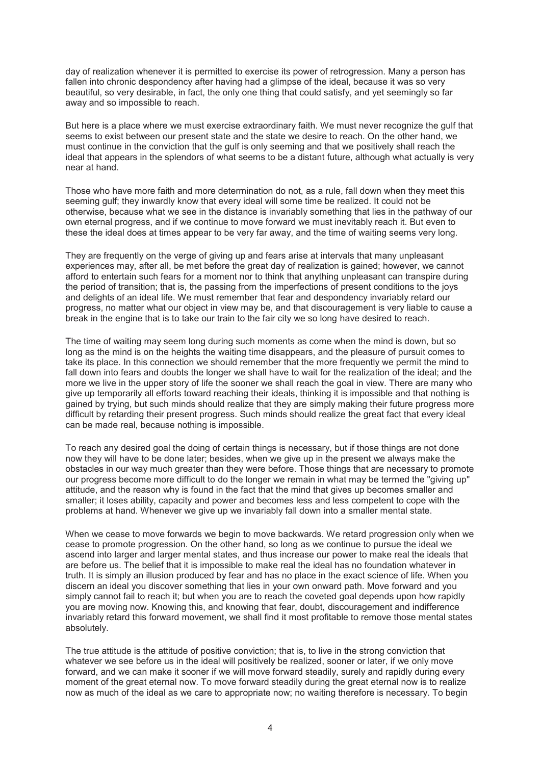day of realization whenever it is permitted to exercise its power of retrogression. Many a person has fallen into chronic despondency after having had a glimpse of the ideal, because it was so very beautiful, so very desirable, in fact, the only one thing that could satisfy, and yet seemingly so far away and so impossible to reach.

But here is a place where we must exercise extraordinary faith. We must never recognize the gulf that seems to exist between our present state and the state we desire to reach. On the other hand, we must continue in the conviction that the gulf is only seeming and that we positively shall reach the ideal that appears in the splendors of what seems to be a distant future, although what actually is very near at hand.

Those who have more faith and more determination do not, as a rule, fall down when they meet this seeming gulf; they inwardly know that every ideal will some time be realized. It could not be otherwise, because what we see in the distance is invariably something that lies in the pathway of our own eternal progress, and if we continue to move forward we must inevitably reach it. But even to these the ideal does at times appear to be very far away, and the time of waiting seems very long.

They are frequently on the verge of giving up and fears arise at intervals that many unpleasant experiences may, after all, be met before the great day of realization is gained; however, we cannot afford to entertain such fears for a moment nor to think that anything unpleasant can transpire during the period of transition; that is, the passing from the imperfections of present conditions to the joys and delights of an ideal life. We must remember that fear and despondency invariably retard our progress, no matter what our object in view may be, and that discouragement is very liable to cause a break in the engine that is to take our train to the fair city we so long have desired to reach.

The time of waiting may seem long during such moments as come when the mind is down, but so long as the mind is on the heights the waiting time disappears, and the pleasure of pursuit comes to take its place. In this connection we should remember that the more frequently we permit the mind to fall down into fears and doubts the longer we shall have to wait for the realization of the ideal; and the more we live in the upper story of life the sooner we shall reach the goal in view. There are many who give up temporarily all efforts toward reaching their ideals, thinking it is impossible and that nothing is gained by trying, but such minds should realize that they are simply making their future progress more difficult by retarding their present progress. Such minds should realize the great fact that every ideal can be made real, because nothing is impossible.

To reach any desired goal the doing of certain things is necessary, but if those things are not done now they will have to be done later; besides, when we give up in the present we always make the obstacles in our way much greater than they were before. Those things that are necessary to promote our progress become more difficult to do the longer we remain in what may be termed the "giving up" attitude, and the reason why is found in the fact that the mind that gives up becomes smaller and smaller; it loses ability, capacity and power and becomes less and less competent to cope with the problems at hand. Whenever we give up we invariably fall down into a smaller mental state.

When we cease to move forwards we begin to move backwards. We retard progression only when we cease to promote progression. On the other hand, so long as we continue to pursue the ideal we ascend into larger and larger mental states, and thus increase our power to make real the ideals that are before us. The belief that it is impossible to make real the ideal has no foundation whatever in truth. It is simply an illusion produced by fear and has no place in the exact science of life. When you discern an ideal you discover something that lies in your own onward path. Move forward and you simply cannot fail to reach it; but when you are to reach the coveted goal depends upon how rapidly you are moving now. Knowing this, and knowing that fear, doubt, discouragement and indifference invariably retard this forward movement, we shall find it most profitable to remove those mental states absolutely.

The true attitude is the attitude of positive conviction; that is, to live in the strong conviction that whatever we see before us in the ideal will positively be realized, sooner or later, if we only move forward, and we can make it sooner if we will move forward steadily, surely and rapidly during every moment of the great eternal now. To move forward steadily during the great eternal now is to realize now as much of the ideal as we care to appropriate now; no waiting therefore is necessary. To begin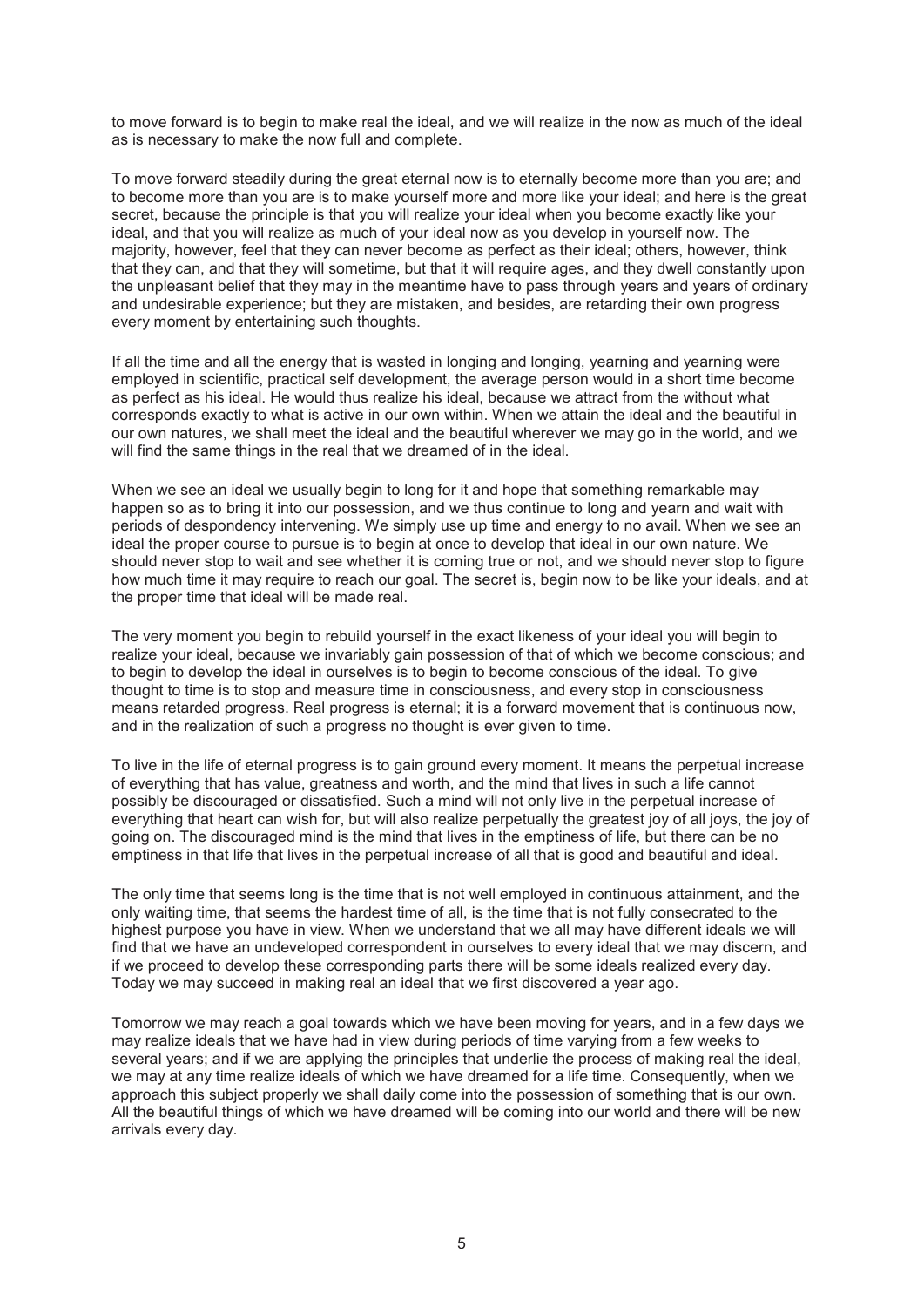to move forward is to begin to make real the ideal, and we will realize in the now as much of the ideal as is necessary to make the now full and complete.

To move forward steadily during the great eternal now is to eternally become more than you are; and to become more than you are is to make yourself more and more like your ideal; and here is the great secret, because the principle is that you will realize your ideal when you become exactly like your ideal, and that you will realize as much of your ideal now as you develop in yourself now. The majority, however, feel that they can never become as perfect as their ideal; others, however, think that they can, and that they will sometime, but that it will require ages, and they dwell constantly upon the unpleasant belief that they may in the meantime have to pass through years and years of ordinary and undesirable experience; but they are mistaken, and besides, are retarding their own progress every moment by entertaining such thoughts.

If all the time and all the energy that is wasted in longing and longing, yearning and yearning were employed in scientific, practical self development, the average person would in a short time become as perfect as his ideal. He would thus realize his ideal, because we attract from the without what corresponds exactly to what is active in our own within. When we attain the ideal and the beautiful in our own natures, we shall meet the ideal and the beautiful wherever we may go in the world, and we will find the same things in the real that we dreamed of in the ideal.

When we see an ideal we usually begin to long for it and hope that something remarkable may happen so as to bring it into our possession, and we thus continue to long and yearn and wait with periods of despondency intervening. We simply use up time and energy to no avail. When we see an ideal the proper course to pursue is to begin at once to develop that ideal in our own nature. We should never stop to wait and see whether it is coming true or not, and we should never stop to figure how much time it may require to reach our goal. The secret is, begin now to be like your ideals, and at the proper time that ideal will be made real.

The very moment you begin to rebuild yourself in the exact likeness of your ideal you will begin to realize your ideal, because we invariably gain possession of that of which we become conscious; and to begin to develop the ideal in ourselves is to begin to become conscious of the ideal. To give thought to time is to stop and measure time in consciousness, and every stop in consciousness means retarded progress. Real progress is eternal; it is a forward movement that is continuous now, and in the realization of such a progress no thought is ever given to time.

To live in the life of eternal progress is to gain ground every moment. It means the perpetual increase of everything that has value, greatness and worth, and the mind that lives in such a life cannot possibly be discouraged or dissatisfied. Such a mind will not only live in the perpetual increase of everything that heart can wish for, but will also realize perpetually the greatest joy of all joys, the joy of going on. The discouraged mind is the mind that lives in the emptiness of life, but there can be no emptiness in that life that lives in the perpetual increase of all that is good and beautiful and ideal.

The only time that seems long is the time that is not well employed in continuous attainment, and the only waiting time, that seems the hardest time of all, is the time that is not fully consecrated to the highest purpose you have in view. When we understand that we all may have different ideals we will find that we have an undeveloped correspondent in ourselves to every ideal that we may discern, and if we proceed to develop these corresponding parts there will be some ideals realized every day. Today we may succeed in making real an ideal that we first discovered a year ago.

Tomorrow we may reach a goal towards which we have been moving for years, and in a few days we may realize ideals that we have had in view during periods of time varying from a few weeks to several years; and if we are applying the principles that underlie the process of making real the ideal, we may at any time realize ideals of which we have dreamed for a life time. Consequently, when we approach this subject properly we shall daily come into the possession of something that is our own. All the beautiful things of which we have dreamed will be coming into our world and there will be new arrivals every day.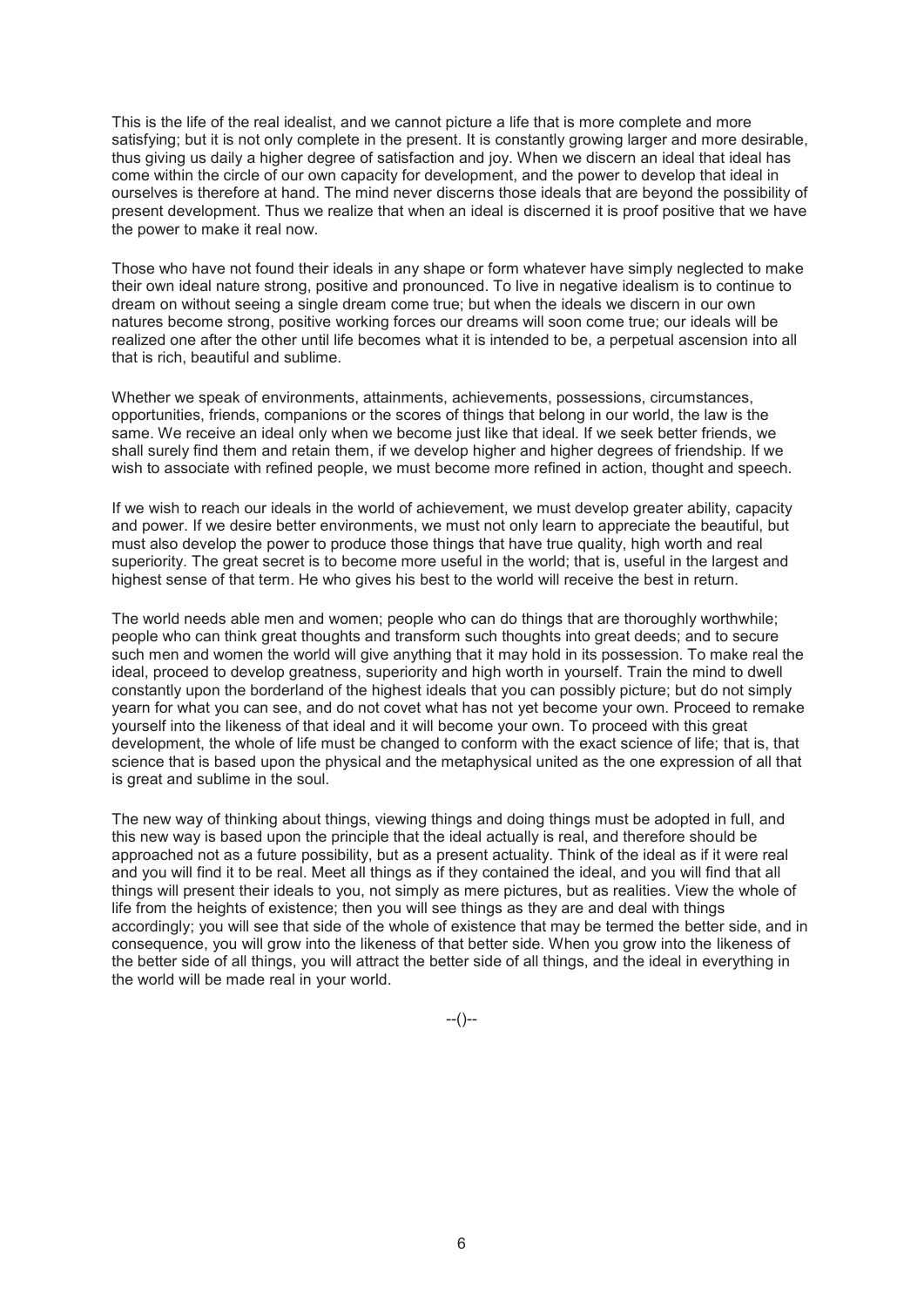This is the life of the real idealist, and we cannot picture a life that is more complete and more satisfying; but it is not only complete in the present. It is constantly growing larger and more desirable, thus giving us daily a higher degree of satisfaction and joy. When we discern an ideal that ideal has come within the circle of our own capacity for development, and the power to develop that ideal in ourselves is therefore at hand. The mind never discerns those ideals that are beyond the possibility of present development. Thus we realize that when an ideal is discerned it is proof positive that we have the power to make it real now.

Those who have not found their ideals in any shape or form whatever have simply neglected to make their own ideal nature strong, positive and pronounced. To live in negative idealism is to continue to dream on without seeing a single dream come true; but when the ideals we discern in our own natures become strong, positive working forces our dreams will soon come true; our ideals will be realized one after the other until life becomes what it is intended to be, a perpetual ascension into all that is rich, beautiful and sublime.

Whether we speak of environments, attainments, achievements, possessions, circumstances, opportunities, friends, companions or the scores of things that belong in our world, the law is the same. We receive an ideal only when we become just like that ideal. If we seek better friends, we shall surely find them and retain them, if we develop higher and higher degrees of friendship. If we wish to associate with refined people, we must become more refined in action, thought and speech.

If we wish to reach our ideals in the world of achievement, we must develop greater ability, capacity and power. If we desire better environments, we must not only learn to appreciate the beautiful, but must also develop the power to produce those things that have true quality, high worth and real superiority. The great secret is to become more useful in the world; that is, useful in the largest and highest sense of that term. He who gives his best to the world will receive the best in return.

The world needs able men and women; people who can do things that are thoroughly worthwhile; people who can think great thoughts and transform such thoughts into great deeds; and to secure such men and women the world will give anything that it may hold in its possession. To make real the ideal, proceed to develop greatness, superiority and high worth in yourself. Train the mind to dwell constantly upon the borderland of the highest ideals that you can possibly picture; but do not simply yearn for what you can see, and do not covet what has not yet become your own. Proceed to remake yourself into the likeness of that ideal and it will become your own. To proceed with this great development, the whole of life must be changed to conform with the exact science of life; that is, that science that is based upon the physical and the metaphysical united as the one expression of all that is great and sublime in the soul.

The new way of thinking about things, viewing things and doing things must be adopted in full, and this new way is based upon the principle that the ideal actually is real, and therefore should be approached not as a future possibility, but as a present actuality. Think of the ideal as if it were real and you will find it to be real. Meet all things as if they contained the ideal, and you will find that all things will present their ideals to you, not simply as mere pictures, but as realities. View the whole of life from the heights of existence; then you will see things as they are and deal with things accordingly; you will see that side of the whole of existence that may be termed the better side, and in consequence, you will grow into the likeness of that better side. When you grow into the likeness of the better side of all things, you will attract the better side of all things, and the ideal in everything in the world will be made real in your world.

--()--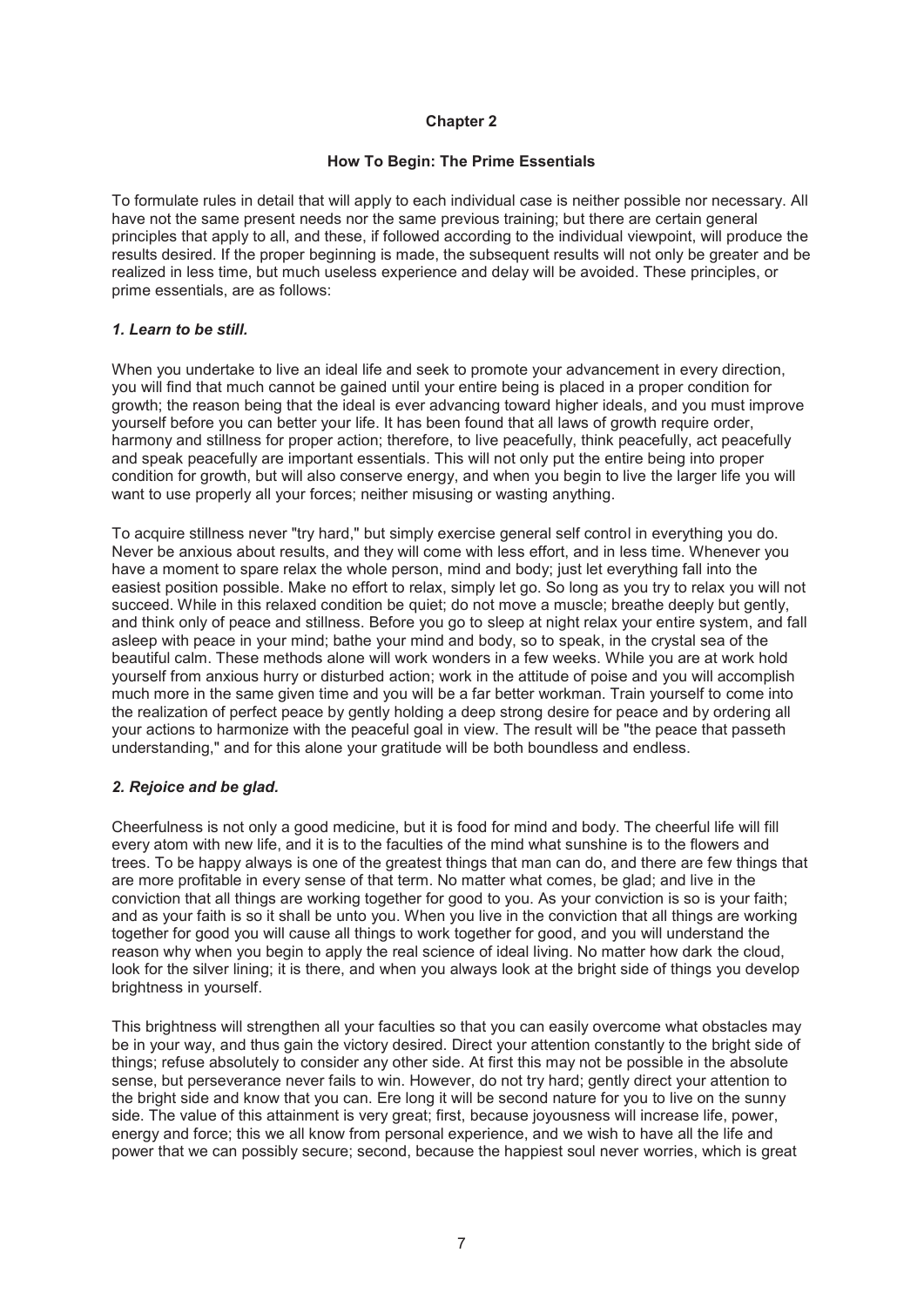# Chapter 2

## How To Begin: The Prime Essentials

To formulate rules in detail that will apply to each individual case is neither possible nor necessary. All have not the same present needs nor the same previous training; but there are certain general principles that apply to all, and these, if followed according to the individual viewpoint, will produce the results desired. If the proper beginning is made, the subsequent results will not only be greater and be realized in less time, but much useless experience and delay will be avoided. These principles, or prime essentials, are as follows:

### *1. Learn to be still.*

When you undertake to live an ideal life and seek to promote your advancement in every direction, you will find that much cannot be gained until your entire being is placed in a proper condition for growth; the reason being that the ideal is ever advancing toward higher ideals, and you must improve yourself before you can better your life. It has been found that all laws of growth require order, harmony and stillness for proper action; therefore, to live peacefully, think peacefully, act peacefully and speak peacefully are important essentials. This will not only put the entire being into proper condition for growth, but will also conserve energy, and when you begin to live the larger life you will want to use properly all your forces; neither misusing or wasting anything.

To acquire stillness never "try hard," but simply exercise general self control in everything you do. Never be anxious about results, and they will come with less effort, and in less time. Whenever you have a moment to spare relax the whole person, mind and body; just let everything fall into the easiest position possible. Make no effort to relax, simply let go. So long as you try to relax you will not succeed. While in this relaxed condition be quiet; do not move a muscle; breathe deeply but gently, and think only of peace and stillness. Before you go to sleep at night relax your entire system, and fall asleep with peace in your mind; bathe your mind and body, so to speak, in the crystal sea of the beautiful calm. These methods alone will work wonders in a few weeks. While you are at work hold yourself from anxious hurry or disturbed action; work in the attitude of poise and you will accomplish much more in the same given time and you will be a far better workman. Train yourself to come into the realization of perfect peace by gently holding a deep strong desire for peace and by ordering all your actions to harmonize with the peaceful goal in view. The result will be "the peace that passeth understanding," and for this alone your gratitude will be both boundless and endless.

### *2. Rejoice and be glad.*

Cheerfulness is not only a good medicine, but it is food for mind and body. The cheerful life will fill every atom with new life, and it is to the faculties of the mind what sunshine is to the flowers and trees. To be happy always is one of the greatest things that man can do, and there are few things that are more profitable in every sense of that term. No matter what comes, be glad; and live in the conviction that all things are working together for good to you. As your conviction is so is your faith; and as your faith is so it shall be unto you. When you live in the conviction that all things are working together for good you will cause all things to work together for good, and you will understand the reason why when you begin to apply the real science of ideal living. No matter how dark the cloud, look for the silver lining; it is there, and when you always look at the bright side of things you develop brightness in yourself.

This brightness will strengthen all your faculties so that you can easily overcome what obstacles may be in your way, and thus gain the victory desired. Direct your attention constantly to the bright side of things; refuse absolutely to consider any other side. At first this may not be possible in the absolute sense, but perseverance never fails to win. However, do not try hard; gently direct your attention to the bright side and know that you can. Ere long it will be second nature for you to live on the sunny side. The value of this attainment is very great; first, because joyousness will increase life, power, energy and force; this we all know from personal experience, and we wish to have all the life and power that we can possibly secure; second, because the happiest soul never worries, which is great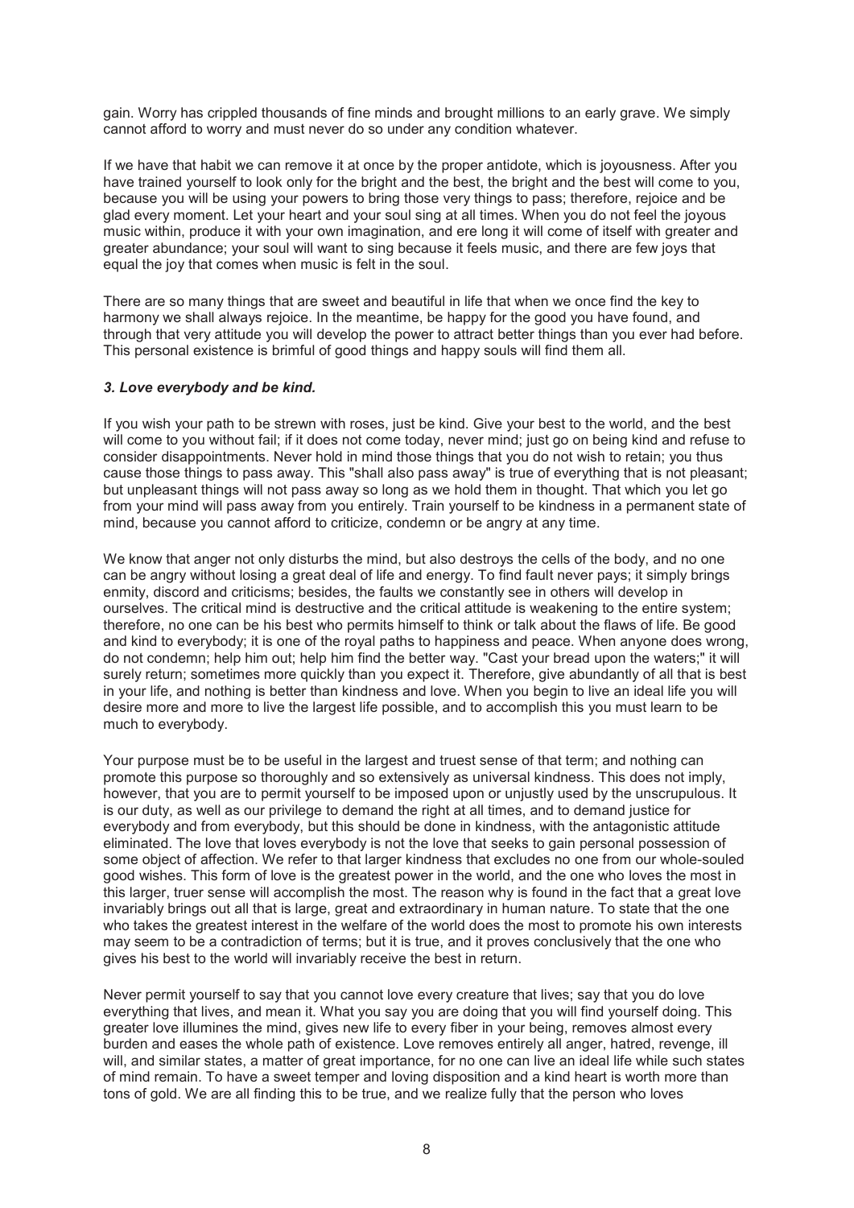gain. Worry has crippled thousands of fine minds and brought millions to an early grave. We simply cannot afford to worry and must never do so under any condition whatever.

If we have that habit we can remove it at once by the proper antidote, which is joyousness. After you have trained yourself to look only for the bright and the best, the bright and the best will come to you, because you will be using your powers to bring those very things to pass; therefore, rejoice and be glad every moment. Let your heart and your soul sing at all times. When you do not feel the joyous music within, produce it with your own imagination, and ere long it will come of itself with greater and greater abundance; your soul will want to sing because it feels music, and there are few joys that equal the joy that comes when music is felt in the soul.

There are so many things that are sweet and beautiful in life that when we once find the key to harmony we shall always rejoice. In the meantime, be happy for the good you have found, and through that very attitude you will develop the power to attract better things than you ever had before. This personal existence is brimful of good things and happy souls will find them all.

### ***3. Love everybody and be kind.***

If you wish your path to be strewn with roses, just be kind. Give your best to the world, and the best will come to you without fail; if it does not come today, never mind; just go on being kind and refuse to consider disappointments. Never hold in mind those things that you do not wish to retain; you thus cause those things to pass away. This "shall also pass away" is true of everything that is not pleasant; but unpleasant things will not pass away so long as we hold them in thought. That which you let go from your mind will pass away from you entirely. Train yourself to be kindness in a permanent state of mind, because you cannot afford to criticize, condemn or be angry at any time.

We know that anger not only disturbs the mind, but also destroys the cells of the body, and no one can be angry without losing a great deal of life and energy. To find fault never pays; it simply brings enmity, discord and criticisms; besides, the faults we constantly see in others will develop in ourselves. The critical mind is destructive and the critical attitude is weakening to the entire system; therefore, no one can be his best who permits himself to think or talk about the flaws of life. Be good and kind to everybody; it is one of the royal paths to happiness and peace. When anyone does wrong, do not condemn; help him out; help him find the better way. "Cast your bread upon the waters;" it will surely return; sometimes more quickly than you expect it. Therefore, give abundantly of all that is best in your life, and nothing is better than kindness and love. When you begin to live an ideal life you will desire more and more to live the largest life possible, and to accomplish this you must learn to be much to everybody.

Your purpose must be to be useful in the largest and truest sense of that term; and nothing can promote this purpose so thoroughly and so extensively as universal kindness. This does not imply, however, that you are to permit yourself to be imposed upon or unjustly used by the unscrupulous. It is our duty, as well as our privilege to demand the right at all times, and to demand justice for everybody and from everybody, but this should be done in kindness, with the antagonistic attitude eliminated. The love that loves everybody is not the love that seeks to gain personal possession of some object of affection. We refer to that larger kindness that excludes no one from our whole-souled good wishes. This form of love is the greatest power in the world, and the one who loves the most in this larger, truer sense will accomplish the most. The reason why is found in the fact that a great love invariably brings out all that is large, great and extraordinary in human nature. To state that the one who takes the greatest interest in the welfare of the world does the most to promote his own interests may seem to be a contradiction of terms; but it is true, and it proves conclusively that the one who gives his best to the world will invariably receive the best in return.

Never permit yourself to say that you cannot love every creature that lives; say that you do love everything that lives, and mean it. What you say you are doing that you will find yourself doing. This greater love illumines the mind, gives new life to every fiber in your being, removes almost every burden and eases the whole path of existence. Love removes entirely all anger, hatred, revenge, ill will, and similar states, a matter of great importance, for no one can live an ideal life while such states of mind remain. To have a sweet temper and loving disposition and a kind heart is worth more than tons of gold. We are all finding this to be true, and we realize fully that the person who loves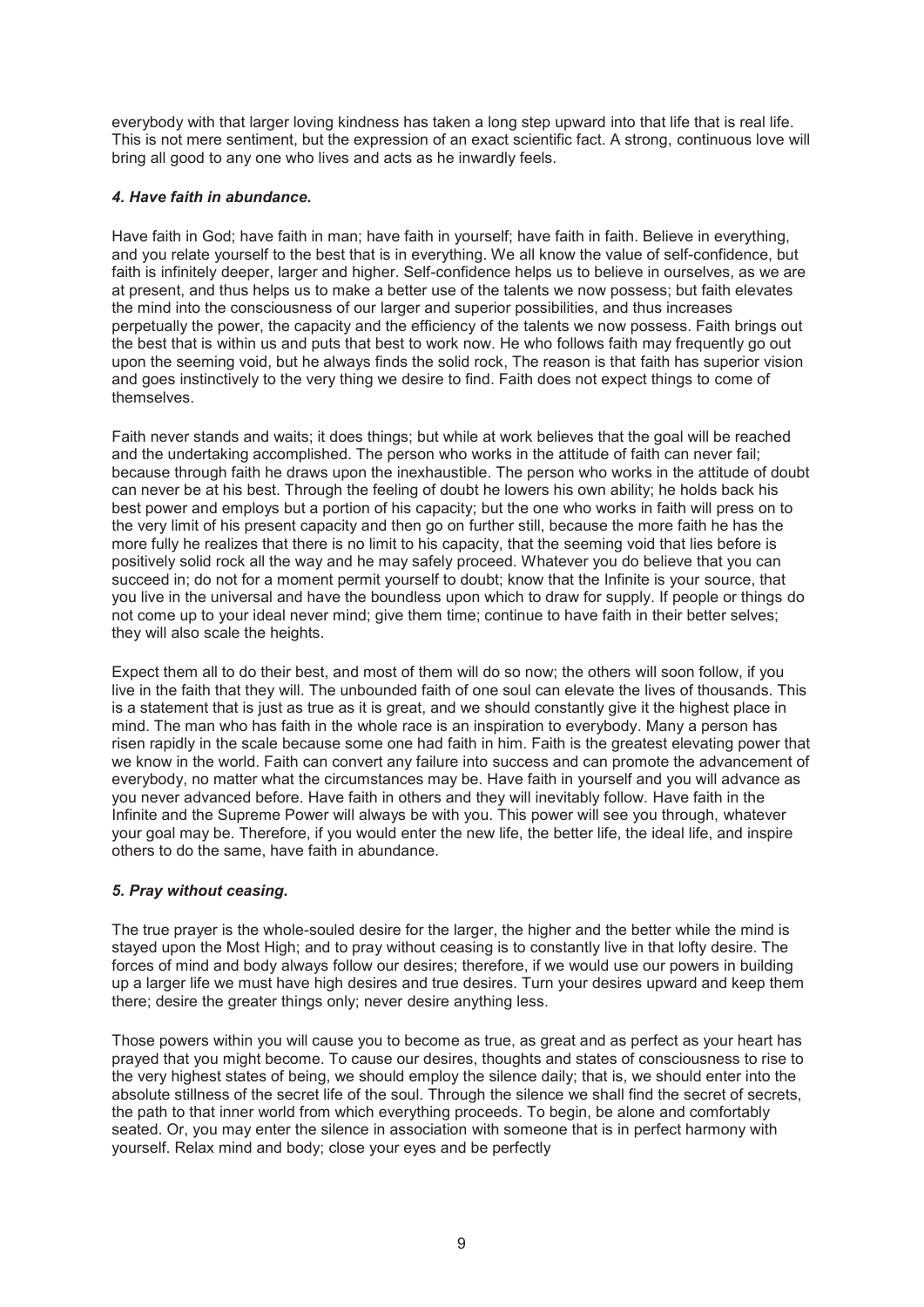everybody with that larger loving kindness has taken a long step upward into that life that is real life. This is not mere sentiment, but the expression of an exact scientific fact. A strong, continuous love will bring all good to any one who lives and acts as he inwardly feels.

### *4. Have faith in abundance.*

Have faith in God; have faith in man; have faith in yourself; have faith in faith. Believe in everything, and you relate yourself to the best that is in everything. We all know the value of self-confidence, but faith is infinitely deeper, larger and higher. Self-confidence helps us to believe in ourselves, as we are at present, and thus helps us to make a better use of the talents we now possess; but faith elevates the mind into the consciousness of our larger and superior possibilities, and thus increases perpetually the power, the capacity and the efficiency of the talents we now possess. Faith brings out the best that is within us and puts that best to work now. He who follows faith may frequently go out upon the seeming void, but he always finds the solid rock, The reason is that faith has superior vision and goes instinctively to the very thing we desire to find. Faith does not expect things to come of themselves.

Faith never stands and waits; it does things; but while at work believes that the goal will be reached and the undertaking accomplished. The person who works in the attitude of faith can never fail; because through faith he draws upon the inexhaustible. The person who works in the attitude of doubt can never be at his best. Through the feeling of doubt he lowers his own ability; he holds back his best power and employs but a portion of his capacity; but the one who works in faith will press on to the very limit of his present capacity and then go on further still, because the more faith he has the more fully he realizes that there is no limit to his capacity, that the seeming void that lies before is positively solid rock all the way and he may safely proceed. Whatever you do believe that you can succeed in; do not for a moment permit yourself to doubt; know that the Infinite is your source, that you live in the universal and have the boundless upon which to draw for supply. If people or things do not come up to your ideal never mind; give them time; continue to have faith in their better selves; they will also scale the heights.

Expect them all to do their best, and most of them will do so now; the others will soon follow, if you live in the faith that they will. The unbounded faith of one soul can elevate the lives of thousands. This is a statement that is just as true as it is great, and we should constantly give it the highest place in mind. The man who has faith in the whole race is an inspiration to everybody. Many a person has risen rapidly in the scale because some one had faith in him. Faith is the greatest elevating power that we know in the world. Faith can convert any failure into success and can promote the advancement of everybody, no matter what the circumstances may be. Have faith in yourself and you will advance as you never advanced before. Have faith in others and they will inevitably follow. Have faith in the Infinite and the Supreme Power will always be with you. This power will see you through, whatever your goal may be. Therefore, if you would enter the new life, the better life, the ideal life, and inspire others to do the same, have faith in abundance.

### *5. Pray without ceasing.*

The true prayer is the whole-souled desire for the larger, the higher and the better while the mind is stayed upon the Most High; and to pray without ceasing is to constantly live in that lofty desire. The forces of mind and body always follow our desires; therefore, if we would use our powers in building up a larger life we must have high desires and true desires. Turn your desires upward and keep them there; desire the greater things only; never desire anything less.

Those powers within you will cause you to become as true, as great and as perfect as your heart has prayed that you might become. To cause our desires, thoughts and states of consciousness to rise to the very highest states of being, we should employ the silence daily; that is, we should enter into the absolute stillness of the secret life of the soul. Through the silence we shall find the secret of secrets, the path to that inner world from which everything proceeds. To begin, be alone and comfortably seated. Or, you may enter the silence in association with someone that is in perfect harmony with yourself. Relax mind and body; close your eyes and be perfectly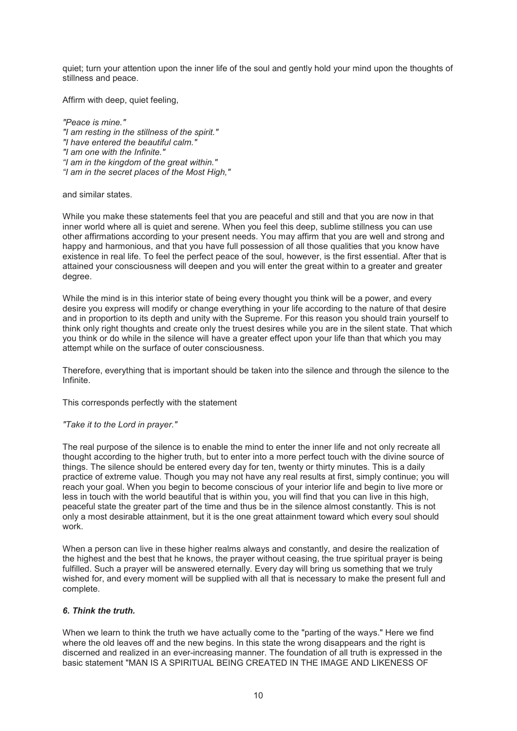quiet; turn your attention upon the inner life of the soul and gently hold your mind upon the thoughts of stillness and peace.

Affirm with deep, quiet feeling,

*"Peace is mine."*
*"I am resting in the stillness of the spirit."*
*"I have entered the beautiful calm."*
*"I am one with the Infinite."*
*"I am in the kingdom of the great within."*
*"I am in the secret places of the Most High,"*

and similar states.

While you make these statements feel that you are peaceful and still and that you are now in that inner world where all is quiet and serene. When you feel this deep, sublime stillness you can use other affirmations according to your present needs. You may affirm that you are well and strong and happy and harmonious, and that you have full possession of all those qualities that you know have existence in real life. To feel the perfect peace of the soul, however, is the first essential. After that is attained your consciousness will deepen and you will enter the great within to a greater and greater degree.

While the mind is in this interior state of being every thought you think will be a power, and every desire you express will modify or change everything in your life according to the nature of that desire and in proportion to its depth and unity with the Supreme. For this reason you should train yourself to think only right thoughts and create only the truest desires while you are in the silent state. That which you think or do while in the silence will have a greater effect upon your life than that which you may attempt while on the surface of outer consciousness.

Therefore, everything that is important should be taken into the silence and through the silence to the Infinite.

This corresponds perfectly with the statement

*"Take it to the Lord in prayer."*

The real purpose of the silence is to enable the mind to enter the inner life and not only recreate all thought according to the higher truth, but to enter into a more perfect touch with the divine source of things. The silence should be entered every day for ten, twenty or thirty minutes. This is a daily practice of extreme value. Though you may not have any real results at first, simply continue; you will reach your goal. When you begin to become conscious of your interior life and begin to live more or less in touch with the world beautiful that is within you, you will find that you can live in this high, peaceful state the greater part of the time and thus be in the silence almost constantly. This is not only a most desirable attainment, but it is the one great attainment toward which every soul should work.

When a person can live in these higher realms always and constantly, and desire the realization of the highest and the best that he knows, the prayer without ceasing, the true spiritual prayer is being fulfilled. Such a prayer will be answered eternally. Every day will bring us something that we truly wished for, and every moment will be supplied with all that is necessary to make the present full and complete.

### *6. Think the truth.*

When we learn to think the truth we have actually come to the "parting of the ways." Here we find where the old leaves off and the new begins. In this state the wrong disappears and the right is discerned and realized in an ever-increasing manner. The foundation of all truth is expressed in the basic statement "MAN IS A SPIRITUAL BEING CREATED IN THE IMAGE AND LIKENESS OF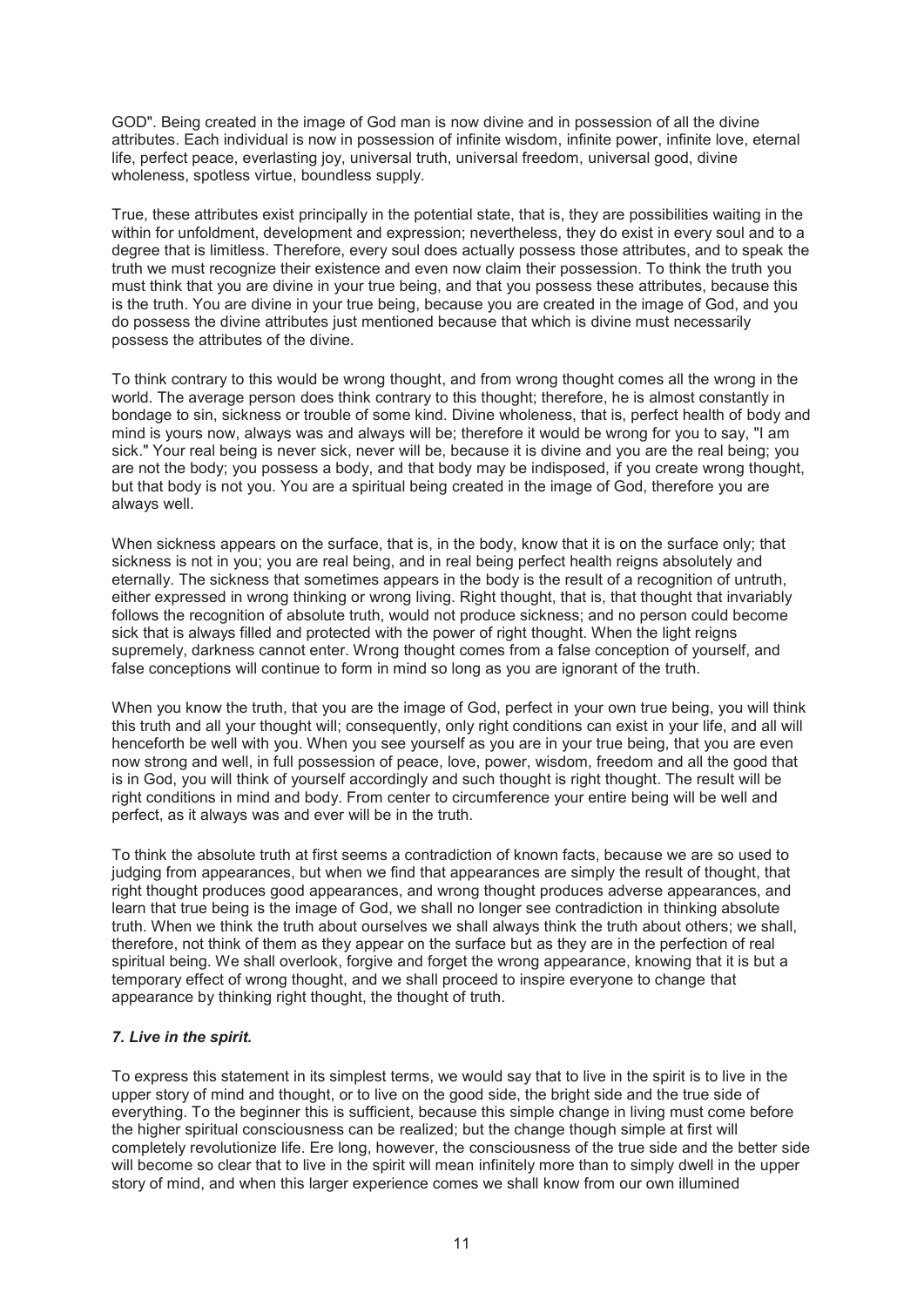GOD". Being created in the image of God man is now divine and in possession of all the divine attributes. Each individual is now in possession of infinite wisdom, infinite power, infinite love, eternal life, perfect peace, everlasting joy, universal truth, universal freedom, universal good, divine wholeness, spotless virtue, boundless supply.

True, these attributes exist principally in the potential state, that is, they are possibilities waiting in the within for unfoldment, development and expression; nevertheless, they do exist in every soul and to a degree that is limitless. Therefore, every soul does actually possess those attributes, and to speak the truth we must recognize their existence and even now claim their possession. To think the truth you must think that you are divine in your true being, and that you possess these attributes, because this is the truth. You are divine in your true being, because you are created in the image of God, and you do possess the divine attributes just mentioned because that which is divine must necessarily possess the attributes of the divine.

To think contrary to this would be wrong thought, and from wrong thought comes all the wrong in the world. The average person does think contrary to this thought; therefore, he is almost constantly in bondage to sin, sickness or trouble of some kind. Divine wholeness, that is, perfect health of body and mind is yours now, always was and always will be; therefore it would be wrong for you to say, "I am sick." Your real being is never sick, never will be, because it is divine and you are the real being; you are not the body; you possess a body, and that body may be indisposed, if you create wrong thought, but that body is not you. You are a spiritual being created in the image of God, therefore you are always well.

When sickness appears on the surface, that is, in the body, know that it is on the surface only; that sickness is not in you; you are real being, and in real being perfect health reigns absolutely and eternally. The sickness that sometimes appears in the body is the result of a recognition of untruth, either expressed in wrong thinking or wrong living. Right thought, that is, that thought that invariably follows the recognition of absolute truth, would not produce sickness; and no person could become sick that is always filled and protected with the power of right thought. When the light reigns supremely, darkness cannot enter. Wrong thought comes from a false conception of yourself, and false conceptions will continue to form in mind so long as you are ignorant of the truth.

When you know the truth, that you are the image of God, perfect in your own true being, you will think this truth and all your thought will; consequently, only right conditions can exist in your life, and all will henceforth be well with you. When you see yourself as you are in your true being, that you are even now strong and well, in full possession of peace, love, power, wisdom, freedom and all the good that is in God, you will think of yourself accordingly and such thought is right thought. The result will be right conditions in mind and body. From center to circumference your entire being will be well and perfect, as it always was and ever will be in the truth.

To think the absolute truth at first seems a contradiction of known facts, because we are so used to judging from appearances, but when we find that appearances are simply the result of thought, that right thought produces good appearances, and wrong thought produces adverse appearances, and learn that true being is the image of God, we shall no longer see contradiction in thinking absolute truth. When we think the truth about ourselves we shall always think the truth about others; we shall, therefore, not think of them as they appear on the surface but as they are in the perfection of real spiritual being. We shall overlook, forgive and forget the wrong appearance, knowing that it is but a temporary effect of wrong thought, and we shall proceed to inspire everyone to change that appearance by thinking right thought, the thought of truth.

### *7. Live in the spirit.*

To express this statement in its simplest terms, we would say that to live in the spirit is to live in the upper story of mind and thought, or to live on the good side, the bright side and the true side of everything. To the beginner this is sufficient, because this simple change in living must come before the higher spiritual consciousness can be realized; but the change though simple at first will completely revolutionize life. Ere long, however, the consciousness of the true side and the better side will become so clear that to live in the spirit will mean infinitely more than to simply dwell in the upper story of mind, and when this larger experience comes we shall know from our own illumined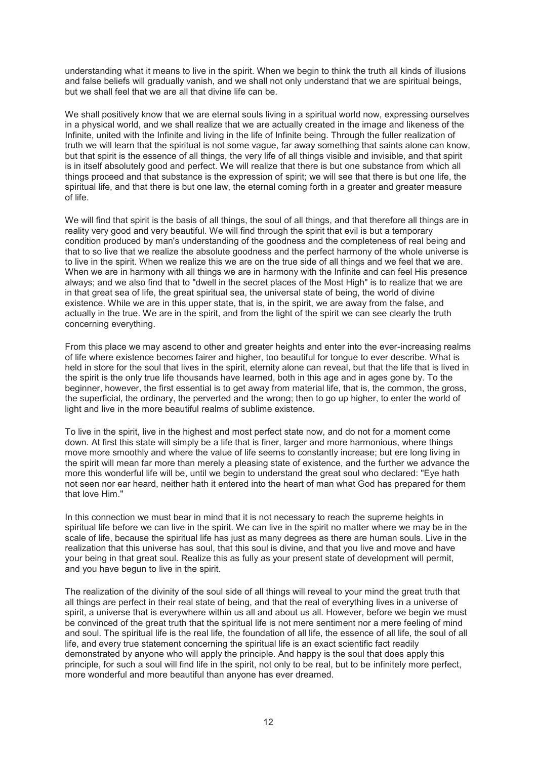understanding what it means to live in the spirit. When we begin to think the truth all kinds of illusions and false beliefs will gradually vanish, and we shall not only understand that we are spiritual beings, but we shall feel that we are all that divine life can be.

We shall positively know that we are eternal souls living in a spiritual world now, expressing ourselves in a physical world, and we shall realize that we are actually created in the image and likeness of the Infinite, united with the Infinite and living in the life of Infinite being. Through the fuller realization of truth we will learn that the spiritual is not some vague, far away something that saints alone can know, but that spirit is the essence of all things, the very life of all things visible and invisible, and that spirit is in itself absolutely good and perfect. We will realize that there is but one substance from which all things proceed and that substance is the expression of spirit; we will see that there is but one life, the spiritual life, and that there is but one law, the eternal coming forth in a greater and greater measure of life.

We will find that spirit is the basis of all things, the soul of all things, and that therefore all things are in reality very good and very beautiful. We will find through the spirit that evil is but a temporary condition produced by man's understanding of the goodness and the completeness of real being and that to so live that we realize the absolute goodness and the perfect harmony of the whole universe is to live in the spirit. When we realize this we are on the true side of all things and we feel that we are. When we are in harmony with all things we are in harmony with the Infinite and can feel His presence always; and we also find that to "dwell in the secret places of the Most High" is to realize that we are in that great sea of life, the great spiritual sea, the universal state of being, the world of divine existence. While we are in this upper state, that is, in the spirit, we are away from the false, and actually in the true. We are in the spirit, and from the light of the spirit we can see clearly the truth concerning everything.

From this place we may ascend to other and greater heights and enter into the ever-increasing realms of life where existence becomes fairer and higher, too beautiful for tongue to ever describe. What is held in store for the soul that lives in the spirit, eternity alone can reveal, but that the life that is lived in the spirit is the only true life thousands have learned, both in this age and in ages gone by. To the beginner, however, the first essential is to get away from material life, that is, the common, the gross, the superficial, the ordinary, the perverted and the wrong; then to go up higher, to enter the world of light and live in the more beautiful realms of sublime existence.

To live in the spirit, live in the highest and most perfect state now, and do not for a moment come down. At first this state will simply be a life that is finer, larger and more harmonious, where things move more smoothly and where the value of life seems to constantly increase; but ere long living in the spirit will mean far more than merely a pleasing state of existence, and the further we advance the more this wonderful life will be, until we begin to understand the great soul who declared: "Eye hath not seen nor ear heard, neither hath it entered into the heart of man what God has prepared for them that love Him."

In this connection we must bear in mind that it is not necessary to reach the supreme heights in spiritual life before we can live in the spirit. We can live in the spirit no matter where we may be in the scale of life, because the spiritual life has just as many degrees as there are human souls. Live in the realization that this universe has soul, that this soul is divine, and that you live and move and have your being in that great soul. Realize this as fully as your present state of development will permit, and you have begun to live in the spirit.

The realization of the divinity of the soul side of all things will reveal to your mind the great truth that all things are perfect in their real state of being, and that the real of everything lives in a universe of spirit, a universe that is everywhere within us all and about us all. However, before we begin we must be convinced of the great truth that the spiritual life is not mere sentiment nor a mere feeling of mind and soul. The spiritual life is the real life, the foundation of all life, the essence of all life, the soul of all life, and every true statement concerning the spiritual life is an exact scientific fact readily demonstrated by anyone who will apply the principle. And happy is the soul that does apply this principle, for such a soul will find life in the spirit, not only to be real, but to be infinitely more perfect, more wonderful and more beautiful than anyone has ever dreamed.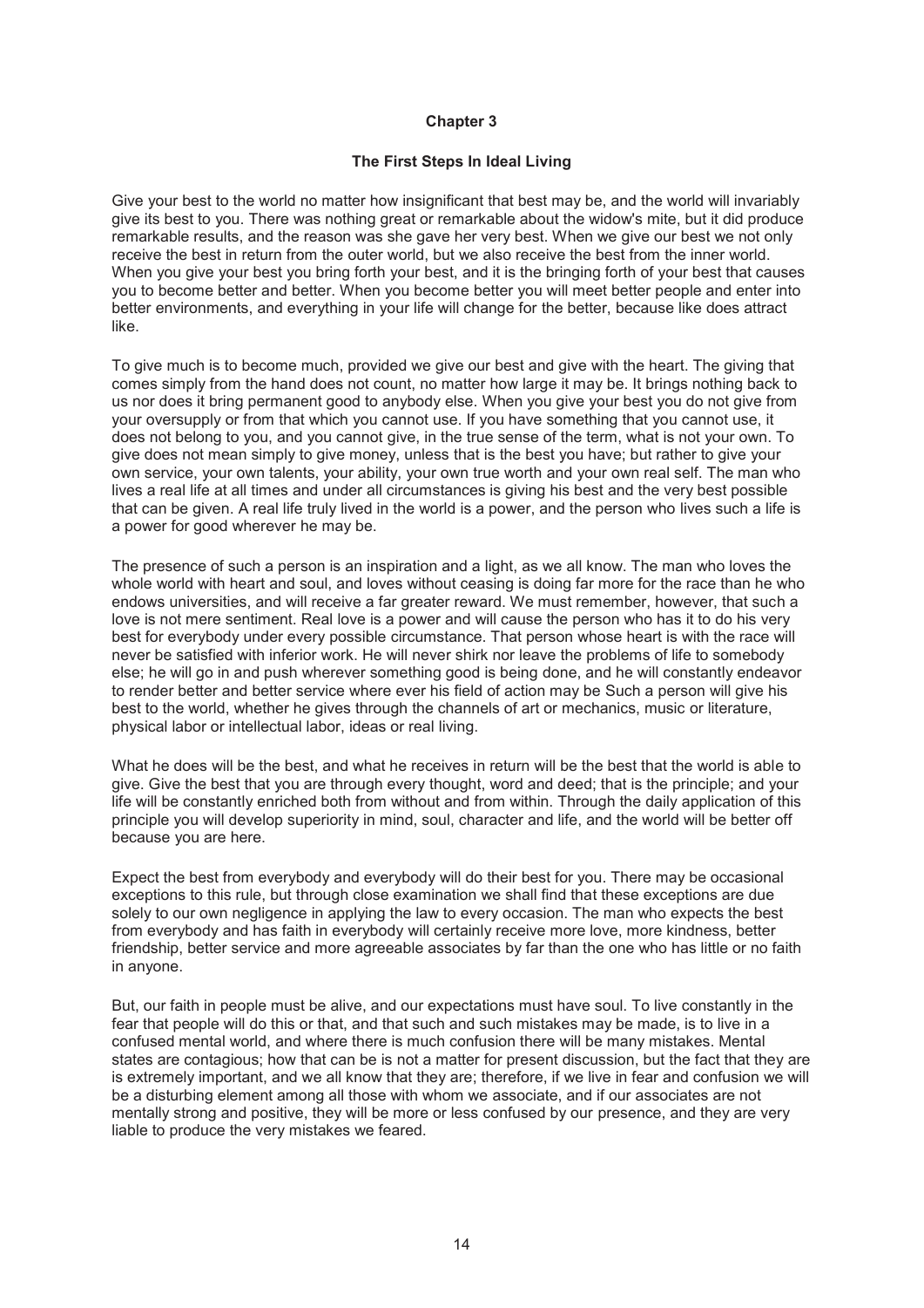## Chapter 3

### The First Steps In Ideal Living

Give your best to the world no matter how insignificant that best may be, and the world will invariably give its best to you. There was nothing great or remarkable about the widow's mite, but it did produce remarkable results, and the reason was she gave her very best. When we give our best we not only receive the best in return from the outer world, but we also receive the best from the inner world. When you give your best you bring forth your best, and it is the bringing forth of your best that causes you to become better and better. When you become better you will meet better people and enter into better environments, and everything in your life will change for the better, because like does attract like.

To give much is to become much, provided we give our best and give with the heart. The giving that comes simply from the hand does not count, no matter how large it may be. It brings nothing back to us nor does it bring permanent good to anybody else. When you give your best you do not give from your oversupply or from that which you cannot use. If you have something that you cannot use, it does not belong to you, and you cannot give, in the true sense of the term, what is not your own. To give does not mean simply to give money, unless that is the best you have; but rather to give your own service, your own talents, your ability, your own true worth and your own real self. The man who lives a real life at all times and under all circumstances is giving his best and the very best possible that can be given. A real life truly lived in the world is a power, and the person who lives such a life is a power for good wherever he may be.

The presence of such a person is an inspiration and a light, as we all know. The man who loves the whole world with heart and soul, and loves without ceasing is doing far more for the race than he who endows universities, and will receive a far greater reward. We must remember, however, that such a love is not mere sentiment. Real love is a power and will cause the person who has it to do his very best for everybody under every possible circumstance. That person whose heart is with the race will never be satisfied with inferior work. He will never shirk nor leave the problems of life to somebody else; he will go in and push wherever something good is being done, and he will constantly endeavor to render better and better service where ever his field of action may be Such a person will give his best to the world, whether he gives through the channels of art or mechanics, music or literature, physical labor or intellectual labor, ideas or real living.

What he does will be the best, and what he receives in return will be the best that the world is able to give. Give the best that you are through every thought, word and deed; that is the principle; and your life will be constantly enriched both from without and from within. Through the daily application of this principle you will develop superiority in mind, soul, character and life, and the world will be better off because you are here.

Expect the best from everybody and everybody will do their best for you. There may be occasional exceptions to this rule, but through close examination we shall find that these exceptions are due solely to our own negligence in applying the law to every occasion. The man who expects the best from everybody and has faith in everybody will certainly receive more love, more kindness, better friendship, better service and more agreeable associates by far than the one who has little or no faith in anyone.

But, our faith in people must be alive, and our expectations must have soul. To live constantly in the fear that people will do this or that, and that such and such mistakes may be made, is to live in a confused mental world, and where there is much confusion there will be many mistakes. Mental states are contagious; how that can be is not a matter for present discussion, but the fact that they are is extremely important, and we all know that they are; therefore, if we live in fear and confusion we will be a disturbing element among all those with whom we associate, and if our associates are not mentally strong and positive, they will be more or less confused by our presence, and they are very liable to produce the very mistakes we feared.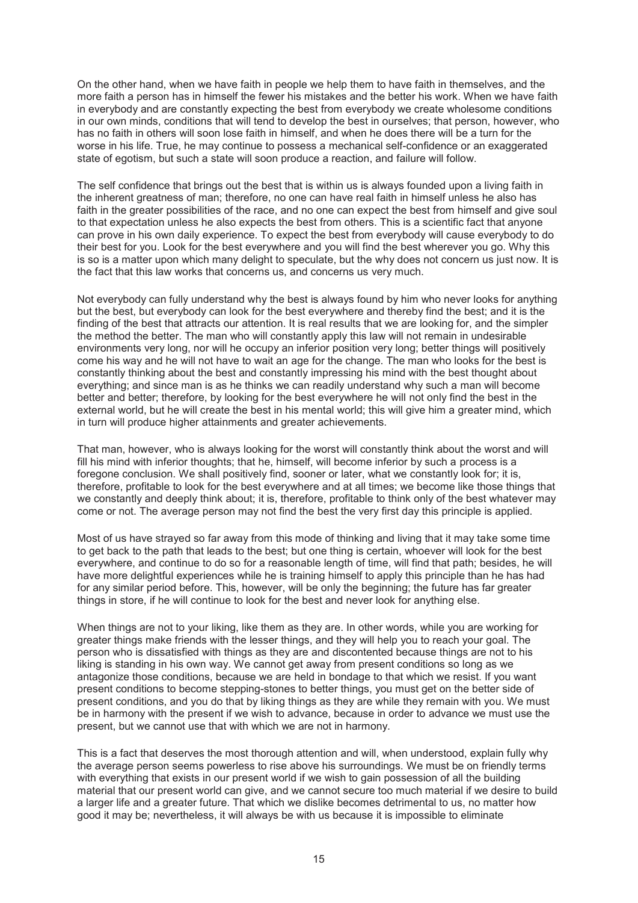On the other hand, when we have faith in people we help them to have faith in themselves, and the more faith a person has in himself the fewer his mistakes and the better his work. When we have faith in everybody and are constantly expecting the best from everybody we create wholesome conditions in our own minds, conditions that will tend to develop the best in ourselves; that person, however, who has no faith in others will soon lose faith in himself, and when he does there will be a turn for the worse in his life. True, he may continue to possess a mechanical self-confidence or an exaggerated state of egotism, but such a state will soon produce a reaction, and failure will follow.

The self confidence that brings out the best that is within us is always founded upon a living faith in the inherent greatness of man; therefore, no one can have real faith in himself unless he also has faith in the greater possibilities of the race, and no one can expect the best from himself and give soul to that expectation unless he also expects the best from others. This is a scientific fact that anyone can prove in his own daily experience. To expect the best from everybody will cause everybody to do their best for you. Look for the best everywhere and you will find the best wherever you go. Why this is so is a matter upon which many delight to speculate, but the why does not concern us just now. It is the fact that this law works that concerns us, and concerns us very much.

Not everybody can fully understand why the best is always found by him who never looks for anything but the best, but everybody can look for the best everywhere and thereby find the best; and it is the finding of the best that attracts our attention. It is real results that we are looking for, and the simpler the method the better. The man who will constantly apply this law will not remain in undesirable environments very long, nor will he occupy an inferior position very long; better things will positively come his way and he will not have to wait an age for the change. The man who looks for the best is constantly thinking about the best and constantly impressing his mind with the best thought about everything; and since man is as he thinks we can readily understand why such a man will become better and better; therefore, by looking for the best everywhere he will not only find the best in the external world, but he will create the best in his mental world; this will give him a greater mind, which in turn will produce higher attainments and greater achievements.

That man, however, who is always looking for the worst will constantly think about the worst and will fill his mind with inferior thoughts; that he, himself, will become inferior by such a process is a foregone conclusion. We shall positively find, sooner or later, what we constantly look for; it is, therefore, profitable to look for the best everywhere and at all times; we become like those things that we constantly and deeply think about; it is, therefore, profitable to think only of the best whatever may come or not. The average person may not find the best the very first day this principle is applied.

Most of us have strayed so far away from this mode of thinking and living that it may take some time to get back to the path that leads to the best; but one thing is certain, whoever will look for the best everywhere, and continue to do so for a reasonable length of time, will find that path; besides, he will have more delightful experiences while he is training himself to apply this principle than he has had for any similar period before. This, however, will be only the beginning; the future has far greater things in store, if he will continue to look for the best and never look for anything else.

When things are not to your liking, like them as they are. In other words, while you are working for greater things make friends with the lesser things, and they will help you to reach your goal. The person who is dissatisfied with things as they are and discontented because things are not to his liking is standing in his own way. We cannot get away from present conditions so long as we antagonize those conditions, because we are held in bondage to that which we resist. If you want present conditions to become stepping-stones to better things, you must get on the better side of present conditions, and you do that by liking things as they are while they remain with you. We must be in harmony with the present if we wish to advance, because in order to advance we must use the present, but we cannot use that with which we are not in harmony.

This is a fact that deserves the most thorough attention and will, when understood, explain fully why the average person seems powerless to rise above his surroundings. We must be on friendly terms with everything that exists in our present world if we wish to gain possession of all the building material that our present world can give, and we cannot secure too much material if we desire to build a larger life and a greater future. That which we dislike becomes detrimental to us, no matter how good it may be; nevertheless, it will always be with us because it is impossible to eliminate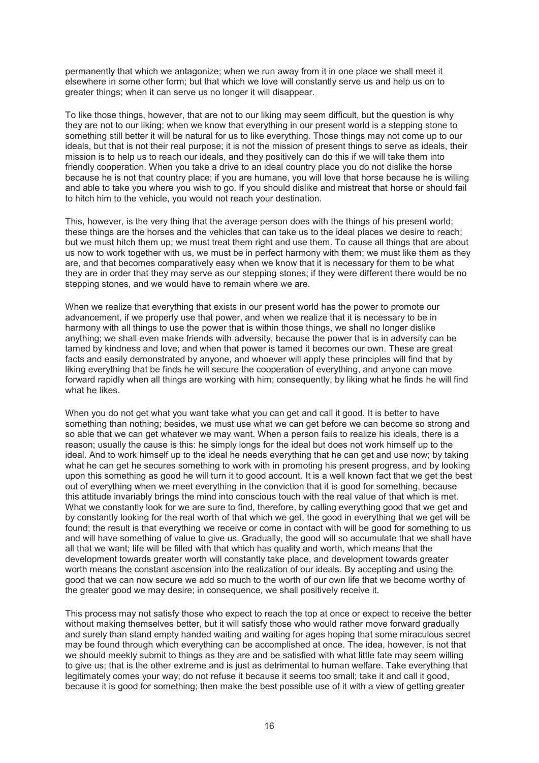permanently that which we antagonize; when we run away from it in one place we shall meet it elsewhere in some other form; but that which we love will constantly serve us and help us on to greater things; when it can serve us no longer it will disappear.

To like those things, however, that are not to our liking may seem difficult, but the question is why they are not to our liking; when we know that everything in our present world is a stepping stone to something still better it will be natural for us to like everything. Those things may not come up to our ideals, but that is not their real purpose; it is not the mission of present things to serve as ideals, their mission is to help us to reach our ideals, and they positively can do this if we will take them into friendly cooperation. When you take a drive to an ideal country place you do not dislike the horse because he is not that country place; if you are humane, you will love that horse because he is willing and able to take you where you wish to go. If you should dislike and mistreat that horse or should fail to hitch him to the vehicle, you would not reach your destination.

This, however, is the very thing that the average person does with the things of his present world; these things are the horses and the vehicles that can take us to the ideal places we desire to reach; but we must hitch them up; we must treat them right and use them. To cause all things that are about us now to work together with us, we must be in perfect harmony with them; we must like them as they are, and that becomes comparatively easy when we know that it is necessary for them to be what they are in order that they may serve as our stepping stones; if they were different there would be no stepping stones, and we would have to remain where we are.

When we realize that everything that exists in our present world has the power to promote our advancement, if we properly use that power, and when we realize that it is necessary to be in harmony with all things to use the power that is within those things, we shall no longer dislike anything; we shall even make friends with adversity, because the power that is in adversity can be tamed by kindness and love; and when that power is tamed it becomes our own. These are great facts and easily demonstrated by anyone, and whoever will apply these principles will find that by liking everything that be finds he will secure the cooperation of everything, and anyone can move forward rapidly when all things are working with him; consequently, by liking what he finds he will find what he likes.

When you do not get what you want take what you can get and call it good. It is better to have something than nothing; besides, we must use what we can get before we can become so strong and so able that we can get whatever we may want. When a person fails to realize his ideals, there is a reason; usually the cause is this: he simply longs for the ideal but does not work himself up to the ideal. And to work himself up to the ideal he needs everything that he can get and use now; by taking what he can get he secures something to work with in promoting his present progress, and by looking upon this something as good he will turn it to good account. It is a well known fact that we get the best out of everything when we meet everything in the conviction that it is good for something, because this attitude invariably brings the mind into conscious touch with the real value of that which is met. What we constantly look for we are sure to find, therefore, by calling everything good that we get and by constantly looking for the real worth of that which we get, the good in everything that we get will be found; the result is that everything we receive or come in contact with will be good for something to us and will have something of value to give us. Gradually, the good will so accumulate that we shall have all that we want; life will be filled with that which has quality and worth, which means that the development towards greater worth will constantly take place, and development towards greater worth means the constant ascension into the realization of our ideals. By accepting and using the good that we can now secure we add so much to the worth of our own life that we become worthy of the greater good we may desire; in consequence, we shall positively receive it.

This process may not satisfy those who expect to reach the top at once or expect to receive the better without making themselves better, but it will satisfy those who would rather move forward gradually and surely than stand empty handed waiting and waiting for ages hoping that some miraculous secret may be found through which everything can be accomplished at once. The idea, however, is not that we should meekly submit to things as they are and be satisfied with what little fate may seem willing to give us; that is the other extreme and is just as detrimental to human welfare. Take everything that legitimately comes your way; do not refuse it because it seems too small; take it and call it good, because it is good for something; then make the best possible use of it with a view of getting greater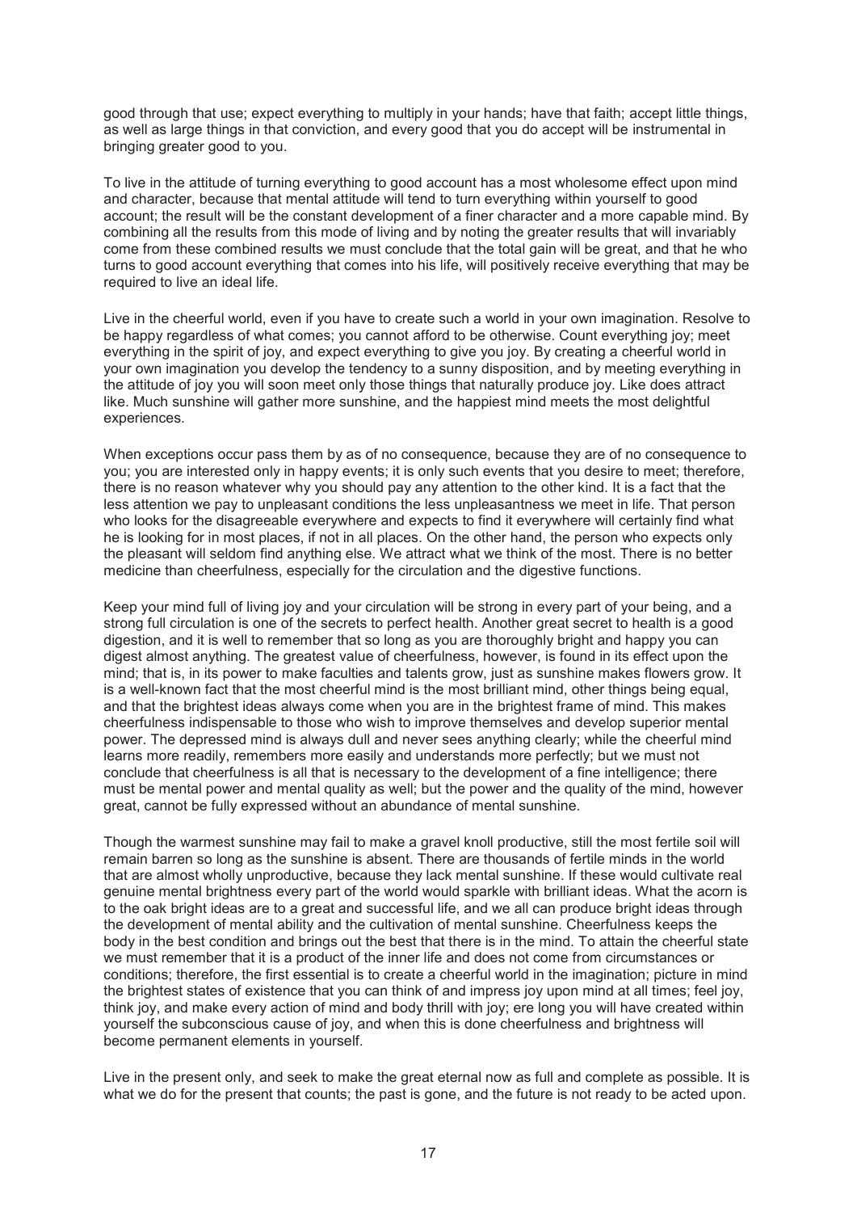good through that use; expect everything to multiply in your hands; have that faith; accept little things, as well as large things in that conviction, and every good that you do accept will be instrumental in bringing greater good to you.

To live in the attitude of turning everything to good account has a most wholesome effect upon mind and character, because that mental attitude will tend to turn everything within yourself to good account; the result will be the constant development of a finer character and a more capable mind. By combining all the results from this mode of living and by noting the greater results that will invariably come from these combined results we must conclude that the total gain will be great, and that he who turns to good account everything that comes into his life, will positively receive everything that may be required to live an ideal life.

Live in the cheerful world, even if you have to create such a world in your own imagination. Resolve to be happy regardless of what comes; you cannot afford to be otherwise. Count everything joy; meet everything in the spirit of joy, and expect everything to give you joy. By creating a cheerful world in your own imagination you develop the tendency to a sunny disposition, and by meeting everything in the attitude of joy you will soon meet only those things that naturally produce joy. Like does attract like. Much sunshine will gather more sunshine, and the happiest mind meets the most delightful experiences.

When exceptions occur pass them by as of no consequence, because they are of no consequence to you; you are interested only in happy events; it is only such events that you desire to meet; therefore, there is no reason whatever why you should pay any attention to the other kind. It is a fact that the less attention we pay to unpleasant conditions the less unpleasantness we meet in life. That person who looks for the disagreeable everywhere and expects to find it everywhere will certainly find what he is looking for in most places, if not in all places. On the other hand, the person who expects only the pleasant will seldom find anything else. We attract what we think of the most. There is no better medicine than cheerfulness, especially for the circulation and the digestive functions.

Keep your mind full of living joy and your circulation will be strong in every part of your being, and a strong full circulation is one of the secrets to perfect health. Another great secret to health is a good digestion, and it is well to remember that so long as you are thoroughly bright and happy you can digest almost anything. The greatest value of cheerfulness, however, is found in its effect upon the mind; that is, in its power to make faculties and talents grow, just as sunshine makes flowers grow. It is a well-known fact that the most cheerful mind is the most brilliant mind, other things being equal, and that the brightest ideas always come when you are in the brightest frame of mind. This makes cheerfulness indispensable to those who wish to improve themselves and develop superior mental power. The depressed mind is always dull and never sees anything clearly; while the cheerful mind learns more readily, remembers more easily and understands more perfectly; but we must not conclude that cheerfulness is all that is necessary to the development of a fine intelligence; there must be mental power and mental quality as well; but the power and the quality of the mind, however great, cannot be fully expressed without an abundance of mental sunshine.

Though the warmest sunshine may fail to make a gravel knoll productive, still the most fertile soil will remain barren so long as the sunshine is absent. There are thousands of fertile minds in the world that are almost wholly unproductive, because they lack mental sunshine. If these would cultivate real genuine mental brightness every part of the world would sparkle with brilliant ideas. What the acorn is to the oak bright ideas are to a great and successful life, and we all can produce bright ideas through the development of mental ability and the cultivation of mental sunshine. Cheerfulness keeps the body in the best condition and brings out the best that there is in the mind. To attain the cheerful state we must remember that it is a product of the inner life and does not come from circumstances or conditions; therefore, the first essential is to create a cheerful world in the imagination; picture in mind the brightest states of existence that you can think of and impress joy upon mind at all times; feel joy, think joy, and make every action of mind and body thrill with joy; ere long you will have created within yourself the subconscious cause of joy, and when this is done cheerfulness and brightness will become permanent elements in yourself.

Live in the present only, and seek to make the great eternal now as full and complete as possible. It is what we do for the present that counts; the past is gone, and the future is not ready to be acted upon.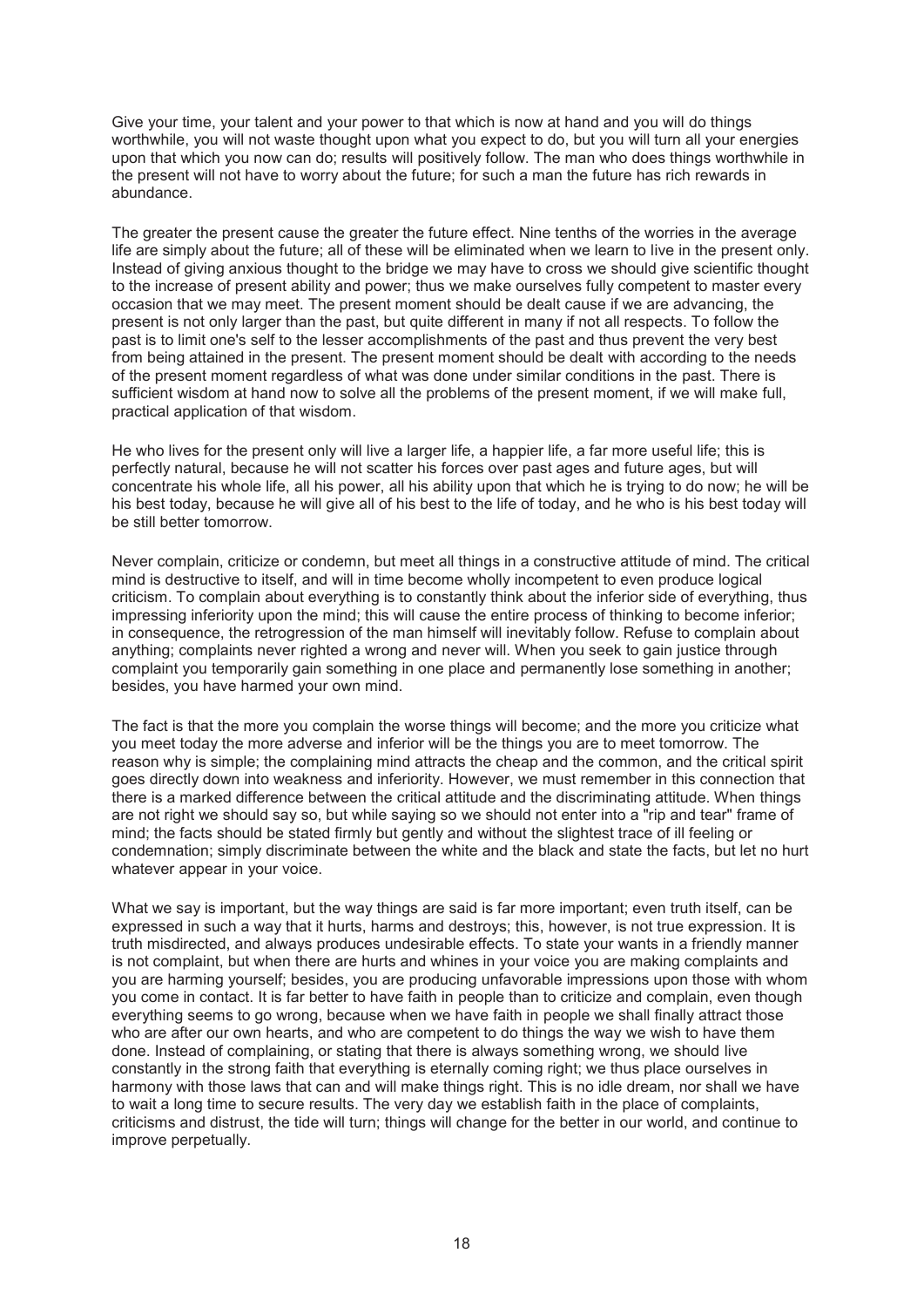Give your time, your talent and your power to that which is now at hand and you will do things worthwhile, you will not waste thought upon what you expect to do, but you will turn all your energies upon that which you now can do; results will positively follow. The man who does things worthwhile in the present will not have to worry about the future; for such a man the future has rich rewards in abundance.

The greater the present cause the greater the future effect. Nine tenths of the worries in the average life are simply about the future; all of these will be eliminated when we learn to live in the present only. Instead of giving anxious thought to the bridge we may have to cross we should give scientific thought to the increase of present ability and power; thus we make ourselves fully competent to master every occasion that we may meet. The present moment should be dealt cause if we are advancing, the present is not only larger than the past, but quite different in many if not all respects. To follow the past is to limit one's self to the lesser accomplishments of the past and thus prevent the very best from being attained in the present. The present moment should be dealt with according to the needs of the present moment regardless of what was done under similar conditions in the past. There is sufficient wisdom at hand now to solve all the problems of the present moment, if we will make full, practical application of that wisdom.

He who lives for the present only will live a larger life, a happier life, a far more useful life; this is perfectly natural, because he will not scatter his forces over past ages and future ages, but will concentrate his whole life, all his power, all his ability upon that which he is trying to do now; he will be his best today, because he will give all of his best to the life of today, and he who is his best today will be still better tomorrow.

Never complain, criticize or condemn, but meet all things in a constructive attitude of mind. The critical mind is destructive to itself, and will in time become wholly incompetent to even produce logical criticism. To complain about everything is to constantly think about the inferior side of everything, thus impressing inferiority upon the mind; this will cause the entire process of thinking to become inferior; in consequence, the retrogression of the man himself will inevitably follow. Refuse to complain about anything; complaints never righted a wrong and never will. When you seek to gain justice through complaint you temporarily gain something in one place and permanently lose something in another; besides, you have harmed your own mind.

The fact is that the more you complain the worse things will become; and the more you criticize what you meet today the more adverse and inferior will be the things you are to meet tomorrow. The reason why is simple; the complaining mind attracts the cheap and the common, and the critical spirit goes directly down into weakness and inferiority. However, we must remember in this connection that there is a marked difference between the critical attitude and the discriminating attitude. When things are not right we should say so, but while saying so we should not enter into a "rip and tear" frame of mind; the facts should be stated firmly but gently and without the slightest trace of ill feeling or condemnation; simply discriminate between the white and the black and state the facts, but let no hurt whatever appear in your voice.

What we say is important, but the way things are said is far more important; even truth itself, can be expressed in such a way that it hurts, harms and destroys; this, however, is not true expression. It is truth misdirected, and always produces undesirable effects. To state your wants in a friendly manner is not complaint, but when there are hurts and whines in your voice you are making complaints and you are harming yourself; besides, you are producing unfavorable impressions upon those with whom you come in contact. It is far better to have faith in people than to criticize and complain, even though everything seems to go wrong, because when we have faith in people we shall finally attract those who are after our own hearts, and who are competent to do things the way we wish to have them done. Instead of complaining, or stating that there is always something wrong, we should live constantly in the strong faith that everything is eternally coming right; we thus place ourselves in harmony with those laws that can and will make things right. This is no idle dream, nor shall we have to wait a long time to secure results. The very day we establish faith in the place of complaints, criticisms and distrust, the tide will turn; things will change for the better in our world, and continue to improve perpetually.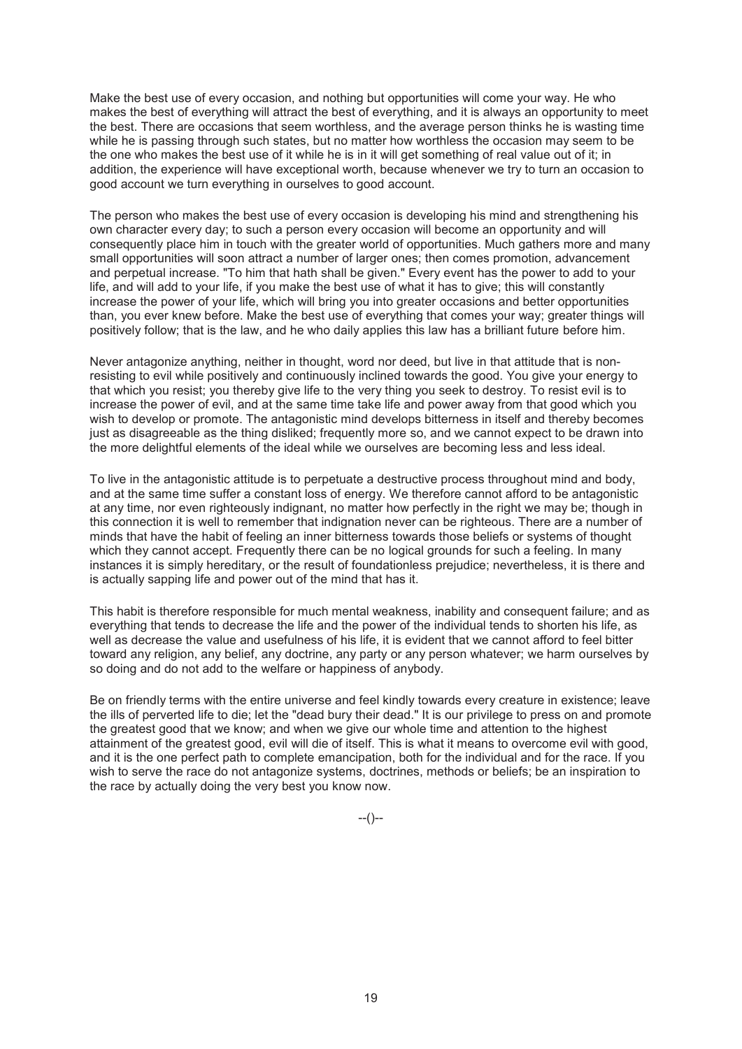Make the best use of every occasion, and nothing but opportunities will come your way. He who makes the best of everything will attract the best of everything, and it is always an opportunity to meet the best. There are occasions that seem worthless, and the average person thinks he is wasting time while he is passing through such states, but no matter how worthless the occasion may seem to be the one who makes the best use of it while he is in it will get something of real value out of it; in addition, the experience will have exceptional worth, because whenever we try to turn an occasion to good account we turn everything in ourselves to good account.

The person who makes the best use of every occasion is developing his mind and strengthening his own character every day; to such a person every occasion will become an opportunity and will consequently place him in touch with the greater world of opportunities. Much gathers more and many small opportunities will soon attract a number of larger ones; then comes promotion, advancement and perpetual increase. "To him that hath shall be given." Every event has the power to add to your life, and will add to your life, if you make the best use of what it has to give; this will constantly increase the power of your life, which will bring you into greater occasions and better opportunities than, you ever knew before. Make the best use of everything that comes your way; greater things will positively follow; that is the law, and he who daily applies this law has a brilliant future before him.

Never antagonize anything, neither in thought, word nor deed, but live in that attitude that is non-resisting to evil while positively and continuously inclined towards the good. You give your energy to that which you resist; you thereby give life to the very thing you seek to destroy. To resist evil is to increase the power of evil, and at the same time take life and power away from that good which you wish to develop or promote. The antagonistic mind develops bitterness in itself and thereby becomes just as disagreeable as the thing disliked; frequently more so, and we cannot expect to be drawn into the more delightful elements of the ideal while we ourselves are becoming less and less ideal.

To live in the antagonistic attitude is to perpetuate a destructive process throughout mind and body, and at the same time suffer a constant loss of energy. We therefore cannot afford to be antagonistic at any time, nor even righteously indignant, no matter how perfectly in the right we may be; though in this connection it is well to remember that indignation never can be righteous. There are a number of minds that have the habit of feeling an inner bitterness towards those beliefs or systems of thought which they cannot accept. Frequently there can be no logical grounds for such a feeling. In many instances it is simply hereditary, or the result of foundationless prejudice; nevertheless, it is there and is actually sapping life and power out of the mind that has it.

This habit is therefore responsible for much mental weakness, inability and consequent failure; and as everything that tends to decrease the life and the power of the individual tends to shorten his life, as well as decrease the value and usefulness of his life, it is evident that we cannot afford to feel bitter toward any religion, any belief, any doctrine, any party or any person whatever; we harm ourselves by so doing and do not add to the welfare or happiness of anybody.

Be on friendly terms with the entire universe and feel kindly towards every creature in existence; leave the ills of perverted life to die; let the "dead bury their dead." It is our privilege to press on and promote the greatest good that we know; and when we give our whole time and attention to the highest attainment of the greatest good, evil will die of itself. This is what it means to overcome evil with good, and it is the one perfect path to complete emancipation, both for the individual and for the race. If you wish to serve the race do not antagonize systems, doctrines, methods or beliefs; be an inspiration to the race by actually doing the very best you know now.

--()--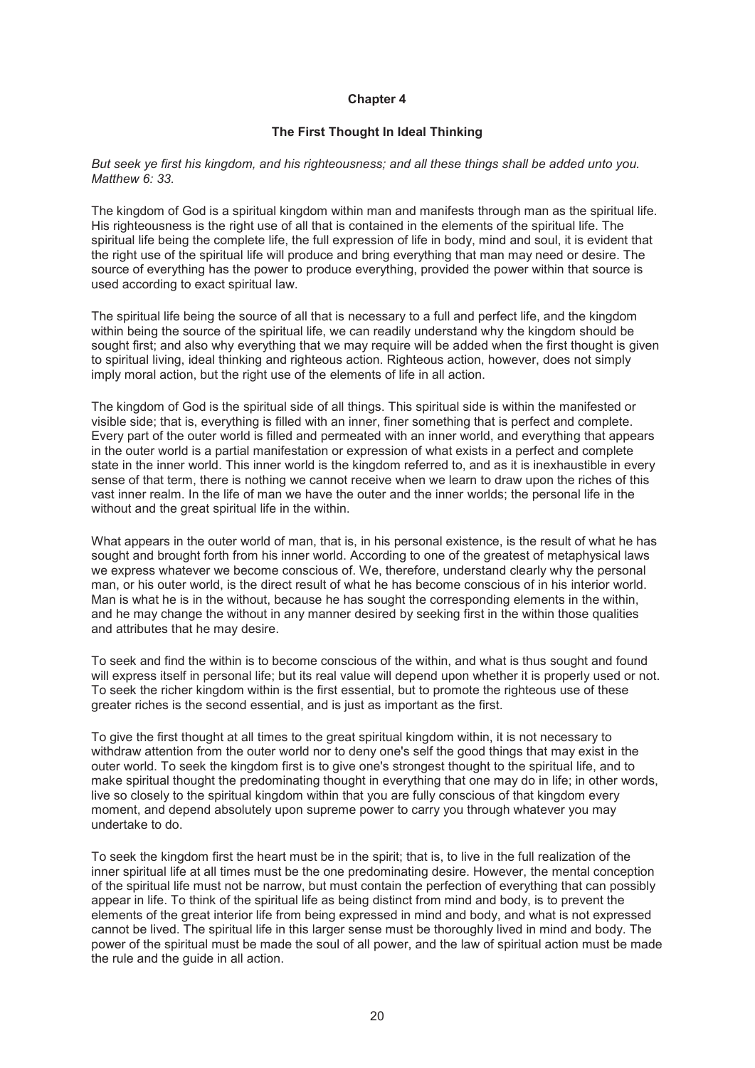# Chapter 4

## The First Thought In Ideal Thinking

*But seek ye first his kingdom, and his righteousness; and all these things shall be added unto you. Matthew 6: 33.*

The kingdom of God is a spiritual kingdom within man and manifests through man as the spiritual life. His righteousness is the right use of all that is contained in the elements of the spiritual life. The spiritual life being the complete life, the full expression of life in body, mind and soul, it is evident that the right use of the spiritual life will produce and bring everything that man may need or desire. The source of everything has the power to produce everything, provided the power within that source is used according to exact spiritual law.

The spiritual life being the source of all that is necessary to a full and perfect life, and the kingdom within being the source of the spiritual life, we can readily understand why the kingdom should be sought first; and also why everything that we may require will be added when the first thought is given to spiritual living, ideal thinking and righteous action. Righteous action, however, does not simply imply moral action, but the right use of the elements of life in all action.

The kingdom of God is the spiritual side of all things. This spiritual side is within the manifested or visible side; that is, everything is filled with an inner, finer something that is perfect and complete. Every part of the outer world is filled and permeated with an inner world, and everything that appears in the outer world is a partial manifestation or expression of what exists in a perfect and complete state in the inner world. This inner world is the kingdom referred to, and as it is inexhaustible in every sense of that term, there is nothing we cannot receive when we learn to draw upon the riches of this vast inner realm. In the life of man we have the outer and the inner worlds; the personal life in the without and the great spiritual life in the within.

What appears in the outer world of man, that is, in his personal existence, is the result of what he has sought and brought forth from his inner world. According to one of the greatest of metaphysical laws we express whatever we become conscious of. We, therefore, understand clearly why the personal man, or his outer world, is the direct result of what he has become conscious of in his interior world. Man is what he is in the without, because he has sought the corresponding elements in the within, and he may change the without in any manner desired by seeking first in the within those qualities and attributes that he may desire.

To seek and find the within is to become conscious of the within, and what is thus sought and found will express itself in personal life; but its real value will depend upon whether it is properly used or not. To seek the richer kingdom within is the first essential, but to promote the righteous use of these greater riches is the second essential, and is just as important as the first.

To give the first thought at all times to the great spiritual kingdom within, it is not necessary to withdraw attention from the outer world nor to deny one's self the good things that may exist in the outer world. To seek the kingdom first is to give one's strongest thought to the spiritual life, and to make spiritual thought the predominating thought in everything that one may do in life; in other words, live so closely to the spiritual kingdom within that you are fully conscious of that kingdom every moment, and depend absolutely upon supreme power to carry you through whatever you may undertake to do.

To seek the kingdom first the heart must be in the spirit; that is, to live in the full realization of the inner spiritual life at all times must be the one predominating desire. However, the mental conception of the spiritual life must not be narrow, but must contain the perfection of everything that can possibly appear in life. To think of the spiritual life as being distinct from mind and body, is to prevent the elements of the great interior life from being expressed in mind and body, and what is not expressed cannot be lived. The spiritual life in this larger sense must be thoroughly lived in mind and body. The power of the spiritual must be made the soul of all power, and the law of spiritual action must be made the rule and the guide in all action.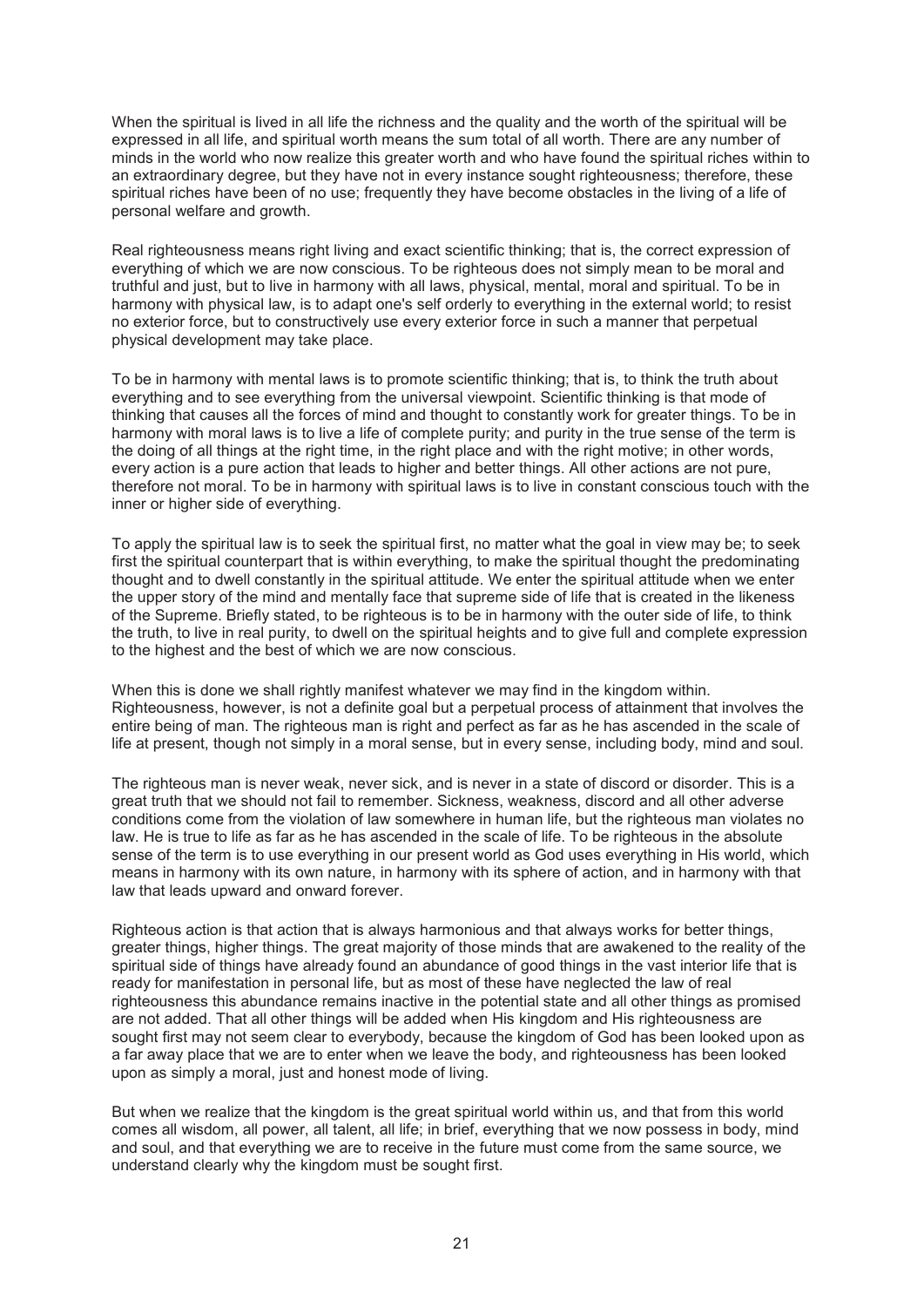When the spiritual is lived in all life the richness and the quality and the worth of the spiritual will be expressed in all life, and spiritual worth means the sum total of all worth. There are any number of minds in the world who now realize this greater worth and who have found the spiritual riches within to an extraordinary degree, but they have not in every instance sought righteousness; therefore, these spiritual riches have been of no use; frequently they have become obstacles in the living of a life of personal welfare and growth.

Real righteousness means right living and exact scientific thinking; that is, the correct expression of everything of which we are now conscious. To be righteous does not simply mean to be moral and truthful and just, but to live in harmony with all laws, physical, mental, moral and spiritual. To be in harmony with physical law, is to adapt one's self orderly to everything in the external world; to resist no exterior force, but to constructively use every exterior force in such a manner that perpetual physical development may take place.

To be in harmony with mental laws is to promote scientific thinking; that is, to think the truth about everything and to see everything from the universal viewpoint. Scientific thinking is that mode of thinking that causes all the forces of mind and thought to constantly work for greater things. To be in harmony with moral laws is to live a life of complete purity; and purity in the true sense of the term is the doing of all things at the right time, in the right place and with the right motive; in other words, every action is a pure action that leads to higher and better things. All other actions are not pure, therefore not moral. To be in harmony with spiritual laws is to live in constant conscious touch with the inner or higher side of everything.

To apply the spiritual law is to seek the spiritual first, no matter what the goal in view may be; to seek first the spiritual counterpart that is within everything, to make the spiritual thought the predominating thought and to dwell constantly in the spiritual attitude. We enter the spiritual attitude when we enter the upper story of the mind and mentally face that supreme side of life that is created in the likeness of the Supreme. Briefly stated, to be righteous is to be in harmony with the outer side of life, to think the truth, to live in real purity, to dwell on the spiritual heights and to give full and complete expression to the highest and the best of which we are now conscious.

When this is done we shall rightly manifest whatever we may find in the kingdom within. Righteousness, however, is not a definite goal but a perpetual process of attainment that involves the entire being of man. The righteous man is right and perfect as far as he has ascended in the scale of life at present, though not simply in a moral sense, but in every sense, including body, mind and soul.

The righteous man is never weak, never sick, and is never in a state of discord or disorder. This is a great truth that we should not fail to remember. Sickness, weakness, discord and all other adverse conditions come from the violation of law somewhere in human life, but the righteous man violates no law. He is true to life as far as he has ascended in the scale of life. To be righteous in the absolute sense of the term is to use everything in our present world as God uses everything in His world, which means in harmony with its own nature, in harmony with its sphere of action, and in harmony with that law that leads upward and onward forever.

Righteous action is that action that is always harmonious and that always works for better things, greater things, higher things. The great majority of those minds that are awakened to the reality of the spiritual side of things have already found an abundance of good things in the vast interior life that is ready for manifestation in personal life, but as most of these have neglected the law of real righteousness this abundance remains inactive in the potential state and all other things as promised are not added. That all other things will be added when His kingdom and His righteousness are sought first may not seem clear to everybody, because the kingdom of God has been looked upon as a far away place that we are to enter when we leave the body, and righteousness has been looked upon as simply a moral, just and honest mode of living.

But when we realize that the kingdom is the great spiritual world within us, and that from this world comes all wisdom, all power, all talent, all life; in brief, everything that we now possess in body, mind and soul, and that everything we are to receive in the future must come from the same source, we understand clearly why the kingdom must be sought first.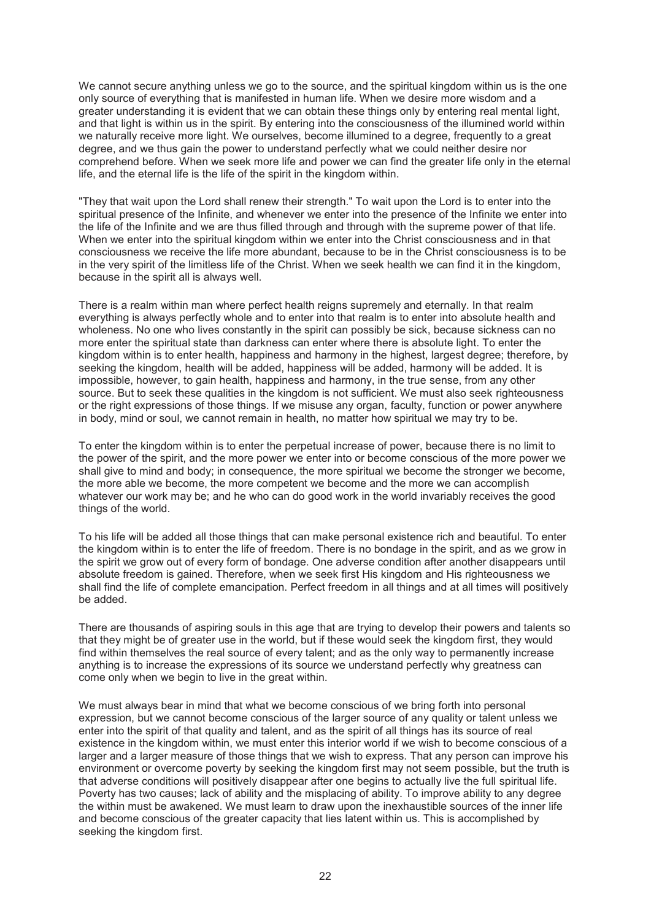We cannot secure anything unless we go to the source, and the spiritual kingdom within us is the one only source of everything that is manifested in human life. When we desire more wisdom and a greater understanding it is evident that we can obtain these things only by entering real mental light, and that light is within us in the spirit. By entering into the consciousness of the illumined world within we naturally receive more light. We ourselves, become illumined to a degree, frequently to a great degree, and we thus gain the power to understand perfectly what we could neither desire nor comprehend before. When we seek more life and power we can find the greater life only in the eternal life, and the eternal life is the life of the spirit in the kingdom within.

"They that wait upon the Lord shall renew their strength." To wait upon the Lord is to enter into the spiritual presence of the Infinite, and whenever we enter into the presence of the Infinite we enter into the life of the Infinite and we are thus filled through and through with the supreme power of that life. When we enter into the spiritual kingdom within we enter into the Christ consciousness and in that consciousness we receive the life more abundant, because to be in the Christ consciousness is to be in the very spirit of the limitless life of the Christ. When we seek health we can find it in the kingdom, because in the spirit all is always well.

There is a realm within man where perfect health reigns supremely and eternally. In that realm everything is always perfectly whole and to enter into that realm is to enter into absolute health and wholeness. No one who lives constantly in the spirit can possibly be sick, because sickness can no more enter the spiritual state than darkness can enter where there is absolute light. To enter the kingdom within is to enter health, happiness and harmony in the highest, largest degree; therefore, by seeking the kingdom, health will be added, happiness will be added, harmony will be added. It is impossible, however, to gain health, happiness and harmony, in the true sense, from any other source. But to seek these qualities in the kingdom is not sufficient. We must also seek righteousness or the right expressions of those things. If we misuse any organ, faculty, function or power anywhere in body, mind or soul, we cannot remain in health, no matter how spiritual we may try to be.

To enter the kingdom within is to enter the perpetual increase of power, because there is no limit to the power of the spirit, and the more power we enter into or become conscious of the more power we shall give to mind and body; in consequence, the more spiritual we become the stronger we become, the more able we become, the more competent we become and the more we can accomplish whatever our work may be; and he who can do good work in the world invariably receives the good things of the world.

To his life will be added all those things that can make personal existence rich and beautiful. To enter the kingdom within is to enter the life of freedom. There is no bondage in the spirit, and as we grow in the spirit we grow out of every form of bondage. One adverse condition after another disappears until absolute freedom is gained. Therefore, when we seek first His kingdom and His righteousness we shall find the life of complete emancipation. Perfect freedom in all things and at all times will positively be added.

There are thousands of aspiring souls in this age that are trying to develop their powers and talents so that they might be of greater use in the world, but if these would seek the kingdom first, they would find within themselves the real source of every talent; and as the only way to permanently increase anything is to increase the expressions of its source we understand perfectly why greatness can come only when we begin to live in the great within.

We must always bear in mind that what we become conscious of we bring forth into personal expression, but we cannot become conscious of the larger source of any quality or talent unless we enter into the spirit of that quality and talent, and as the spirit of all things has its source of real existence in the kingdom within, we must enter this interior world if we wish to become conscious of a larger and a larger measure of those things that we wish to express. That any person can improve his environment or overcome poverty by seeking the kingdom first may not seem possible, but the truth is that adverse conditions will positively disappear after one begins to actually live the full spiritual life. Poverty has two causes; lack of ability and the misplacing of ability. To improve ability to any degree the within must be awakened. We must learn to draw upon the inexhaustible sources of the inner life and become conscious of the greater capacity that lies latent within us. This is accomplished by seeking the kingdom first.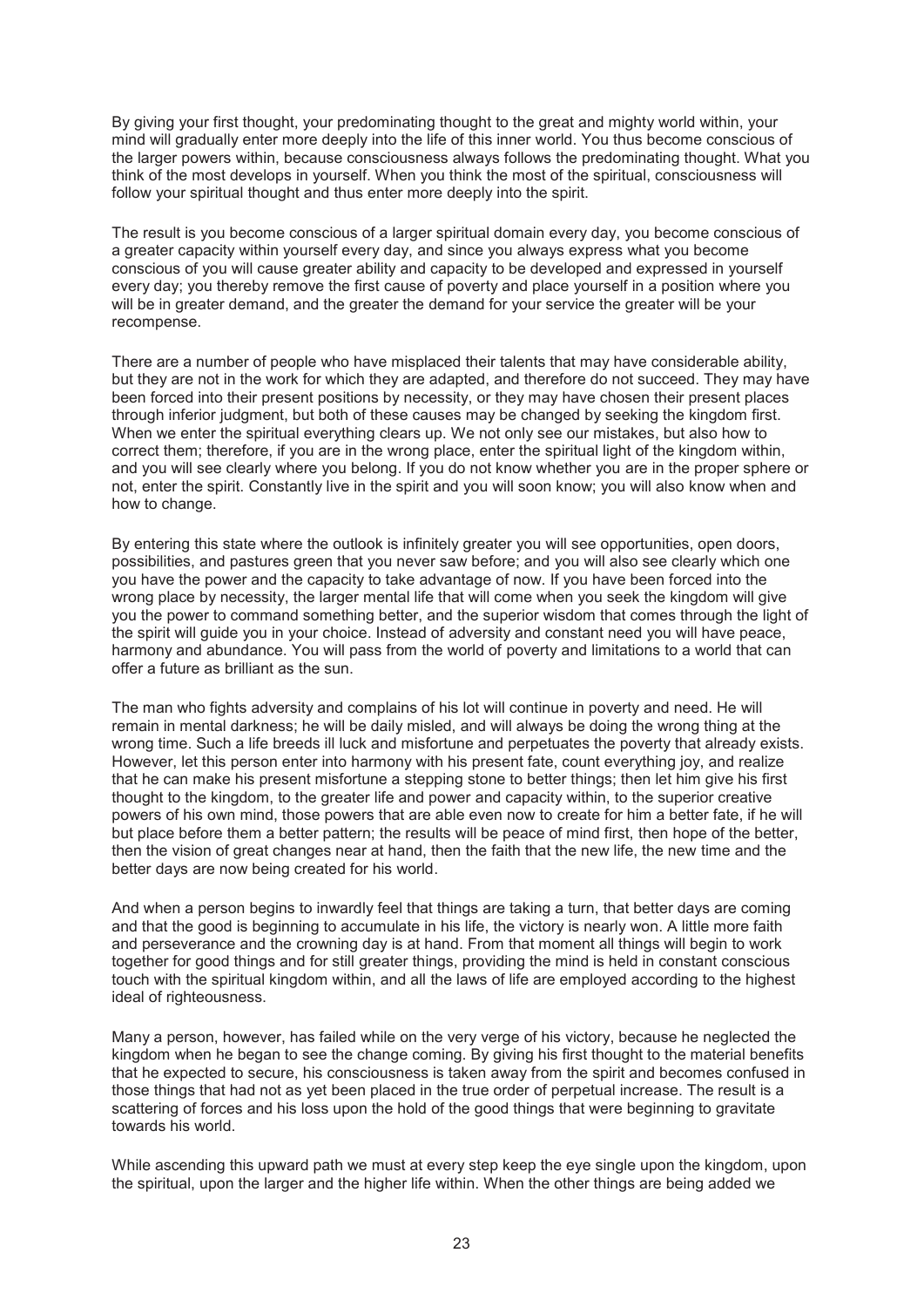By giving your first thought, your predominating thought to the great and mighty world within, your mind will gradually enter more deeply into the life of this inner world. You thus become conscious of the larger powers within, because consciousness always follows the predominating thought. What you think of the most develops in yourself. When you think the most of the spiritual, consciousness will follow your spiritual thought and thus enter more deeply into the spirit.

The result is you become conscious of a larger spiritual domain every day, you become conscious of a greater capacity within yourself every day, and since you always express what you become conscious of you will cause greater ability and capacity to be developed and expressed in yourself every day; you thereby remove the first cause of poverty and place yourself in a position where you will be in greater demand, and the greater the demand for your service the greater will be your recompense.

There are a number of people who have misplaced their talents that may have considerable ability, but they are not in the work for which they are adapted, and therefore do not succeed. They may have been forced into their present positions by necessity, or they may have chosen their present places through inferior judgment, but both of these causes may be changed by seeking the kingdom first. When we enter the spiritual everything clears up. We not only see our mistakes, but also how to correct them; therefore, if you are in the wrong place, enter the spiritual light of the kingdom within, and you will see clearly where you belong. If you do not know whether you are in the proper sphere or not, enter the spirit. Constantly live in the spirit and you will soon know; you will also know when and how to change.

By entering this state where the outlook is infinitely greater you will see opportunities, open doors, possibilities, and pastures green that you never saw before; and you will also see clearly which one you have the power and the capacity to take advantage of now. If you have been forced into the wrong place by necessity, the larger mental life that will come when you seek the kingdom will give you the power to command something better, and the superior wisdom that comes through the light of the spirit will guide you in your choice. Instead of adversity and constant need you will have peace, harmony and abundance. You will pass from the world of poverty and limitations to a world that can offer a future as brilliant as the sun.

The man who fights adversity and complains of his lot will continue in poverty and need. He will remain in mental darkness; he will be daily misled, and will always be doing the wrong thing at the wrong time. Such a life breeds ill luck and misfortune and perpetuates the poverty that already exists. However, let this person enter into harmony with his present fate, count everything joy, and realize that he can make his present misfortune a stepping stone to better things; then let him give his first thought to the kingdom, to the greater life and power and capacity within, to the superior creative powers of his own mind, those powers that are able even now to create for him a better fate, if he will but place before them a better pattern; the results will be peace of mind first, then hope of the better, then the vision of great changes near at hand, then the faith that the new life, the new time and the better days are now being created for his world.

And when a person begins to inwardly feel that things are taking a turn, that better days are coming and that the good is beginning to accumulate in his life, the victory is nearly won. A little more faith and perseverance and the crowning day is at hand. From that moment all things will begin to work together for good things and for still greater things, providing the mind is held in constant conscious touch with the spiritual kingdom within, and all the laws of life are employed according to the highest ideal of righteousness.

Many a person, however, has failed while on the very verge of his victory, because he neglected the kingdom when he began to see the change coming. By giving his first thought to the material benefits that he expected to secure, his consciousness is taken away from the spirit and becomes confused in those things that had not as yet been placed in the true order of perpetual increase. The result is a scattering of forces and his loss upon the hold of the good things that were beginning to gravitate towards his world.

While ascending this upward path we must at every step keep the eye single upon the kingdom, upon the spiritual, upon the larger and the higher life within. When the other things are being added we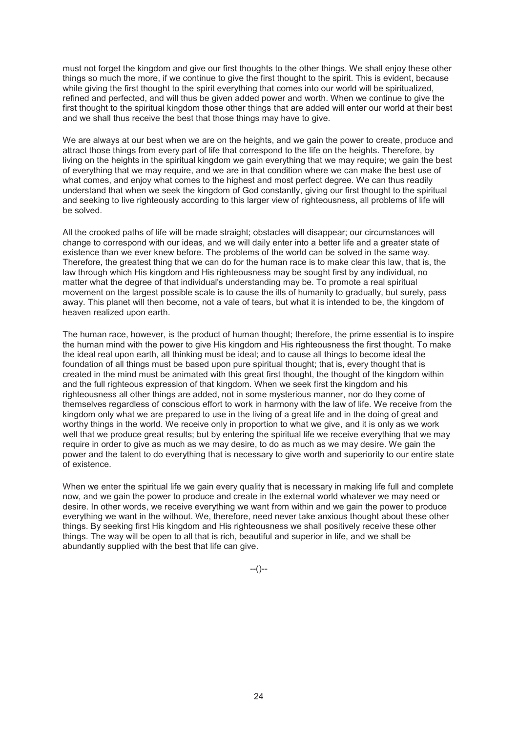must not forget the kingdom and give our first thoughts to the other things. We shall enjoy these other things so much the more, if we continue to give the first thought to the spirit. This is evident, because while giving the first thought to the spirit everything that comes into our world will be spiritualized, refined and perfected, and will thus be given added power and worth. When we continue to give the first thought to the spiritual kingdom those other things that are added will enter our world at their best and we shall thus receive the best that those things may have to give.

We are always at our best when we are on the heights, and we gain the power to create, produce and attract those things from every part of life that correspond to the life on the heights. Therefore, by living on the heights in the spiritual kingdom we gain everything that we may require; we gain the best of everything that we may require, and we are in that condition where we can make the best use of what comes, and enjoy what comes to the highest and most perfect degree. We can thus readily understand that when we seek the kingdom of God constantly, giving our first thought to the spiritual and seeking to live righteously according to this larger view of righteousness, all problems of life will be solved.

All the crooked paths of life will be made straight; obstacles will disappear; our circumstances will change to correspond with our ideas, and we will daily enter into a better life and a greater state of existence than we ever knew before. The problems of the world can be solved in the same way. Therefore, the greatest thing that we can do for the human race is to make clear this law, that is, the law through which His kingdom and His righteousness may be sought first by any individual, no matter what the degree of that individual's understanding may be. To promote a real spiritual movement on the largest possible scale is to cause the ills of humanity to gradually, but surely, pass away. This planet will then become, not a vale of tears, but what it is intended to be, the kingdom of heaven realized upon earth.

The human race, however, is the product of human thought; therefore, the prime essential is to inspire the human mind with the power to give His kingdom and His righteousness the first thought. To make the ideal real upon earth, all thinking must be ideal; and to cause all things to become ideal the foundation of all things must be based upon pure spiritual thought; that is, every thought that is created in the mind must be animated with this great first thought, the thought of the kingdom within and the full righteous expression of that kingdom. When we seek first the kingdom and his righteousness all other things are added, not in some mysterious manner, nor do they come of themselves regardless of conscious effort to work in harmony with the law of life. We receive from the kingdom only what we are prepared to use in the living of a great life and in the doing of great and worthy things in the world. We receive only in proportion to what we give, and it is only as we work well that we produce great results; but by entering the spiritual life we receive everything that we may require in order to give as much as we may desire, to do as much as we may desire. We gain the power and the talent to do everything that is necessary to give worth and superiority to our entire state of existence.

When we enter the spiritual life we gain every quality that is necessary in making life full and complete now, and we gain the power to produce and create in the external world whatever we may need or desire. In other words, we receive everything we want from within and we gain the power to produce everything we want in the without. We, therefore, need never take anxious thought about these other things. By seeking first His kingdom and His righteousness we shall positively receive these other things. The way will be open to all that is rich, beautiful and superior in life, and we shall be abundantly supplied with the best that life can give.

--()--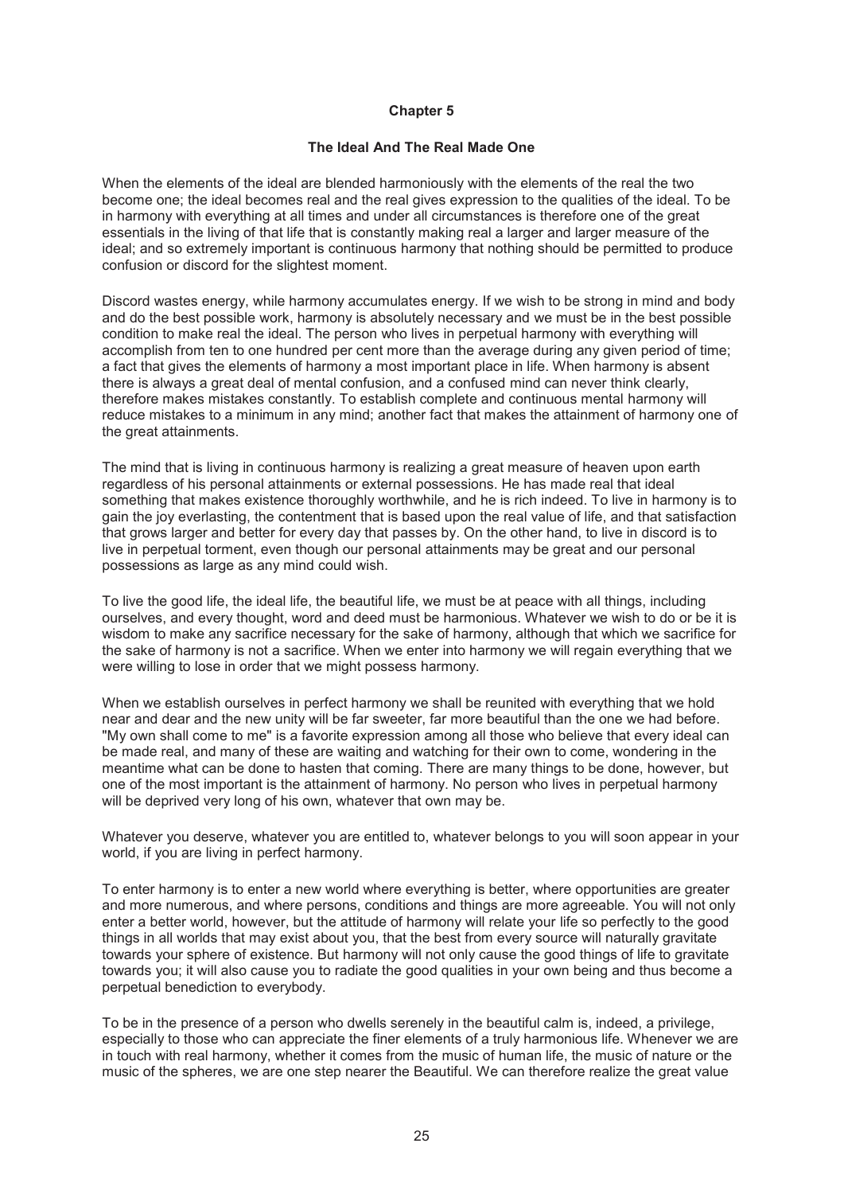## Chapter 5

### The Ideal And The Real Made One

When the elements of the ideal are blended harmoniously with the elements of the real the two become one; the ideal becomes real and the real gives expression to the qualities of the ideal. To be in harmony with everything at all times and under all circumstances is therefore one of the great essentials in the living of that life that is constantly making real a larger and larger measure of the ideal; and so extremely important is continuous harmony that nothing should be permitted to produce confusion or discord for the slightest moment.

Discord wastes energy, while harmony accumulates energy. If we wish to be strong in mind and body and do the best possible work, harmony is absolutely necessary and we must be in the best possible condition to make real the ideal. The person who lives in perpetual harmony with everything will accomplish from ten to one hundred per cent more than the average during any given period of time; a fact that gives the elements of harmony a most important place in life. When harmony is absent there is always a great deal of mental confusion, and a confused mind can never think clearly, therefore makes mistakes constantly. To establish complete and continuous mental harmony will reduce mistakes to a minimum in any mind; another fact that makes the attainment of harmony one of the great attainments.

The mind that is living in continuous harmony is realizing a great measure of heaven upon earth regardless of his personal attainments or external possessions. He has made real that ideal something that makes existence thoroughly worthwhile, and he is rich indeed. To live in harmony is to gain the joy everlasting, the contentment that is based upon the real value of life, and that satisfaction that grows larger and better for every day that passes by. On the other hand, to live in discord is to live in perpetual torment, even though our personal attainments may be great and our personal possessions as large as any mind could wish.

To live the good life, the ideal life, the beautiful life, we must be at peace with all things, including ourselves, and every thought, word and deed must be harmonious. Whatever we wish to do or be it is wisdom to make any sacrifice necessary for the sake of harmony, although that which we sacrifice for the sake of harmony is not a sacrifice. When we enter into harmony we will regain everything that we were willing to lose in order that we might possess harmony.

When we establish ourselves in perfect harmony we shall be reunited with everything that we hold near and dear and the new unity will be far sweeter, far more beautiful than the one we had before. "My own shall come to me" is a favorite expression among all those who believe that every ideal can be made real, and many of these are waiting and watching for their own to come, wondering in the meantime what can be done to hasten that coming. There are many things to be done, however, but one of the most important is the attainment of harmony. No person who lives in perpetual harmony will be deprived very long of his own, whatever that own may be.

Whatever you deserve, whatever you are entitled to, whatever belongs to you will soon appear in your world, if you are living in perfect harmony.

To enter harmony is to enter a new world where everything is better, where opportunities are greater and more numerous, and where persons, conditions and things are more agreeable. You will not only enter a better world, however, but the attitude of harmony will relate your life so perfectly to the good things in all worlds that may exist about you, that the best from every source will naturally gravitate towards your sphere of existence. But harmony will not only cause the good things of life to gravitate towards you; it will also cause you to radiate the good qualities in your own being and thus become a perpetual benediction to everybody.

To be in the presence of a person who dwells serenely in the beautiful calm is, indeed, a privilege, especially to those who can appreciate the finer elements of a truly harmonious life. Whenever we are in touch with real harmony, whether it comes from the music of human life, the music of nature or the music of the spheres, we are one step nearer the Beautiful. We can therefore realize the great value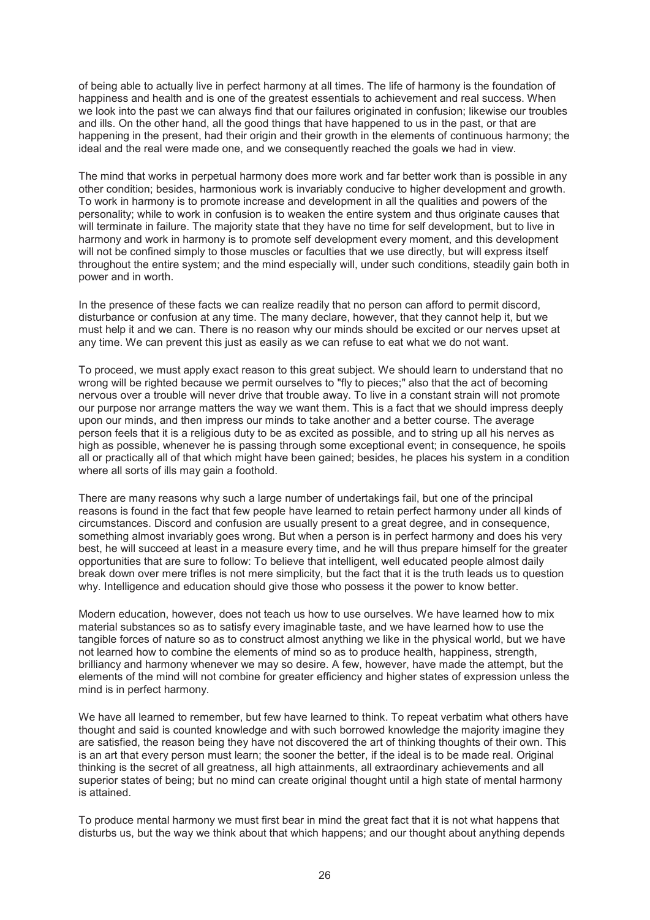of being able to actually live in perfect harmony at all times. The life of harmony is the foundation of happiness and health and is one of the greatest essentials to achievement and real success. When we look into the past we can always find that our failures originated in confusion; likewise our troubles and ills. On the other hand, all the good things that have happened to us in the past, or that are happening in the present, had their origin and their growth in the elements of continuous harmony; the ideal and the real were made one, and we consequently reached the goals we had in view.

The mind that works in perpetual harmony does more work and far better work than is possible in any other condition; besides, harmonious work is invariably conducive to higher development and growth. To work in harmony is to promote increase and development in all the qualities and powers of the personality; while to work in confusion is to weaken the entire system and thus originate causes that will terminate in failure. The majority state that they have no time for self development, but to live in harmony and work in harmony is to promote self development every moment, and this development will not be confined simply to those muscles or faculties that we use directly, but will express itself throughout the entire system; and the mind especially will, under such conditions, steadily gain both in power and in worth.

In the presence of these facts we can realize readily that no person can afford to permit discord, disturbance or confusion at any time. The many declare, however, that they cannot help it, but we must help it and we can. There is no reason why our minds should be excited or our nerves upset at any time. We can prevent this just as easily as we can refuse to eat what we do not want.

To proceed, we must apply exact reason to this great subject. We should learn to understand that no wrong will be righted because we permit ourselves to "fly to pieces;" also that the act of becoming nervous over a trouble will never drive that trouble away. To live in a constant strain will not promote our purpose nor arrange matters the way we want them. This is a fact that we should impress deeply upon our minds, and then impress our minds to take another and a better course. The average person feels that it is a religious duty to be as excited as possible, and to string up all his nerves as high as possible, whenever he is passing through some exceptional event; in consequence, he spoils all or practically all of that which might have been gained; besides, he places his system in a condition where all sorts of ills may gain a foothold.

There are many reasons why such a large number of undertakings fail, but one of the principal reasons is found in the fact that few people have learned to retain perfect harmony under all kinds of circumstances. Discord and confusion are usually present to a great degree, and in consequence, something almost invariably goes wrong. But when a person is in perfect harmony and does his very best, he will succeed at least in a measure every time, and he will thus prepare himself for the greater opportunities that are sure to follow: To believe that intelligent, well educated people almost daily break down over mere trifles is not mere simplicity, but the fact that it is the truth leads us to question why. Intelligence and education should give those who possess it the power to know better.

Modern education, however, does not teach us how to use ourselves. We have learned how to mix material substances so as to satisfy every imaginable taste, and we have learned how to use the tangible forces of nature so as to construct almost anything we like in the physical world, but we have not learned how to combine the elements of mind so as to produce health, happiness, strength, brilliancy and harmony whenever we may so desire. A few, however, have made the attempt, but the elements of the mind will not combine for greater efficiency and higher states of expression unless the mind is in perfect harmony.

We have all learned to remember, but few have learned to think. To repeat verbatim what others have thought and said is counted knowledge and with such borrowed knowledge the majority imagine they are satisfied, the reason being they have not discovered the art of thinking thoughts of their own. This is an art that every person must learn; the sooner the better, if the ideal is to be made real. Original thinking is the secret of all greatness, all high attainments, all extraordinary achievements and all superior states of being; but no mind can create original thought until a high state of mental harmony is attained.

To produce mental harmony we must first bear in mind the great fact that it is not what happens that disturbs us, but the way we think about that which happens; and our thought about anything depends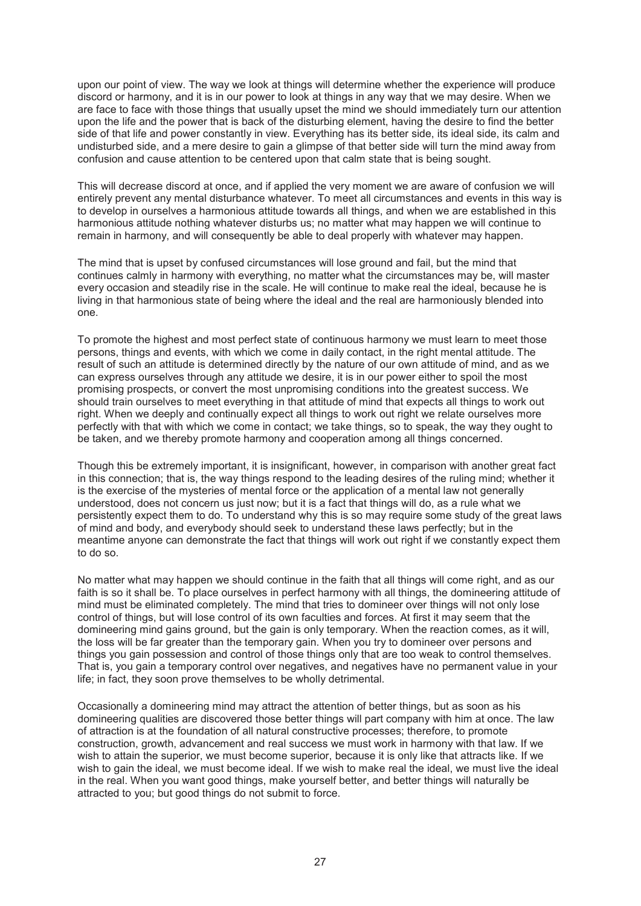upon our point of view. The way we look at things will determine whether the experience will produce discord or harmony, and it is in our power to look at things in any way that we may desire. When we are face to face with those things that usually upset the mind we should immediately turn our attention upon the life and the power that is back of the disturbing element, having the desire to find the better side of that life and power constantly in view. Everything has its better side, its ideal side, its calm and undisturbed side, and a mere desire to gain a glimpse of that better side will turn the mind away from confusion and cause attention to be centered upon that calm state that is being sought.

This will decrease discord at once, and if applied the very moment we are aware of confusion we will entirely prevent any mental disturbance whatever. To meet all circumstances and events in this way is to develop in ourselves a harmonious attitude towards all things, and when we are established in this harmonious attitude nothing whatever disturbs us; no matter what may happen we will continue to remain in harmony, and will consequently be able to deal properly with whatever may happen.

The mind that is upset by confused circumstances will lose ground and fail, but the mind that continues calmly in harmony with everything, no matter what the circumstances may be, will master every occasion and steadily rise in the scale. He will continue to make real the ideal, because he is living in that harmonious state of being where the ideal and the real are harmoniously blended into one.

To promote the highest and most perfect state of continuous harmony we must learn to meet those persons, things and events, with which we come in daily contact, in the right mental attitude. The result of such an attitude is determined directly by the nature of our own attitude of mind, and as we can express ourselves through any attitude we desire, it is in our power either to spoil the most promising prospects, or convert the most unpromising conditions into the greatest success. We should train ourselves to meet everything in that attitude of mind that expects all things to work out right. When we deeply and continually expect all things to work out right we relate ourselves more perfectly with that with which we come in contact; we take things, so to speak, the way they ought to be taken, and we thereby promote harmony and cooperation among all things concerned.

Though this be extremely important, it is insignificant, however, in comparison with another great fact in this connection; that is, the way things respond to the leading desires of the ruling mind; whether it is the exercise of the mysteries of mental force or the application of a mental law not generally understood, does not concern us just now; but it is a fact that things will do, as a rule what we persistently expect them to do. To understand why this is so may require some study of the great laws of mind and body, and everybody should seek to understand these laws perfectly; but in the meantime anyone can demonstrate the fact that things will work out right if we constantly expect them to do so.

No matter what may happen we should continue in the faith that all things will come right, and as our faith is so it shall be. To place ourselves in perfect harmony with all things, the domineering attitude of mind must be eliminated completely. The mind that tries to domineer over things will not only lose control of things, but will lose control of its own faculties and forces. At first it may seem that the domineering mind gains ground, but the gain is only temporary. When the reaction comes, as it will, the loss will be far greater than the temporary gain. When you try to domineer over persons and things you gain possession and control of those things only that are too weak to control themselves. That is, you gain a temporary control over negatives, and negatives have no permanent value in your life; in fact, they soon prove themselves to be wholly detrimental.

Occasionally a domineering mind may attract the attention of better things, but as soon as his domineering qualities are discovered those better things will part company with him at once. The law of attraction is at the foundation of all natural constructive processes; therefore, to promote construction, growth, advancement and real success we must work in harmony with that law. If we wish to attain the superior, we must become superior, because it is only like that attracts like. If we wish to gain the ideal, we must become ideal. If we wish to make real the ideal, we must live the ideal in the real. When you want good things, make yourself better, and better things will naturally be attracted to you; but good things do not submit to force.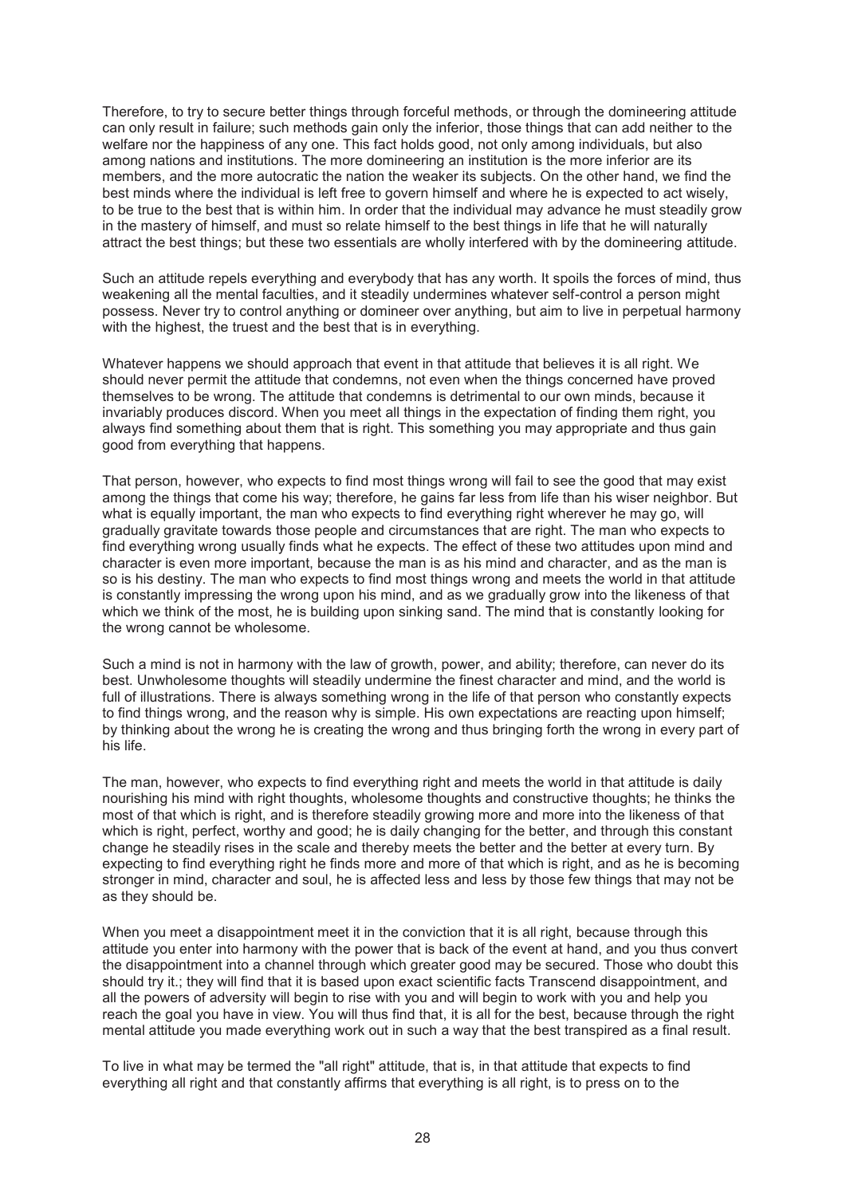Therefore, to try to secure better things through forceful methods, or through the domineering attitude can only result in failure; such methods gain only the inferior, those things that can add neither to the welfare nor the happiness of any one. This fact holds good, not only among individuals, but also among nations and institutions. The more domineering an institution is the more inferior are its members, and the more autocratic the nation the weaker its subjects. On the other hand, we find the best minds where the individual is left free to govern himself and where he is expected to act wisely, to be true to the best that is within him. In order that the individual may advance he must steadily grow in the mastery of himself, and must so relate himself to the best things in life that he will naturally attract the best things; but these two essentials are wholly interfered with by the domineering attitude.

Such an attitude repels everything and everybody that has any worth. It spoils the forces of mind, thus weakening all the mental faculties, and it steadily undermines whatever self-control a person might possess. Never try to control anything or domineer over anything, but aim to live in perpetual harmony with the highest, the truest and the best that is in everything.

Whatever happens we should approach that event in that attitude that believes it is all right. We should never permit the attitude that condemns, not even when the things concerned have proved themselves to be wrong. The attitude that condemns is detrimental to our own minds, because it invariably produces discord. When you meet all things in the expectation of finding them right, you always find something about them that is right. This something you may appropriate and thus gain good from everything that happens.

That person, however, who expects to find most things wrong will fail to see the good that may exist among the things that come his way; therefore, he gains far less from life than his wiser neighbor. But what is equally important, the man who expects to find everything right wherever he may go, will gradually gravitate towards those people and circumstances that are right. The man who expects to find everything wrong usually finds what he expects. The effect of these two attitudes upon mind and character is even more important, because the man is as his mind and character, and as the man is so is his destiny. The man who expects to find most things wrong and meets the world in that attitude is constantly impressing the wrong upon his mind, and as we gradually grow into the likeness of that which we think of the most, he is building upon sinking sand. The mind that is constantly looking for the wrong cannot be wholesome.

Such a mind is not in harmony with the law of growth, power, and ability; therefore, can never do its best. Unwholesome thoughts will steadily undermine the finest character and mind, and the world is full of illustrations. There is always something wrong in the life of that person who constantly expects to find things wrong, and the reason why is simple. His own expectations are reacting upon himself; by thinking about the wrong he is creating the wrong and thus bringing forth the wrong in every part of his life.

The man, however, who expects to find everything right and meets the world in that attitude is daily nourishing his mind with right thoughts, wholesome thoughts and constructive thoughts; he thinks the most of that which is right, and is therefore steadily growing more and more into the likeness of that which is right, perfect, worthy and good; he is daily changing for the better, and through this constant change he steadily rises in the scale and thereby meets the better and the better at every turn. By expecting to find everything right he finds more and more of that which is right, and as he is becoming stronger in mind, character and soul, he is affected less and less by those few things that may not be as they should be.

When you meet a disappointment meet it in the conviction that it is all right, because through this attitude you enter into harmony with the power that is back of the event at hand, and you thus convert the disappointment into a channel through which greater good may be secured. Those who doubt this should try it.; they will find that it is based upon exact scientific facts Transcend disappointment, and all the powers of adversity will begin to rise with you and will begin to work with you and help you reach the goal you have in view. You will thus find that, it is all for the best, because through the right mental attitude you made everything work out in such a way that the best transpired as a final result.

To live in what may be termed the "all right" attitude, that is, in that attitude that expects to find everything all right and that constantly affirms that everything is all right, is to press on to the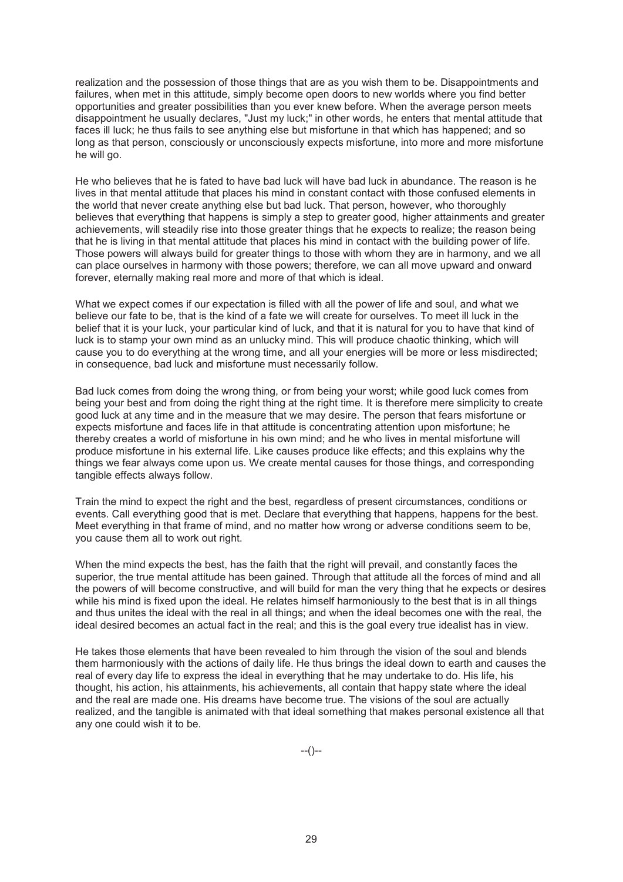realization and the possession of those things that are as you wish them to be. Disappointments and failures, when met in this attitude, simply become open doors to new worlds where you find better opportunities and greater possibilities than you ever knew before. When the average person meets disappointment he usually declares, "Just my luck;" in other words, he enters that mental attitude that faces ill luck; he thus fails to see anything else but misfortune in that which has happened; and so long as that person, consciously or unconsciously expects misfortune, into more and more misfortune he will go.

He who believes that he is fated to have bad luck will have bad luck in abundance. The reason is he lives in that mental attitude that places his mind in constant contact with those confused elements in the world that never create anything else but bad luck. That person, however, who thoroughly believes that everything that happens is simply a step to greater good, higher attainments and greater achievements, will steadily rise into those greater things that he expects to realize; the reason being that he is living in that mental attitude that places his mind in contact with the building power of life. Those powers will always build for greater things to those with whom they are in harmony, and we all can place ourselves in harmony with those powers; therefore, we can all move upward and onward forever, eternally making real more and more of that which is ideal.

What we expect comes if our expectation is filled with all the power of life and soul, and what we believe our fate to be, that is the kind of a fate we will create for ourselves. To meet ill luck in the belief that it is your luck, your particular kind of luck, and that it is natural for you to have that kind of luck is to stamp your own mind as an unlucky mind. This will produce chaotic thinking, which will cause you to do everything at the wrong time, and all your energies will be more or less misdirected; in consequence, bad luck and misfortune must necessarily follow.

Bad luck comes from doing the wrong thing, or from being your worst; while good luck comes from being your best and from doing the right thing at the right time. It is therefore mere simplicity to create good luck at any time and in the measure that we may desire. The person that fears misfortune or expects misfortune and faces life in that attitude is concentrating attention upon misfortune; he thereby creates a world of misfortune in his own mind; and he who lives in mental misfortune will produce misfortune in his external life. Like causes produce like effects; and this explains why the things we fear always come upon us. We create mental causes for those things, and corresponding tangible effects always follow.

Train the mind to expect the right and the best, regardless of present circumstances, conditions or events. Call everything good that is met. Declare that everything that happens, happens for the best. Meet everything in that frame of mind, and no matter how wrong or adverse conditions seem to be, you cause them all to work out right.

When the mind expects the best, has the faith that the right will prevail, and constantly faces the superior, the true mental attitude has been gained. Through that attitude all the forces of mind and all the powers of will become constructive, and will build for man the very thing that he expects or desires while his mind is fixed upon the ideal. He relates himself harmoniously to the best that is in all things and thus unites the ideal with the real in all things; and when the ideal becomes one with the real, the ideal desired becomes an actual fact in the real; and this is the goal every true idealist has in view.

He takes those elements that have been revealed to him through the vision of the soul and blends them harmoniously with the actions of daily life. He thus brings the ideal down to earth and causes the real of every day life to express the ideal in everything that he may undertake to do. His life, his thought, his action, his attainments, his achievements, all contain that happy state where the ideal and the real are made one. His dreams have become true. The visions of the soul are actually realized, and the tangible is animated with that ideal something that makes personal existence all that any one could wish it to be.

--()--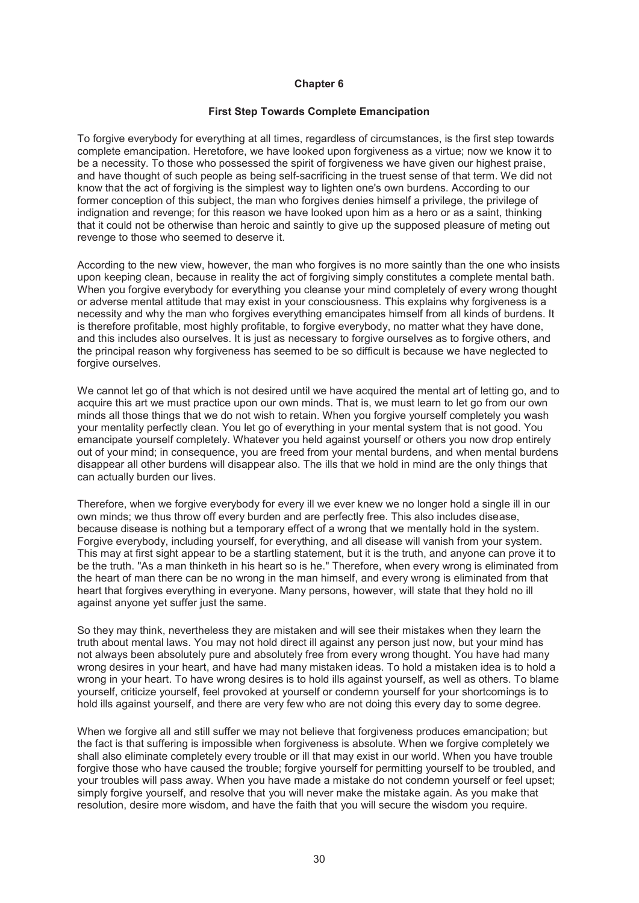# Chapter 6

## First Step Towards Complete Emancipation

To forgive everybody for everything at all times, regardless of circumstances, is the first step towards complete emancipation. Heretofore, we have looked upon forgiveness as a virtue; now we know it to be a necessity. To those who possessed the spirit of forgiveness we have given our highest praise, and have thought of such people as being self-sacrificing in the truest sense of that term. We did not know that the act of forgiving is the simplest way to lighten one's own burdens. According to our former conception of this subject, the man who forgives denies himself a privilege, the privilege of indignation and revenge; for this reason we have looked upon him as a hero or as a saint, thinking that it could not be otherwise than heroic and saintly to give up the supposed pleasure of meting out revenge to those who seemed to deserve it.

According to the new view, however, the man who forgives is no more saintly than the one who insists upon keeping clean, because in reality the act of forgiving simply constitutes a complete mental bath. When you forgive everybody for everything you cleanse your mind completely of every wrong thought or adverse mental attitude that may exist in your consciousness. This explains why forgiveness is a necessity and why the man who forgives everything emancipates himself from all kinds of burdens. It is therefore profitable, most highly profitable, to forgive everybody, no matter what they have done, and this includes also ourselves. It is just as necessary to forgive ourselves as to forgive others, and the principal reason why forgiveness has seemed to be so difficult is because we have neglected to forgive ourselves.

We cannot let go of that which is not desired until we have acquired the mental art of letting go, and to acquire this art we must practice upon our own minds. That is, we must learn to let go from our own minds all those things that we do not wish to retain. When you forgive yourself completely you wash your mentality perfectly clean. You let go of everything in your mental system that is not good. You emancipate yourself completely. Whatever you held against yourself or others you now drop entirely out of your mind; in consequence, you are freed from your mental burdens, and when mental burdens disappear all other burdens will disappear also. The ills that we hold in mind are the only things that can actually burden our lives.

Therefore, when we forgive everybody for every ill we ever knew we no longer hold a single ill in our own minds; we thus throw off every burden and are perfectly free. This also includes disease, because disease is nothing but a temporary effect of a wrong that we mentally hold in the system. Forgive everybody, including yourself, for everything, and all disease will vanish from your system. This may at first sight appear to be a startling statement, but it is the truth, and anyone can prove it to be the truth. "As a man thinketh in his heart so is he." Therefore, when every wrong is eliminated from the heart of man there can be no wrong in the man himself, and every wrong is eliminated from that heart that forgives everything in everyone. Many persons, however, will state that they hold no ill against anyone yet suffer just the same.

So they may think, nevertheless they are mistaken and will see their mistakes when they learn the truth about mental laws. You may not hold direct ill against any person just now, but your mind has not always been absolutely pure and absolutely free from every wrong thought. You have had many wrong desires in your heart, and have had many mistaken ideas. To hold a mistaken idea is to hold a wrong in your heart. To have wrong desires is to hold ills against yourself, as well as others. To blame yourself, criticize yourself, feel provoked at yourself or condemn yourself for your shortcomings is to hold ills against yourself, and there are very few who are not doing this every day to some degree.

When we forgive all and still suffer we may not believe that forgiveness produces emancipation; but the fact is that suffering is impossible when forgiveness is absolute. When we forgive completely we shall also eliminate completely every trouble or ill that may exist in our world. When you have trouble forgive those who have caused the trouble; forgive yourself for permitting yourself to be troubled, and your troubles will pass away. When you have made a mistake do not condemn yourself or feel upset; simply forgive yourself, and resolve that you will never make the mistake again. As you make that resolution, desire more wisdom, and have the faith that you will secure the wisdom you require.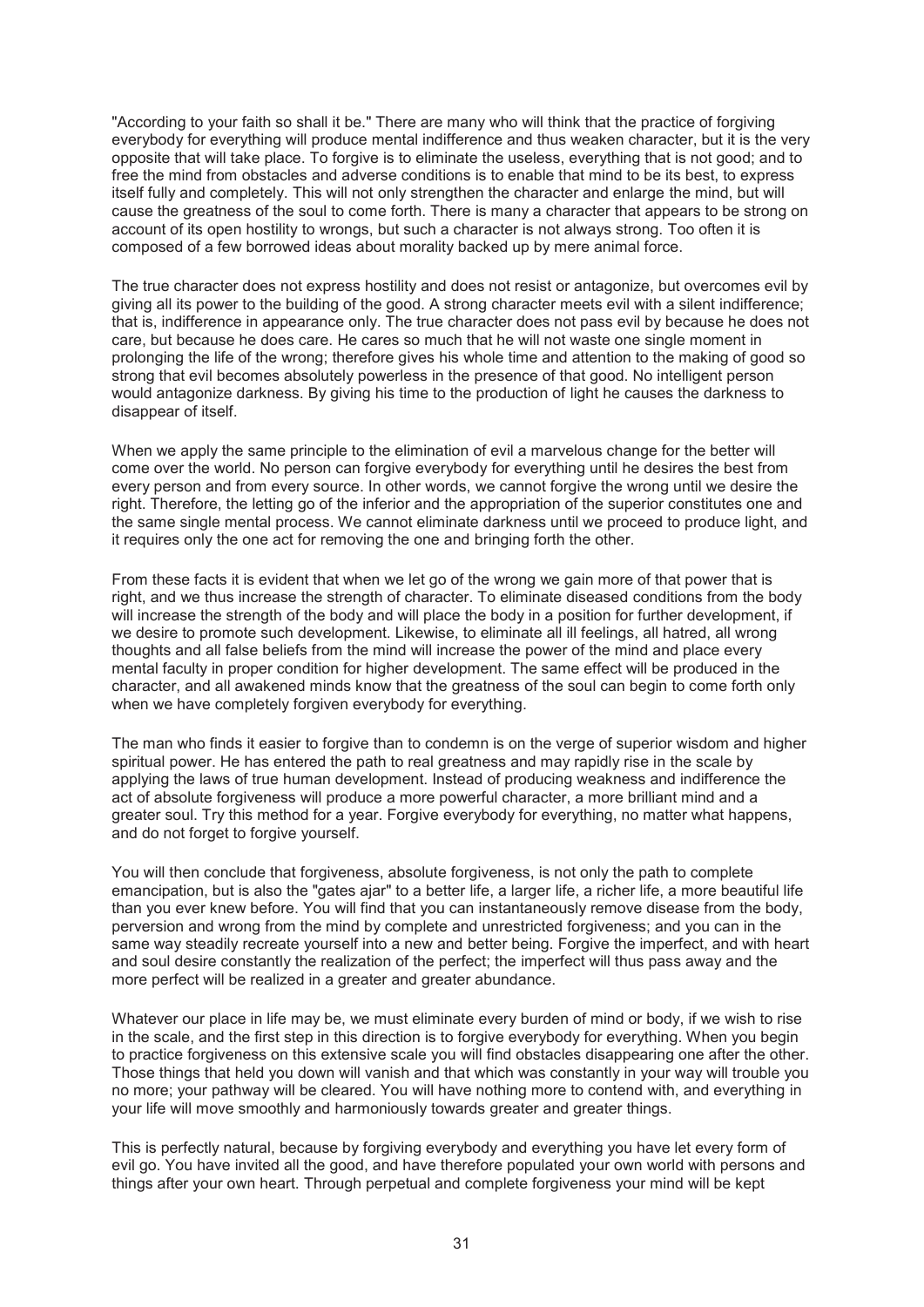"According to your faith so shall it be." There are many who will think that the practice of forgiving everybody for everything will produce mental indifference and thus weaken character, but it is the very opposite that will take place. To forgive is to eliminate the useless, everything that is not good; and to free the mind from obstacles and adverse conditions is to enable that mind to be its best, to express itself fully and completely. This will not only strengthen the character and enlarge the mind, but will cause the greatness of the soul to come forth. There is many a character that appears to be strong on account of its open hostility to wrongs, but such a character is not always strong. Too often it is composed of a few borrowed ideas about morality backed up by mere animal force.

The true character does not express hostility and does not resist or antagonize, but overcomes evil by giving all its power to the building of the good. A strong character meets evil with a silent indifference; that is, indifference in appearance only. The true character does not pass evil by because he does not care, but because he does care. He cares so much that he will not waste one single moment in prolonging the life of the wrong; therefore gives his whole time and attention to the making of good so strong that evil becomes absolutely powerless in the presence of that good. No intelligent person would antagonize darkness. By giving his time to the production of light he causes the darkness to disappear of itself.

When we apply the same principle to the elimination of evil a marvelous change for the better will come over the world. No person can forgive everybody for everything until he desires the best from every person and from every source. In other words, we cannot forgive the wrong until we desire the right. Therefore, the letting go of the inferior and the appropriation of the superior constitutes one and the same single mental process. We cannot eliminate darkness until we proceed to produce light, and it requires only the one act for removing the one and bringing forth the other.

From these facts it is evident that when we let go of the wrong we gain more of that power that is right, and we thus increase the strength of character. To eliminate diseased conditions from the body will increase the strength of the body and will place the body in a position for further development, if we desire to promote such development. Likewise, to eliminate all ill feelings, all hatred, all wrong thoughts and all false beliefs from the mind will increase the power of the mind and place every mental faculty in proper condition for higher development. The same effect will be produced in the character, and all awakened minds know that the greatness of the soul can begin to come forth only when we have completely forgiven everybody for everything.

The man who finds it easier to forgive than to condemn is on the verge of superior wisdom and higher spiritual power. He has entered the path to real greatness and may rapidly rise in the scale by applying the laws of true human development. Instead of producing weakness and indifference the act of absolute forgiveness will produce a more powerful character, a more brilliant mind and a greater soul. Try this method for a year. Forgive everybody for everything, no matter what happens, and do not forget to forgive yourself.

You will then conclude that forgiveness, absolute forgiveness, is not only the path to complete emancipation, but is also the "gates ajar" to a better life, a larger life, a richer life, a more beautiful life than you ever knew before. You will find that you can instantaneously remove disease from the body, perversion and wrong from the mind by complete and unrestricted forgiveness; and you can in the same way steadily recreate yourself into a new and better being. Forgive the imperfect, and with heart and soul desire constantly the realization of the perfect; the imperfect will thus pass away and the more perfect will be realized in a greater and greater abundance.

Whatever our place in life may be, we must eliminate every burden of mind or body, if we wish to rise in the scale, and the first step in this direction is to forgive everybody for everything. When you begin to practice forgiveness on this extensive scale you will find obstacles disappearing one after the other. Those things that held you down will vanish and that which was constantly in your way will trouble you no more; your pathway will be cleared. You will have nothing more to contend with, and everything in your life will move smoothly and harmoniously towards greater and greater things.

This is perfectly natural, because by forgiving everybody and everything you have let every form of evil go. You have invited all the good, and have therefore populated your own world with persons and things after your own heart. Through perpetual and complete forgiveness your mind will be kept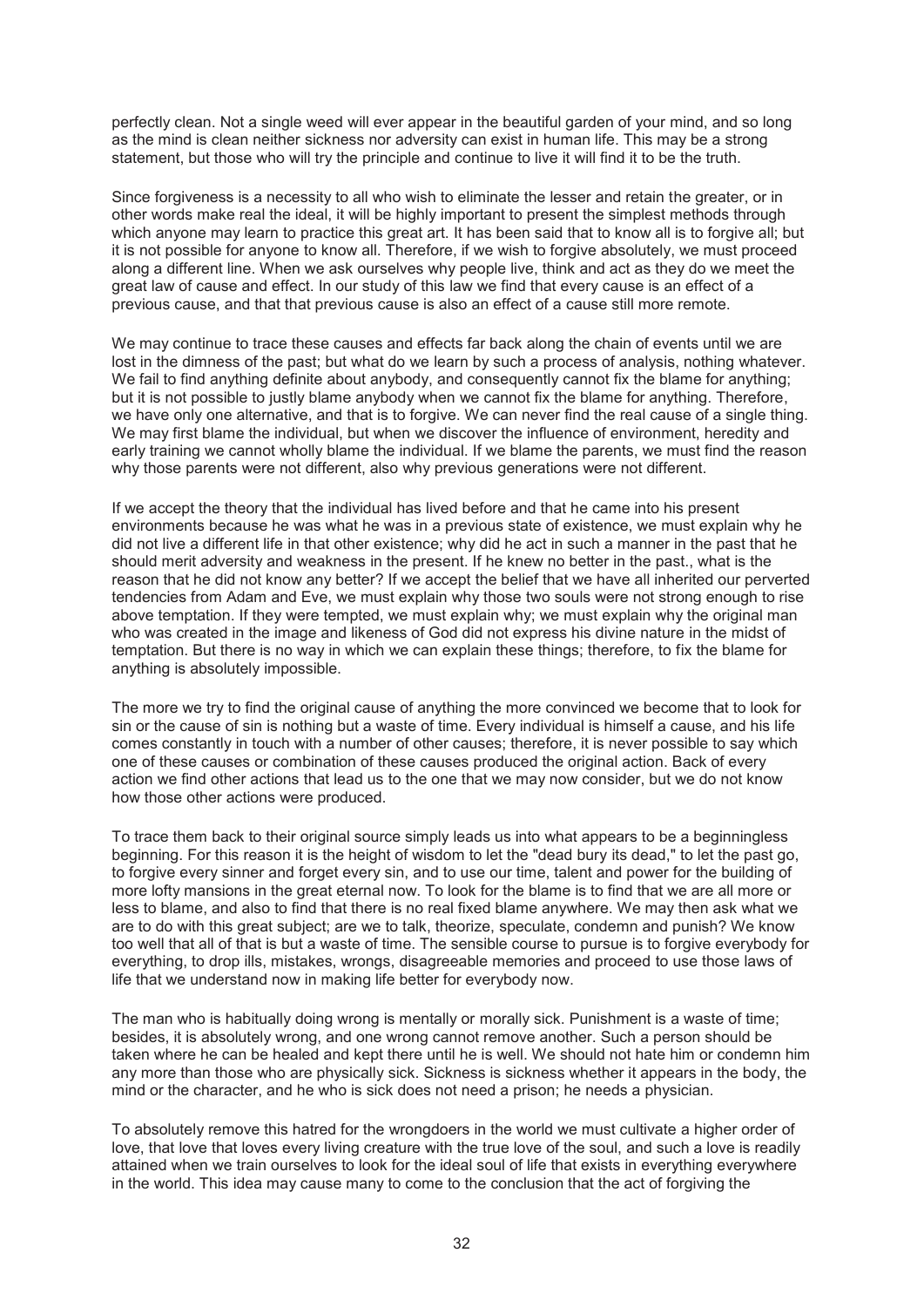perfectly clean. Not a single weed will ever appear in the beautiful garden of your mind, and so long as the mind is clean neither sickness nor adversity can exist in human life. This may be a strong statement, but those who will try the principle and continue to live it will find it to be the truth.

Since forgiveness is a necessity to all who wish to eliminate the lesser and retain the greater, or in other words make real the ideal, it will be highly important to present the simplest methods through which anyone may learn to practice this great art. It has been said that to know all is to forgive all; but it is not possible for anyone to know all. Therefore, if we wish to forgive absolutely, we must proceed along a different line. When we ask ourselves why people live, think and act as they do we meet the great law of cause and effect. In our study of this law we find that every cause is an effect of a previous cause, and that that previous cause is also an effect of a cause still more remote.

We may continue to trace these causes and effects far back along the chain of events until we are lost in the dimness of the past; but what do we learn by such a process of analysis, nothing whatever. We fail to find anything definite about anybody, and consequently cannot fix the blame for anything; but it is not possible to justly blame anybody when we cannot fix the blame for anything. Therefore, we have only one alternative, and that is to forgive. We can never find the real cause of a single thing. We may first blame the individual, but when we discover the influence of environment, heredity and early training we cannot wholly blame the individual. If we blame the parents, we must find the reason why those parents were not different, also why previous generations were not different.

If we accept the theory that the individual has lived before and that he came into his present environments because he was what he was in a previous state of existence, we must explain why he did not live a different life in that other existence; why did he act in such a manner in the past that he should merit adversity and weakness in the present. If he knew no better in the past., what is the reason that he did not know any better? If we accept the belief that we have all inherited our perverted tendencies from Adam and Eve, we must explain why those two souls were not strong enough to rise above temptation. If they were tempted, we must explain why; we must explain why the original man who was created in the image and likeness of God did not express his divine nature in the midst of temptation. But there is no way in which we can explain these things; therefore, to fix the blame for anything is absolutely impossible.

The more we try to find the original cause of anything the more convinced we become that to look for sin or the cause of sin is nothing but a waste of time. Every individual is himself a cause, and his life comes constantly in touch with a number of other causes; therefore, it is never possible to say which one of these causes or combination of these causes produced the original action. Back of every action we find other actions that lead us to the one that we may now consider, but we do not know how those other actions were produced.

To trace them back to their original source simply leads us into what appears to be a beginningless beginning. For this reason it is the height of wisdom to let the "dead bury its dead," to let the past go, to forgive every sinner and forget every sin, and to use our time, talent and power for the building of more lofty mansions in the great eternal now. To look for the blame is to find that we are all more or less to blame, and also to find that there is no real fixed blame anywhere. We may then ask what we are to do with this great subject; are we to talk, theorize, speculate, condemn and punish? We know too well that all of that is but a waste of time. The sensible course to pursue is to forgive everybody for everything, to drop ills, mistakes, wrongs, disagreeable memories and proceed to use those laws of life that we understand now in making life better for everybody now.

The man who is habitually doing wrong is mentally or morally sick. Punishment is a waste of time; besides, it is absolutely wrong, and one wrong cannot remove another. Such a person should be taken where he can be healed and kept there until he is well. We should not hate him or condemn him any more than those who are physically sick. Sickness is sickness whether it appears in the body, the mind or the character, and he who is sick does not need a prison; he needs a physician.

To absolutely remove this hatred for the wrongdoers in the world we must cultivate a higher order of love, that love that loves every living creature with the true love of the soul, and such a love is readily attained when we train ourselves to look for the ideal soul of life that exists in everything everywhere in the world. This idea may cause many to come to the conclusion that the act of forgiving the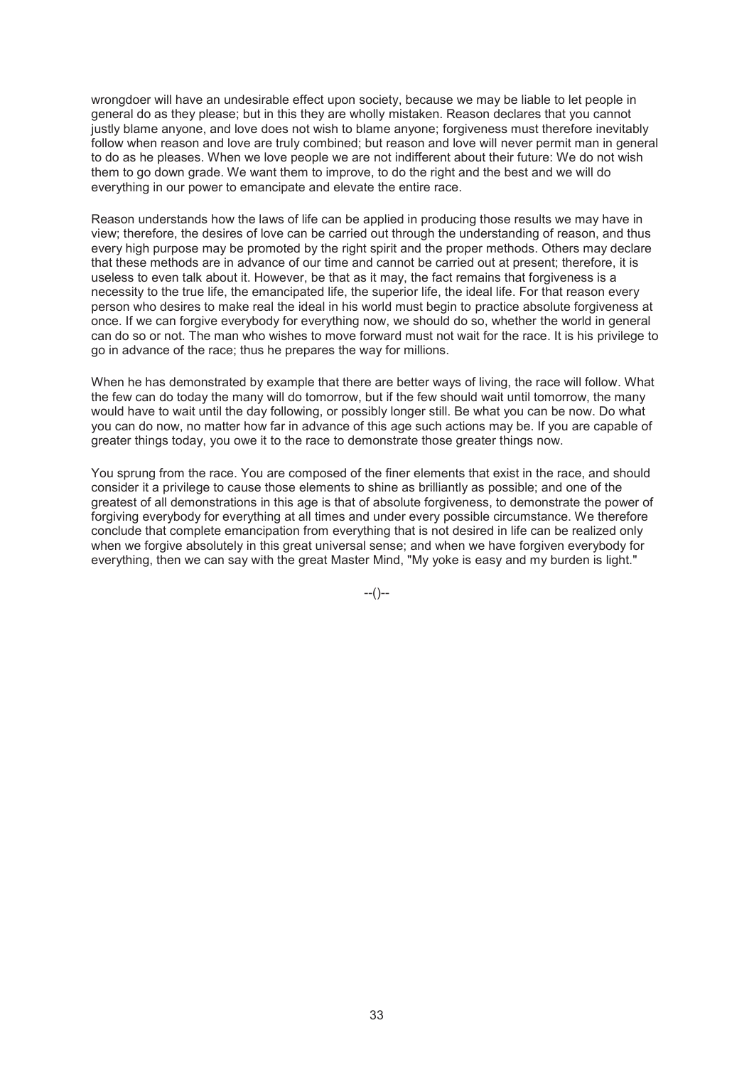wrongdoer will have an undesirable effect upon society, because we may be liable to let people in general do as they please; but in this they are wholly mistaken. Reason declares that you cannot justly blame anyone, and love does not wish to blame anyone; forgiveness must therefore inevitably follow when reason and love are truly combined; but reason and love will never permit man in general to do as he pleases. When we love people we are not indifferent about their future: We do not wish them to go down grade. We want them to improve, to do the right and the best and we will do everything in our power to emancipate and elevate the entire race.

Reason understands how the laws of life can be applied in producing those results we may have in view; therefore, the desires of love can be carried out through the understanding of reason, and thus every high purpose may be promoted by the right spirit and the proper methods. Others may declare that these methods are in advance of our time and cannot be carried out at present; therefore, it is useless to even talk about it. However, be that as it may, the fact remains that forgiveness is a necessity to the true life, the emancipated life, the superior life, the ideal life. For that reason every person who desires to make real the ideal in his world must begin to practice absolute forgiveness at once. If we can forgive everybody for everything now, we should do so, whether the world in general can do so or not. The man who wishes to move forward must not wait for the race. It is his privilege to go in advance of the race; thus he prepares the way for millions.

When he has demonstrated by example that there are better ways of living, the race will follow. What the few can do today the many will do tomorrow, but if the few should wait until tomorrow, the many would have to wait until the day following, or possibly longer still. Be what you can be now. Do what you can do now, no matter how far in advance of this age such actions may be. If you are capable of greater things today, you owe it to the race to demonstrate those greater things now.

You sprung from the race. You are composed of the finer elements that exist in the race, and should consider it a privilege to cause those elements to shine as brilliantly as possible; and one of the greatest of all demonstrations in this age is that of absolute forgiveness, to demonstrate the power of forgiving everybody for everything at all times and under every possible circumstance. We therefore conclude that complete emancipation from everything that is not desired in life can be realized only when we forgive absolutely in this great universal sense; and when we have forgiven everybody for everything, then we can say with the great Master Mind, "My yoke is easy and my burden is light."

--()--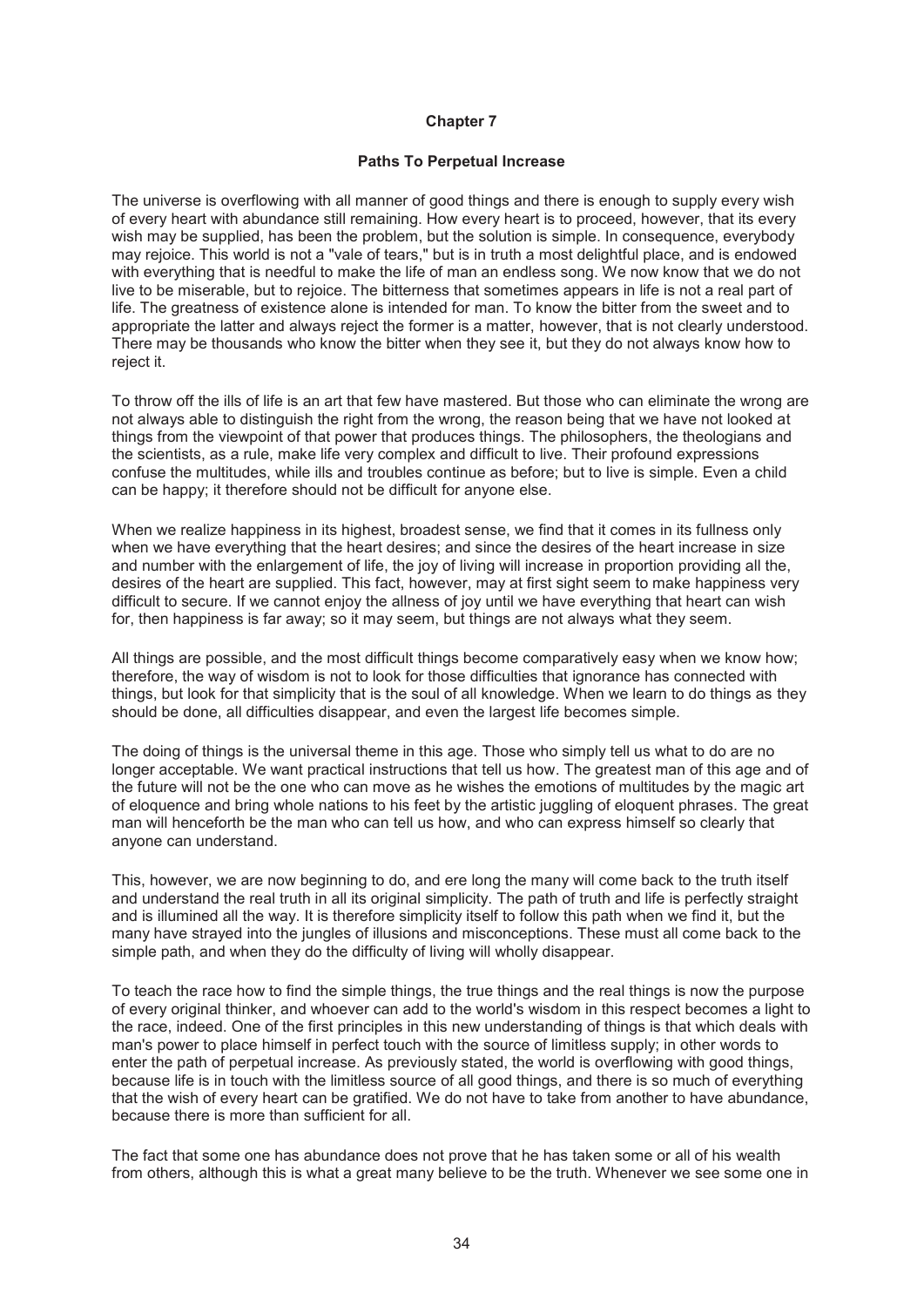# Chapter 7

## Paths To Perpetual Increase

The universe is overflowing with all manner of good things and there is enough to supply every wish of every heart with abundance still remaining. How every heart is to proceed, however, that its every wish may be supplied, has been the problem, but the solution is simple. In consequence, everybody may rejoice. This world is not a "vale of tears," but is in truth a most delightful place, and is endowed with everything that is needful to make the life of man an endless song. We now know that we do not live to be miserable, but to rejoice. The bitterness that sometimes appears in life is not a real part of life. The greatness of existence alone is intended for man. To know the bitter from the sweet and to appropriate the latter and always reject the former is a matter, however, that is not clearly understood. There may be thousands who know the bitter when they see it, but they do not always know how to reject it.

To throw off the ills of life is an art that few have mastered. But those who can eliminate the wrong are not always able to distinguish the right from the wrong, the reason being that we have not looked at things from the viewpoint of that power that produces things. The philosophers, the theologians and the scientists, as a rule, make life very complex and difficult to live. Their profound expressions confuse the multitudes, while ills and troubles continue as before; but to live is simple. Even a child can be happy; it therefore should not be difficult for anyone else.

When we realize happiness in its highest, broadest sense, we find that it comes in its fullness only when we have everything that the heart desires; and since the desires of the heart increase in size and number with the enlargement of life, the joy of living will increase in proportion providing all the, desires of the heart are supplied. This fact, however, may at first sight seem to make happiness very difficult to secure. If we cannot enjoy the allness of joy until we have everything that heart can wish for, then happiness is far away; so it may seem, but things are not always what they seem.

All things are possible, and the most difficult things become comparatively easy when we know how; therefore, the way of wisdom is not to look for those difficulties that ignorance has connected with things, but look for that simplicity that is the soul of all knowledge. When we learn to do things as they should be done, all difficulties disappear, and even the largest life becomes simple.

The doing of things is the universal theme in this age. Those who simply tell us what to do are no longer acceptable. We want practical instructions that tell us how. The greatest man of this age and of the future will not be the one who can move as he wishes the emotions of multitudes by the magic art of eloquence and bring whole nations to his feet by the artistic juggling of eloquent phrases. The great man will henceforth be the man who can tell us how, and who can express himself so clearly that anyone can understand.

This, however, we are now beginning to do, and ere long the many will come back to the truth itself and understand the real truth in all its original simplicity. The path of truth and life is perfectly straight and is illumined all the way. It is therefore simplicity itself to follow this path when we find it, but the many have strayed into the jungles of illusions and misconceptions. These must all come back to the simple path, and when they do the difficulty of living will wholly disappear.

To teach the race how to find the simple things, the true things and the real things is now the purpose of every original thinker, and whoever can add to the world's wisdom in this respect becomes a light to the race, indeed. One of the first principles in this new understanding of things is that which deals with man's power to place himself in perfect touch with the source of limitless supply; in other words to enter the path of perpetual increase. As previously stated, the world is overflowing with good things, because life is in touch with the limitless source of all good things, and there is so much of everything that the wish of every heart can be gratified. We do not have to take from another to have abundance, because there is more than sufficient for all.

The fact that some one has abundance does not prove that he has taken some or all of his wealth from others, although this is what a great many believe to be the truth. Whenever we see some one in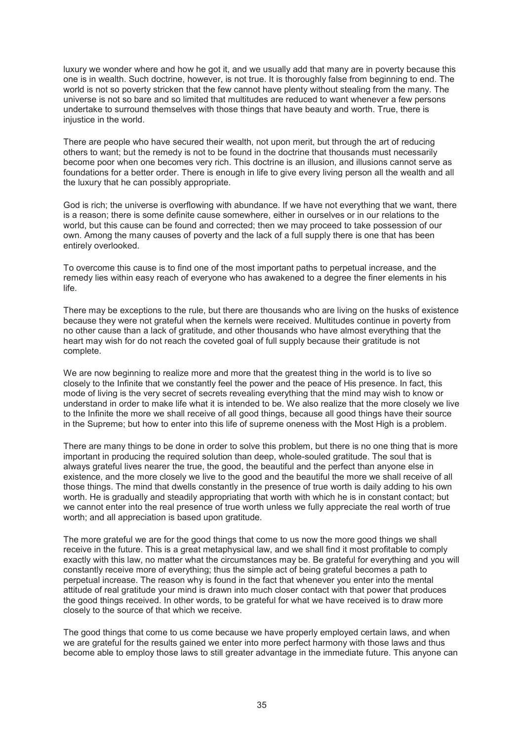luxury we wonder where and how he got it, and we usually add that many are in poverty because this one is in wealth. Such doctrine, however, is not true. It is thoroughly false from beginning to end. The world is not so poverty stricken that the few cannot have plenty without stealing from the many. The universe is not so bare and so limited that multitudes are reduced to want whenever a few persons undertake to surround themselves with those things that have beauty and worth. True, there is injustice in the world.

There are people who have secured their wealth, not upon merit, but through the art of reducing others to want; but the remedy is not to be found in the doctrine that thousands must necessarily become poor when one becomes very rich. This doctrine is an illusion, and illusions cannot serve as foundations for a better order. There is enough in life to give every living person all the wealth and all the luxury that he can possibly appropriate.

God is rich; the universe is overflowing with abundance. If we have not everything that we want, there is a reason; there is some definite cause somewhere, either in ourselves or in our relations to the world, but this cause can be found and corrected; then we may proceed to take possession of our own. Among the many causes of poverty and the lack of a full supply there is one that has been entirely overlooked.

To overcome this cause is to find one of the most important paths to perpetual increase, and the remedy lies within easy reach of everyone who has awakened to a degree the finer elements in his life.

There may be exceptions to the rule, but there are thousands who are living on the husks of existence because they were not grateful when the kernels were received. Multitudes continue in poverty from no other cause than a lack of gratitude, and other thousands who have almost everything that the heart may wish for do not reach the coveted goal of full supply because their gratitude is not complete.

We are now beginning to realize more and more that the greatest thing in the world is to live so closely to the Infinite that we constantly feel the power and the peace of His presence. In fact, this mode of living is the very secret of secrets revealing everything that the mind may wish to know or understand in order to make life what it is intended to be. We also realize that the more closely we live to the Infinite the more we shall receive of all good things, because all good things have their source in the Supreme; but how to enter into this life of supreme oneness with the Most High is a problem.

There are many things to be done in order to solve this problem, but there is no one thing that is more important in producing the required solution than deep, whole-souled gratitude. The soul that is always grateful lives nearer the true, the good, the beautiful and the perfect than anyone else in existence, and the more closely we live to the good and the beautiful the more we shall receive of all those things. The mind that dwells constantly in the presence of true worth is daily adding to his own worth. He is gradually and steadily appropriating that worth with which he is in constant contact; but we cannot enter into the real presence of true worth unless we fully appreciate the real worth of true worth; and all appreciation is based upon gratitude.

The more grateful we are for the good things that come to us now the more good things we shall receive in the future. This is a great metaphysical law, and we shall find it most profitable to comply exactly with this law, no matter what the circumstances may be. Be grateful for everything and you will constantly receive more of everything; thus the simple act of being grateful becomes a path to perpetual increase. The reason why is found in the fact that whenever you enter into the mental attitude of real gratitude your mind is drawn into much closer contact with that power that produces the good things received. In other words, to be grateful for what we have received is to draw more closely to the source of that which we receive.

The good things that come to us come because we have properly employed certain laws, and when we are grateful for the results gained we enter into more perfect harmony with those laws and thus become able to employ those laws to still greater advantage in the immediate future. This anyone can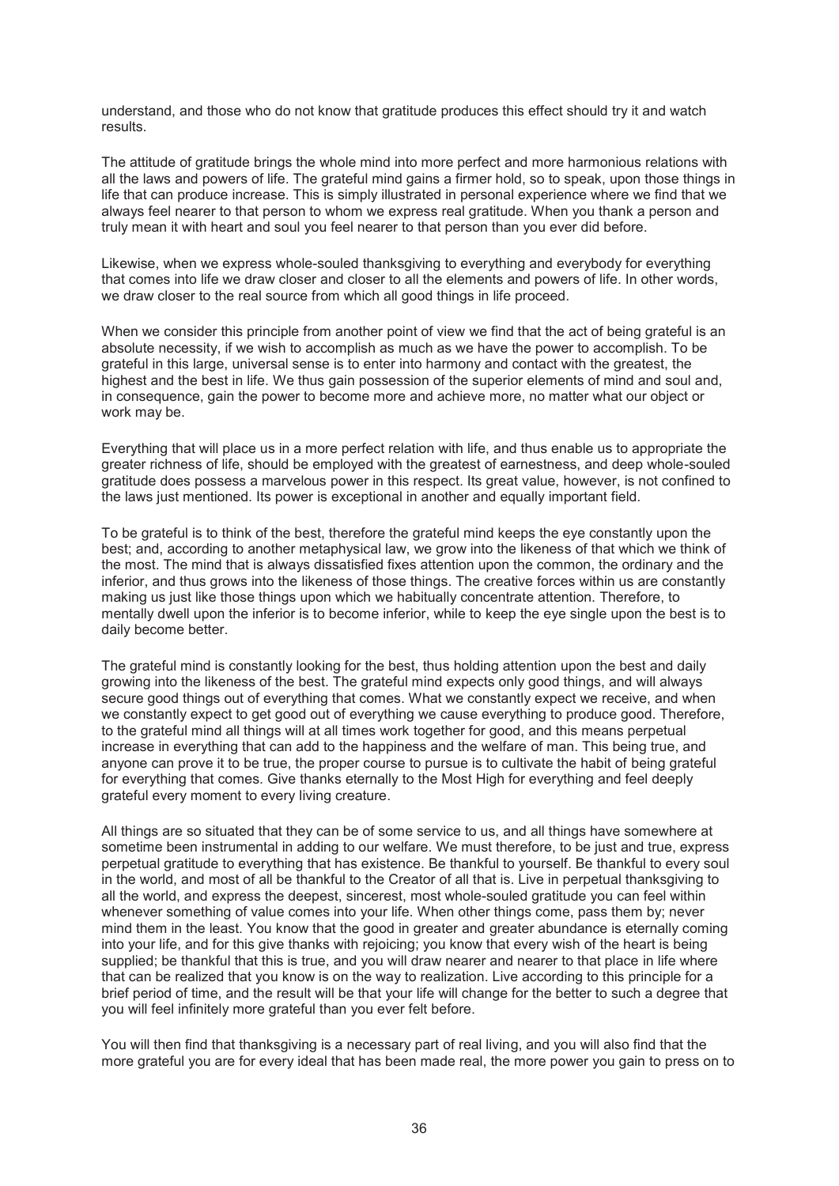understand, and those who do not know that gratitude produces this effect should try it and watch results.

The attitude of gratitude brings the whole mind into more perfect and more harmonious relations with all the laws and powers of life. The grateful mind gains a firmer hold, so to speak, upon those things in life that can produce increase. This is simply illustrated in personal experience where we find that we always feel nearer to that person to whom we express real gratitude. When you thank a person and truly mean it with heart and soul you feel nearer to that person than you ever did before.

Likewise, when we express whole-souled thanksgiving to everything and everybody for everything that comes into life we draw closer and closer to all the elements and powers of life. In other words, we draw closer to the real source from which all good things in life proceed.

When we consider this principle from another point of view we find that the act of being grateful is an absolute necessity, if we wish to accomplish as much as we have the power to accomplish. To be grateful in this large, universal sense is to enter into harmony and contact with the greatest, the highest and the best in life. We thus gain possession of the superior elements of mind and soul and, in consequence, gain the power to become more and achieve more, no matter what our object or work may be.

Everything that will place us in a more perfect relation with life, and thus enable us to appropriate the greater richness of life, should be employed with the greatest of earnestness, and deep whole-souled gratitude does possess a marvelous power in this respect. Its great value, however, is not confined to the laws just mentioned. Its power is exceptional in another and equally important field.

To be grateful is to think of the best, therefore the grateful mind keeps the eye constantly upon the best; and, according to another metaphysical law, we grow into the likeness of that which we think of the most. The mind that is always dissatisfied fixes attention upon the common, the ordinary and the inferior, and thus grows into the likeness of those things. The creative forces within us are constantly making us just like those things upon which we habitually concentrate attention. Therefore, to mentally dwell upon the inferior is to become inferior, while to keep the eye single upon the best is to daily become better.

The grateful mind is constantly looking for the best, thus holding attention upon the best and daily growing into the likeness of the best. The grateful mind expects only good things, and will always secure good things out of everything that comes. What we constantly expect we receive, and when we constantly expect to get good out of everything we cause everything to produce good. Therefore, to the grateful mind all things will at all times work together for good, and this means perpetual increase in everything that can add to the happiness and the welfare of man. This being true, and anyone can prove it to be true, the proper course to pursue is to cultivate the habit of being grateful for everything that comes. Give thanks eternally to the Most High for everything and feel deeply grateful every moment to every living creature.

All things are so situated that they can be of some service to us, and all things have somewhere at sometime been instrumental in adding to our welfare. We must therefore, to be just and true, express perpetual gratitude to everything that has existence. Be thankful to yourself. Be thankful to every soul in the world, and most of all be thankful to the Creator of all that is. Live in perpetual thanksgiving to all the world, and express the deepest, sincerest, most whole-souled gratitude you can feel within whenever something of value comes into your life. When other things come, pass them by; never mind them in the least. You know that the good in greater and greater abundance is eternally coming into your life, and for this give thanks with rejoicing; you know that every wish of the heart is being supplied; be thankful that this is true, and you will draw nearer and nearer to that place in life where that can be realized that you know is on the way to realization. Live according to this principle for a brief period of time, and the result will be that your life will change for the better to such a degree that you will feel infinitely more grateful than you ever felt before.

You will then find that thanksgiving is a necessary part of real living, and you will also find that the more grateful you are for every ideal that has been made real, the more power you gain to press on to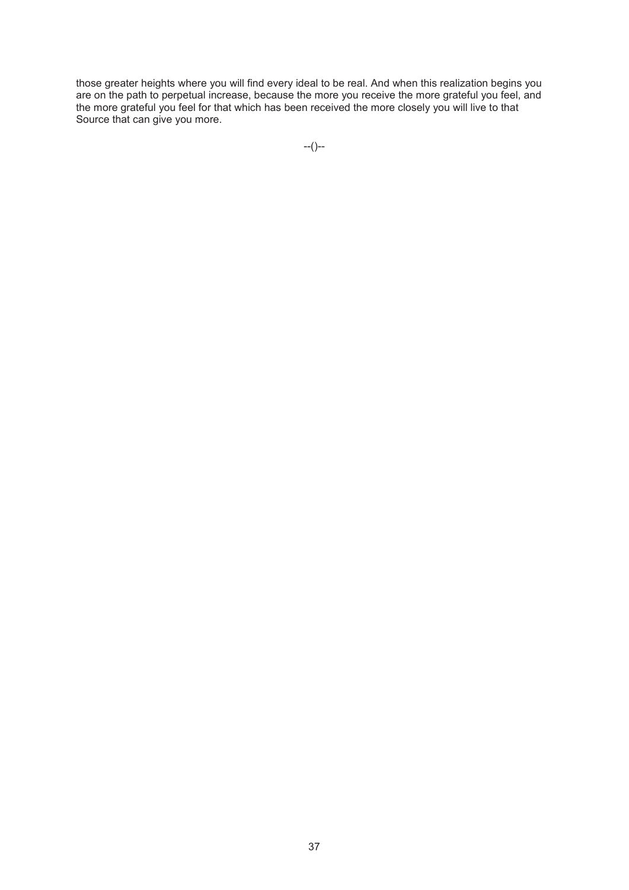those greater heights where you will find every ideal to be real. And when this realization begins you are on the path to perpetual increase, because the more you receive the more grateful you feel, and the more grateful you feel for that which has been received the more closely you will live to that Source that can give you more.

--()--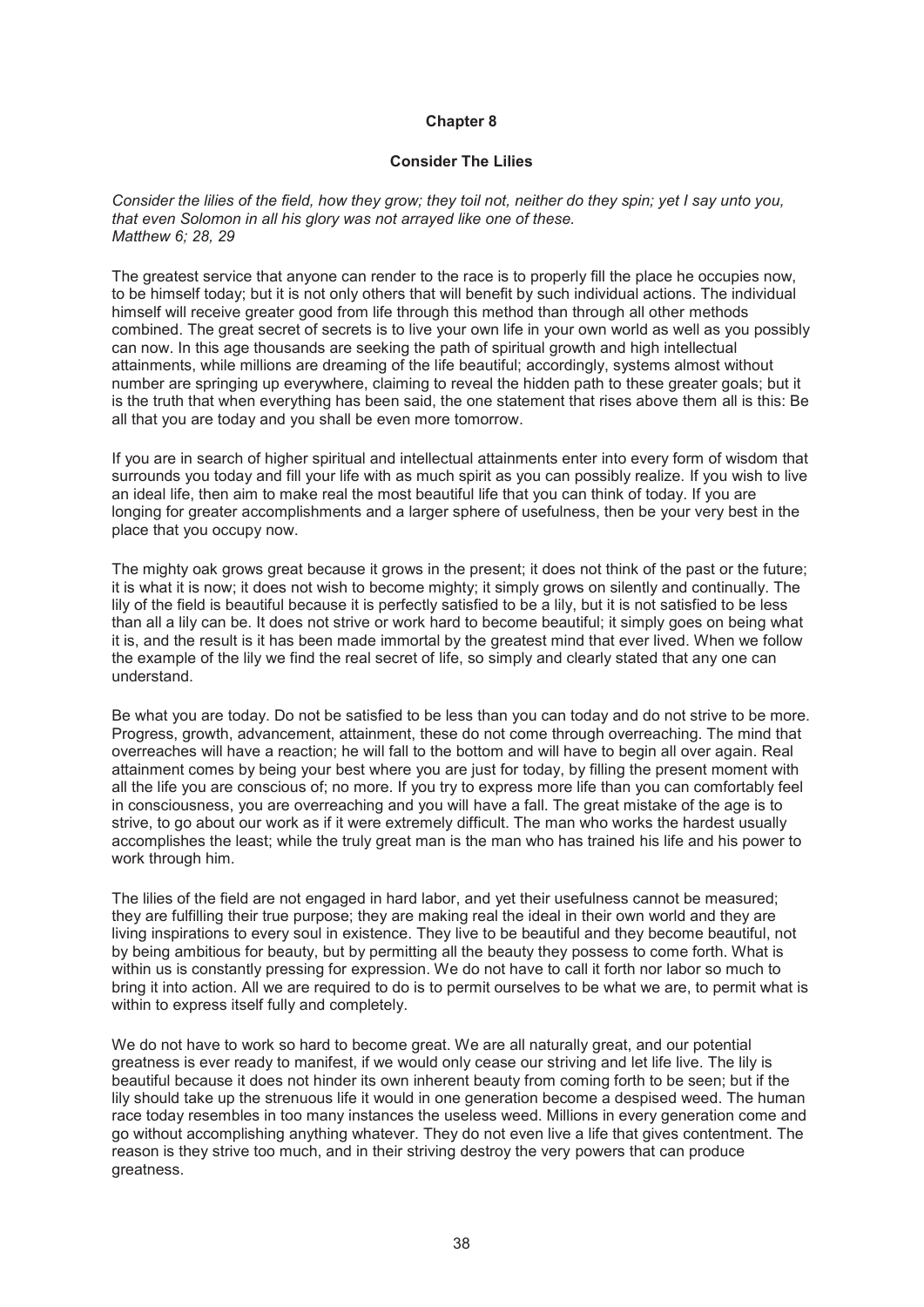## Chapter 8

### Consider The Lilies

*Consider the lilies of the field, how they grow; they toil not, neither do they spin; yet I say unto you, that even Solomon in all his glory was not arrayed like one of these.*
*Matthew 6; 28, 29*

The greatest service that anyone can render to the race is to properly fill the place he occupies now, to be himself today; but it is not only others that will benefit by such individual actions. The individual himself will receive greater good from life through this method than through all other methods combined. The great secret of secrets is to live your own life in your own world as well as you possibly can now. In this age thousands are seeking the path of spiritual growth and high intellectual attainments, while millions are dreaming of the life beautiful; accordingly, systems almost without number are springing up everywhere, claiming to reveal the hidden path to these greater goals; but it is the truth that when everything has been said, the one statement that rises above them all is this: Be all that you are today and you shall be even more tomorrow.

If you are in search of higher spiritual and intellectual attainments enter into every form of wisdom that surrounds you today and fill your life with as much spirit as you can possibly realize. If you wish to live an ideal life, then aim to make real the most beautiful life that you can think of today. If you are longing for greater accomplishments and a larger sphere of usefulness, then be your very best in the place that you occupy now.

The mighty oak grows great because it grows in the present; it does not think of the past or the future; it is what it is now; it does not wish to become mighty; it simply grows on silently and continually. The lily of the field is beautiful because it is perfectly satisfied to be a lily, but it is not satisfied to be less than all a lily can be. It does not strive or work hard to become beautiful; it simply goes on being what it is, and the result is it has been made immortal by the greatest mind that ever lived. When we follow the example of the lily we find the real secret of life, so simply and clearly stated that any one can understand.

Be what you are today. Do not be satisfied to be less than you can today and do not strive to be more. Progress, growth, advancement, attainment, these do not come through overreaching. The mind that overreaches will have a reaction; he will fall to the bottom and will have to begin all over again. Real attainment comes by being your best where you are just for today, by filling the present moment with all the life you are conscious of; no more. If you try to express more life than you can comfortably feel in consciousness, you are overreaching and you will have a fall. The great mistake of the age is to strive, to go about our work as if it were extremely difficult. The man who works the hardest usually accomplishes the least; while the truly great man is the man who has trained his life and his power to work through him.

The lilies of the field are not engaged in hard labor, and yet their usefulness cannot be measured; they are fulfilling their true purpose; they are making real the ideal in their own world and they are living inspirations to every soul in existence. They live to be beautiful and they become beautiful, not by being ambitious for beauty, but by permitting all the beauty they possess to come forth. What is within us is constantly pressing for expression. We do not have to call it forth nor labor so much to bring it into action. All we are required to do is to permit ourselves to be what we are, to permit what is within to express itself fully and completely.

We do not have to work so hard to become great. We are all naturally great, and our potential greatness is ever ready to manifest, if we would only cease our striving and let life live. The lily is beautiful because it does not hinder its own inherent beauty from coming forth to be seen; but if the lily should take up the strenuous life it would in one generation become a despised weed. The human race today resembles in too many instances the useless weed. Millions in every generation come and go without accomplishing anything whatever. They do not even live a life that gives contentment. The reason is they strive too much, and in their striving destroy the very powers that can produce greatness.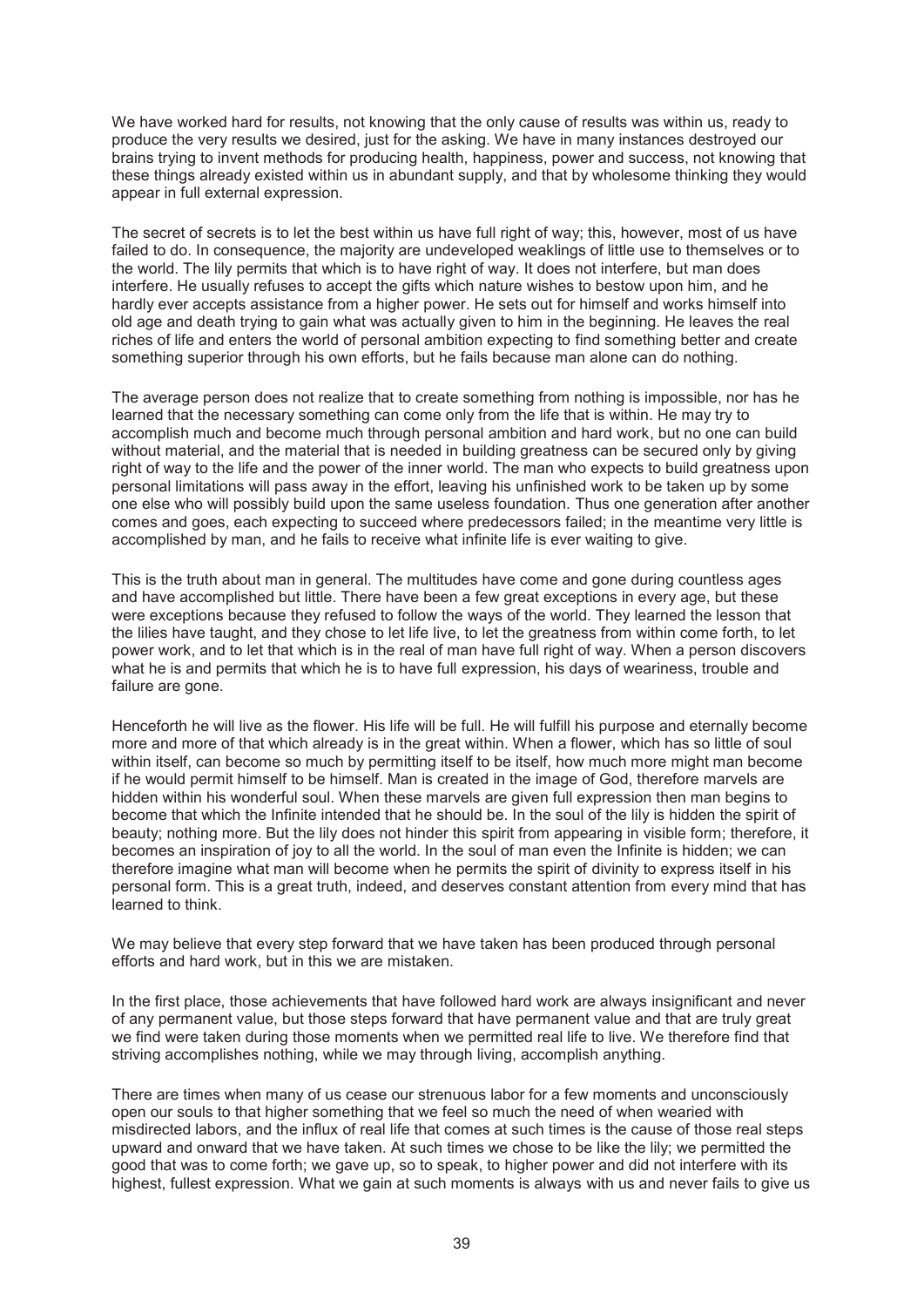We have worked hard for results, not knowing that the only cause of results was within us, ready to produce the very results we desired, just for the asking. We have in many instances destroyed our brains trying to invent methods for producing health, happiness, power and success, not knowing that these things already existed within us in abundant supply, and that by wholesome thinking they would appear in full external expression.

The secret of secrets is to let the best within us have full right of way; this, however, most of us have failed to do. In consequence, the majority are undeveloped weaklings of little use to themselves or to the world. The lily permits that which is to have right of way. It does not interfere, but man does interfere. He usually refuses to accept the gifts which nature wishes to bestow upon him, and he hardly ever accepts assistance from a higher power. He sets out for himself and works himself into old age and death trying to gain what was actually given to him in the beginning. He leaves the real riches of life and enters the world of personal ambition expecting to find something better and create something superior through his own efforts, but he fails because man alone can do nothing.

The average person does not realize that to create something from nothing is impossible, nor has he learned that the necessary something can come only from the life that is within. He may try to accomplish much and become much through personal ambition and hard work, but no one can build without material, and the material that is needed in building greatness can be secured only by giving right of way to the life and the power of the inner world. The man who expects to build greatness upon personal limitations will pass away in the effort, leaving his unfinished work to be taken up by some one else who will possibly build upon the same useless foundation. Thus one generation after another comes and goes, each expecting to succeed where predecessors failed; in the meantime very little is accomplished by man, and he fails to receive what infinite life is ever waiting to give.

This is the truth about man in general. The multitudes have come and gone during countless ages and have accomplished but little. There have been a few great exceptions in every age, but these were exceptions because they refused to follow the ways of the world. They learned the lesson that the lilies have taught, and they chose to let life live, to let the greatness from within come forth, to let power work, and to let that which is in the real of man have full right of way. When a person discovers what he is and permits that which he is to have full expression, his days of weariness, trouble and failure are gone.

Henceforth he will live as the flower. His life will be full. He will fulfill his purpose and eternally become more and more of that which already is in the great within. When a flower, which has so little of soul within itself, can become so much by permitting itself to be itself, how much more might man become if he would permit himself to be himself. Man is created in the image of God, therefore marvels are hidden within his wonderful soul. When these marvels are given full expression then man begins to become that which the Infinite intended that he should be. In the soul of the lily is hidden the spirit of beauty; nothing more. But the lily does not hinder this spirit from appearing in visible form; therefore, it becomes an inspiration of joy to all the world. In the soul of man even the Infinite is hidden; we can therefore imagine what man will become when he permits the spirit of divinity to express itself in his personal form. This is a great truth, indeed, and deserves constant attention from every mind that has learned to think.

We may believe that every step forward that we have taken has been produced through personal efforts and hard work, but in this we are mistaken.

In the first place, those achievements that have followed hard work are always insignificant and never of any permanent value, but those steps forward that have permanent value and that are truly great we find were taken during those moments when we permitted real life to live. We therefore find that striving accomplishes nothing, while we may through living, accomplish anything.

There are times when many of us cease our strenuous labor for a few moments and unconsciously open our souls to that higher something that we feel so much the need of when wearied with misdirected labors, and the influx of real life that comes at such times is the cause of those real steps upward and onward that we have taken. At such times we chose to be like the lily; we permitted the good that was to come forth; we gave up, so to speak, to higher power and did not interfere with its highest, fullest expression. What we gain at such moments is always with us and never fails to give us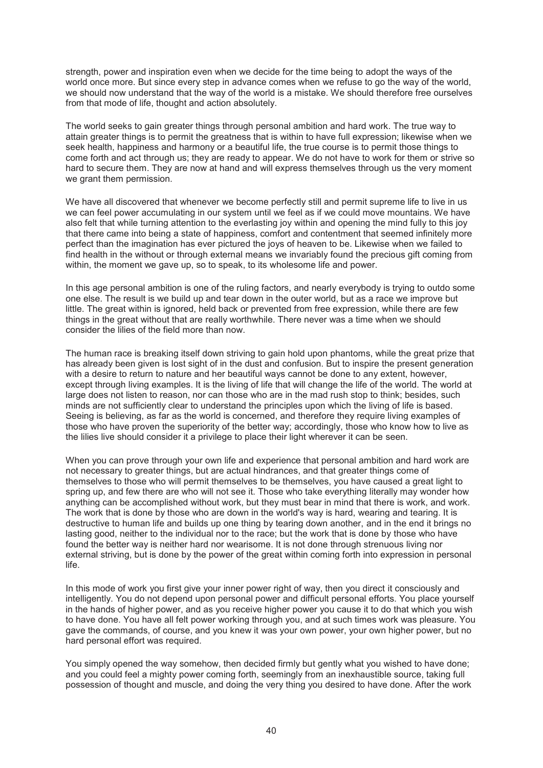strength, power and inspiration even when we decide for the time being to adopt the ways of the world once more. But since every step in advance comes when we refuse to go the way of the world, we should now understand that the way of the world is a mistake. We should therefore free ourselves from that mode of life, thought and action absolutely.

The world seeks to gain greater things through personal ambition and hard work. The true way to attain greater things is to permit the greatness that is within to have full expression; likewise when we seek health, happiness and harmony or a beautiful life, the true course is to permit those things to come forth and act through us; they are ready to appear. We do not have to work for them or strive so hard to secure them. They are now at hand and will express themselves through us the very moment we grant them permission.

We have all discovered that whenever we become perfectly still and permit supreme life to live in us we can feel power accumulating in our system until we feel as if we could move mountains. We have also felt that while turning attention to the everlasting joy within and opening the mind fully to this joy that there came into being a state of happiness, comfort and contentment that seemed infinitely more perfect than the imagination has ever pictured the joys of heaven to be. Likewise when we failed to find health in the without or through external means we invariably found the precious gift coming from within, the moment we gave up, so to speak, to its wholesome life and power.

In this age personal ambition is one of the ruling factors, and nearly everybody is trying to outdo some one else. The result is we build up and tear down in the outer world, but as a race we improve but little. The great within is ignored, held back or prevented from free expression, while there are few things in the great without that are really worthwhile. There never was a time when we should consider the lilies of the field more than now.

The human race is breaking itself down striving to gain hold upon phantoms, while the great prize that has already been given is lost sight of in the dust and confusion. But to inspire the present generation with a desire to return to nature and her beautiful ways cannot be done to any extent, however, except through living examples. It is the living of life that will change the life of the world. The world at large does not listen to reason, nor can those who are in the mad rush stop to think; besides, such minds are not sufficiently clear to understand the principles upon which the living of life is based. Seeing is believing, as far as the world is concerned, and therefore they require living examples of those who have proven the superiority of the better way; accordingly, those who know how to live as the lilies live should consider it a privilege to place their light wherever it can be seen.

When you can prove through your own life and experience that personal ambition and hard work are not necessary to greater things, but are actual hindrances, and that greater things come of themselves to those who will permit themselves to be themselves, you have caused a great light to spring up, and few there are who will not see it. Those who take everything literally may wonder how anything can be accomplished without work, but they must bear in mind that there is work, and work. The work that is done by those who are down in the world's way is hard, wearing and tearing. It is destructive to human life and builds up one thing by tearing down another, and in the end it brings no lasting good, neither to the individual nor to the race; but the work that is done by those who have found the better way is neither hard nor wearisome. It is not done through strenuous living nor external striving, but is done by the power of the great within coming forth into expression in personal life.

In this mode of work you first give your inner power right of way, then you direct it consciously and intelligently. You do not depend upon personal power and difficult personal efforts. You place yourself in the hands of higher power, and as you receive higher power you cause it to do that which you wish to have done. You have all felt power working through you, and at such times work was pleasure. You gave the commands, of course, and you knew it was your own power, your own higher power, but no hard personal effort was required.

You simply opened the way somehow, then decided firmly but gently what you wished to have done; and you could feel a mighty power coming forth, seemingly from an inexhaustible source, taking full possession of thought and muscle, and doing the very thing you desired to have done. After the work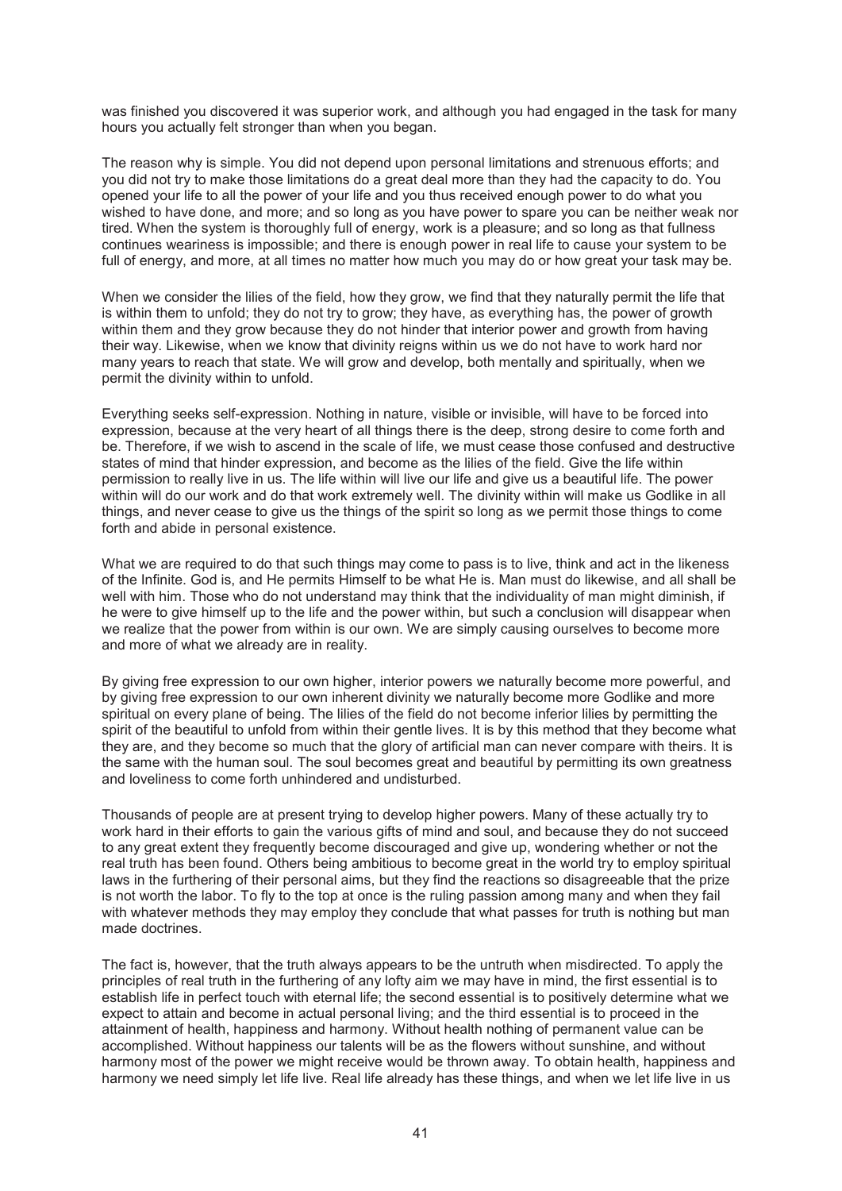was finished you discovered it was superior work, and although you had engaged in the task for many hours you actually felt stronger than when you began.

The reason why is simple. You did not depend upon personal limitations and strenuous efforts; and you did not try to make those limitations do a great deal more than they had the capacity to do. You opened your life to all the power of your life and you thus received enough power to do what you wished to have done, and more; and so long as you have power to spare you can be neither weak nor tired. When the system is thoroughly full of energy, work is a pleasure; and so long as that fullness continues weariness is impossible; and there is enough power in real life to cause your system to be full of energy, and more, at all times no matter how much you may do or how great your task may be.

When we consider the lilies of the field, how they grow, we find that they naturally permit the life that is within them to unfold; they do not try to grow; they have, as everything has, the power of growth within them and they grow because they do not hinder that interior power and growth from having their way. Likewise, when we know that divinity reigns within us we do not have to work hard nor many years to reach that state. We will grow and develop, both mentally and spiritually, when we permit the divinity within to unfold.

Everything seeks self-expression. Nothing in nature, visible or invisible, will have to be forced into expression, because at the very heart of all things there is the deep, strong desire to come forth and be. Therefore, if we wish to ascend in the scale of life, we must cease those confused and destructive states of mind that hinder expression, and become as the lilies of the field. Give the life within permission to really live in us. The life within will live our life and give us a beautiful life. The power within will do our work and do that work extremely well. The divinity within will make us Godlike in all things, and never cease to give us the things of the spirit so long as we permit those things to come forth and abide in personal existence.

What we are required to do that such things may come to pass is to live, think and act in the likeness of the Infinite. God is, and He permits Himself to be what He is. Man must do likewise, and all shall be well with him. Those who do not understand may think that the individuality of man might diminish, if he were to give himself up to the life and the power within, but such a conclusion will disappear when we realize that the power from within is our own. We are simply causing ourselves to become more and more of what we already are in reality.

By giving free expression to our own higher, interior powers we naturally become more powerful, and by giving free expression to our own inherent divinity we naturally become more Godlike and more spiritual on every plane of being. The lilies of the field do not become inferior lilies by permitting the spirit of the beautiful to unfold from within their gentle lives. It is by this method that they become what they are, and they become so much that the glory of artificial man can never compare with theirs. It is the same with the human soul. The soul becomes great and beautiful by permitting its own greatness and loveliness to come forth unhindered and undisturbed.

Thousands of people are at present trying to develop higher powers. Many of these actually try to work hard in their efforts to gain the various gifts of mind and soul, and because they do not succeed to any great extent they frequently become discouraged and give up, wondering whether or not the real truth has been found. Others being ambitious to become great in the world try to employ spiritual laws in the furthering of their personal aims, but they find the reactions so disagreeable that the prize is not worth the labor. To fly to the top at once is the ruling passion among many and when they fail with whatever methods they may employ they conclude that what passes for truth is nothing but man made doctrines.

The fact is, however, that the truth always appears to be the untruth when misdirected. To apply the principles of real truth in the furthering of any lofty aim we may have in mind, the first essential is to establish life in perfect touch with eternal life; the second essential is to positively determine what we expect to attain and become in actual personal living; and the third essential is to proceed in the attainment of health, happiness and harmony. Without health nothing of permanent value can be accomplished. Without happiness our talents will be as the flowers without sunshine, and without harmony most of the power we might receive would be thrown away. To obtain health, happiness and harmony we need simply let life live. Real life already has these things, and when we let life live in us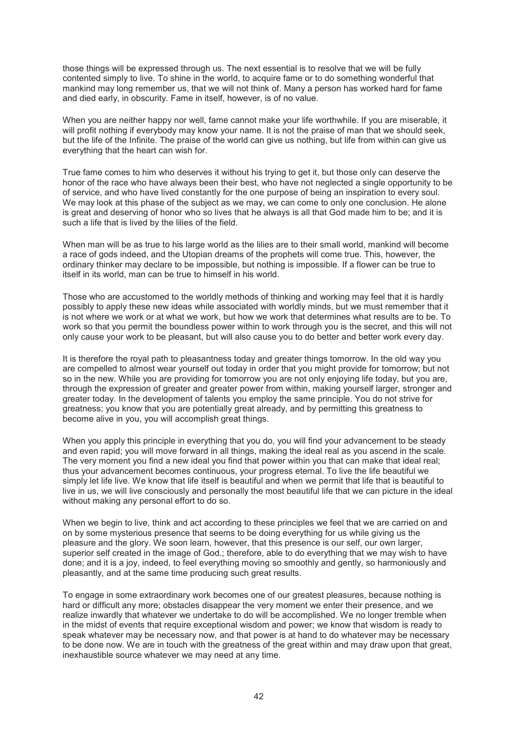those things will be expressed through us. The next essential is to resolve that we will be fully contented simply to live. To shine in the world, to acquire fame or to do something wonderful that mankind may long remember us, that we will not think of. Many a person has worked hard for fame and died early, in obscurity. Fame in itself, however, is of no value.

When you are neither happy nor well, fame cannot make your life worthwhile. If you are miserable, it will profit nothing if everybody may know your name. It is not the praise of man that we should seek, but the life of the Infinite. The praise of the world can give us nothing, but life from within can give us everything that the heart can wish for.

True fame comes to him who deserves it without his trying to get it, but those only can deserve the honor of the race who have always been their best, who have not neglected a single opportunity to be of service, and who have lived constantly for the one purpose of being an inspiration to every soul. We may look at this phase of the subject as we may, we can come to only one conclusion. He alone is great and deserving of honor who so lives that he always is all that God made him to be; and it is such a life that is lived by the lilies of the field.

When man will be as true to his large world as the lilies are to their small world, mankind will become a race of gods indeed, and the Utopian dreams of the prophets will come true. This, however, the ordinary thinker may declare to be impossible, but nothing is impossible. If a flower can be true to itself in its world, man can be true to himself in his world.

Those who are accustomed to the worldly methods of thinking and working may feel that it is hardly possibly to apply these new ideas while associated with worldly minds, but we must remember that it is not where we work or at what we work, but how we work that determines what results are to be. To work so that you permit the boundless power within to work through you is the secret, and this will not only cause your work to be pleasant, but will also cause you to do better and better work every day.

It is therefore the royal path to pleasantness today and greater things tomorrow. In the old way you are compelled to almost wear yourself out today in order that you might provide for tomorrow; but not so in the new. While you are providing for tomorrow you are not only enjoying life today, but you are, through the expression of greater and greater power from within, making yourself larger, stronger and greater today. In the development of talents you employ the same principle. You do not strive for greatness; you know that you are potentially great already, and by permitting this greatness to become alive in you, you will accomplish great things.

When you apply this principle in everything that you do, you will find your advancement to be steady and even rapid; you will move forward in all things, making the ideal real as you ascend in the scale. The very moment you find a new ideal you find that power within you that can make that ideal real; thus your advancement becomes continuous, your progress eternal. To live the life beautiful we simply let life live. We know that life itself is beautiful and when we permit that life that is beautiful to live in us, we will live consciously and personally the most beautiful life that we can picture in the ideal without making any personal effort to do so.

When we begin to live, think and act according to these principles we feel that we are carried on and on by some mysterious presence that seems to be doing everything for us while giving us the pleasure and the glory. We soon learn, however, that this presence is our self, our own larger, superior self created in the image of God.; therefore, able to do everything that we may wish to have done; and it is a joy, indeed, to feel everything moving so smoothly and gently, so harmoniously and pleasantly, and at the same time producing such great results.

To engage in some extraordinary work becomes one of our greatest pleasures, because nothing is hard or difficult any more; obstacles disappear the very moment we enter their presence, and we realize inwardly that whatever we undertake to do will be accomplished. We no longer tremble when in the midst of events that require exceptional wisdom and power; we know that wisdom is ready to speak whatever may be necessary now, and that power is at hand to do whatever may be necessary to be done now. We are in touch with the greatness of the great within and may draw upon that great, inexhaustible source whatever we may need at any time.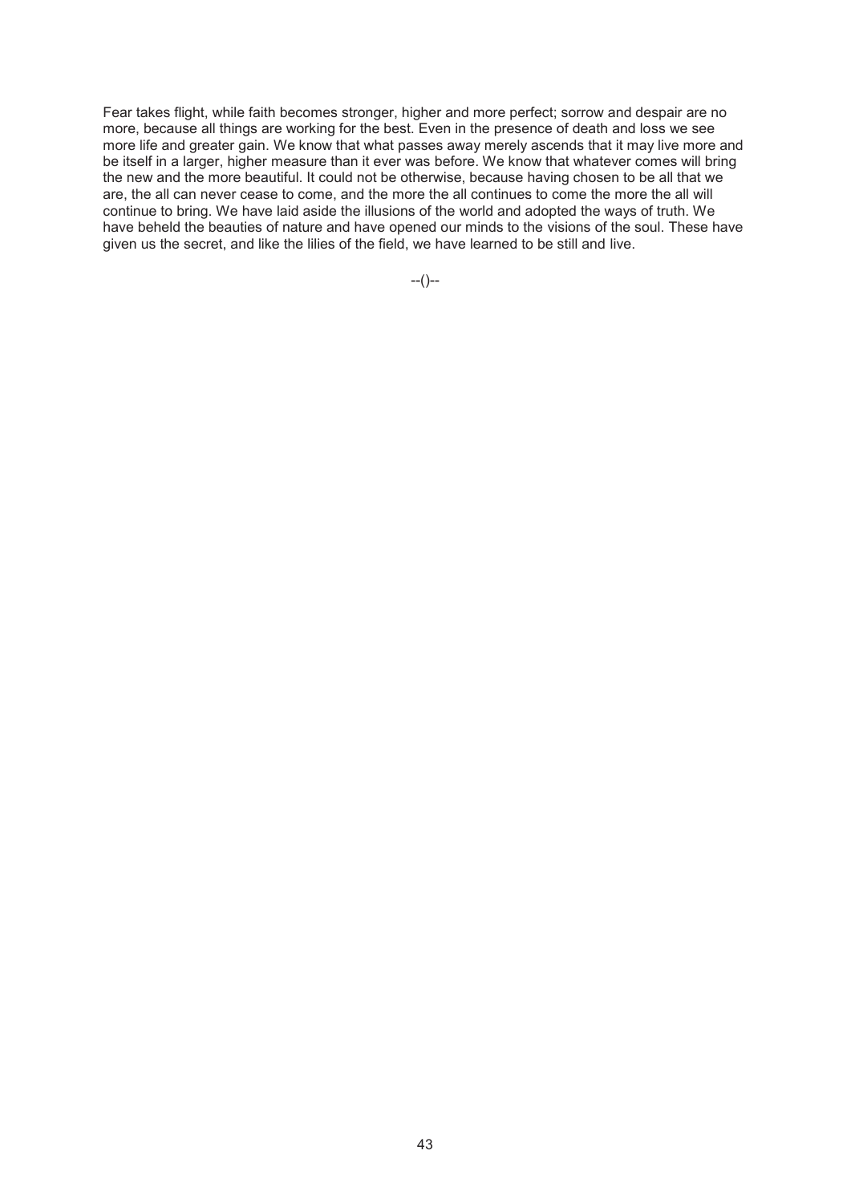Fear takes flight, while faith becomes stronger, higher and more perfect; sorrow and despair are no more, because all things are working for the best. Even in the presence of death and loss we see more life and greater gain. We know that what passes away merely ascends that it may live more and be itself in a larger, higher measure than it ever was before. We know that whatever comes will bring the new and the more beautiful. It could not be otherwise, because having chosen to be all that we are, the all can never cease to come, and the more the all continues to come the more the all will continue to bring. We have laid aside the illusions of the world and adopted the ways of truth. We have beheld the beauties of nature and have opened our minds to the visions of the soul. These have given us the secret, and like the lilies of the field, we have learned to be still and live.

--()--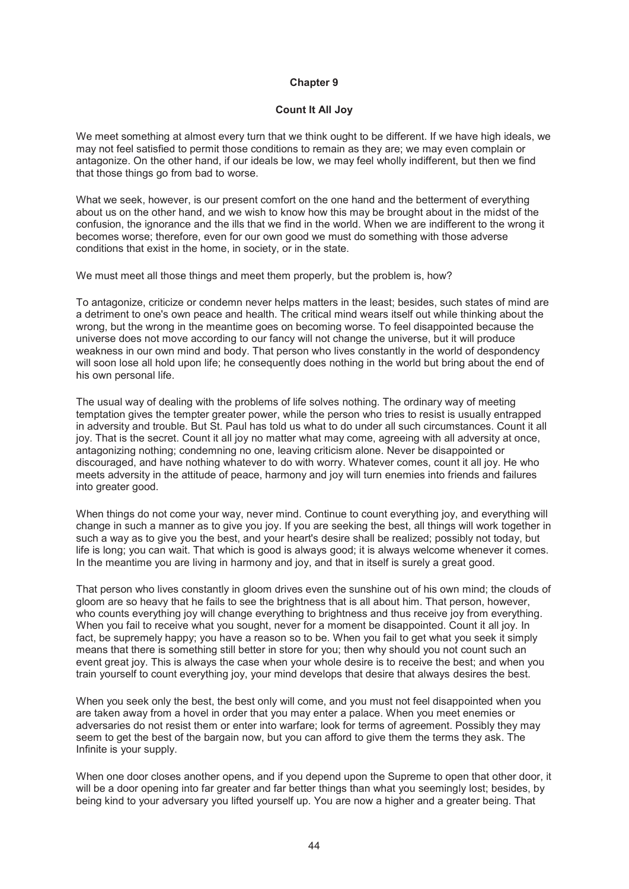# Chapter 9

## Count It All Joy

We meet something at almost every turn that we think ought to be different. If we have high ideals, we may not feel satisfied to permit those conditions to remain as they are; we may even complain or antagonize. On the other hand, if our ideals be low, we may feel wholly indifferent, but then we find that those things go from bad to worse.

What we seek, however, is our present comfort on the one hand and the betterment of everything about us on the other hand, and we wish to know how this may be brought about in the midst of the confusion, the ignorance and the ills that we find in the world. When we are indifferent to the wrong it becomes worse; therefore, even for our own good we must do something with those adverse conditions that exist in the home, in society, or in the state.

We must meet all those things and meet them properly, but the problem is, how?

To antagonize, criticize or condemn never helps matters in the least; besides, such states of mind are a detriment to one's own peace and health. The critical mind wears itself out while thinking about the wrong, but the wrong in the meantime goes on becoming worse. To feel disappointed because the universe does not move according to our fancy will not change the universe, but it will produce weakness in our own mind and body. That person who lives constantly in the world of despondency will soon lose all hold upon life; he consequently does nothing in the world but bring about the end of his own personal life.

The usual way of dealing with the problems of life solves nothing. The ordinary way of meeting temptation gives the tempter greater power, while the person who tries to resist is usually entrapped in adversity and trouble. But St. Paul has told us what to do under all such circumstances. Count it all joy. That is the secret. Count it all joy no matter what may come, agreeing with all adversity at once, antagonizing nothing; condemning no one, leaving criticism alone. Never be disappointed or discouraged, and have nothing whatever to do with worry. Whatever comes, count it all joy. He who meets adversity in the attitude of peace, harmony and joy will turn enemies into friends and failures into greater good.

When things do not come your way, never mind. Continue to count everything joy, and everything will change in such a manner as to give you joy. If you are seeking the best, all things will work together in such a way as to give you the best, and your heart's desire shall be realized; possibly not today, but life is long; you can wait. That which is good is always good; it is always welcome whenever it comes. In the meantime you are living in harmony and joy, and that in itself is surely a great good.

That person who lives constantly in gloom drives even the sunshine out of his own mind; the clouds of gloom are so heavy that he fails to see the brightness that is all about him. That person, however, who counts everything joy will change everything to brightness and thus receive joy from everything. When you fail to receive what you sought, never for a moment be disappointed. Count it all joy. In fact, be supremely happy; you have a reason so to be. When you fail to get what you seek it simply means that there is something still better in store for you; then why should you not count such an event great joy. This is always the case when your whole desire is to receive the best; and when you train yourself to count everything joy, your mind develops that desire that always desires the best.

When you seek only the best, the best only will come, and you must not feel disappointed when you are taken away from a hovel in order that you may enter a palace. When you meet enemies or adversaries do not resist them or enter into warfare; look for terms of agreement. Possibly they may seem to get the best of the bargain now, but you can afford to give them the terms they ask. The Infinite is your supply.

When one door closes another opens, and if you depend upon the Supreme to open that other door, it will be a door opening into far greater and far better things than what you seemingly lost; besides, by being kind to your adversary you lifted yourself up. You are now a higher and a greater being. That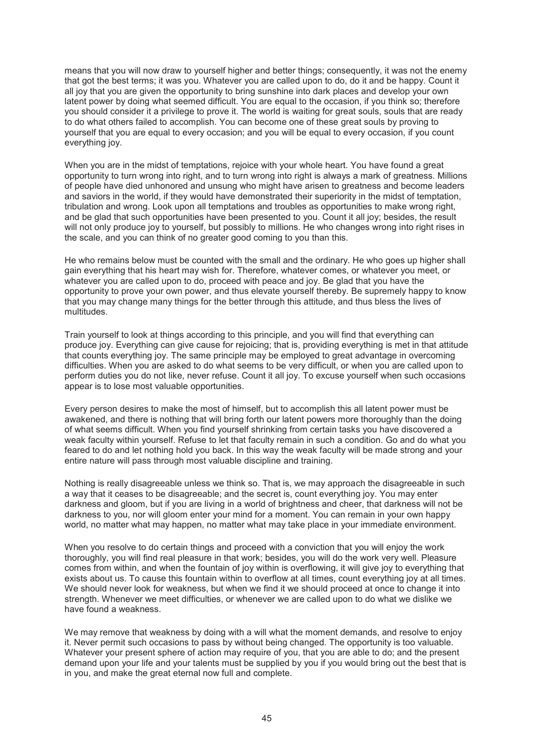means that you will now draw to yourself higher and better things; consequently, it was not the enemy that got the best terms; it was you. Whatever you are called upon to do, do it and be happy. Count it all joy that you are given the opportunity to bring sunshine into dark places and develop your own latent power by doing what seemed difficult. You are equal to the occasion, if you think so; therefore you should consider it a privilege to prove it. The world is waiting for great souls, souls that are ready to do what others failed to accomplish. You can become one of these great souls by proving to yourself that you are equal to every occasion; and you will be equal to every occasion, if you count everything joy.

When you are in the midst of temptations, rejoice with your whole heart. You have found a great opportunity to turn wrong into right, and to turn wrong into right is always a mark of greatness. Millions of people have died unhonored and unsung who might have arisen to greatness and become leaders and saviors in the world, if they would have demonstrated their superiority in the midst of temptation, tribulation and wrong. Look upon all temptations and troubles as opportunities to make wrong right, and be glad that such opportunities have been presented to you. Count it all joy; besides, the result will not only produce joy to yourself, but possibly to millions. He who changes wrong into right rises in the scale, and you can think of no greater good coming to you than this.

He who remains below must be counted with the small and the ordinary. He who goes up higher shall gain everything that his heart may wish for. Therefore, whatever comes, or whatever you meet, or whatever you are called upon to do, proceed with peace and joy. Be glad that you have the opportunity to prove your own power, and thus elevate yourself thereby. Be supremely happy to know that you may change many things for the better through this attitude, and thus bless the lives of multitudes.

Train yourself to look at things according to this principle, and you will find that everything can produce joy. Everything can give cause for rejoicing; that is, providing everything is met in that attitude that counts everything joy. The same principle may be employed to great advantage in overcoming difficulties. When you are asked to do what seems to be very difficult, or when you are called upon to perform duties you do not like, never refuse. Count it all joy. To excuse yourself when such occasions appear is to lose most valuable opportunities.

Every person desires to make the most of himself, but to accomplish this all latent power must be awakened, and there is nothing that will bring forth our latent powers more thoroughly than the doing of what seems difficult. When you find yourself shrinking from certain tasks you have discovered a weak faculty within yourself. Refuse to let that faculty remain in such a condition. Go and do what you feared to do and let nothing hold you back. In this way the weak faculty will be made strong and your entire nature will pass through most valuable discipline and training.

Nothing is really disagreeable unless we think so. That is, we may approach the disagreeable in such a way that it ceases to be disagreeable; and the secret is, count everything joy. You may enter darkness and gloom, but if you are living in a world of brightness and cheer, that darkness will not be darkness to you, nor will gloom enter your mind for a moment. You can remain in your own happy world, no matter what may happen, no matter what may take place in your immediate environment.

When you resolve to do certain things and proceed with a conviction that you will enjoy the work thoroughly, you will find real pleasure in that work; besides, you will do the work very well. Pleasure comes from within, and when the fountain of joy within is overflowing, it will give joy to everything that exists about us. To cause this fountain within to overflow at all times, count everything joy at all times. We should never look for weakness, but when we find it we should proceed at once to change it into strength. Whenever we meet difficulties, or whenever we are called upon to do what we dislike we have found a weakness.

We may remove that weakness by doing with a will what the moment demands, and resolve to enjoy it. Never permit such occasions to pass by without being changed. The opportunity is too valuable. Whatever your present sphere of action may require of you, that you are able to do; and the present demand upon your life and your talents must be supplied by you if you would bring out the best that is in you, and make the great eternal now full and complete.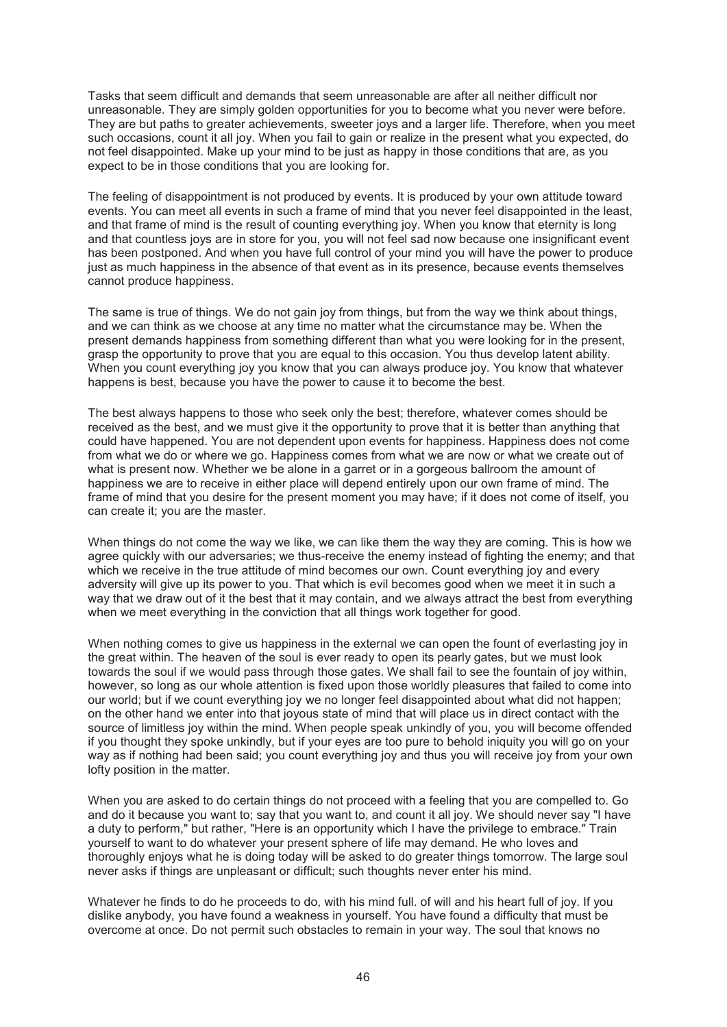Tasks that seem difficult and demands that seem unreasonable are after all neither difficult nor unreasonable. They are simply golden opportunities for you to become what you never were before. They are but paths to greater achievements, sweeter joys and a larger life. Therefore, when you meet such occasions, count it all joy. When you fail to gain or realize in the present what you expected, do not feel disappointed. Make up your mind to be just as happy in those conditions that are, as you expect to be in those conditions that you are looking for.

The feeling of disappointment is not produced by events. It is produced by your own attitude toward events. You can meet all events in such a frame of mind that you never feel disappointed in the least, and that frame of mind is the result of counting everything joy. When you know that eternity is long and that countless joys are in store for you, you will not feel sad now because one insignificant event has been postponed. And when you have full control of your mind you will have the power to produce just as much happiness in the absence of that event as in its presence, because events themselves cannot produce happiness.

The same is true of things. We do not gain joy from things, but from the way we think about things, and we can think as we choose at any time no matter what the circumstance may be. When the present demands happiness from something different than what you were looking for in the present, grasp the opportunity to prove that you are equal to this occasion. You thus develop latent ability. When you count everything joy you know that you can always produce joy. You know that whatever happens is best, because you have the power to cause it to become the best.

The best always happens to those who seek only the best; therefore, whatever comes should be received as the best, and we must give it the opportunity to prove that it is better than anything that could have happened. You are not dependent upon events for happiness. Happiness does not come from what we do or where we go. Happiness comes from what we are now or what we create out of what is present now. Whether we be alone in a garret or in a gorgeous ballroom the amount of happiness we are to receive in either place will depend entirely upon our own frame of mind. The frame of mind that you desire for the present moment you may have; if it does not come of itself, you can create it; you are the master.

When things do not come the way we like, we can like them the way they are coming. This is how we agree quickly with our adversaries; we thus-receive the enemy instead of fighting the enemy; and that which we receive in the true attitude of mind becomes our own. Count everything joy and every adversity will give up its power to you. That which is evil becomes good when we meet it in such a way that we draw out of it the best that it may contain, and we always attract the best from everything when we meet everything in the conviction that all things work together for good.

When nothing comes to give us happiness in the external we can open the fount of everlasting joy in the great within. The heaven of the soul is ever ready to open its pearly gates, but we must look towards the soul if we would pass through those gates. We shall fail to see the fountain of joy within, however, so long as our whole attention is fixed upon those worldly pleasures that failed to come into our world; but if we count everything joy we no longer feel disappointed about what did not happen; on the other hand we enter into that joyous state of mind that will place us in direct contact with the source of limitless joy within the mind. When people speak unkindly of you, you will become offended if you thought they spoke unkindly, but if your eyes are too pure to behold iniquity you will go on your way as if nothing had been said; you count everything joy and thus you will receive joy from your own lofty position in the matter.

When you are asked to do certain things do not proceed with a feeling that you are compelled to. Go and do it because you want to; say that you want to, and count it all joy. We should never say "I have a duty to perform," but rather, "Here is an opportunity which I have the privilege to embrace." Train yourself to want to do whatever your present sphere of life may demand. He who loves and thoroughly enjoys what he is doing today will be asked to do greater things tomorrow. The large soul never asks if things are unpleasant or difficult; such thoughts never enter his mind.

Whatever he finds to do he proceeds to do, with his mind full. of will and his heart full of joy. If you dislike anybody, you have found a weakness in yourself. You have found a difficulty that must be overcome at once. Do not permit such obstacles to remain in your way. The soul that knows no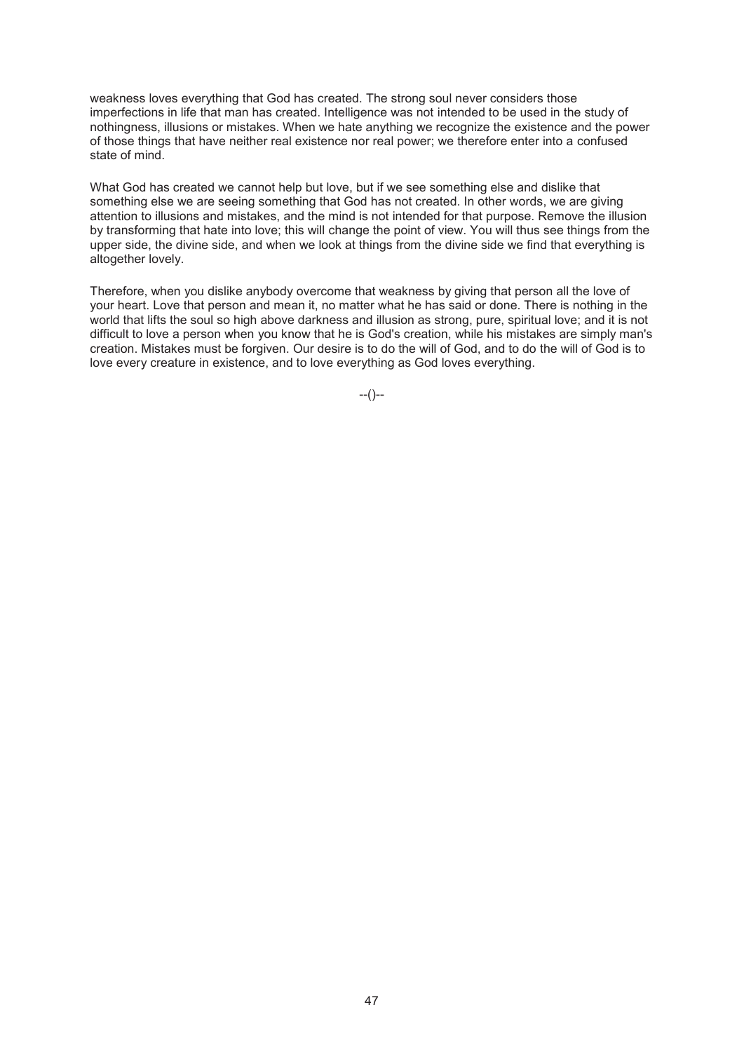weakness loves everything that God has created. The strong soul never considers those imperfections in life that man has created. Intelligence was not intended to be used in the study of nothingness, illusions or mistakes. When we hate anything we recognize the existence and the power of those things that have neither real existence nor real power; we therefore enter into a confused state of mind.

What God has created we cannot help but love, but if we see something else and dislike that something else we are seeing something that God has not created. In other words, we are giving attention to illusions and mistakes, and the mind is not intended for that purpose. Remove the illusion by transforming that hate into love; this will change the point of view. You will thus see things from the upper side, the divine side, and when we look at things from the divine side we find that everything is altogether lovely.

Therefore, when you dislike anybody overcome that weakness by giving that person all the love of your heart. Love that person and mean it, no matter what he has said or done. There is nothing in the world that lifts the soul so high above darkness and illusion as strong, pure, spiritual love; and it is not difficult to love a person when you know that he is God's creation, while his mistakes are simply man's creation. Mistakes must be forgiven. Our desire is to do the will of God, and to do the will of God is to love every creature in existence, and to love everything as God loves everything.

--()--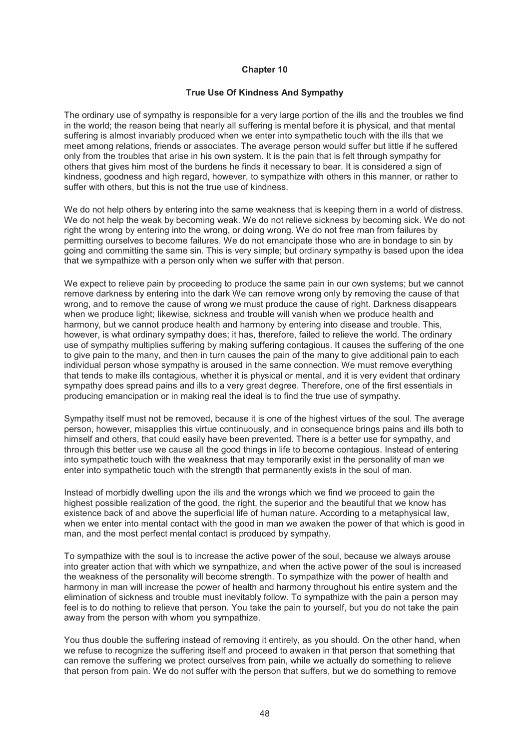## Chapter 10

### True Use Of Kindness And Sympathy

The ordinary use of sympathy is responsible for a very large portion of the ills and the troubles we find in the world; the reason being that nearly all suffering is mental before it is physical, and that mental suffering is almost invariably produced when we enter into sympathetic touch with the ills that we meet among relations, friends or associates. The average person would suffer but little if he suffered only from the troubles that arise in his own system. It is the pain that is felt through sympathy for others that gives him most of the burdens he finds it necessary to bear. It is considered a sign of kindness, goodness and high regard, however, to sympathize with others in this manner, or rather to suffer with others, but this is not the true use of kindness.

We do not help others by entering into the same weakness that is keeping them in a world of distress. We do not help the weak by becoming weak. We do not relieve sickness by becoming sick. We do not right the wrong by entering into the wrong, or doing wrong. We do not free man from failures by permitting ourselves to become failures. We do not emancipate those who are in bondage to sin by going and committing the same sin. This is very simple; but ordinary sympathy is based upon the idea that we sympathize with a person only when we suffer with that person.

We expect to relieve pain by proceeding to produce the same pain in our own systems; but we cannot remove darkness by entering into the dark We can remove wrong only by removing the cause of that wrong, and to remove the cause of wrong we must produce the cause of right. Darkness disappears when we produce light; likewise, sickness and trouble will vanish when we produce health and harmony, but we cannot produce health and harmony by entering into disease and trouble. This, however, is what ordinary sympathy does; it has, therefore, failed to relieve the world. The ordinary use of sympathy multiplies suffering by making suffering contagious. It causes the suffering of the one to give pain to the many, and then in turn causes the pain of the many to give additional pain to each individual person whose sympathy is aroused in the same connection. We must remove everything that tends to make ills contagious, whether it is physical or mental, and it is very evident that ordinary sympathy does spread pains and ills to a very great degree. Therefore, one of the first essentials in producing emancipation or in making real the ideal is to find the true use of sympathy.

Sympathy itself must not be removed, because it is one of the highest virtues of the soul. The average person, however, misapplies this virtue continuously, and in consequence brings pains and ills both to himself and others, that could easily have been prevented. There is a better use for sympathy, and through this better use we cause all the good things in life to become contagious. Instead of entering into sympathetic touch with the weakness that may temporarily exist in the personality of man we enter into sympathetic touch with the strength that permanently exists in the soul of man.

Instead of morbidly dwelling upon the ills and the wrongs which we find we proceed to gain the highest possible realization of the good, the right, the superior and the beautiful that we know has existence back of and above the superficial life of human nature. According to a metaphysical law, when we enter into mental contact with the good in man we awaken the power of that which is good in man, and the most perfect mental contact is produced by sympathy.

To sympathize with the soul is to increase the active power of the soul, because we always arouse into greater action that with which we sympathize, and when the active power of the soul is increased the weakness of the personality will become strength. To sympathize with the power of health and harmony in man will increase the power of health and harmony throughout his entire system and the elimination of sickness and trouble must inevitably follow. To sympathize with the pain a person may feel is to do nothing to relieve that person. You take the pain to yourself, but you do not take the pain away from the person with whom you sympathize.

You thus double the suffering instead of removing it entirely, as you should. On the other hand, when we refuse to recognize the suffering itself and proceed to awaken in that person that something that can remove the suffering we protect ourselves from pain, while we actually do something to relieve that person from pain. We do not suffer with the person that suffers, but we do something to remove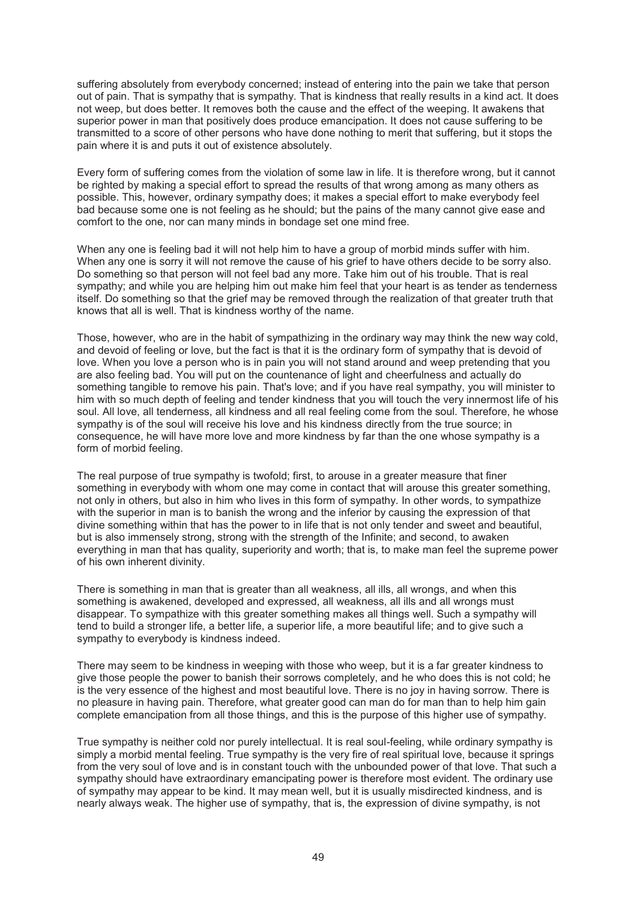suffering absolutely from everybody concerned; instead of entering into the pain we take that person out of pain. That is sympathy that is sympathy. That is kindness that really results in a kind act. It does not weep, but does better. It removes both the cause and the effect of the weeping. It awakens that superior power in man that positively does produce emancipation. It does not cause suffering to be transmitted to a score of other persons who have done nothing to merit that suffering, but it stops the pain where it is and puts it out of existence absolutely.

Every form of suffering comes from the violation of some law in life. It is therefore wrong, but it cannot be righted by making a special effort to spread the results of that wrong among as many others as possible. This, however, ordinary sympathy does; it makes a special effort to make everybody feel bad because some one is not feeling as he should; but the pains of the many cannot give ease and comfort to the one, nor can many minds in bondage set one mind free.

When any one is feeling bad it will not help him to have a group of morbid minds suffer with him. When any one is sorry it will not remove the cause of his grief to have others decide to be sorry also. Do something so that person will not feel bad any more. Take him out of his trouble. That is real sympathy; and while you are helping him out make him feel that your heart is as tender as tenderness itself. Do something so that the grief may be removed through the realization of that greater truth that knows that all is well. That is kindness worthy of the name.

Those, however, who are in the habit of sympathizing in the ordinary way may think the new way cold, and devoid of feeling or love, but the fact is that it is the ordinary form of sympathy that is devoid of love. When you love a person who is in pain you will not stand around and weep pretending that you are also feeling bad. You will put on the countenance of light and cheerfulness and actually do something tangible to remove his pain. That's love; and if you have real sympathy, you will minister to him with so much depth of feeling and tender kindness that you will touch the very innermost life of his soul. All love, all tenderness, all kindness and all real feeling come from the soul. Therefore, he whose sympathy is of the soul will receive his love and his kindness directly from the true source; in consequence, he will have more love and more kindness by far than the one whose sympathy is a form of morbid feeling.

The real purpose of true sympathy is twofold; first, to arouse in a greater measure that finer something in everybody with whom one may come in contact that will arouse this greater something, not only in others, but also in him who lives in this form of sympathy. In other words, to sympathize with the superior in man is to banish the wrong and the inferior by causing the expression of that divine something within that has the power to in life that is not only tender and sweet and beautiful, but is also immensely strong, strong with the strength of the Infinite; and second, to awaken everything in man that has quality, superiority and worth; that is, to make man feel the supreme power of his own inherent divinity.

There is something in man that is greater than all weakness, all ills, all wrongs, and when this something is awakened, developed and expressed, all weakness, all ills and all wrongs must disappear. To sympathize with this greater something makes all things well. Such a sympathy will tend to build a stronger life, a better life, a superior life, a more beautiful life; and to give such a sympathy to everybody is kindness indeed.

There may seem to be kindness in weeping with those who weep, but it is a far greater kindness to give those people the power to banish their sorrows completely, and he who does this is not cold; he is the very essence of the highest and most beautiful love. There is no joy in having sorrow. There is no pleasure in having pain. Therefore, what greater good can man do for man than to help him gain complete emancipation from all those things, and this is the purpose of this higher use of sympathy.

True sympathy is neither cold nor purely intellectual. It is real soul-feeling, while ordinary sympathy is simply a morbid mental feeling. True sympathy is the very fire of real spiritual love, because it springs from the very soul of love and is in constant touch with the unbounded power of that love. That such a sympathy should have extraordinary emancipating power is therefore most evident. The ordinary use of sympathy may appear to be kind. It may mean well, but it is usually misdirected kindness, and is nearly always weak. The higher use of sympathy, that is, the expression of divine sympathy, is not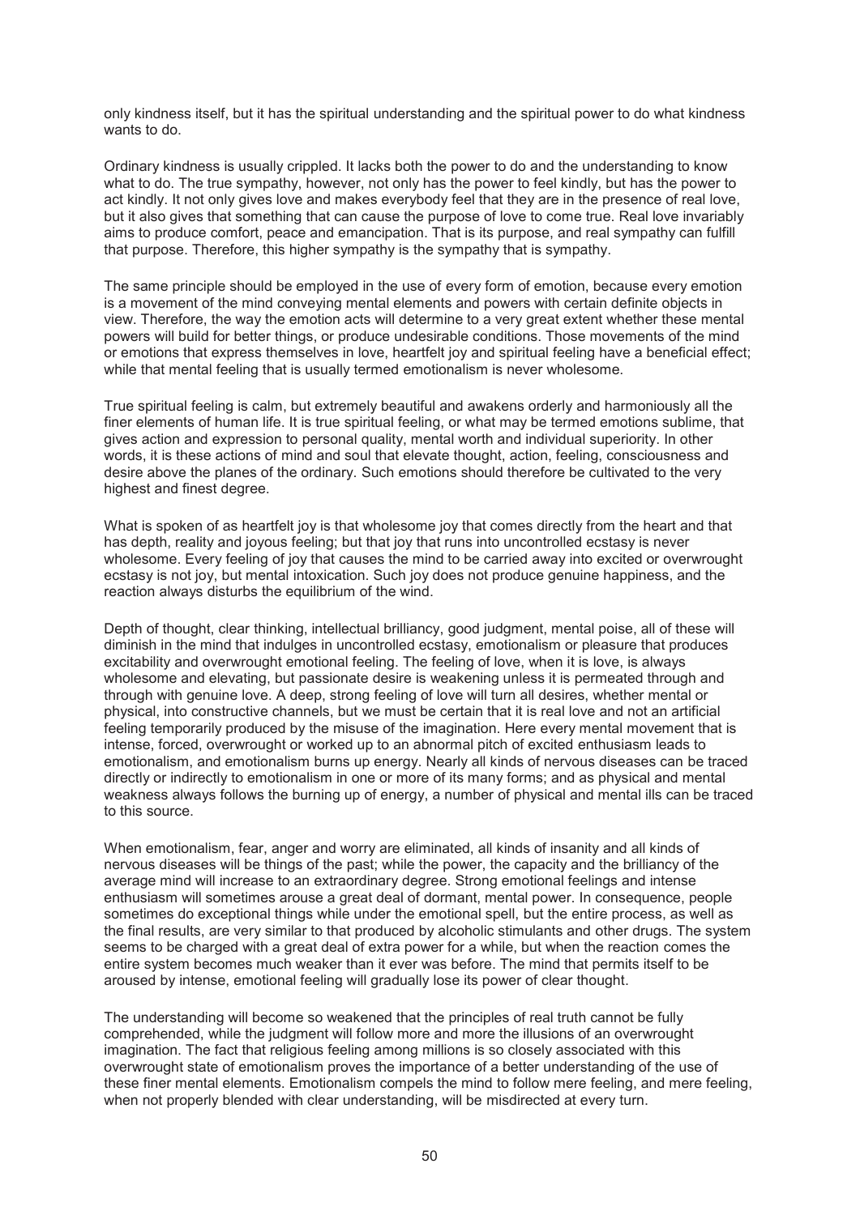only kindness itself, but it has the spiritual understanding and the spiritual power to do what kindness wants to do.

Ordinary kindness is usually crippled. It lacks both the power to do and the understanding to know what to do. The true sympathy, however, not only has the power to feel kindly, but has the power to act kindly. It not only gives love and makes everybody feel that they are in the presence of real love, but it also gives that something that can cause the purpose of love to come true. Real love invariably aims to produce comfort, peace and emancipation. That is its purpose, and real sympathy can fulfill that purpose. Therefore, this higher sympathy is the sympathy that is sympathy.

The same principle should be employed in the use of every form of emotion, because every emotion is a movement of the mind conveying mental elements and powers with certain definite objects in view. Therefore, the way the emotion acts will determine to a very great extent whether these mental powers will build for better things, or produce undesirable conditions. Those movements of the mind or emotions that express themselves in love, heartfelt joy and spiritual feeling have a beneficial effect; while that mental feeling that is usually termed emotionalism is never wholesome.

True spiritual feeling is calm, but extremely beautiful and awakens orderly and harmoniously all the finer elements of human life. It is true spiritual feeling, or what may be termed emotions sublime, that gives action and expression to personal quality, mental worth and individual superiority. In other words, it is these actions of mind and soul that elevate thought, action, feeling, consciousness and desire above the planes of the ordinary. Such emotions should therefore be cultivated to the very highest and finest degree.

What is spoken of as heartfelt joy is that wholesome joy that comes directly from the heart and that has depth, reality and joyous feeling; but that joy that runs into uncontrolled ecstasy is never wholesome. Every feeling of joy that causes the mind to be carried away into excited or overwrought ecstasy is not joy, but mental intoxication. Such joy does not produce genuine happiness, and the reaction always disturbs the equilibrium of the wind.

Depth of thought, clear thinking, intellectual brilliancy, good judgment, mental poise, all of these will diminish in the mind that indulges in uncontrolled ecstasy, emotionalism or pleasure that produces excitability and overwrought emotional feeling. The feeling of love, when it is love, is always wholesome and elevating, but passionate desire is weakening unless it is permeated through and through with genuine love. A deep, strong feeling of love will turn all desires, whether mental or physical, into constructive channels, but we must be certain that it is real love and not an artificial feeling temporarily produced by the misuse of the imagination. Here every mental movement that is intense, forced, overwrought or worked up to an abnormal pitch of excited enthusiasm leads to emotionalism, and emotionalism burns up energy. Nearly all kinds of nervous diseases can be traced directly or indirectly to emotionalism in one or more of its many forms; and as physical and mental weakness always follows the burning up of energy, a number of physical and mental ills can be traced to this source.

When emotionalism, fear, anger and worry are eliminated, all kinds of insanity and all kinds of nervous diseases will be things of the past; while the power, the capacity and the brilliancy of the average mind will increase to an extraordinary degree. Strong emotional feelings and intense enthusiasm will sometimes arouse a great deal of dormant, mental power. In consequence, people sometimes do exceptional things while under the emotional spell, but the entire process, as well as the final results, are very similar to that produced by alcoholic stimulants and other drugs. The system seems to be charged with a great deal of extra power for a while, but when the reaction comes the entire system becomes much weaker than it ever was before. The mind that permits itself to be aroused by intense, emotional feeling will gradually lose its power of clear thought.

The understanding will become so weakened that the principles of real truth cannot be fully comprehended, while the judgment will follow more and more the illusions of an overwrought imagination. The fact that religious feeling among millions is so closely associated with this overwrought state of emotionalism proves the importance of a better understanding of the use of these finer mental elements. Emotionalism compels the mind to follow mere feeling, and mere feeling, when not properly blended with clear understanding, will be misdirected at every turn.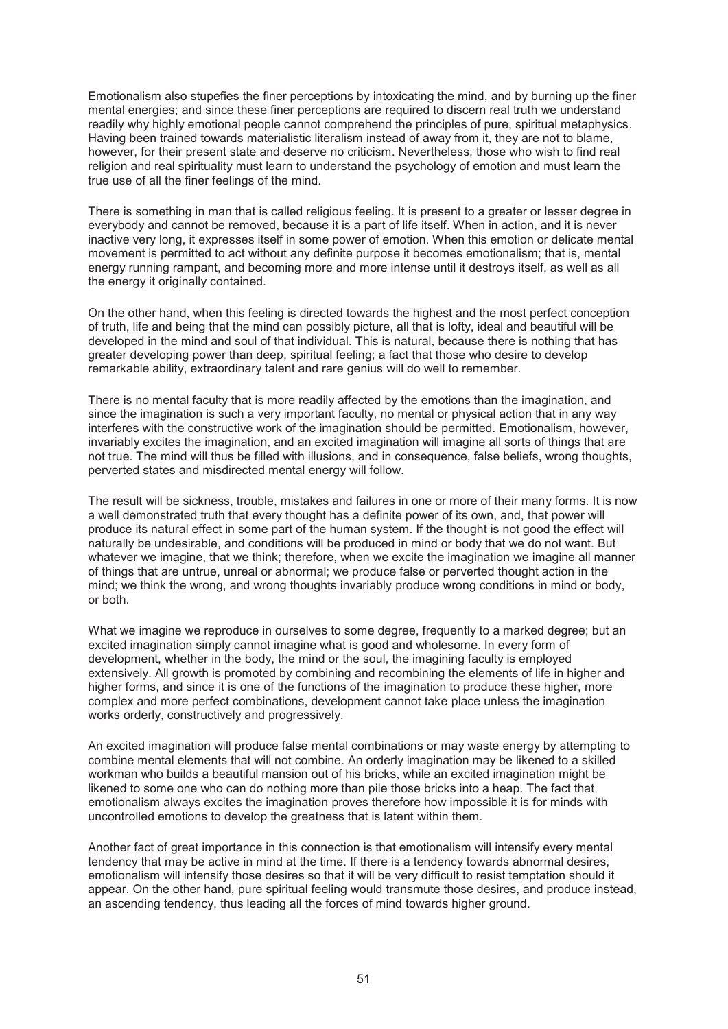Emotionalism also stupefies the finer perceptions by intoxicating the mind, and by burning up the finer mental energies; and since these finer perceptions are required to discern real truth we understand readily why highly emotional people cannot comprehend the principles of pure, spiritual metaphysics. Having been trained towards materialistic literalism instead of away from it, they are not to blame, however, for their present state and deserve no criticism. Nevertheless, those who wish to find real religion and real spirituality must learn to understand the psychology of emotion and must learn the true use of all the finer feelings of the mind.

There is something in man that is called religious feeling. It is present to a greater or lesser degree in everybody and cannot be removed, because it is a part of life itself. When in action, and it is never inactive very long, it expresses itself in some power of emotion. When this emotion or delicate mental movement is permitted to act without any definite purpose it becomes emotionalism; that is, mental energy running rampant, and becoming more and more intense until it destroys itself, as well as all the energy it originally contained.

On the other hand, when this feeling is directed towards the highest and the most perfect conception of truth, life and being that the mind can possibly picture, all that is lofty, ideal and beautiful will be developed in the mind and soul of that individual. This is natural, because there is nothing that has greater developing power than deep, spiritual feeling; a fact that those who desire to develop remarkable ability, extraordinary talent and rare genius will do well to remember.

There is no mental faculty that is more readily affected by the emotions than the imagination, and since the imagination is such a very important faculty, no mental or physical action that in any way interferes with the constructive work of the imagination should be permitted. Emotionalism, however, invariably excites the imagination, and an excited imagination will imagine all sorts of things that are not true. The mind will thus be filled with illusions, and in consequence, false beliefs, wrong thoughts, perverted states and misdirected mental energy will follow.

The result will be sickness, trouble, mistakes and failures in one or more of their many forms. It is now a well demonstrated truth that every thought has a definite power of its own, and, that power will produce its natural effect in some part of the human system. If the thought is not good the effect will naturally be undesirable, and conditions will be produced in mind or body that we do not want. But whatever we imagine, that we think; therefore, when we excite the imagination we imagine all manner of things that are untrue, unreal or abnormal; we produce false or perverted thought action in the mind; we think the wrong, and wrong thoughts invariably produce wrong conditions in mind or body, or both.

What we imagine we reproduce in ourselves to some degree, frequently to a marked degree; but an excited imagination simply cannot imagine what is good and wholesome. In every form of development, whether in the body, the mind or the soul, the imagining faculty is employed extensively. All growth is promoted by combining and recombining the elements of life in higher and higher forms, and since it is one of the functions of the imagination to produce these higher, more complex and more perfect combinations, development cannot take place unless the imagination works orderly, constructively and progressively.

An excited imagination will produce false mental combinations or may waste energy by attempting to combine mental elements that will not combine. An orderly imagination may be likened to a skilled workman who builds a beautiful mansion out of his bricks, while an excited imagination might be likened to some one who can do nothing more than pile those bricks into a heap. The fact that emotionalism always excites the imagination proves therefore how impossible it is for minds with uncontrolled emotions to develop the greatness that is latent within them.

Another fact of great importance in this connection is that emotionalism will intensify every mental tendency that may be active in mind at the time. If there is a tendency towards abnormal desires, emotionalism will intensify those desires so that it will be very difficult to resist temptation should it appear. On the other hand, pure spiritual feeling would transmute those desires, and produce instead, an ascending tendency, thus leading all the forces of mind towards higher ground.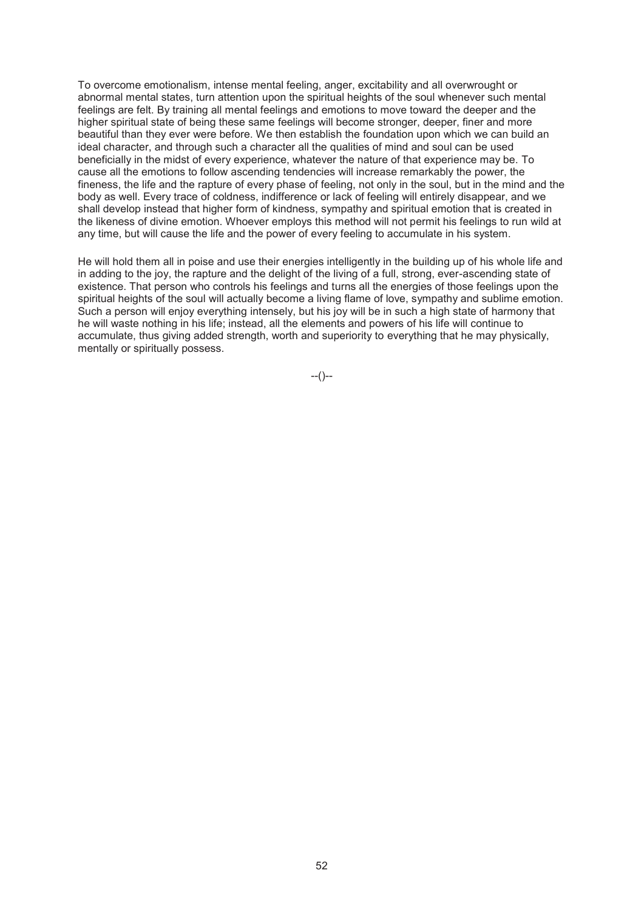To overcome emotionalism, intense mental feeling, anger, excitability and all overwrought or abnormal mental states, turn attention upon the spiritual heights of the soul whenever such mental feelings are felt. By training all mental feelings and emotions to move toward the deeper and the higher spiritual state of being these same feelings will become stronger, deeper, finer and more beautiful than they ever were before. We then establish the foundation upon which we can build an ideal character, and through such a character all the qualities of mind and soul can be used beneficially in the midst of every experience, whatever the nature of that experience may be. To cause all the emotions to follow ascending tendencies will increase remarkably the power, the fineness, the life and the rapture of every phase of feeling, not only in the soul, but in the mind and the body as well. Every trace of coldness, indifference or lack of feeling will entirely disappear, and we shall develop instead that higher form of kindness, sympathy and spiritual emotion that is created in the likeness of divine emotion. Whoever employs this method will not permit his feelings to run wild at any time, but will cause the life and the power of every feeling to accumulate in his system.

He will hold them all in poise and use their energies intelligently in the building up of his whole life and in adding to the joy, the rapture and the delight of the living of a full, strong, ever-ascending state of existence. That person who controls his feelings and turns all the energies of those feelings upon the spiritual heights of the soul will actually become a living flame of love, sympathy and sublime emotion. Such a person will enjoy everything intensely, but his joy will be in such a high state of harmony that he will waste nothing in his life; instead, all the elements and powers of his life will continue to accumulate, thus giving added strength, worth and superiority to everything that he may physically, mentally or spiritually possess.

--()--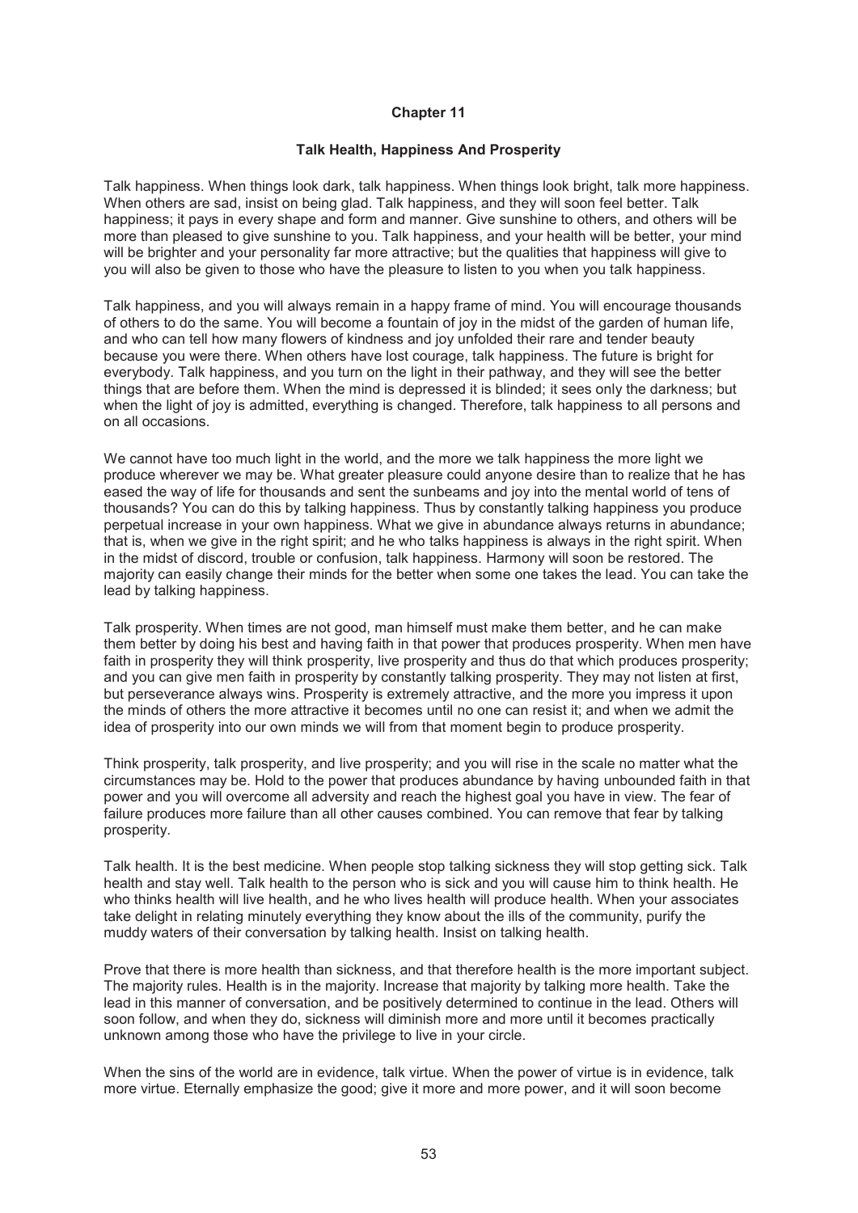## Chapter 11

### Talk Health, Happiness And Prosperity

Talk happiness. When things look dark, talk happiness. When things look bright, talk more happiness. When others are sad, insist on being glad. Talk happiness, and they will soon feel better. Talk happiness; it pays in every shape and form and manner. Give sunshine to others, and others will be more than pleased to give sunshine to you. Talk happiness, and your health will be better, your mind will be brighter and your personality far more attractive; but the qualities that happiness will give to you will also be given to those who have the pleasure to listen to you when you talk happiness.

Talk happiness, and you will always remain in a happy frame of mind. You will encourage thousands of others to do the same. You will become a fountain of joy in the midst of the garden of human life, and who can tell how many flowers of kindness and joy unfolded their rare and tender beauty because you were there. When others have lost courage, talk happiness. The future is bright for everybody. Talk happiness, and you turn on the light in their pathway, and they will see the better things that are before them. When the mind is depressed it is blinded; it sees only the darkness; but when the light of joy is admitted, everything is changed. Therefore, talk happiness to all persons and on all occasions.

We cannot have too much light in the world, and the more we talk happiness the more light we produce wherever we may be. What greater pleasure could anyone desire than to realize that he has eased the way of life for thousands and sent the sunbeams and joy into the mental world of tens of thousands? You can do this by talking happiness. Thus by constantly talking happiness you produce perpetual increase in your own happiness. What we give in abundance always returns in abundance; that is, when we give in the right spirit; and he who talks happiness is always in the right spirit. When in the midst of discord, trouble or confusion, talk happiness. Harmony will soon be restored. The majority can easily change their minds for the better when some one takes the lead. You can take the lead by talking happiness.

Talk prosperity. When times are not good, man himself must make them better, and he can make them better by doing his best and having faith in that power that produces prosperity. When men have faith in prosperity they will think prosperity, live prosperity and thus do that which produces prosperity; and you can give men faith in prosperity by constantly talking prosperity. They may not listen at first, but perseverance always wins. Prosperity is extremely attractive, and the more you impress it upon the minds of others the more attractive it becomes until no one can resist it; and when we admit the idea of prosperity into our own minds we will from that moment begin to produce prosperity.

Think prosperity, talk prosperity, and live prosperity; and you will rise in the scale no matter what the circumstances may be. Hold to the power that produces abundance by having unbounded faith in that power and you will overcome all adversity and reach the highest goal you have in view. The fear of failure produces more failure than all other causes combined. You can remove that fear by talking prosperity.

Talk health. It is the best medicine. When people stop talking sickness they will stop getting sick. Talk health and stay well. Talk health to the person who is sick and you will cause him to think health. He who thinks health will live health, and he who lives health will produce health. When your associates take delight in relating minutely everything they know about the ills of the community, purify the muddy waters of their conversation by talking health. Insist on talking health.

Prove that there is more health than sickness, and that therefore health is the more important subject. The majority rules. Health is in the majority. Increase that majority by talking more health. Take the lead in this manner of conversation, and be positively determined to continue in the lead. Others will soon follow, and when they do, sickness will diminish more and more until it becomes practically unknown among those who have the privilege to live in your circle.

When the sins of the world are in evidence, talk virtue. When the power of virtue is in evidence, talk more virtue. Eternally emphasize the good; give it more and more power, and it will soon become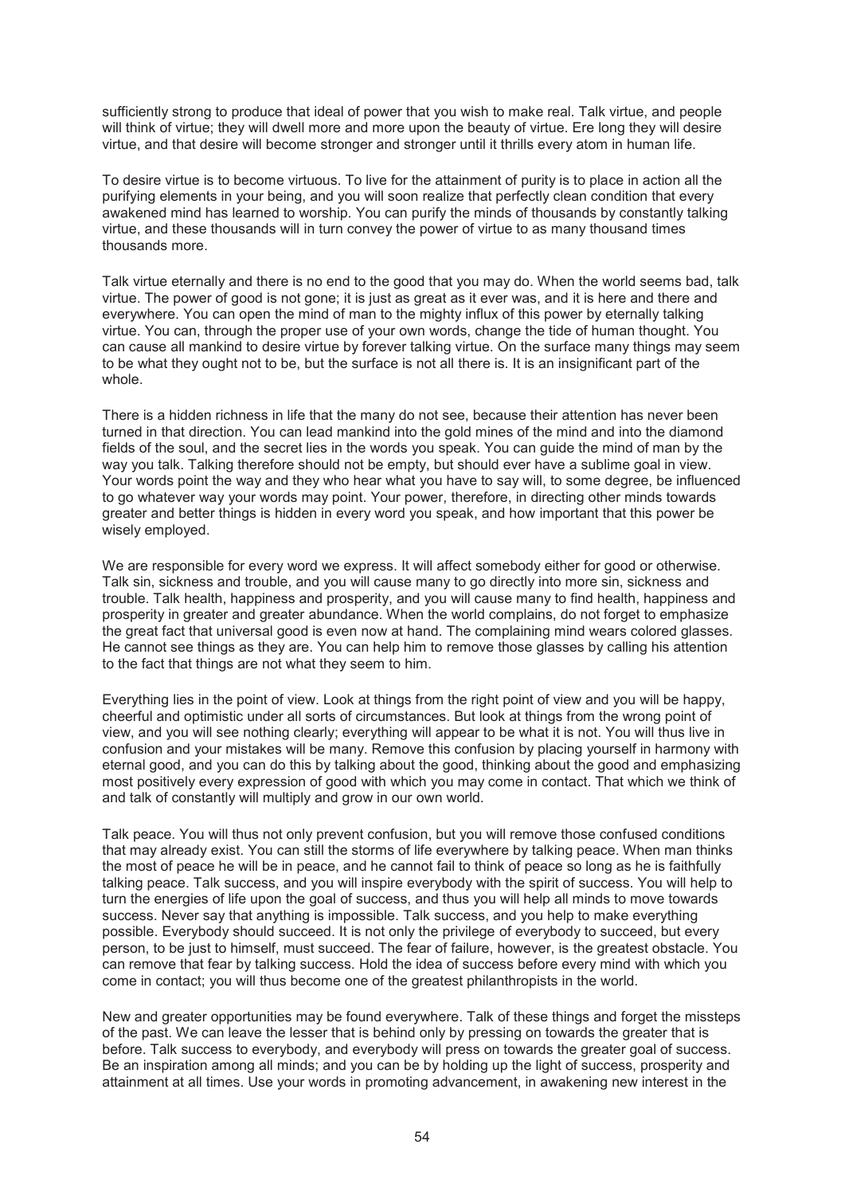sufficiently strong to produce that ideal of power that you wish to make real. Talk virtue, and people will think of virtue; they will dwell more and more upon the beauty of virtue. Ere long they will desire virtue, and that desire will become stronger and stronger until it thrills every atom in human life.

To desire virtue is to become virtuous. To live for the attainment of purity is to place in action all the purifying elements in your being, and you will soon realize that perfectly clean condition that every awakened mind has learned to worship. You can purify the minds of thousands by constantly talking virtue, and these thousands will in turn convey the power of virtue to as many thousand times thousands more.

Talk virtue eternally and there is no end to the good that you may do. When the world seems bad, talk virtue. The power of good is not gone; it is just as great as it ever was, and it is here and there and everywhere. You can open the mind of man to the mighty influx of this power by eternally talking virtue. You can, through the proper use of your own words, change the tide of human thought. You can cause all mankind to desire virtue by forever talking virtue. On the surface many things may seem to be what they ought not to be, but the surface is not all there is. It is an insignificant part of the whole.

There is a hidden richness in life that the many do not see, because their attention has never been turned in that direction. You can lead mankind into the gold mines of the mind and into the diamond fields of the soul, and the secret lies in the words you speak. You can guide the mind of man by the way you talk. Talking therefore should not be empty, but should ever have a sublime goal in view. Your words point the way and they who hear what you have to say will, to some degree, be influenced to go whatever way your words may point. Your power, therefore, in directing other minds towards greater and better things is hidden in every word you speak, and how important that this power be wisely employed.

We are responsible for every word we express. It will affect somebody either for good or otherwise. Talk sin, sickness and trouble, and you will cause many to go directly into more sin, sickness and trouble. Talk health, happiness and prosperity, and you will cause many to find health, happiness and prosperity in greater and greater abundance. When the world complains, do not forget to emphasize the great fact that universal good is even now at hand. The complaining mind wears colored glasses. He cannot see things as they are. You can help him to remove those glasses by calling his attention to the fact that things are not what they seem to him.

Everything lies in the point of view. Look at things from the right point of view and you will be happy, cheerful and optimistic under all sorts of circumstances. But look at things from the wrong point of view, and you will see nothing clearly; everything will appear to be what it is not. You will thus live in confusion and your mistakes will be many. Remove this confusion by placing yourself in harmony with eternal good, and you can do this by talking about the good, thinking about the good and emphasizing most positively every expression of good with which you may come in contact. That which we think of and talk of constantly will multiply and grow in our own world.

Talk peace. You will thus not only prevent confusion, but you will remove those confused conditions that may already exist. You can still the storms of life everywhere by talking peace. When man thinks the most of peace he will be in peace, and he cannot fail to think of peace so long as he is faithfully talking peace. Talk success, and you will inspire everybody with the spirit of success. You will help to turn the energies of life upon the goal of success, and thus you will help all minds to move towards success. Never say that anything is impossible. Talk success, and you help to make everything possible. Everybody should succeed. It is not only the privilege of everybody to succeed, but every person, to be just to himself, must succeed. The fear of failure, however, is the greatest obstacle. You can remove that fear by talking success. Hold the idea of success before every mind with which you come in contact; you will thus become one of the greatest philanthropists in the world.

New and greater opportunities may be found everywhere. Talk of these things and forget the missteps of the past. We can leave the lesser that is behind only by pressing on towards the greater that is before. Talk success to everybody, and everybody will press on towards the greater goal of success. Be an inspiration among all minds; and you can be by holding up the light of success, prosperity and attainment at all times. Use your words in promoting advancement, in awakening new interest in the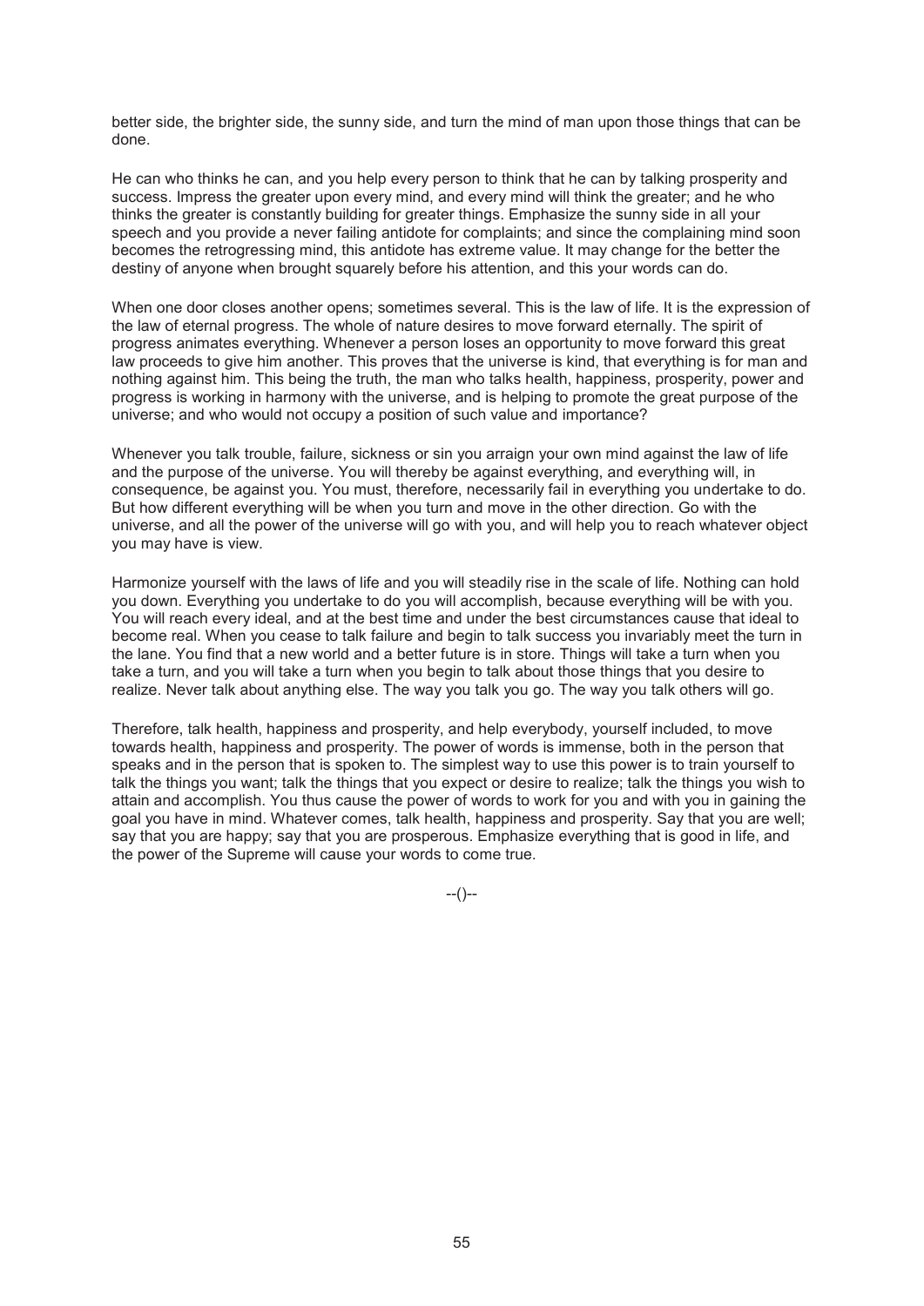better side, the brighter side, the sunny side, and turn the mind of man upon those things that can be done.

He can who thinks he can, and you help every person to think that he can by talking prosperity and success. Impress the greater upon every mind, and every mind will think the greater; and he who thinks the greater is constantly building for greater things. Emphasize the sunny side in all your speech and you provide a never failing antidote for complaints; and since the complaining mind soon becomes the retrogressing mind, this antidote has extreme value. It may change for the better the destiny of anyone when brought squarely before his attention, and this your words can do.

When one door closes another opens; sometimes several. This is the law of life. It is the expression of the law of eternal progress. The whole of nature desires to move forward eternally. The spirit of progress animates everything. Whenever a person loses an opportunity to move forward this great law proceeds to give him another. This proves that the universe is kind, that everything is for man and nothing against him. This being the truth, the man who talks health, happiness, prosperity, power and progress is working in harmony with the universe, and is helping to promote the great purpose of the universe; and who would not occupy a position of such value and importance?

Whenever you talk trouble, failure, sickness or sin you arraign your own mind against the law of life and the purpose of the universe. You will thereby be against everything, and everything will, in consequence, be against you. You must, therefore, necessarily fail in everything you undertake to do. But how different everything will be when you turn and move in the other direction. Go with the universe, and all the power of the universe will go with you, and will help you to reach whatever object you may have is view.

Harmonize yourself with the laws of life and you will steadily rise in the scale of life. Nothing can hold you down. Everything you undertake to do you will accomplish, because everything will be with you. You will reach every ideal, and at the best time and under the best circumstances cause that ideal to become real. When you cease to talk failure and begin to talk success you invariably meet the turn in the lane. You find that a new world and a better future is in store. Things will take a turn when you take a turn, and you will take a turn when you begin to talk about those things that you desire to realize. Never talk about anything else. The way you talk you go. The way you talk others will go.

Therefore, talk health, happiness and prosperity, and help everybody, yourself included, to move towards health, happiness and prosperity. The power of words is immense, both in the person that speaks and in the person that is spoken to. The simplest way to use this power is to train yourself to talk the things you want; talk the things that you expect or desire to realize; talk the things you wish to attain and accomplish. You thus cause the power of words to work for you and with you in gaining the goal you have in mind. Whatever comes, talk health, happiness and prosperity. Say that you are well; say that you are happy; say that you are prosperous. Emphasize everything that is good in life, and the power of the Supreme will cause your words to come true.

--()--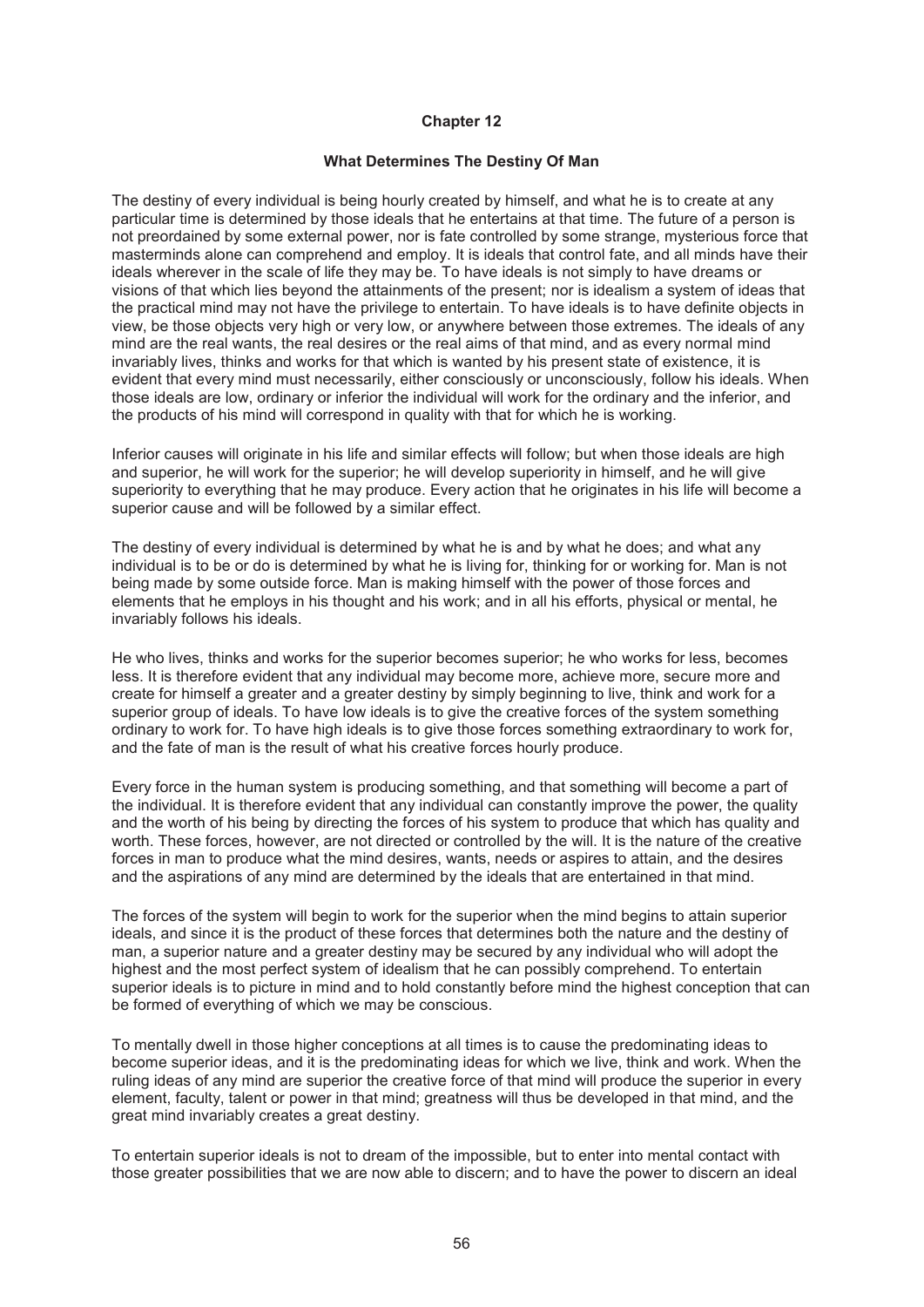## Chapter 12

### What Determines The Destiny Of Man

The destiny of every individual is being hourly created by himself, and what he is to create at any particular time is determined by those ideals that he entertains at that time. The future of a person is not preordained by some external power, nor is fate controlled by some strange, mysterious force that masterminds alone can comprehend and employ. It is ideals that control fate, and all minds have their ideals wherever in the scale of life they may be. To have ideals is not simply to have dreams or visions of that which lies beyond the attainments of the present; nor is idealism a system of ideas that the practical mind may not have the privilege to entertain. To have ideals is to have definite objects in view, be those objects very high or very low, or anywhere between those extremes. The ideals of any mind are the real wants, the real desires or the real aims of that mind, and as every normal mind invariably lives, thinks and works for that which is wanted by his present state of existence, it is evident that every mind must necessarily, either consciously or unconsciously, follow his ideals. When those ideals are low, ordinary or inferior the individual will work for the ordinary and the inferior, and the products of his mind will correspond in quality with that for which he is working.

Inferior causes will originate in his life and similar effects will follow; but when those ideals are high and superior, he will work for the superior; he will develop superiority in himself, and he will give superiority to everything that he may produce. Every action that he originates in his life will become a superior cause and will be followed by a similar effect.

The destiny of every individual is determined by what he is and by what he does; and what any individual is to be or do is determined by what he is living for, thinking for or working for. Man is not being made by some outside force. Man is making himself with the power of those forces and elements that he employs in his thought and his work; and in all his efforts, physical or mental, he invariably follows his ideals.

He who lives, thinks and works for the superior becomes superior; he who works for less, becomes less. It is therefore evident that any individual may become more, achieve more, secure more and create for himself a greater and a greater destiny by simply beginning to live, think and work for a superior group of ideals. To have low ideals is to give the creative forces of the system something ordinary to work for. To have high ideals is to give those forces something extraordinary to work for, and the fate of man is the result of what his creative forces hourly produce.

Every force in the human system is producing something, and that something will become a part of the individual. It is therefore evident that any individual can constantly improve the power, the quality and the worth of his being by directing the forces of his system to produce that which has quality and worth. These forces, however, are not directed or controlled by the will. It is the nature of the creative forces in man to produce what the mind desires, wants, needs or aspires to attain, and the desires and the aspirations of any mind are determined by the ideals that are entertained in that mind.

The forces of the system will begin to work for the superior when the mind begins to attain superior ideals, and since it is the product of these forces that determines both the nature and the destiny of man, a superior nature and a greater destiny may be secured by any individual who will adopt the highest and the most perfect system of idealism that he can possibly comprehend. To entertain superior ideals is to picture in mind and to hold constantly before mind the highest conception that can be formed of everything of which we may be conscious.

To mentally dwell in those higher conceptions at all times is to cause the predominating ideas to become superior ideas, and it is the predominating ideas for which we live, think and work. When the ruling ideas of any mind are superior the creative force of that mind will produce the superior in every element, faculty, talent or power in that mind; greatness will thus be developed in that mind, and the great mind invariably creates a great destiny.

To entertain superior ideals is not to dream of the impossible, but to enter into mental contact with those greater possibilities that we are now able to discern; and to have the power to discern an ideal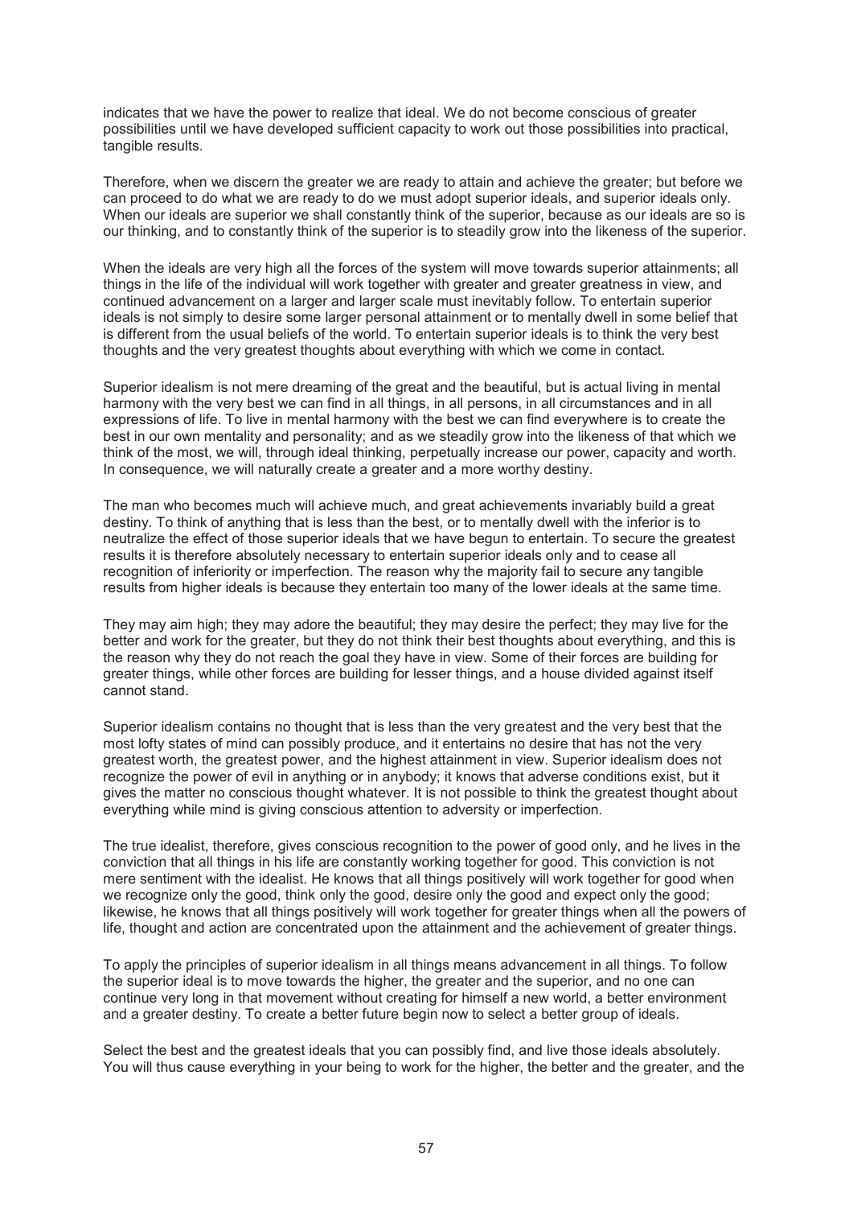indicates that we have the power to realize that ideal. We do not become conscious of greater possibilities until we have developed sufficient capacity to work out those possibilities into practical, tangible results.

Therefore, when we discern the greater we are ready to attain and achieve the greater; but before we can proceed to do what we are ready to do we must adopt superior ideals, and superior ideals only. When our ideals are superior we shall constantly think of the superior, because as our ideals are so is our thinking, and to constantly think of the superior is to steadily grow into the likeness of the superior.

When the ideals are very high all the forces of the system will move towards superior attainments; all things in the life of the individual will work together with greater and greater greatness in view, and continued advancement on a larger and larger scale must inevitably follow. To entertain superior ideals is not simply to desire some larger personal attainment or to mentally dwell in some belief that is different from the usual beliefs of the world. To entertain superior ideals is to think the very best thoughts and the very greatest thoughts about everything with which we come in contact.

Superior idealism is not mere dreaming of the great and the beautiful, but is actual living in mental harmony with the very best we can find in all things, in all persons, in all circumstances and in all expressions of life. To live in mental harmony with the best we can find everywhere is to create the best in our own mentality and personality; and as we steadily grow into the likeness of that which we think of the most, we will, through ideal thinking, perpetually increase our power, capacity and worth. In consequence, we will naturally create a greater and a more worthy destiny.

The man who becomes much will achieve much, and great achievements invariably build a great destiny. To think of anything that is less than the best, or to mentally dwell with the inferior is to neutralize the effect of those superior ideals that we have begun to entertain. To secure the greatest results it is therefore absolutely necessary to entertain superior ideals only and to cease all recognition of inferiority or imperfection. The reason why the majority fail to secure any tangible results from higher ideals is because they entertain too many of the lower ideals at the same time.

They may aim high; they may adore the beautiful; they may desire the perfect; they may live for the better and work for the greater, but they do not think their best thoughts about everything, and this is the reason why they do not reach the goal they have in view. Some of their forces are building for greater things, while other forces are building for lesser things, and a house divided against itself cannot stand.

Superior idealism contains no thought that is less than the very greatest and the very best that the most lofty states of mind can possibly produce, and it entertains no desire that has not the very greatest worth, the greatest power, and the highest attainment in view. Superior idealism does not recognize the power of evil in anything or in anybody; it knows that adverse conditions exist, but it gives the matter no conscious thought whatever. It is not possible to think the greatest thought about everything while mind is giving conscious attention to adversity or imperfection.

The true idealist, therefore, gives conscious recognition to the power of good only, and he lives in the conviction that all things in his life are constantly working together for good. This conviction is not mere sentiment with the idealist. He knows that all things positively will work together for good when we recognize only the good, think only the good, desire only the good and expect only the good; likewise, he knows that all things positively will work together for greater things when all the powers of life, thought and action are concentrated upon the attainment and the achievement of greater things.

To apply the principles of superior idealism in all things means advancement in all things. To follow the superior ideal is to move towards the higher, the greater and the superior, and no one can continue very long in that movement without creating for himself a new world, a better environment and a greater destiny. To create a better future begin now to select a better group of ideals.

Select the best and the greatest ideals that you can possibly find, and live those ideals absolutely. You will thus cause everything in your being to work for the higher, the better and the greater, and the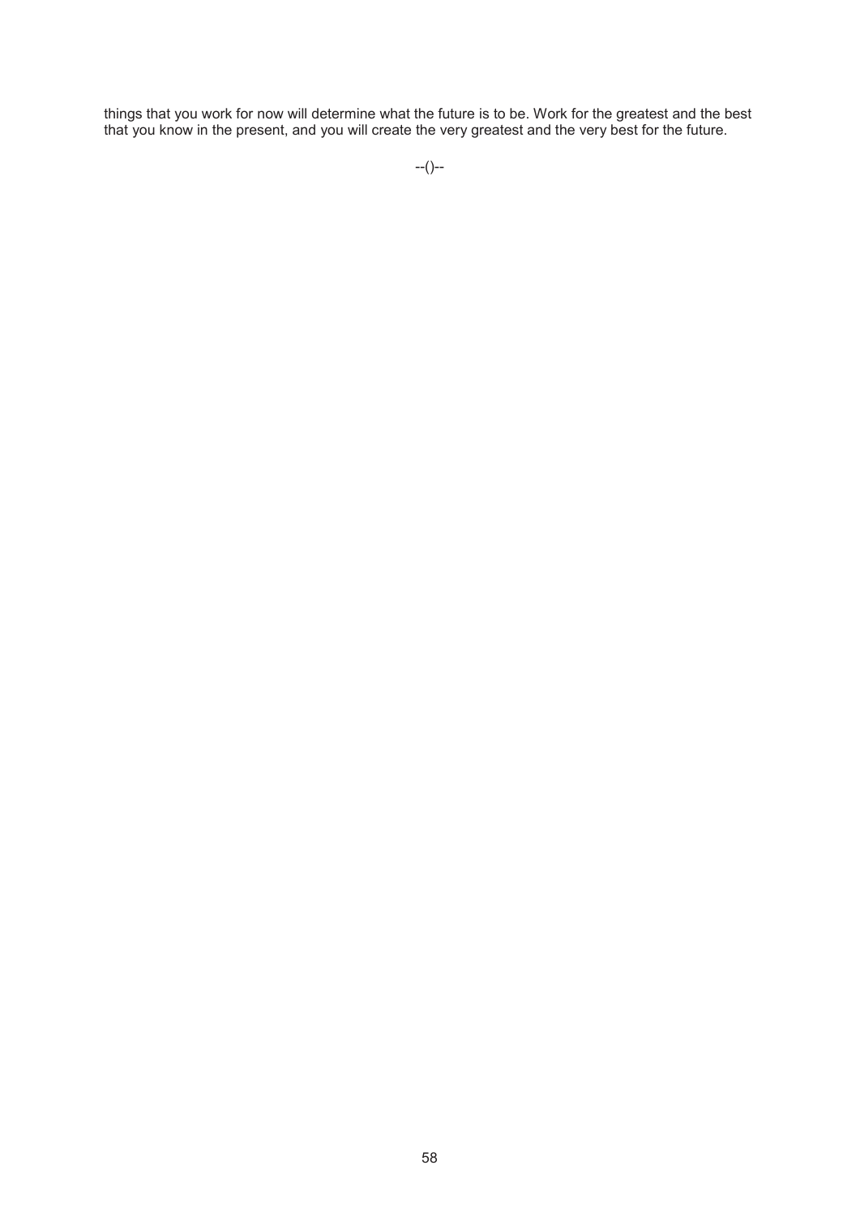things that you work for now will determine what the future is to be. Work for the greatest and the best that you know in the present, and you will create the very greatest and the very best for the future.

--()--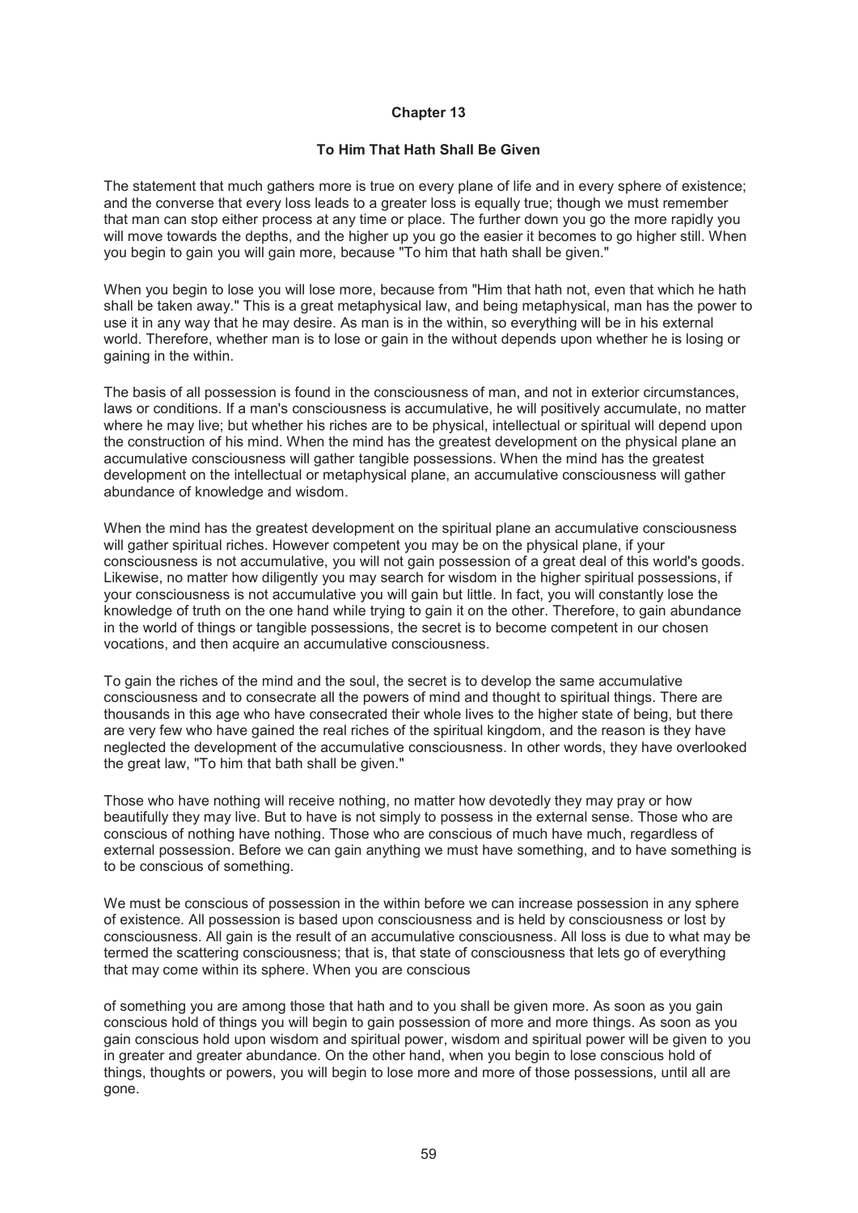**Chapter 13**

**To Him That Hath Shall Be Given**

The statement that much gathers more is true on every plane of life and in every sphere of existence; and the converse that every loss leads to a greater loss is equally true; though we must remember that man can stop either process at any time or place. The further down you go the more rapidly you will move towards the depths, and the higher up you go the easier it becomes to go higher still. When you begin to gain you will gain more, because "To him that hath shall be given."

When you begin to lose you will lose more, because from "Him that hath not, even that which he hath shall be taken away." This is a great metaphysical law, and being metaphysical, man has the power to use it in any way that he may desire. As man is in the within, so everything will be in his external world. Therefore, whether man is to lose or gain in the without depends upon whether he is losing or gaining in the within.

The basis of all possession is found in the consciousness of man, and not in exterior circumstances, laws or conditions. If a man's consciousness is accumulative, he will positively accumulate, no matter where he may live; but whether his riches are to be physical, intellectual or spiritual will depend upon the construction of his mind. When the mind has the greatest development on the physical plane an accumulative consciousness will gather tangible possessions. When the mind has the greatest development on the intellectual or metaphysical plane, an accumulative consciousness will gather abundance of knowledge and wisdom.

When the mind has the greatest development on the spiritual plane an accumulative consciousness will gather spiritual riches. However competent you may be on the physical plane, if your consciousness is not accumulative, you will not gain possession of a great deal of this world's goods. Likewise, no matter how diligently you may search for wisdom in the higher spiritual possessions, if your consciousness is not accumulative you will gain but little. In fact, you will constantly lose the knowledge of truth on the one hand while trying to gain it on the other. Therefore, to gain abundance in the world of things or tangible possessions, the secret is to become competent in our chosen vocations, and then acquire an accumulative consciousness.

To gain the riches of the mind and the soul, the secret is to develop the same accumulative consciousness and to consecrate all the powers of mind and thought to spiritual things. There are thousands in this age who have consecrated their whole lives to the higher state of being, but there are very few who have gained the real riches of the spiritual kingdom, and the reason is they have neglected the development of the accumulative consciousness. In other words, they have overlooked the great law, "To him that bath shall be given."

Those who have nothing will receive nothing, no matter how devotedly they may pray or how beautifully they may live. But to have is not simply to possess in the external sense. Those who are conscious of nothing have nothing. Those who are conscious of much have much, regardless of external possession. Before we can gain anything we must have something, and to have something is to be conscious of something.

We must be conscious of possession in the within before we can increase possession in any sphere of existence. All possession is based upon consciousness and is held by consciousness or lost by consciousness. All gain is the result of an accumulative consciousness. All loss is due to what may be termed the scattering consciousness; that is, that state of consciousness that lets go of everything that may come within its sphere. When you are conscious of something you are among those that hath and to you shall be given more. As soon as you gain conscious hold of things you will begin to gain possession of more and more things. As soon as you gain conscious hold upon wisdom and spiritual power, wisdom and spiritual power will be given to you in greater and greater abundance. On the other hand, when you begin to lose conscious hold of things, thoughts or powers, you will begin to lose more and more of those possessions, until all are gone.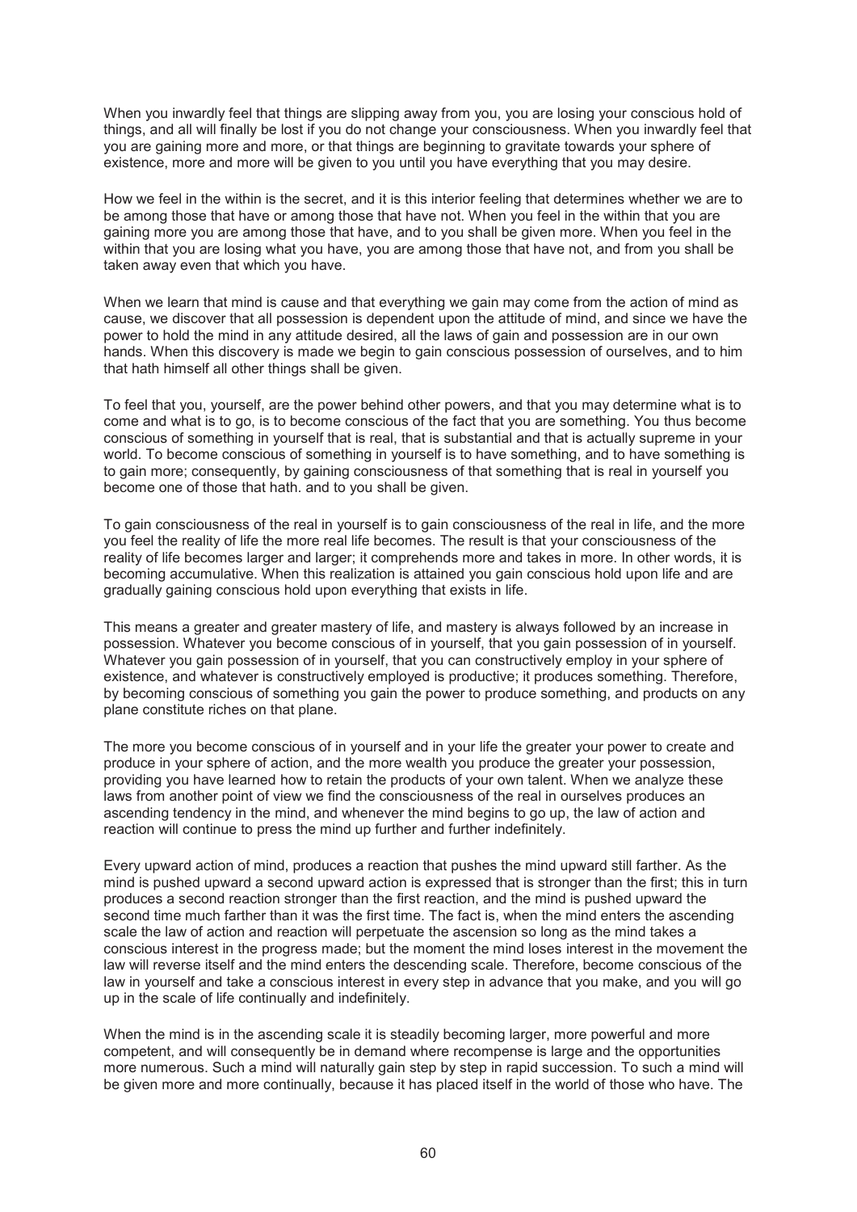When you inwardly feel that things are slipping away from you, you are losing your conscious hold of things, and all will finally be lost if you do not change your consciousness. When you inwardly feel that you are gaining more and more, or that things are beginning to gravitate towards your sphere of existence, more and more will be given to you until you have everything that you may desire.

How we feel in the within is the secret, and it is this interior feeling that determines whether we are to be among those that have or among those that have not. When you feel in the within that you are gaining more you are among those that have, and to you shall be given more. When you feel in the within that you are losing what you have, you are among those that have not, and from you shall be taken away even that which you have.

When we learn that mind is cause and that everything we gain may come from the action of mind as cause, we discover that all possession is dependent upon the attitude of mind, and since we have the power to hold the mind in any attitude desired, all the laws of gain and possession are in our own hands. When this discovery is made we begin to gain conscious possession of ourselves, and to him that hath himself all other things shall be given.

To feel that you, yourself, are the power behind other powers, and that you may determine what is to come and what is to go, is to become conscious of the fact that you are something. You thus become conscious of something in yourself that is real, that is substantial and that is actually supreme in your world. To become conscious of something in yourself is to have something, and to have something is to gain more; consequently, by gaining consciousness of that something that is real in yourself you become one of those that hath. and to you shall be given.

To gain consciousness of the real in yourself is to gain consciousness of the real in life, and the more you feel the reality of life the more real life becomes. The result is that your consciousness of the reality of life becomes larger and larger; it comprehends more and takes in more. In other words, it is becoming accumulative. When this realization is attained you gain conscious hold upon life and are gradually gaining conscious hold upon everything that exists in life.

This means a greater and greater mastery of life, and mastery is always followed by an increase in possession. Whatever you become conscious of in yourself, that you gain possession of in yourself. Whatever you gain possession of in yourself, that you can constructively employ in your sphere of existence, and whatever is constructively employed is productive; it produces something. Therefore, by becoming conscious of something you gain the power to produce something, and products on any plane constitute riches on that plane.

The more you become conscious of in yourself and in your life the greater your power to create and produce in your sphere of action, and the more wealth you produce the greater your possession, providing you have learned how to retain the products of your own talent. When we analyze these laws from another point of view we find the consciousness of the real in ourselves produces an ascending tendency in the mind, and whenever the mind begins to go up, the law of action and reaction will continue to press the mind up further and further indefinitely.

Every upward action of mind, produces a reaction that pushes the mind upward still farther. As the mind is pushed upward a second upward action is expressed that is stronger than the first; this in turn produces a second reaction stronger than the first reaction, and the mind is pushed upward the second time much farther than it was the first time. The fact is, when the mind enters the ascending scale the law of action and reaction will perpetuate the ascension so long as the mind takes a conscious interest in the progress made; but the moment the mind loses interest in the movement the law will reverse itself and the mind enters the descending scale. Therefore, become conscious of the law in yourself and take a conscious interest in every step in advance that you make, and you will go up in the scale of life continually and indefinitely.

When the mind is in the ascending scale it is steadily becoming larger, more powerful and more competent, and will consequently be in demand where recompense is large and the opportunities more numerous. Such a mind will naturally gain step by step in rapid succession. To such a mind will be given more and more continually, because it has placed itself in the world of those who have. The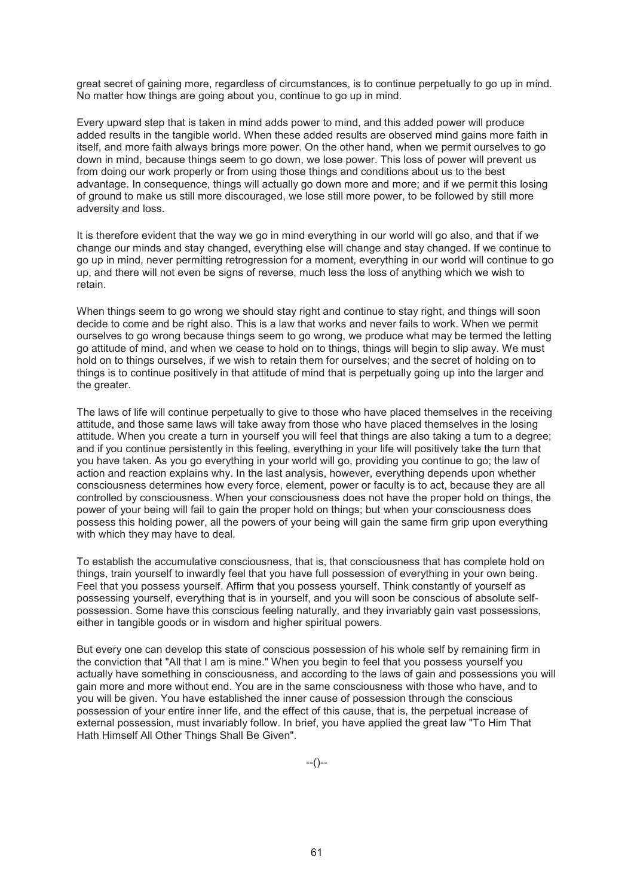great secret of gaining more, regardless of circumstances, is to continue perpetually to go up in mind. No matter how things are going about you, continue to go up in mind.

Every upward step that is taken in mind adds power to mind, and this added power will produce added results in the tangible world. When these added results are observed mind gains more faith in itself, and more faith always brings more power. On the other hand, when we permit ourselves to go down in mind, because things seem to go down, we lose power. This loss of power will prevent us from doing our work properly or from using those things and conditions about us to the best advantage. In consequence, things will actually go down more and more; and if we permit this losing of ground to make us still more discouraged, we lose still more power, to be followed by still more adversity and loss.

It is therefore evident that the way we go in mind everything in our world will go also, and that if we change our minds and stay changed, everything else will change and stay changed. If we continue to go up in mind, never permitting retrogression for a moment, everything in our world will continue to go up, and there will not even be signs of reverse, much less the loss of anything which we wish to retain.

When things seem to go wrong we should stay right and continue to stay right, and things will soon decide to come and be right also. This is a law that works and never fails to work. When we permit ourselves to go wrong because things seem to go wrong, we produce what may be termed the letting go attitude of mind, and when we cease to hold on to things, things will begin to slip away. We must hold on to things ourselves, if we wish to retain them for ourselves; and the secret of holding on to things is to continue positively in that attitude of mind that is perpetually going up into the larger and the greater.

The laws of life will continue perpetually to give to those who have placed themselves in the receiving attitude, and those same laws will take away from those who have placed themselves in the losing attitude. When you create a turn in yourself you will feel that things are also taking a turn to a degree; and if you continue persistently in this feeling, everything in your life will positively take the turn that you have taken. As you go everything in your world will go, providing you continue to go; the law of action and reaction explains why. In the last analysis, however, everything depends upon whether consciousness determines how every force, element, power or faculty is to act, because they are all controlled by consciousness. When your consciousness does not have the proper hold on things, the power of your being will fail to gain the proper hold on things; but when your consciousness does possess this holding power, all the powers of your being will gain the same firm grip upon everything with which they may have to deal.

To establish the accumulative consciousness, that is, that consciousness that has complete hold on things, train yourself to inwardly feel that you have full possession of everything in your own being. Feel that you possess yourself. Affirm that you possess yourself. Think constantly of yourself as possessing yourself, everything that is in yourself, and you will soon be conscious of absolute self-possession. Some have this conscious feeling naturally, and they invariably gain vast possessions, either in tangible goods or in wisdom and higher spiritual powers.

But every one can develop this state of conscious possession of his whole self by remaining firm in the conviction that "All that I am is mine." When you begin to feel that you possess yourself you actually have something in consciousness, and according to the laws of gain and possessions you will gain more and more without end. You are in the same consciousness with those who have, and to you will be given. You have established the inner cause of possession through the conscious possession of your entire inner life, and the effect of this cause, that is, the perpetual increase of external possession, must invariably follow. In brief, you have applied the great law "To Him That Hath Himself All Other Things Shall Be Given".

--()--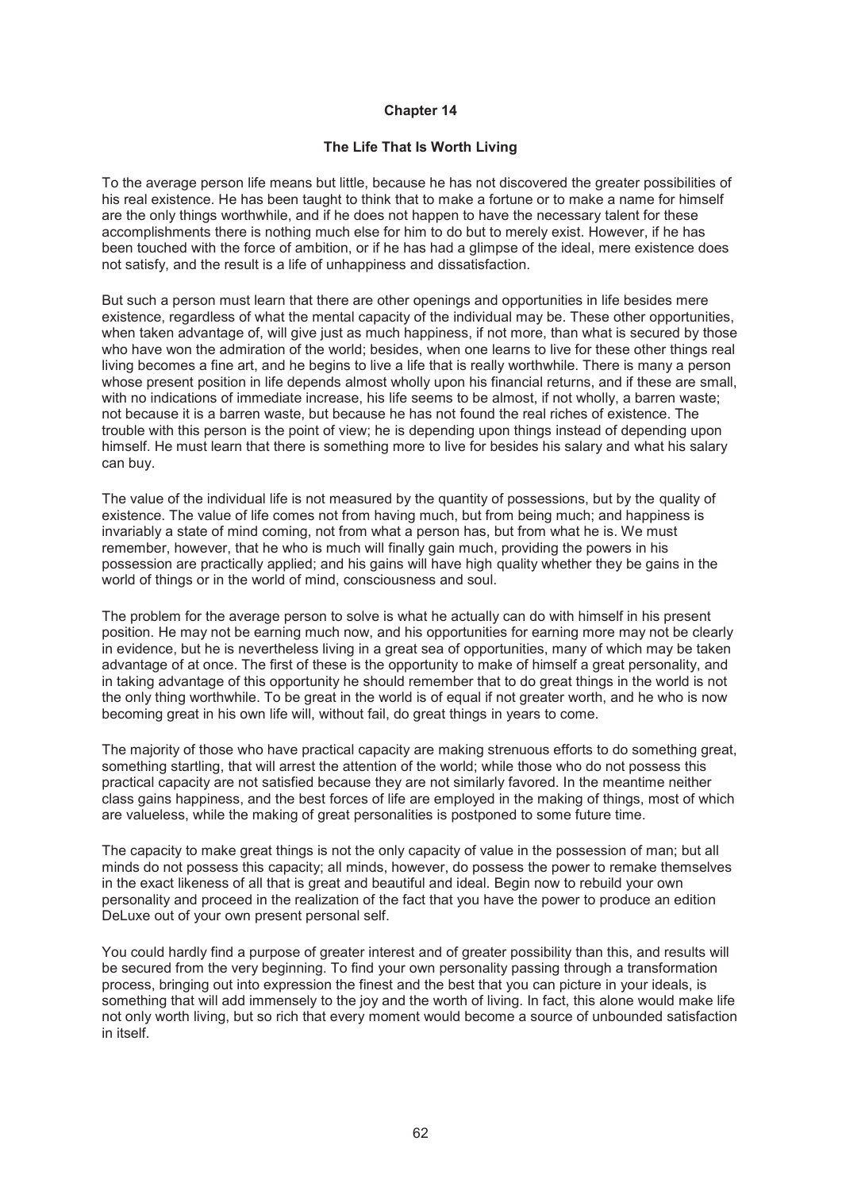# Chapter 14

## The Life That Is Worth Living

To the average person life means but little, because he has not discovered the greater possibilities of his real existence. He has been taught to think that to make a fortune or to make a name for himself are the only things worthwhile, and if he does not happen to have the necessary talent for these accomplishments there is nothing much else for him to do but to merely exist. However, if he has been touched with the force of ambition, or if he has had a glimpse of the ideal, mere existence does not satisfy, and the result is a life of unhappiness and dissatisfaction.

But such a person must learn that there are other openings and opportunities in life besides mere existence, regardless of what the mental capacity of the individual may be. These other opportunities, when taken advantage of, will give just as much happiness, if not more, than what is secured by those who have won the admiration of the world; besides, when one learns to live for these other things real living becomes a fine art, and he begins to live a life that is really worthwhile. There is many a person whose present position in life depends almost wholly upon his financial returns, and if these are small, with no indications of immediate increase, his life seems to be almost, if not wholly, a barren waste; not because it is a barren waste, but because he has not found the real riches of existence. The trouble with this person is the point of view; he is depending upon things instead of depending upon himself. He must learn that there is something more to live for besides his salary and what his salary can buy.

The value of the individual life is not measured by the quantity of possessions, but by the quality of existence. The value of life comes not from having much, but from being much; and happiness is invariably a state of mind coming, not from what a person has, but from what he is. We must remember, however, that he who is much will finally gain much, providing the powers in his possession are practically applied; and his gains will have high quality whether they be gains in the world of things or in the world of mind, consciousness and soul.

The problem for the average person to solve is what he actually can do with himself in his present position. He may not be earning much now, and his opportunities for earning more may not be clearly in evidence, but he is nevertheless living in a great sea of opportunities, many of which may be taken advantage of at once. The first of these is the opportunity to make of himself a great personality, and in taking advantage of this opportunity he should remember that to do great things in the world is not the only thing worthwhile. To be great in the world is of equal if not greater worth, and he who is now becoming great in his own life will, without fail, do great things in years to come.

The majority of those who have practical capacity are making strenuous efforts to do something great, something startling, that will arrest the attention of the world; while those who do not possess this practical capacity are not satisfied because they are not similarly favored. In the meantime neither class gains happiness, and the best forces of life are employed in the making of things, most of which are valueless, while the making of great personalities is postponed to some future time.

The capacity to make great things is not the only capacity of value in the possession of man; but all minds do not possess this capacity; all minds, however, do possess the power to remake themselves in the exact likeness of all that is great and beautiful and ideal. Begin now to rebuild your own personality and proceed in the realization of the fact that you have the power to produce an edition DeLuxe out of your own present personal self.

You could hardly find a purpose of greater interest and of greater possibility than this, and results will be secured from the very beginning. To find your own personality passing through a transformation process, bringing out into expression the finest and the best that you can picture in your ideals, is something that will add immensely to the joy and the worth of living. In fact, this alone would make life not only worth living, but so rich that every moment would become a source of unbounded satisfaction in itself.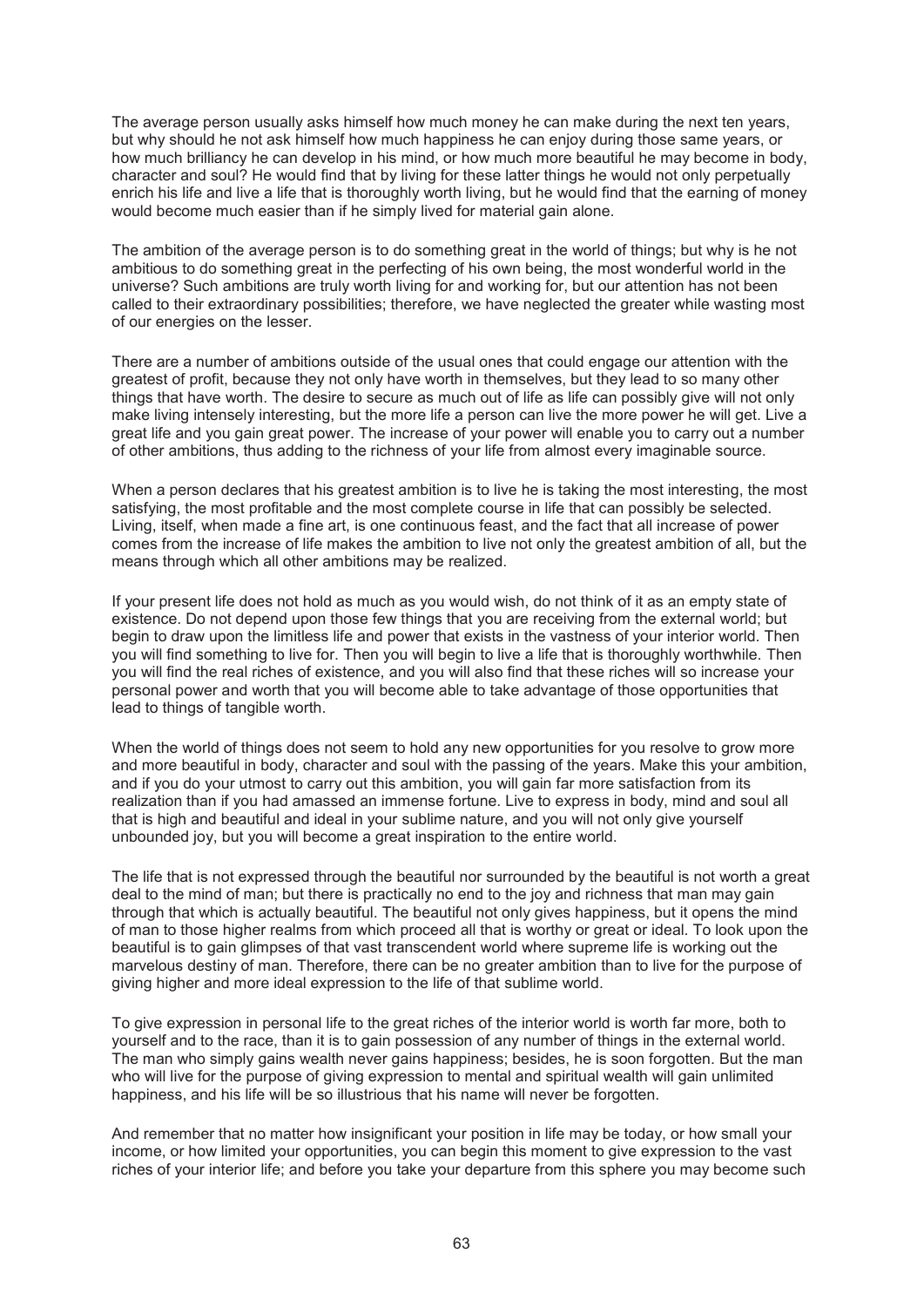The average person usually asks himself how much money he can make during the next ten years, but why should he not ask himself how much happiness he can enjoy during those same years, or how much brilliancy he can develop in his mind, or how much more beautiful he may become in body, character and soul? He would find that by living for these latter things he would not only perpetually enrich his life and live a life that is thoroughly worth living, but he would find that the earning of money would become much easier than if he simply lived for material gain alone.

The ambition of the average person is to do something great in the world of things; but why is he not ambitious to do something great in the perfecting of his own being, the most wonderful world in the universe? Such ambitions are truly worth living for and working for, but our attention has not been called to their extraordinary possibilities; therefore, we have neglected the greater while wasting most of our energies on the lesser.

There are a number of ambitions outside of the usual ones that could engage our attention with the greatest of profit, because they not only have worth in themselves, but they lead to so many other things that have worth. The desire to secure as much out of life as life can possibly give will not only make living intensely interesting, but the more life a person can live the more power he will get. Live a great life and you gain great power. The increase of your power will enable you to carry out a number of other ambitions, thus adding to the richness of your life from almost every imaginable source.

When a person declares that his greatest ambition is to live he is taking the most interesting, the most satisfying, the most profitable and the most complete course in life that can possibly be selected. Living, itself, when made a fine art, is one continuous feast, and the fact that all increase of power comes from the increase of life makes the ambition to live not only the greatest ambition of all, but the means through which all other ambitions may be realized.

If your present life does not hold as much as you would wish, do not think of it as an empty state of existence. Do not depend upon those few things that you are receiving from the external world; but begin to draw upon the limitless life and power that exists in the vastness of your interior world. Then you will find something to live for. Then you will begin to live a life that is thoroughly worthwhile. Then you will find the real riches of existence, and you will also find that these riches will so increase your personal power and worth that you will become able to take advantage of those opportunities that lead to things of tangible worth.

When the world of things does not seem to hold any new opportunities for you resolve to grow more and more beautiful in body, character and soul with the passing of the years. Make this your ambition, and if you do your utmost to carry out this ambition, you will gain far more satisfaction from its realization than if you had amassed an immense fortune. Live to express in body, mind and soul all that is high and beautiful and ideal in your sublime nature, and you will not only give yourself unbounded joy, but you will become a great inspiration to the entire world.

The life that is not expressed through the beautiful nor surrounded by the beautiful is not worth a great deal to the mind of man; but there is practically no end to the joy and richness that man may gain through that which is actually beautiful. The beautiful not only gives happiness, but it opens the mind of man to those higher realms from which proceed all that is worthy or great or ideal. To look upon the beautiful is to gain glimpses of that vast transcendent world where supreme life is working out the marvelous destiny of man. Therefore, there can be no greater ambition than to live for the purpose of giving higher and more ideal expression to the life of that sublime world.

To give expression in personal life to the great riches of the interior world is worth far more, both to yourself and to the race, than it is to gain possession of any number of things in the external world. The man who simply gains wealth never gains happiness; besides, he is soon forgotten. But the man who will live for the purpose of giving expression to mental and spiritual wealth will gain unlimited happiness, and his life will be so illustrious that his name will never be forgotten.

And remember that no matter how insignificant your position in life may be today, or how small your income, or how limited your opportunities, you can begin this moment to give expression to the vast riches of your interior life; and before you take your departure from this sphere you may become such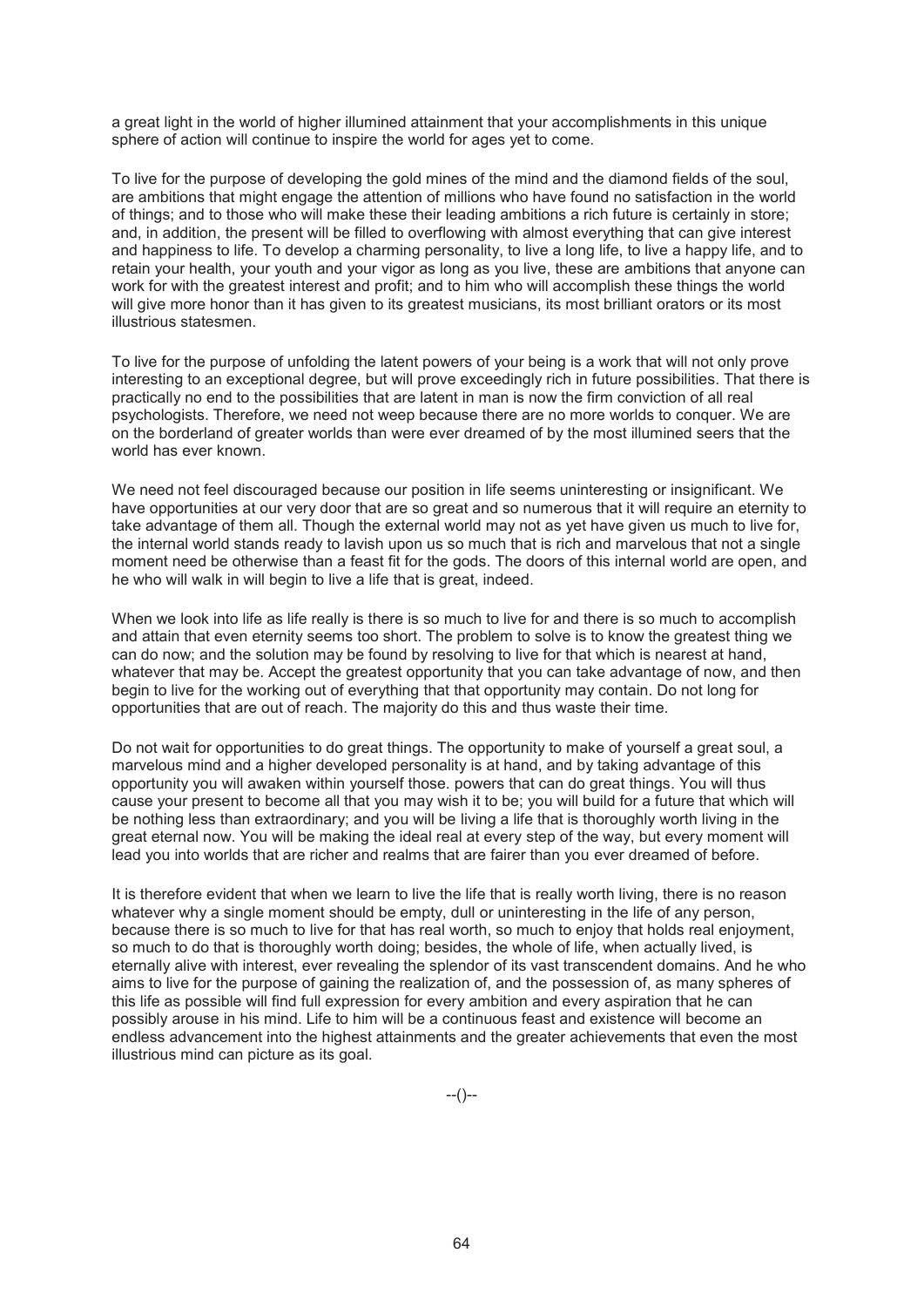a great light in the world of higher illumined attainment that your accomplishments in this unique sphere of action will continue to inspire the world for ages yet to come.

To live for the purpose of developing the gold mines of the mind and the diamond fields of the soul, are ambitions that might engage the attention of millions who have found no satisfaction in the world of things; and to those who will make these their leading ambitions a rich future is certainly in store; and, in addition, the present will be filled to overflowing with almost everything that can give interest and happiness to life. To develop a charming personality, to live a long life, to live a happy life, and to retain your health, your youth and your vigor as long as you live, these are ambitions that anyone can work for with the greatest interest and profit; and to him who will accomplish these things the world will give more honor than it has given to its greatest musicians, its most brilliant orators or its most illustrious statesmen.

To live for the purpose of unfolding the latent powers of your being is a work that will not only prove interesting to an exceptional degree, but will prove exceedingly rich in future possibilities. That there is practically no end to the possibilities that are latent in man is now the firm conviction of all real psychologists. Therefore, we need not weep because there are no more worlds to conquer. We are on the borderland of greater worlds than were ever dreamed of by the most illumined seers that the world has ever known.

We need not feel discouraged because our position in life seems uninteresting or insignificant. We have opportunities at our very door that are so great and so numerous that it will require an eternity to take advantage of them all. Though the external world may not as yet have given us much to live for, the internal world stands ready to lavish upon us so much that is rich and marvelous that not a single moment need be otherwise than a feast fit for the gods. The doors of this internal world are open, and he who will walk in will begin to live a life that is great, indeed.

When we look into life as life really is there is so much to live for and there is so much to accomplish and attain that even eternity seems too short. The problem to solve is to know the greatest thing we can do now; and the solution may be found by resolving to live for that which is nearest at hand, whatever that may be. Accept the greatest opportunity that you can take advantage of now, and then begin to live for the working out of everything that that opportunity may contain. Do not long for opportunities that are out of reach. The majority do this and thus waste their time.

Do not wait for opportunities to do great things. The opportunity to make of yourself a great soul, a marvelous mind and a higher developed personality is at hand, and by taking advantage of this opportunity you will awaken within yourself those. powers that can do great things. You will thus cause your present to become all that you may wish it to be; you will build for a future that which will be nothing less than extraordinary; and you will be living a life that is thoroughly worth living in the great eternal now. You will be making the ideal real at every step of the way, but every moment will lead you into worlds that are richer and realms that are fairer than you ever dreamed of before.

It is therefore evident that when we learn to live the life that is really worth living, there is no reason whatever why a single moment should be empty, dull or uninteresting in the life of any person, because there is so much to live for that has real worth, so much to enjoy that holds real enjoyment, so much to do that is thoroughly worth doing; besides, the whole of life, when actually lived, is eternally alive with interest, ever revealing the splendor of its vast transcendent domains. And he who aims to live for the purpose of gaining the realization of, and the possession of, as many spheres of this life as possible will find full expression for every ambition and every aspiration that he can possibly arouse in his mind. Life to him will be a continuous feast and existence will become an endless advancement into the highest attainments and the greater achievements that even the most illustrious mind can picture as its goal.

--()--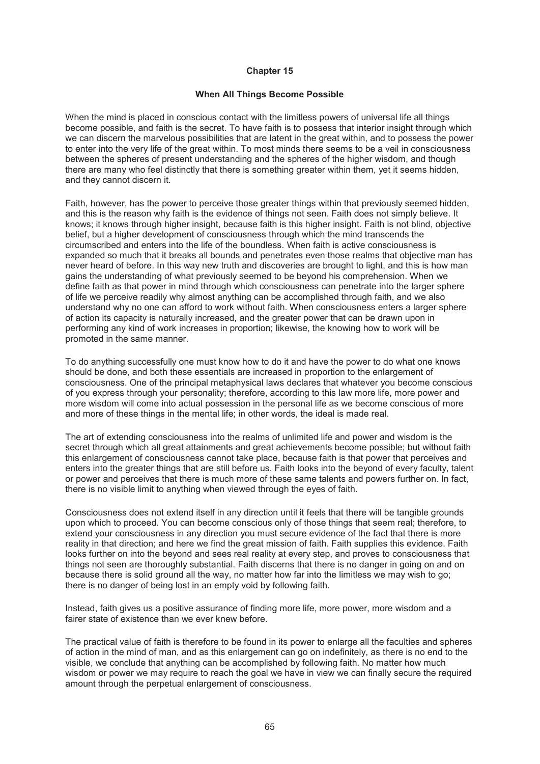## Chapter 15

### When All Things Become Possible

When the mind is placed in conscious contact with the limitless powers of universal life all things become possible, and faith is the secret. To have faith is to possess that interior insight through which we can discern the marvelous possibilities that are latent in the great within, and to possess the power to enter into the very life of the great within. To most minds there seems to be a veil in consciousness between the spheres of present understanding and the spheres of the higher wisdom, and though there are many who feel distinctly that there is something greater within them, yet it seems hidden, and they cannot discern it.

Faith, however, has the power to perceive those greater things within that previously seemed hidden, and this is the reason why faith is the evidence of things not seen. Faith does not simply believe. It knows; it knows through higher insight, because faith is this higher insight. Faith is not blind, objective belief, but a higher development of consciousness through which the mind transcends the circumscribed and enters into the life of the boundless. When faith is active consciousness is expanded so much that it breaks all bounds and penetrates even those realms that objective man has never heard of before. In this way new truth and discoveries are brought to light, and this is how man gains the understanding of what previously seemed to be beyond his comprehension. When we define faith as that power in mind through which consciousness can penetrate into the larger sphere of life we perceive readily why almost anything can be accomplished through faith, and we also understand why no one can afford to work without faith. When consciousness enters a larger sphere of action its capacity is naturally increased, and the greater power that can be drawn upon in performing any kind of work increases in proportion; likewise, the knowing how to work will be promoted in the same manner.

To do anything successfully one must know how to do it and have the power to do what one knows should be done, and both these essentials are increased in proportion to the enlargement of consciousness. One of the principal metaphysical laws declares that whatever you become conscious of you express through your personality; therefore, according to this law more life, more power and more wisdom will come into actual possession in the personal life as we become conscious of more and more of these things in the mental life; in other words, the ideal is made real.

The art of extending consciousness into the realms of unlimited life and power and wisdom is the secret through which all great attainments and great achievements become possible; but without faith this enlargement of consciousness cannot take place, because faith is that power that perceives and enters into the greater things that are still before us. Faith looks into the beyond of every faculty, talent or power and perceives that there is much more of these same talents and powers further on. In fact, there is no visible limit to anything when viewed through the eyes of faith.

Consciousness does not extend itself in any direction until it feels that there will be tangible grounds upon which to proceed. You can become conscious only of those things that seem real; therefore, to extend your consciousness in any direction you must secure evidence of the fact that there is more reality in that direction; and here we find the great mission of faith. Faith supplies this evidence. Faith looks further on into the beyond and sees real reality at every step, and proves to consciousness that things not seen are thoroughly substantial. Faith discerns that there is no danger in going on and on because there is solid ground all the way, no matter how far into the limitless we may wish to go; there is no danger of being lost in an empty void by following faith.

Instead, faith gives us a positive assurance of finding more life, more power, more wisdom and a fairer state of existence than we ever knew before.

The practical value of faith is therefore to be found in its power to enlarge all the faculties and spheres of action in the mind of man, and as this enlargement can go on indefinitely, as there is no end to the visible, we conclude that anything can be accomplished by following faith. No matter how much wisdom or power we may require to reach the goal we have in view we can finally secure the required amount through the perpetual enlargement of consciousness.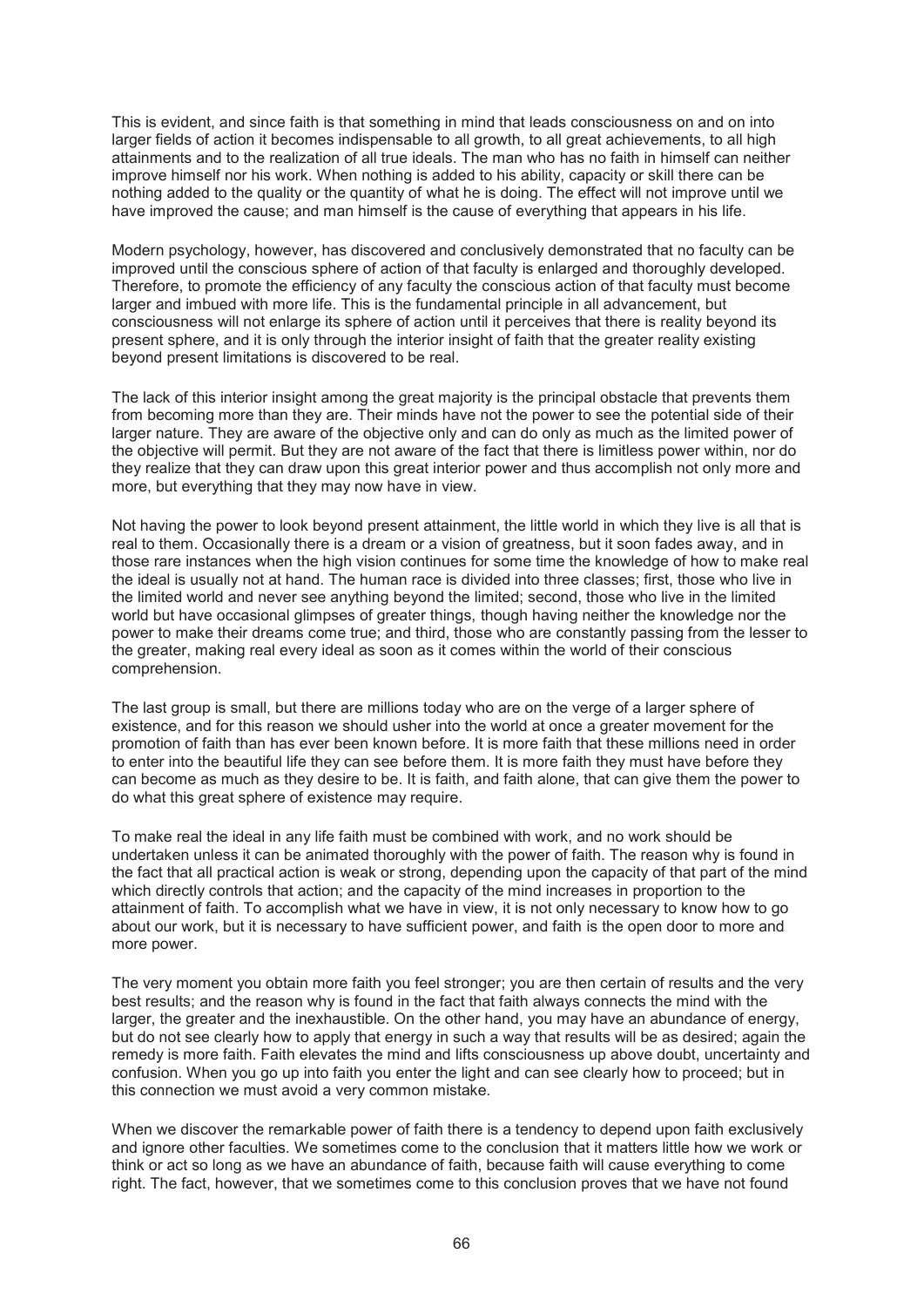This is evident, and since faith is that something in mind that leads consciousness on and on into larger fields of action it becomes indispensable to all growth, to all great achievements, to all high attainments and to the realization of all true ideals. The man who has no faith in himself can neither improve himself nor his work. When nothing is added to his ability, capacity or skill there can be nothing added to the quality or the quantity of what he is doing. The effect will not improve until we have improved the cause; and man himself is the cause of everything that appears in his life.

Modern psychology, however, has discovered and conclusively demonstrated that no faculty can be improved until the conscious sphere of action of that faculty is enlarged and thoroughly developed. Therefore, to promote the efficiency of any faculty the conscious action of that faculty must become larger and imbued with more life. This is the fundamental principle in all advancement, but consciousness will not enlarge its sphere of action until it perceives that there is reality beyond its present sphere, and it is only through the interior insight of faith that the greater reality existing beyond present limitations is discovered to be real.

The lack of this interior insight among the great majority is the principal obstacle that prevents them from becoming more than they are. Their minds have not the power to see the potential side of their larger nature. They are aware of the objective only and can do only as much as the limited power of the objective will permit. But they are not aware of the fact that there is limitless power within, nor do they realize that they can draw upon this great interior power and thus accomplish not only more and more, but everything that they may now have in view.

Not having the power to look beyond present attainment, the little world in which they live is all that is real to them. Occasionally there is a dream or a vision of greatness, but it soon fades away, and in those rare instances when the high vision continues for some time the knowledge of how to make real the ideal is usually not at hand. The human race is divided into three classes; first, those who live in the limited world and never see anything beyond the limited; second, those who live in the limited world but have occasional glimpses of greater things, though having neither the knowledge nor the power to make their dreams come true; and third, those who are constantly passing from the lesser to the greater, making real every ideal as soon as it comes within the world of their conscious comprehension.

The last group is small, but there are millions today who are on the verge of a larger sphere of existence, and for this reason we should usher into the world at once a greater movement for the promotion of faith than has ever been known before. It is more faith that these millions need in order to enter into the beautiful life they can see before them. It is more faith they must have before they can become as much as they desire to be. It is faith, and faith alone, that can give them the power to do what this great sphere of existence may require.

To make real the ideal in any life faith must be combined with work, and no work should be undertaken unless it can be animated thoroughly with the power of faith. The reason why is found in the fact that all practical action is weak or strong, depending upon the capacity of that part of the mind which directly controls that action; and the capacity of the mind increases in proportion to the attainment of faith. To accomplish what we have in view, it is not only necessary to know how to go about our work, but it is necessary to have sufficient power, and faith is the open door to more and more power.

The very moment you obtain more faith you feel stronger; you are then certain of results and the very best results; and the reason why is found in the fact that faith always connects the mind with the larger, the greater and the inexhaustible. On the other hand, you may have an abundance of energy, but do not see clearly how to apply that energy in such a way that results will be as desired; again the remedy is more faith. Faith elevates the mind and lifts consciousness up above doubt, uncertainty and confusion. When you go up into faith you enter the light and can see clearly how to proceed; but in this connection we must avoid a very common mistake.

When we discover the remarkable power of faith there is a tendency to depend upon faith exclusively and ignore other faculties. We sometimes come to the conclusion that it matters little how we work or think or act so long as we have an abundance of faith, because faith will cause everything to come right. The fact, however, that we sometimes come to this conclusion proves that we have not found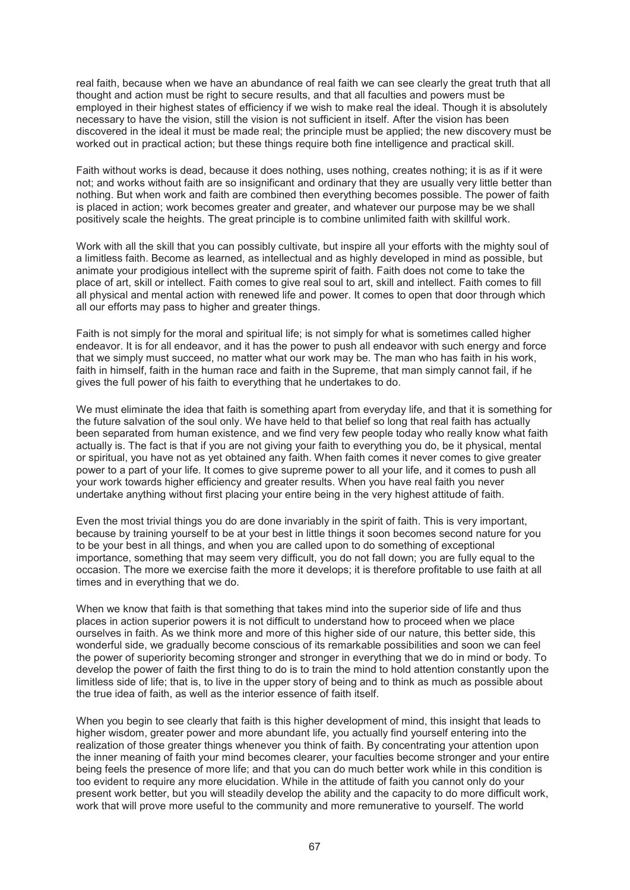real faith, because when we have an abundance of real faith we can see clearly the great truth that all thought and action must be right to secure results, and that all faculties and powers must be employed in their highest states of efficiency if we wish to make real the ideal. Though it is absolutely necessary to have the vision, still the vision is not sufficient in itself. After the vision has been discovered in the ideal it must be made real; the principle must be applied; the new discovery must be worked out in practical action; but these things require both fine intelligence and practical skill.

Faith without works is dead, because it does nothing, uses nothing, creates nothing; it is as if it were not; and works without faith are so insignificant and ordinary that they are usually very little better than nothing. But when work and faith are combined then everything becomes possible. The power of faith is placed in action; work becomes greater and greater, and whatever our purpose may be we shall positively scale the heights. The great principle is to combine unlimited faith with skillful work.

Work with all the skill that you can possibly cultivate, but inspire all your efforts with the mighty soul of a limitless faith. Become as learned, as intellectual and as highly developed in mind as possible, but animate your prodigious intellect with the supreme spirit of faith. Faith does not come to take the place of art, skill or intellect. Faith comes to give real soul to art, skill and intellect. Faith comes to fill all physical and mental action with renewed life and power. It comes to open that door through which all our efforts may pass to higher and greater things.

Faith is not simply for the moral and spiritual life; is not simply for what is sometimes called higher endeavor. It is for all endeavor, and it has the power to push all endeavor with such energy and force that we simply must succeed, no matter what our work may be. The man who has faith in his work, faith in himself, faith in the human race and faith in the Supreme, that man simply cannot fail, if he gives the full power of his faith to everything that he undertakes to do.

We must eliminate the idea that faith is something apart from everyday life, and that it is something for the future salvation of the soul only. We have held to that belief so long that real faith has actually been separated from human existence, and we find very few people today who really know what faith actually is. The fact is that if you are not giving your faith to everything you do, be it physical, mental or spiritual, you have not as yet obtained any faith. When faith comes it never comes to give greater power to a part of your life. It comes to give supreme power to all your life, and it comes to push all your work towards higher efficiency and greater results. When you have real faith you never undertake anything without first placing your entire being in the very highest attitude of faith.

Even the most trivial things you do are done invariably in the spirit of faith. This is very important, because by training yourself to be at your best in little things it soon becomes second nature for you to be your best in all things, and when you are called upon to do something of exceptional importance, something that may seem very difficult, you do not fall down; you are fully equal to the occasion. The more we exercise faith the more it develops; it is therefore profitable to use faith at all times and in everything that we do.

When we know that faith is that something that takes mind into the superior side of life and thus places in action superior powers it is not difficult to understand how to proceed when we place ourselves in faith. As we think more and more of this higher side of our nature, this better side, this wonderful side, we gradually become conscious of its remarkable possibilities and soon we can feel the power of superiority becoming stronger and stronger in everything that we do in mind or body. To develop the power of faith the first thing to do is to train the mind to hold attention constantly upon the limitless side of life; that is, to live in the upper story of being and to think as much as possible about the true idea of faith, as well as the interior essence of faith itself.

When you begin to see clearly that faith is this higher development of mind, this insight that leads to higher wisdom, greater power and more abundant life, you actually find yourself entering into the realization of those greater things whenever you think of faith. By concentrating your attention upon the inner meaning of faith your mind becomes clearer, your faculties become stronger and your entire being feels the presence of more life; and that you can do much better work while in this condition is too evident to require any more elucidation. While in the attitude of faith you cannot only do your present work better, but you will steadily develop the ability and the capacity to do more difficult work, work that will prove more useful to the community and more remunerative to yourself. The world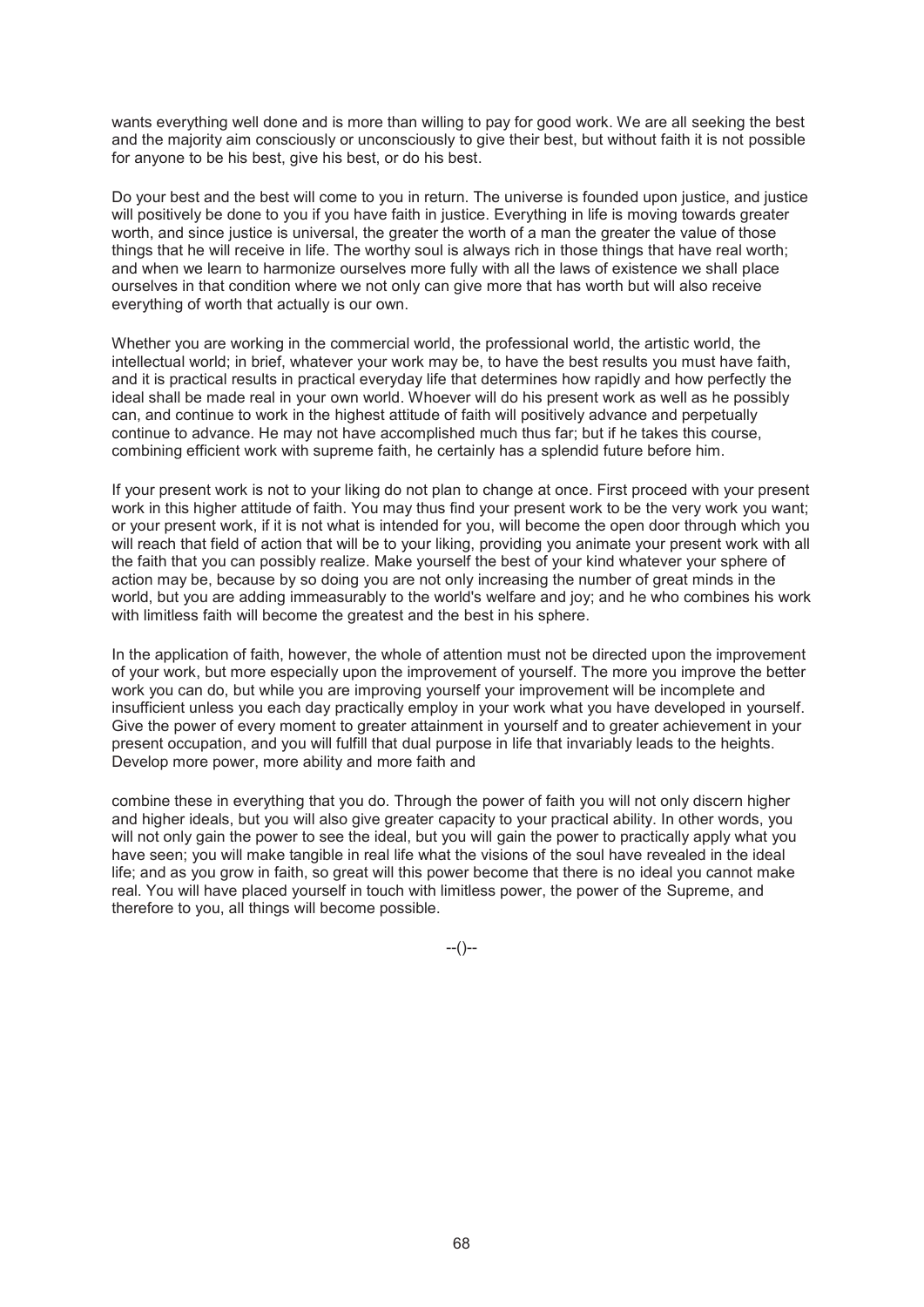wants everything well done and is more than willing to pay for good work. We are all seeking the best and the majority aim consciously or unconsciously to give their best, but without faith it is not possible for anyone to be his best, give his best, or do his best.

Do your best and the best will come to you in return. The universe is founded upon justice, and justice will positively be done to you if you have faith in justice. Everything in life is moving towards greater worth, and since justice is universal, the greater the worth of a man the greater the value of those things that he will receive in life. The worthy soul is always rich in those things that have real worth; and when we learn to harmonize ourselves more fully with all the laws of existence we shall place ourselves in that condition where we not only can give more that has worth but will also receive everything of worth that actually is our own.

Whether you are working in the commercial world, the professional world, the artistic world, the intellectual world; in brief, whatever your work may be, to have the best results you must have faith, and it is practical results in practical everyday life that determines how rapidly and how perfectly the ideal shall be made real in your own world. Whoever will do his present work as well as he possibly can, and continue to work in the highest attitude of faith will positively advance and perpetually continue to advance. He may not have accomplished much thus far; but if he takes this course, combining efficient work with supreme faith, he certainly has a splendid future before him.

If your present work is not to your liking do not plan to change at once. First proceed with your present work in this higher attitude of faith. You may thus find your present work to be the very work you want; or your present work, if it is not what is intended for you, will become the open door through which you will reach that field of action that will be to your liking, providing you animate your present work with all the faith that you can possibly realize. Make yourself the best of your kind whatever your sphere of action may be, because by so doing you are not only increasing the number of great minds in the world, but you are adding immeasurably to the world's welfare and joy; and he who combines his work with limitless faith will become the greatest and the best in his sphere.

In the application of faith, however, the whole of attention must not be directed upon the improvement of your work, but more especially upon the improvement of yourself. The more you improve the better work you can do, but while you are improving yourself your improvement will be incomplete and insufficient unless you each day practically employ in your work what you have developed in yourself. Give the power of every moment to greater attainment in yourself and to greater achievement in your present occupation, and you will fulfill that dual purpose in life that invariably leads to the heights. Develop more power, more ability and more faith and combine these in everything that you do. Through the power of faith you will not only discern higher and higher ideals, but you will also give greater capacity to your practical ability. In other words, you will not only gain the power to see the ideal, but you will gain the power to practically apply what you have seen; you will make tangible in real life what the visions of the soul have revealed in the ideal life; and as you grow in faith, so great will this power become that there is no ideal you cannot make real. You will have placed yourself in touch with limitless power, the power of the Supreme, and therefore to you, all things will become possible.

--()--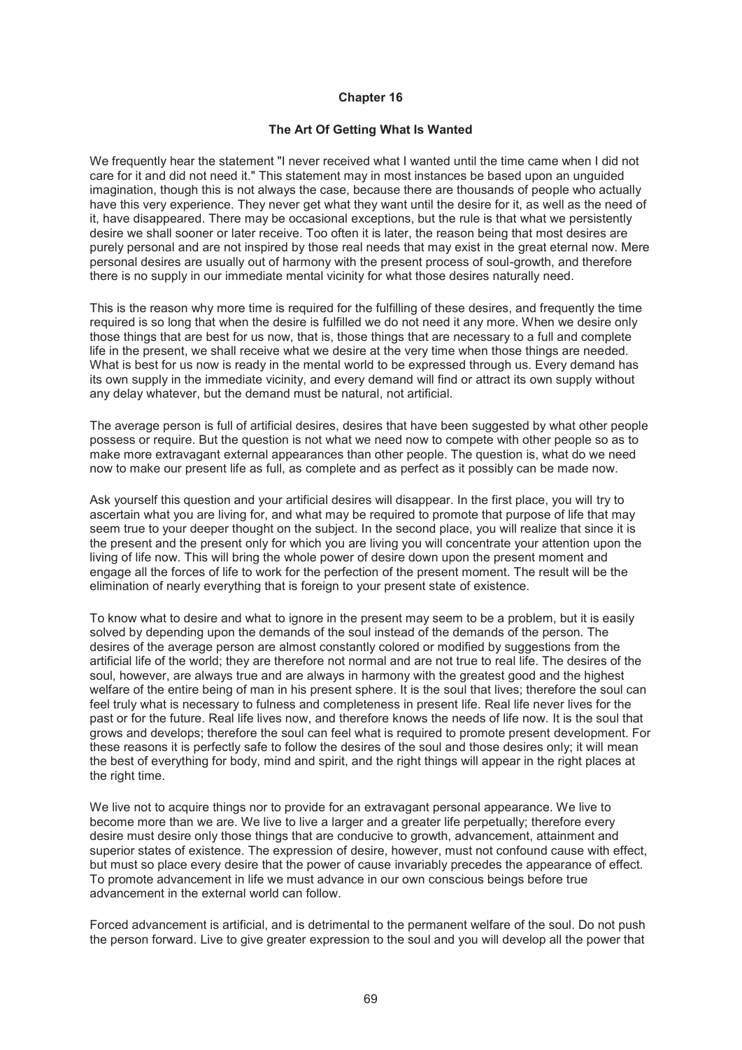## Chapter 16

### The Art Of Getting What Is Wanted

We frequently hear the statement "I never received what I wanted until the time came when I did not care for it and did not need it." This statement may in most instances be based upon an unguided imagination, though this is not always the case, because there are thousands of people who actually have this very experience. They never get what they want until the desire for it, as well as the need of it, have disappeared. There may be occasional exceptions, but the rule is that what we persistently desire we shall sooner or later receive. Too often it is later, the reason being that most desires are purely personal and are not inspired by those real needs that may exist in the great eternal now. Mere personal desires are usually out of harmony with the present process of soul-growth, and therefore there is no supply in our immediate mental vicinity for what those desires naturally need.

This is the reason why more time is required for the fulfilling of these desires, and frequently the time required is so long that when the desire is fulfilled we do not need it any more. When we desire only those things that are best for us now, that is, those things that are necessary to a full and complete life in the present, we shall receive what we desire at the very time when those things are needed. What is best for us now is ready in the mental world to be expressed through us. Every demand has its own supply in the immediate vicinity, and every demand will find or attract its own supply without any delay whatever, but the demand must be natural, not artificial.

The average person is full of artificial desires, desires that have been suggested by what other people possess or require. But the question is not what we need now to compete with other people so as to make more extravagant external appearances than other people. The question is, what do we need now to make our present life as full, as complete and as perfect as it possibly can be made now.

Ask yourself this question and your artificial desires will disappear. In the first place, you will try to ascertain what you are living for, and what may be required to promote that purpose of life that may seem true to your deeper thought on the subject. In the second place, you will realize that since it is the present and the present only for which you are living you will concentrate your attention upon the living of life now. This will bring the whole power of desire down upon the present moment and engage all the forces of life to work for the perfection of the present moment. The result will be the elimination of nearly everything that is foreign to your present state of existence.

To know what to desire and what to ignore in the present may seem to be a problem, but it is easily solved by depending upon the demands of the soul instead of the demands of the person. The desires of the average person are almost constantly colored or modified by suggestions from the artificial life of the world; they are therefore not normal and are not true to real life. The desires of the soul, however, are always true and are always in harmony with the greatest good and the highest welfare of the entire being of man in his present sphere. It is the soul that lives; therefore the soul can feel truly what is necessary to fulness and completeness in present life. Real life never lives for the past or for the future. Real life lives now, and therefore knows the needs of life now. It is the soul that grows and develops; therefore the soul can feel what is required to promote present development. For these reasons it is perfectly safe to follow the desires of the soul and those desires only; it will mean the best of everything for body, mind and spirit, and the right things will appear in the right places at the right time.

We live not to acquire things nor to provide for an extravagant personal appearance. We live to become more than we are. We live to live a larger and a greater life perpetually; therefore every desire must desire only those things that are conducive to growth, advancement, attainment and superior states of existence. The expression of desire, however, must not confound cause with effect, but must so place every desire that the power of cause invariably precedes the appearance of effect. To promote advancement in life we must advance in our own conscious beings before true advancement in the external world can follow.

Forced advancement is artificial, and is detrimental to the permanent welfare of the soul. Do not push the person forward. Live to give greater expression to the soul and you will develop all the power that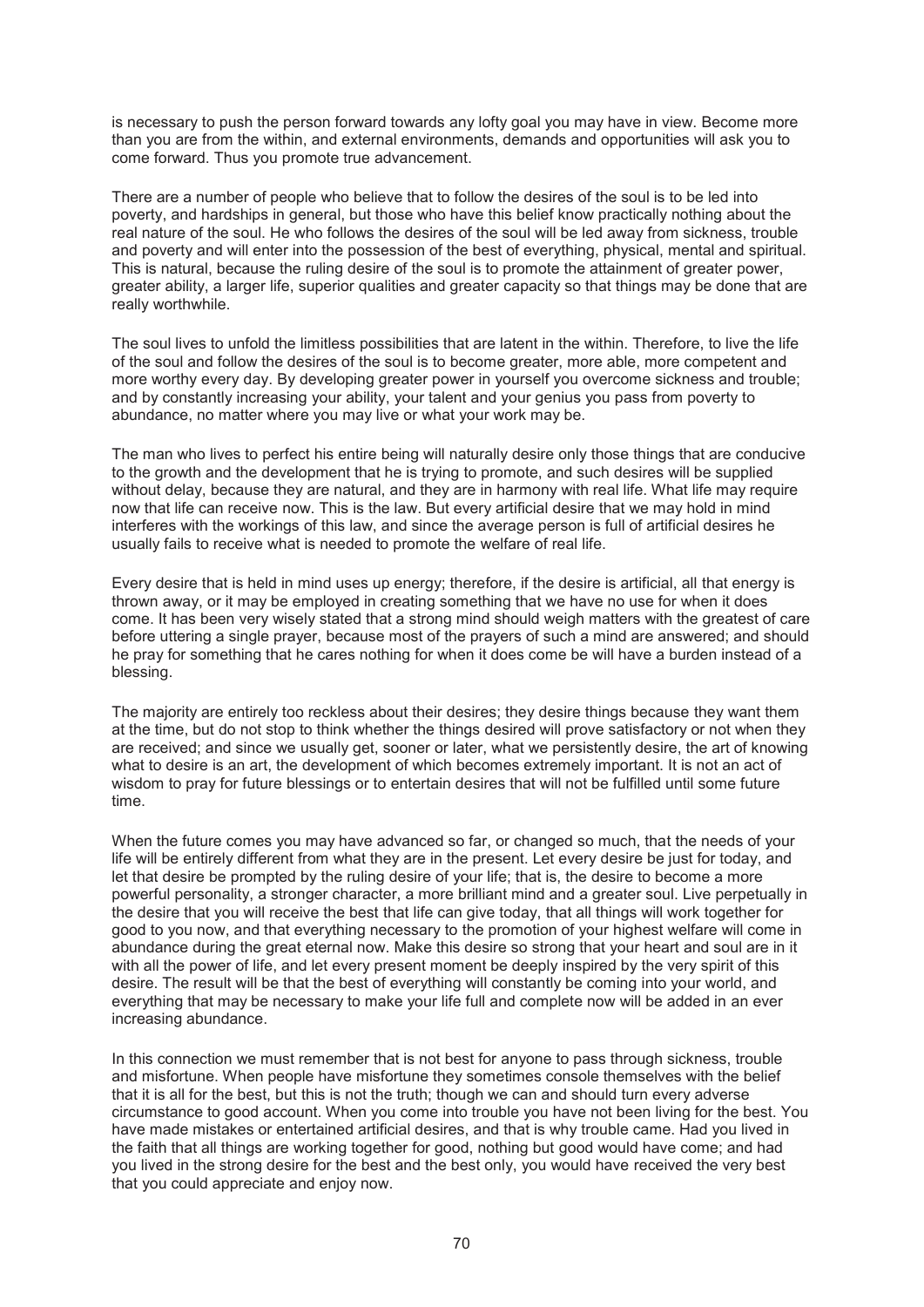is necessary to push the person forward towards any lofty goal you may have in view. Become more than you are from the within, and external environments, demands and opportunities will ask you to come forward. Thus you promote true advancement.

There are a number of people who believe that to follow the desires of the soul is to be led into poverty, and hardships in general, but those who have this belief know practically nothing about the real nature of the soul. He who follows the desires of the soul will be led away from sickness, trouble and poverty and will enter into the possession of the best of everything, physical, mental and spiritual. This is natural, because the ruling desire of the soul is to promote the attainment of greater power, greater ability, a larger life, superior qualities and greater capacity so that things may be done that are really worthwhile.

The soul lives to unfold the limitless possibilities that are latent in the within. Therefore, to live the life of the soul and follow the desires of the soul is to become greater, more able, more competent and more worthy every day. By developing greater power in yourself you overcome sickness and trouble; and by constantly increasing your ability, your talent and your genius you pass from poverty to abundance, no matter where you may live or what your work may be.

The man who lives to perfect his entire being will naturally desire only those things that are conducive to the growth and the development that he is trying to promote, and such desires will be supplied without delay, because they are natural, and they are in harmony with real life. What life may require now that life can receive now. This is the law. But every artificial desire that we may hold in mind interferes with the workings of this law, and since the average person is full of artificial desires he usually fails to receive what is needed to promote the welfare of real life.

Every desire that is held in mind uses up energy; therefore, if the desire is artificial, all that energy is thrown away, or it may be employed in creating something that we have no use for when it does come. It has been very wisely stated that a strong mind should weigh matters with the greatest of care before uttering a single prayer, because most of the prayers of such a mind are answered; and should he pray for something that he cares nothing for when it does come be will have a burden instead of a blessing.

The majority are entirely too reckless about their desires; they desire things because they want them at the time, but do not stop to think whether the things desired will prove satisfactory or not when they are received; and since we usually get, sooner or later, what we persistently desire, the art of knowing what to desire is an art, the development of which becomes extremely important. It is not an act of wisdom to pray for future blessings or to entertain desires that will not be fulfilled until some future time.

When the future comes you may have advanced so far, or changed so much, that the needs of your life will be entirely different from what they are in the present. Let every desire be just for today, and let that desire be prompted by the ruling desire of your life; that is, the desire to become a more powerful personality, a stronger character, a more brilliant mind and a greater soul. Live perpetually in the desire that you will receive the best that life can give today, that all things will work together for good to you now, and that everything necessary to the promotion of your highest welfare will come in abundance during the great eternal now. Make this desire so strong that your heart and soul are in it with all the power of life, and let every present moment be deeply inspired by the very spirit of this desire. The result will be that the best of everything will constantly be coming into your world, and everything that may be necessary to make your life full and complete now will be added in an ever increasing abundance.

In this connection we must remember that is not best for anyone to pass through sickness, trouble and misfortune. When people have misfortune they sometimes console themselves with the belief that it is all for the best, but this is not the truth; though we can and should turn every adverse circumstance to good account. When you come into trouble you have not been living for the best. You have made mistakes or entertained artificial desires, and that is why trouble came. Had you lived in the faith that all things are working together for good, nothing but good would have come; and had you lived in the strong desire for the best and the best only, you would have received the very best that you could appreciate and enjoy now.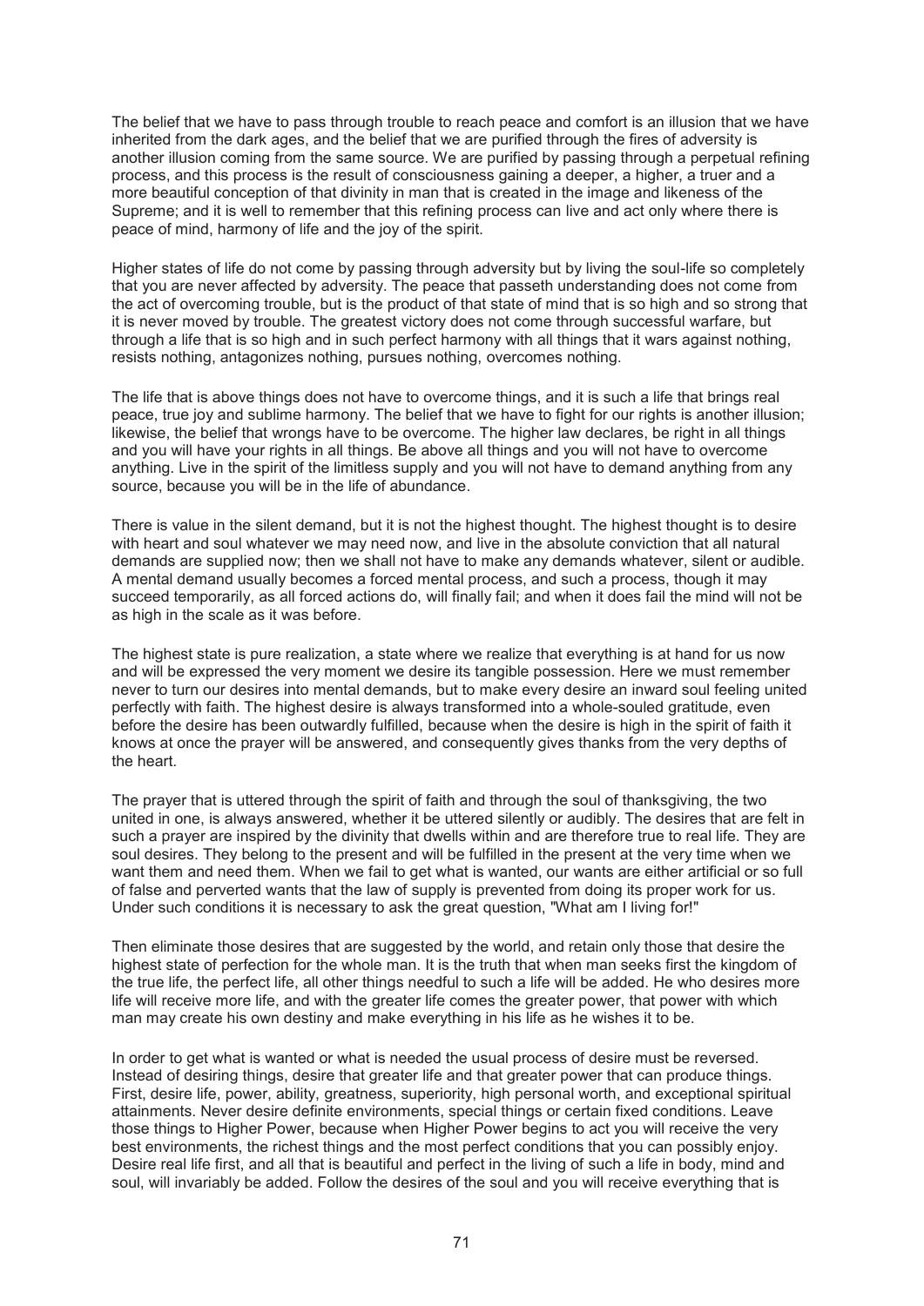The belief that we have to pass through trouble to reach peace and comfort is an illusion that we have inherited from the dark ages, and the belief that we are purified through the fires of adversity is another illusion coming from the same source. We are purified by passing through a perpetual refining process, and this process is the result of consciousness gaining a deeper, a higher, a truer and a more beautiful conception of that divinity in man that is created in the image and likeness of the Supreme; and it is well to remember that this refining process can live and act only where there is peace of mind, harmony of life and the joy of the spirit.

Higher states of life do not come by passing through adversity but by living the soul-life so completely that you are never affected by adversity. The peace that passeth understanding does not come from the act of overcoming trouble, but is the product of that state of mind that is so high and so strong that it is never moved by trouble. The greatest victory does not come through successful warfare, but through a life that is so high and in such perfect harmony with all things that it wars against nothing, resists nothing, antagonizes nothing, pursues nothing, overcomes nothing.

The life that is above things does not have to overcome things, and it is such a life that brings real peace, true joy and sublime harmony. The belief that we have to fight for our rights is another illusion; likewise, the belief that wrongs have to be overcome. The higher law declares, be right in all things and you will have your rights in all things. Be above all things and you will not have to overcome anything. Live in the spirit of the limitless supply and you will not have to demand anything from any source, because you will be in the life of abundance.

There is value in the silent demand, but it is not the highest thought. The highest thought is to desire with heart and soul whatever we may need now, and live in the absolute conviction that all natural demands are supplied now; then we shall not have to make any demands whatever, silent or audible. A mental demand usually becomes a forced mental process, and such a process, though it may succeed temporarily, as all forced actions do, will finally fail; and when it does fail the mind will not be as high in the scale as it was before.

The highest state is pure realization, a state where we realize that everything is at hand for us now and will be expressed the very moment we desire its tangible possession. Here we must remember never to turn our desires into mental demands, but to make every desire an inward soul feeling united perfectly with faith. The highest desire is always transformed into a whole-souled gratitude, even before the desire has been outwardly fulfilled, because when the desire is high in the spirit of faith it knows at once the prayer will be answered, and consequently gives thanks from the very depths of the heart.

The prayer that is uttered through the spirit of faith and through the soul of thanksgiving, the two united in one, is always answered, whether it be uttered silently or audibly. The desires that are felt in such a prayer are inspired by the divinity that dwells within and are therefore true to real life. They are soul desires. They belong to the present and will be fulfilled in the present at the very time when we want them and need them. When we fail to get what is wanted, our wants are either artificial or so full of false and perverted wants that the law of supply is prevented from doing its proper work for us. Under such conditions it is necessary to ask the great question, "What am I living for!"

Then eliminate those desires that are suggested by the world, and retain only those that desire the highest state of perfection for the whole man. It is the truth that when man seeks first the kingdom of the true life, the perfect life, all other things needful to such a life will be added. He who desires more life will receive more life, and with the greater life comes the greater power, that power with which man may create his own destiny and make everything in his life as he wishes it to be.

In order to get what is wanted or what is needed the usual process of desire must be reversed. Instead of desiring things, desire that greater life and that greater power that can produce things. First, desire life, power, ability, greatness, superiority, high personal worth, and exceptional spiritual attainments. Never desire definite environments, special things or certain fixed conditions. Leave those things to Higher Power, because when Higher Power begins to act you will receive the very best environments, the richest things and the most perfect conditions that you can possibly enjoy. Desire real life first, and all that is beautiful and perfect in the living of such a life in body, mind and soul, will invariably be added. Follow the desires of the soul and you will receive everything that is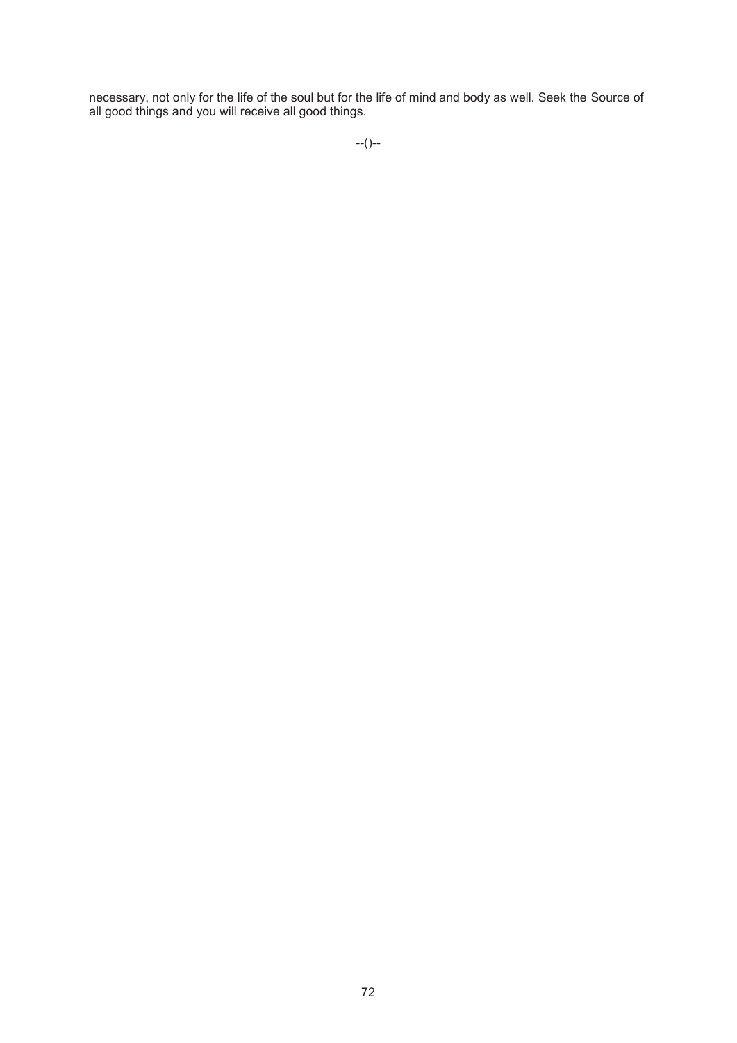necessary, not only for the life of the soul but for the life of mind and body as well. Seek the Source of all good things and you will receive all good things.

--()--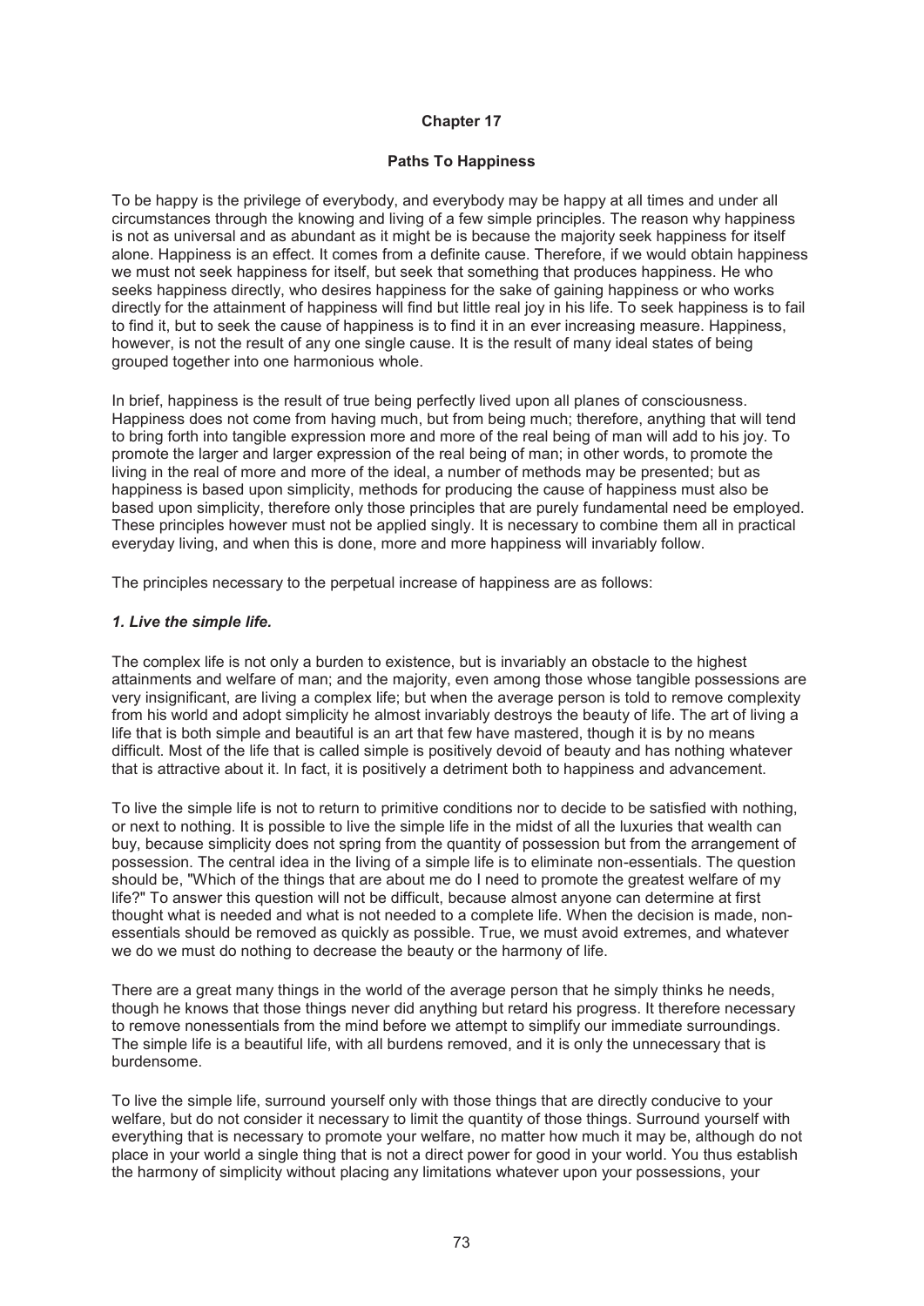# Chapter 17

## Paths To Happiness

To be happy is the privilege of everybody, and everybody may be happy at all times and under all circumstances through the knowing and living of a few simple principles. The reason why happiness is not as universal and as abundant as it might be is because the majority seek happiness for itself alone. Happiness is an effect. It comes from a definite cause. Therefore, if we would obtain happiness we must not seek happiness for itself, but seek that something that produces happiness. He who seeks happiness directly, who desires happiness for the sake of gaining happiness or who works directly for the attainment of happiness will find but little real joy in his life. To seek happiness is to fail to find it, but to seek the cause of happiness is to find it in an ever increasing measure. Happiness, however, is not the result of any one single cause. It is the result of many ideal states of being grouped together into one harmonious whole.

In brief, happiness is the result of true being perfectly lived upon all planes of consciousness. Happiness does not come from having much, but from being much; therefore, anything that will tend to bring forth into tangible expression more and more of the real being of man will add to his joy. To promote the larger and larger expression of the real being of man; in other words, to promote the living in the real of more and more of the ideal, a number of methods may be presented; but as happiness is based upon simplicity, methods for producing the cause of happiness must also be based upon simplicity, therefore only those principles that are purely fundamental need be employed. These principles however must not be applied singly. It is necessary to combine them all in practical everyday living, and when this is done, more and more happiness will invariably follow.

The principles necessary to the perpetual increase of happiness are as follows:

### *1. Live the simple life.*

The complex life is not only a burden to existence, but is invariably an obstacle to the highest attainments and welfare of man; and the majority, even among those whose tangible possessions are very insignificant, are living a complex life; but when the average person is told to remove complexity from his world and adopt simplicity he almost invariably destroys the beauty of life. The art of living a life that is both simple and beautiful is an art that few have mastered, though it is by no means difficult. Most of the life that is called simple is positively devoid of beauty and has nothing whatever that is attractive about it. In fact, it is positively a detriment both to happiness and advancement.

To live the simple life is not to return to primitive conditions nor to decide to be satisfied with nothing, or next to nothing. It is possible to live the simple life in the midst of all the luxuries that wealth can buy, because simplicity does not spring from the quantity of possession but from the arrangement of possession. The central idea in the living of a simple life is to eliminate non-essentials. The question should be, "Which of the things that are about me do I need to promote the greatest welfare of my life?" To answer this question will not be difficult, because almost anyone can determine at first thought what is needed and what is not needed to a complete life. When the decision is made, non-essentials should be removed as quickly as possible. True, we must avoid extremes, and whatever we do we must do nothing to decrease the beauty or the harmony of life.

There are a great many things in the world of the average person that he simply thinks he needs, though he knows that those things never did anything but retard his progress. It therefore necessary to remove nonessentials from the mind before we attempt to simplify our immediate surroundings. The simple life is a beautiful life, with all burdens removed, and it is only the unnecessary that is burdensome.

To live the simple life, surround yourself only with those things that are directly conducive to your welfare, but do not consider it necessary to limit the quantity of those things. Surround yourself with everything that is necessary to promote your welfare, no matter how much it may be, although do not place in your world a single thing that is not a direct power for good in your world. You thus establish the harmony of simplicity without placing any limitations whatever upon your possessions, your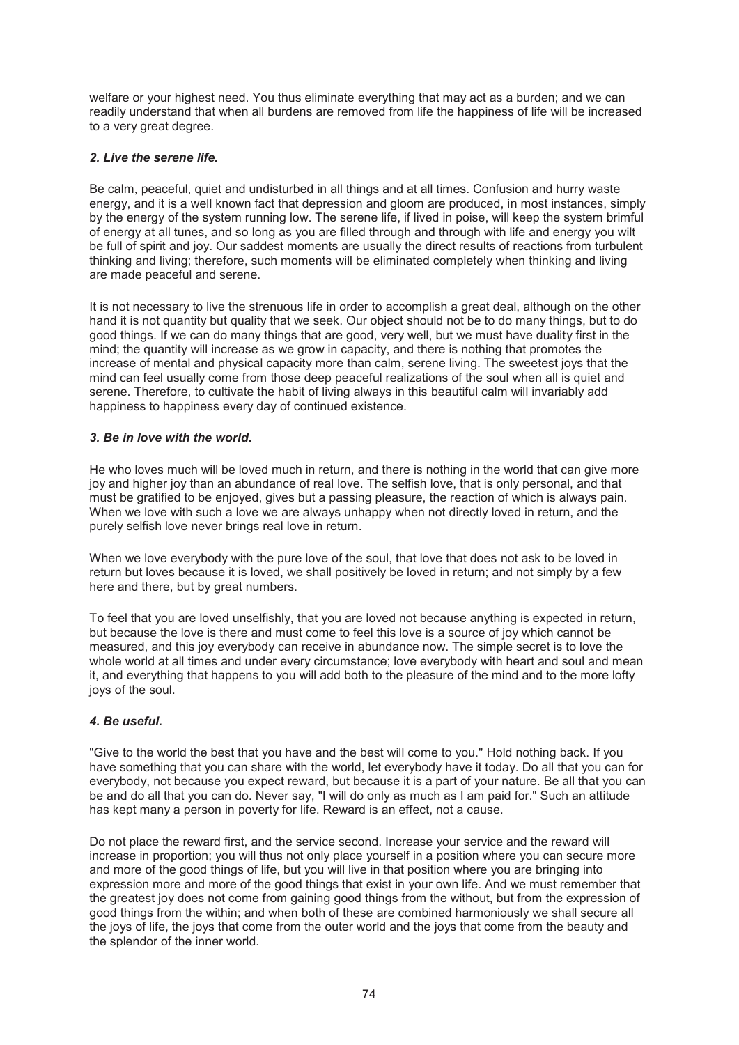welfare or your highest need. You thus eliminate everything that may act as a burden; and we can readily understand that when all burdens are removed from life the happiness of life will be increased to a very great degree.

### *2. Live the serene life.*

Be calm, peaceful, quiet and undisturbed in all things and at all times. Confusion and hurry waste energy, and it is a well known fact that depression and gloom are produced, in most instances, simply by the energy of the system running low. The serene life, if lived in poise, will keep the system brimful of energy at all tunes, and so long as you are filled through and through with life and energy you wilt be full of spirit and joy. Our saddest moments are usually the direct results of reactions from turbulent thinking and living; therefore, such moments will be eliminated completely when thinking and living are made peaceful and serene.

It is not necessary to live the strenuous life in order to accomplish a great deal, although on the other hand it is not quantity but quality that we seek. Our object should not be to do many things, but to do good things. If we can do many things that are good, very well, but we must have duality first in the mind; the quantity will increase as we grow in capacity, and there is nothing that promotes the increase of mental and physical capacity more than calm, serene living. The sweetest joys that the mind can feel usually come from those deep peaceful realizations of the soul when all is quiet and serene. Therefore, to cultivate the habit of living always in this beautiful calm will invariably add happiness to happiness every day of continued existence.

### *3. Be in love with the world.*

He who loves much will be loved much in return, and there is nothing in the world that can give more joy and higher joy than an abundance of real love. The selfish love, that is only personal, and that must be gratified to be enjoyed, gives but a passing pleasure, the reaction of which is always pain. When we love with such a love we are always unhappy when not directly loved in return, and the purely selfish love never brings real love in return.

When we love everybody with the pure love of the soul, that love that does not ask to be loved in return but loves because it is loved, we shall positively be loved in return; and not simply by a few here and there, but by great numbers.

To feel that you are loved unselfishly, that you are loved not because anything is expected in return, but because the love is there and must come to feel this love is a source of joy which cannot be measured, and this joy everybody can receive in abundance now. The simple secret is to love the whole world at all times and under every circumstance; love everybody with heart and soul and mean it, and everything that happens to you will add both to the pleasure of the mind and to the more lofty joys of the soul.

### *4. Be useful.*

"Give to the world the best that you have and the best will come to you." Hold nothing back. If you have something that you can share with the world, let everybody have it today. Do all that you can for everybody, not because you expect reward, but because it is a part of your nature. Be all that you can be and do all that you can do. Never say, "I will do only as much as I am paid for." Such an attitude has kept many a person in poverty for life. Reward is an effect, not a cause.

Do not place the reward first, and the service second. Increase your service and the reward will increase in proportion; you will thus not only place yourself in a position where you can secure more and more of the good things of life, but you will live in that position where you are bringing into expression more and more of the good things that exist in your own life. And we must remember that the greatest joy does not come from gaining good things from the without, but from the expression of good things from the within; and when both of these are combined harmoniously we shall secure all the joys of life, the joys that come from the outer world and the joys that come from the beauty and the splendor of the inner world.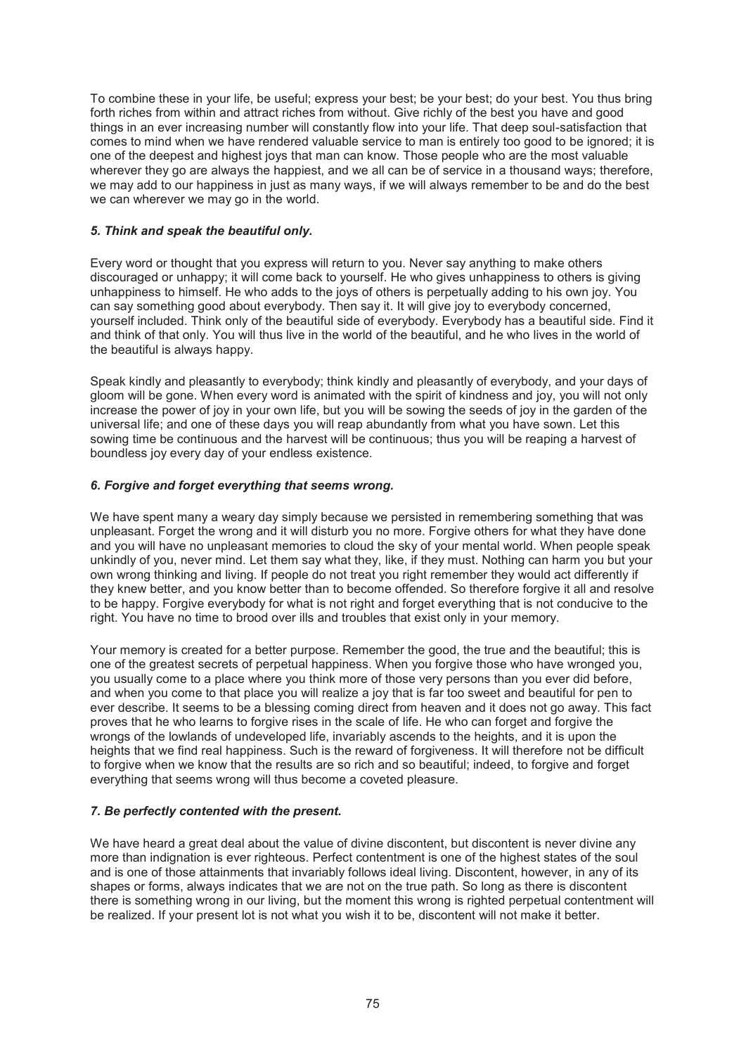To combine these in your life, be useful; express your best; be your best; do your best. You thus bring forth riches from within and attract riches from without. Give richly of the best you have and good things in an ever increasing number will constantly flow into your life. That deep soul-satisfaction that comes to mind when we have rendered valuable service to man is entirely too good to be ignored; it is one of the deepest and highest joys that man can know. Those people who are the most valuable wherever they go are always the happiest, and we all can be of service in a thousand ways; therefore, we may add to our happiness in just as many ways, if we will always remember to be and do the best we can wherever we may go in the world.

### *5. Think and speak the beautiful only.*

Every word or thought that you express will return to you. Never say anything to make others discouraged or unhappy; it will come back to yourself. He who gives unhappiness to others is giving unhappiness to himself. He who adds to the joys of others is perpetually adding to his own joy. You can say something good about everybody. Then say it. It will give joy to everybody concerned, yourself included. Think only of the beautiful side of everybody. Everybody has a beautiful side. Find it and think of that only. You will thus live in the world of the beautiful, and he who lives in the world of the beautiful is always happy.

Speak kindly and pleasantly to everybody; think kindly and pleasantly of everybody, and your days of gloom will be gone. When every word is animated with the spirit of kindness and joy, you will not only increase the power of joy in your own life, but you will be sowing the seeds of joy in the garden of the universal life; and one of these days you will reap abundantly from what you have sown. Let this sowing time be continuous and the harvest will be continuous; thus you will be reaping a harvest of boundless joy every day of your endless existence.

### *6. Forgive and forget everything that seems wrong.*

We have spent many a weary day simply because we persisted in remembering something that was unpleasant. Forget the wrong and it will disturb you no more. Forgive others for what they have done and you will have no unpleasant memories to cloud the sky of your mental world. When people speak unkindly of you, never mind. Let them say what they, like, if they must. Nothing can harm you but your own wrong thinking and living. If people do not treat you right remember they would act differently if they knew better, and you know better than to become offended. So therefore forgive it all and resolve to be happy. Forgive everybody for what is not right and forget everything that is not conducive to the right. You have no time to brood over ills and troubles that exist only in your memory.

Your memory is created for a better purpose. Remember the good, the true and the beautiful; this is one of the greatest secrets of perpetual happiness. When you forgive those who have wronged you, you usually come to a place where you think more of those very persons than you ever did before, and when you come to that place you will realize a joy that is far too sweet and beautiful for pen to ever describe. It seems to be a blessing coming direct from heaven and it does not go away. This fact proves that he who learns to forgive rises in the scale of life. He who can forget and forgive the wrongs of the lowlands of undeveloped life, invariably ascends to the heights, and it is upon the heights that we find real happiness. Such is the reward of forgiveness. It will therefore not be difficult to forgive when we know that the results are so rich and so beautiful; indeed, to forgive and forget everything that seems wrong will thus become a coveted pleasure.

### *7. Be perfectly contented with the present.*

We have heard a great deal about the value of divine discontent, but discontent is never divine any more than indignation is ever righteous. Perfect contentment is one of the highest states of the soul and is one of those attainments that invariably follows ideal living. Discontent, however, in any of its shapes or forms, always indicates that we are not on the true path. So long as there is discontent there is something wrong in our living, but the moment this wrong is righted perpetual contentment will be realized. If your present lot is not what you wish it to be, discontent will not make it better.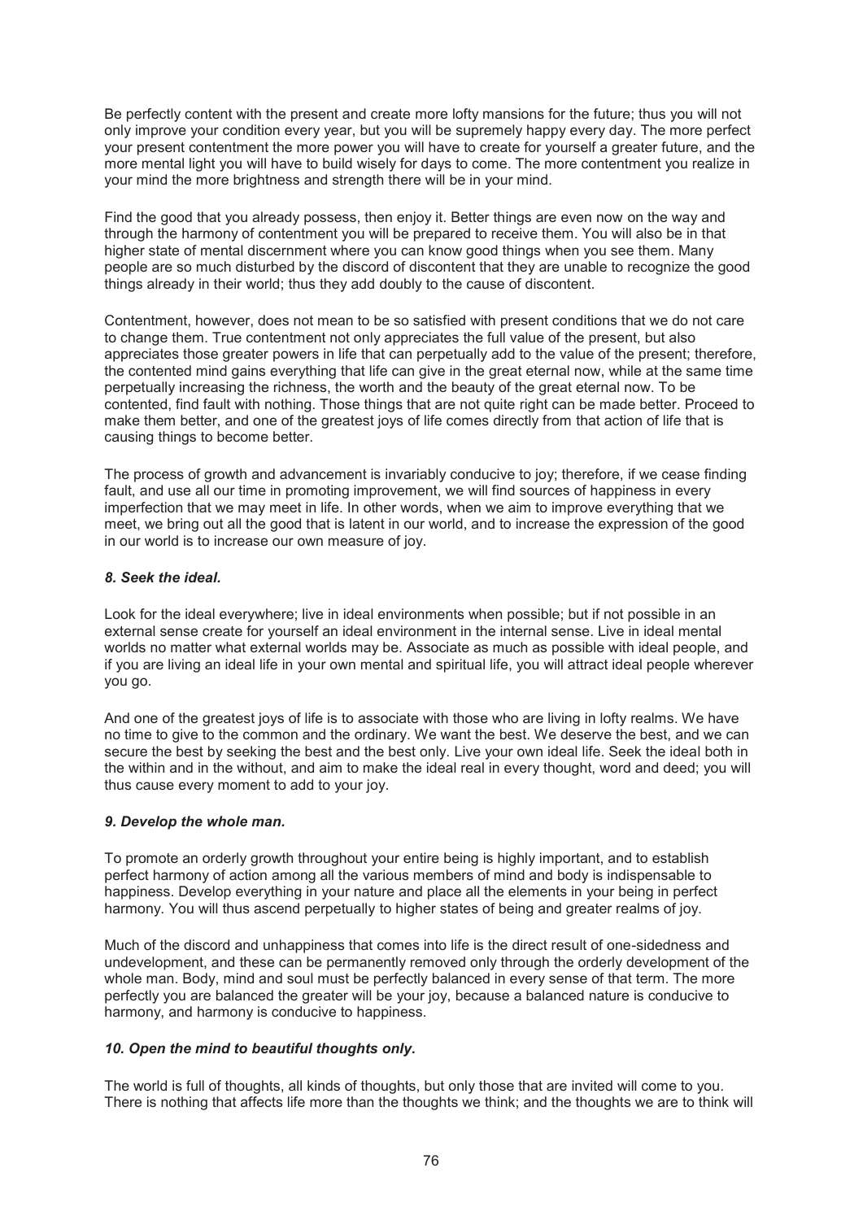Be perfectly content with the present and create more lofty mansions for the future; thus you will not only improve your condition every year, but you will be supremely happy every day. The more perfect your present contentment the more power you will have to create for yourself a greater future, and the more mental light you will have to build wisely for days to come. The more contentment you realize in your mind the more brightness and strength there will be in your mind.

Find the good that you already possess, then enjoy it. Better things are even now on the way and through the harmony of contentment you will be prepared to receive them. You will also be in that higher state of mental discernment where you can know good things when you see them. Many people are so much disturbed by the discord of discontent that they are unable to recognize the good things already in their world; thus they add doubly to the cause of discontent.

Contentment, however, does not mean to be so satisfied with present conditions that we do not care to change them. True contentment not only appreciates the full value of the present, but also appreciates those greater powers in life that can perpetually add to the value of the present; therefore, the contented mind gains everything that life can give in the great eternal now, while at the same time perpetually increasing the richness, the worth and the beauty of the great eternal now. To be contented, find fault with nothing. Those things that are not quite right can be made better. Proceed to make them better, and one of the greatest joys of life comes directly from that action of life that is causing things to become better.

The process of growth and advancement is invariably conducive to joy; therefore, if we cease finding fault, and use all our time in promoting improvement, we will find sources of happiness in every imperfection that we may meet in life. In other words, when we aim to improve everything that we meet, we bring out all the good that is latent in our world, and to increase the expression of the good in our world is to increase our own measure of joy.

### *8. Seek the ideal.*

Look for the ideal everywhere; live in ideal environments when possible; but if not possible in an external sense create for yourself an ideal environment in the internal sense. Live in ideal mental worlds no matter what external worlds may be. Associate as much as possible with ideal people, and if you are living an ideal life in your own mental and spiritual life, you will attract ideal people wherever you go.

And one of the greatest joys of life is to associate with those who are living in lofty realms. We have no time to give to the common and the ordinary. We want the best. We deserve the best, and we can secure the best by seeking the best and the best only. Live your own ideal life. Seek the ideal both in the within and in the without, and aim to make the ideal real in every thought, word and deed; you will thus cause every moment to add to your joy.

### *9. Develop the whole man.*

To promote an orderly growth throughout your entire being is highly important, and to establish perfect harmony of action among all the various members of mind and body is indispensable to happiness. Develop everything in your nature and place all the elements in your being in perfect harmony. You will thus ascend perpetually to higher states of being and greater realms of joy.

Much of the discord and unhappiness that comes into life is the direct result of one-sidedness and undevelopment, and these can be permanently removed only through the orderly development of the whole man. Body, mind and soul must be perfectly balanced in every sense of that term. The more perfectly you are balanced the greater will be your joy, because a balanced nature is conducive to harmony, and harmony is conducive to happiness.

### *10. Open the mind to beautiful thoughts only.*

The world is full of thoughts, all kinds of thoughts, but only those that are invited will come to you. There is nothing that affects life more than the thoughts we think; and the thoughts we are to think will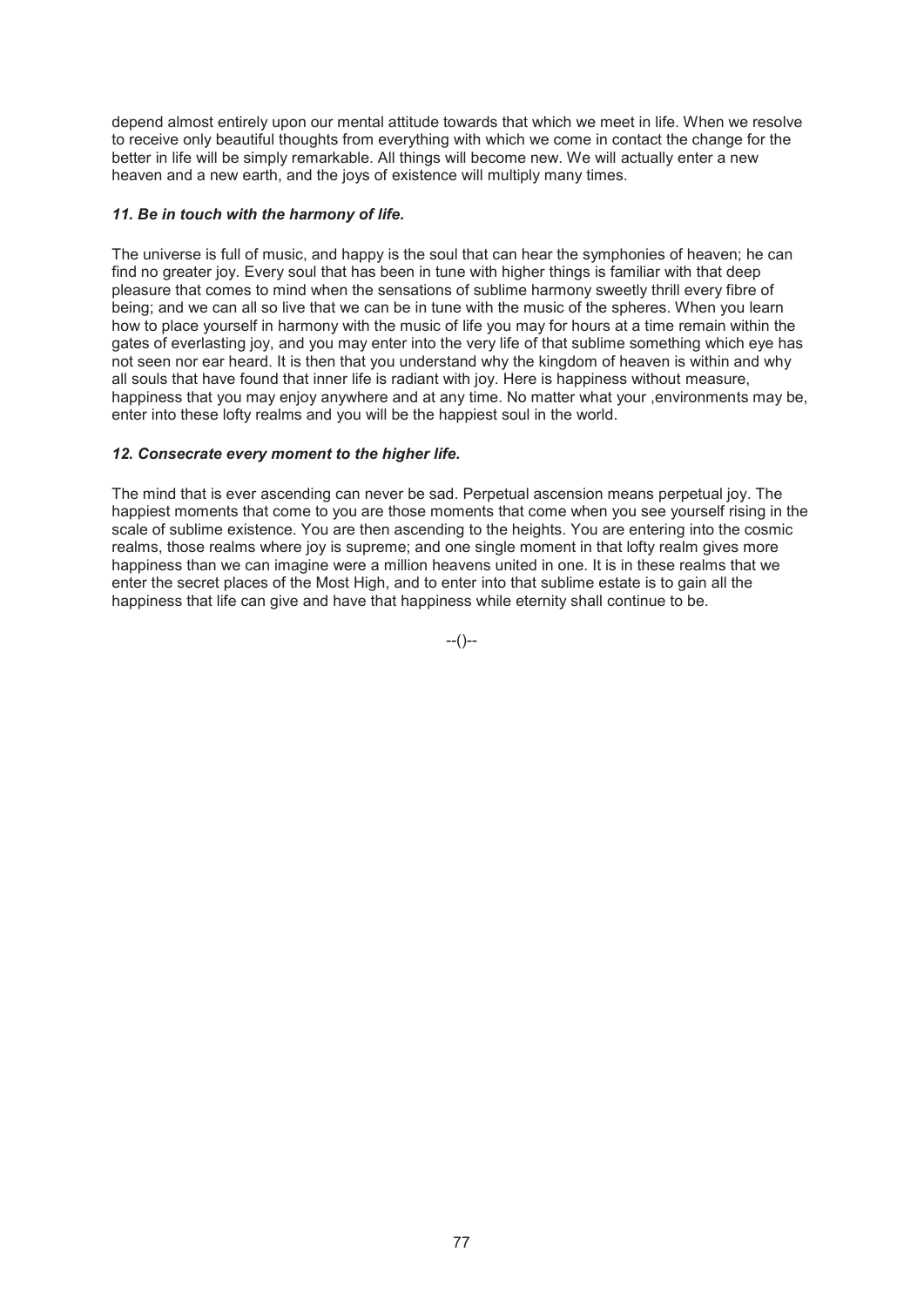depend almost entirely upon our mental attitude towards that which we meet in life. When we resolve to receive only beautiful thoughts from everything with which we come in contact the change for the better in life will be simply remarkable. All things will become new. We will actually enter a new heaven and a new earth, and the joys of existence will multiply many times.

***11. Be in touch with the harmony of life.***

The universe is full of music, and happy is the soul that can hear the symphonies of heaven; he can find no greater joy. Every soul that has been in tune with higher things is familiar with that deep pleasure that comes to mind when the sensations of sublime harmony sweetly thrill every fibre of being; and we can all so live that we can be in tune with the music of the spheres. When you learn how to place yourself in harmony with the music of life you may for hours at a time remain within the gates of everlasting joy, and you may enter into the very life of that sublime something which eye has not seen nor ear heard. It is then that you understand why the kingdom of heaven is within and why all souls that have found that inner life is radiant with joy. Here is happiness without measure, happiness that you may enjoy anywhere and at any time. No matter what your ,environments may be, enter into these lofty realms and you will be the happiest soul in the world.

***12. Consecrate every moment to the higher life.***

The mind that is ever ascending can never be sad. Perpetual ascension means perpetual joy. The happiest moments that come to you are those moments that come when you see yourself rising in the scale of sublime existence. You are then ascending to the heights. You are entering into the cosmic realms, those realms where joy is supreme; and one single moment in that lofty realm gives more happiness than we can imagine were a million heavens united in one. It is in these realms that we enter the secret places of the Most High, and to enter into that sublime estate is to gain all the happiness that life can give and have that happiness while eternity shall continue to be.

--()--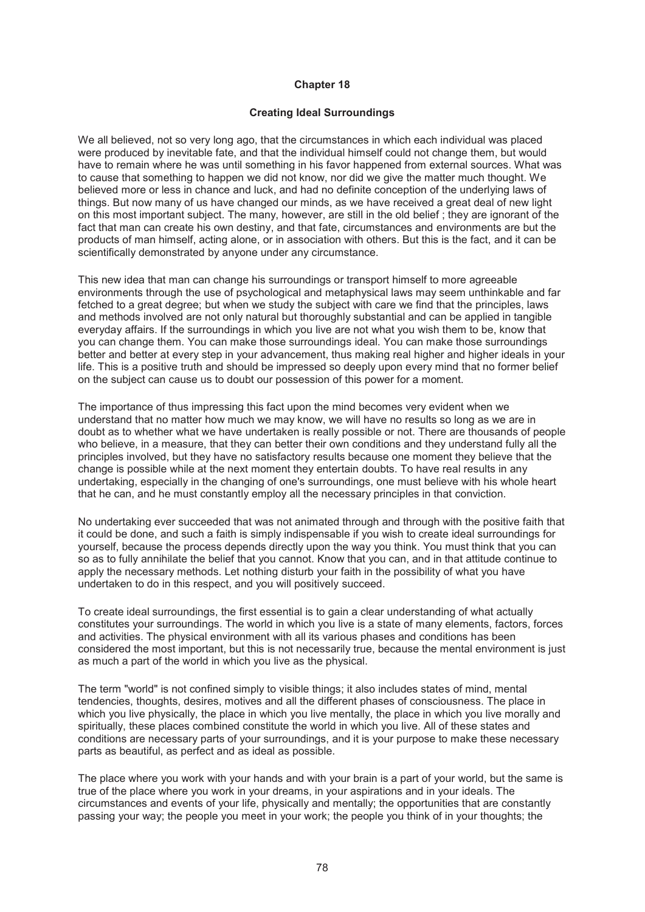# Chapter 18

## Creating Ideal Surroundings

We all believed, not so very long ago, that the circumstances in which each individual was placed were produced by inevitable fate, and that the individual himself could not change them, but would have to remain where he was until something in his favor happened from external sources. What was to cause that something to happen we did not know, nor did we give the matter much thought. We believed more or less in chance and luck, and had no definite conception of the underlying laws of things. But now many of us have changed our minds, as we have received a great deal of new light on this most important subject. The many, however, are still in the old belief ; they are ignorant of the fact that man can create his own destiny, and that fate, circumstances and environments are but the products of man himself, acting alone, or in association with others. But this is the fact, and it can be scientifically demonstrated by anyone under any circumstance.

This new idea that man can change his surroundings or transport himself to more agreeable environments through the use of psychological and metaphysical laws may seem unthinkable and far fetched to a great degree; but when we study the subject with care we find that the principles, laws and methods involved are not only natural but thoroughly substantial and can be applied in tangible everyday affairs. If the surroundings in which you live are not what you wish them to be, know that you can change them. You can make those surroundings ideal. You can make those surroundings better and better at every step in your advancement, thus making real higher and higher ideals in your life. This is a positive truth and should be impressed so deeply upon every mind that no former belief on the subject can cause us to doubt our possession of this power for a moment.

The importance of thus impressing this fact upon the mind becomes very evident when we understand that no matter how much we may know, we will have no results so long as we are in doubt as to whether what we have undertaken is really possible or not. There are thousands of people who believe, in a measure, that they can better their own conditions and they understand fully all the principles involved, but they have no satisfactory results because one moment they believe that the change is possible while at the next moment they entertain doubts. To have real results in any undertaking, especially in the changing of one's surroundings, one must believe with his whole heart that he can, and he must constantly employ all the necessary principles in that conviction.

No undertaking ever succeeded that was not animated through and through with the positive faith that it could be done, and such a faith is simply indispensable if you wish to create ideal surroundings for yourself, because the process depends directly upon the way you think. You must think that you can so as to fully annihilate the belief that you cannot. Know that you can, and in that attitude continue to apply the necessary methods. Let nothing disturb your faith in the possibility of what you have undertaken to do in this respect, and you will positively succeed.

To create ideal surroundings, the first essential is to gain a clear understanding of what actually constitutes your surroundings. The world in which you live is a state of many elements, factors, forces and activities. The physical environment with all its various phases and conditions has been considered the most important, but this is not necessarily true, because the mental environment is just as much a part of the world in which you live as the physical.

The term "world" is not confined simply to visible things; it also includes states of mind, mental tendencies, thoughts, desires, motives and all the different phases of consciousness. The place in which you live physically, the place in which you live mentally, the place in which you live morally and spiritually, these places combined constitute the world in which you live. All of these states and conditions are necessary parts of your surroundings, and it is your purpose to make these necessary parts as beautiful, as perfect and as ideal as possible.

The place where you work with your hands and with your brain is a part of your world, but the same is true of the place where you work in your dreams, in your aspirations and in your ideals. The circumstances and events of your life, physically and mentally; the opportunities that are constantly passing your way; the people you meet in your work; the people you think of in your thoughts; the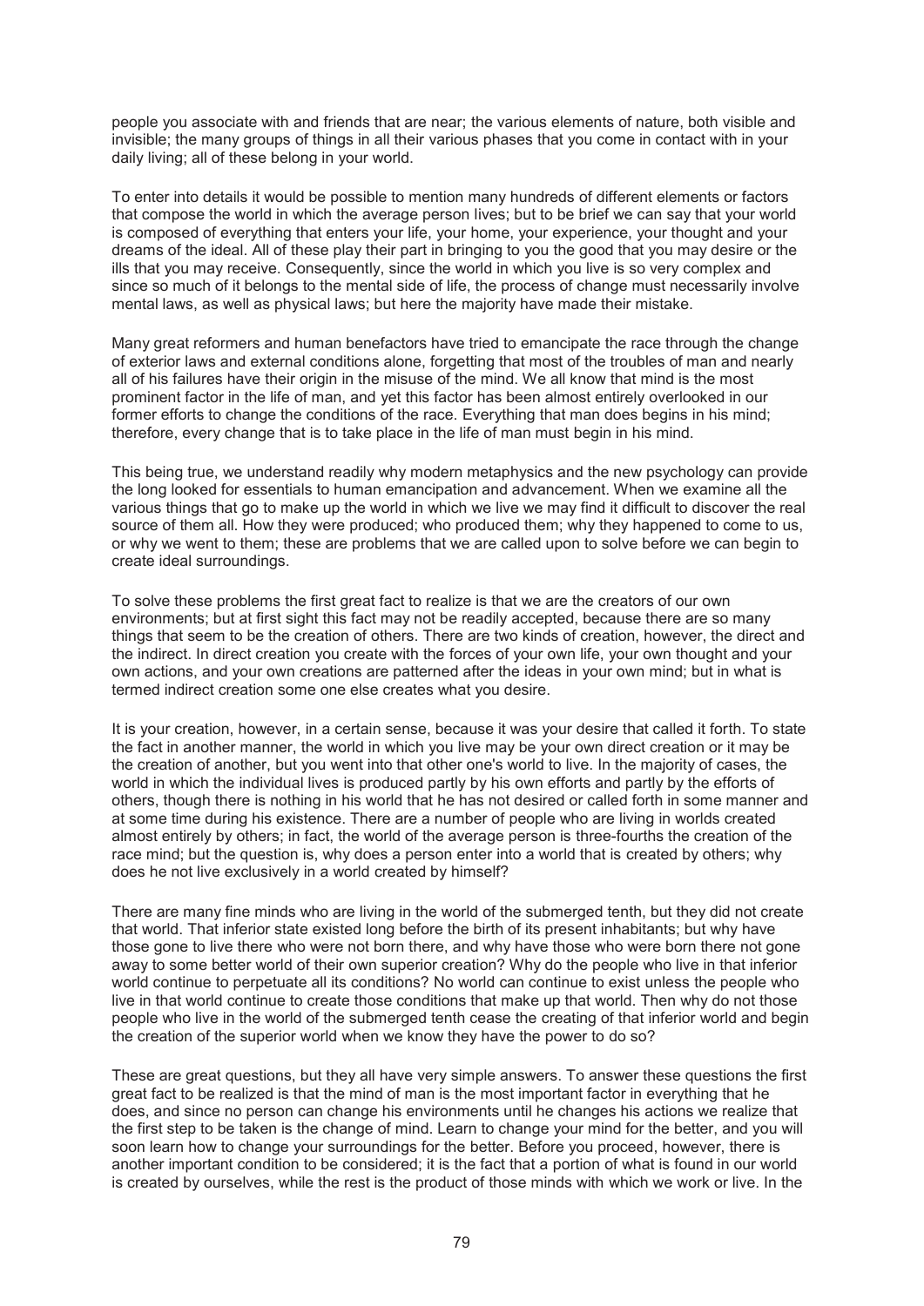people you associate with and friends that are near; the various elements of nature, both visible and invisible; the many groups of things in all their various phases that you come in contact with in your daily living; all of these belong in your world.

To enter into details it would be possible to mention many hundreds of different elements or factors that compose the world in which the average person lives; but to be brief we can say that your world is composed of everything that enters your life, your home, your experience, your thought and your dreams of the ideal. All of these play their part in bringing to you the good that you may desire or the ills that you may receive. Consequently, since the world in which you live is so very complex and since so much of it belongs to the mental side of life, the process of change must necessarily involve mental laws, as well as physical laws; but here the majority have made their mistake.

Many great reformers and human benefactors have tried to emancipate the race through the change of exterior laws and external conditions alone, forgetting that most of the troubles of man and nearly all of his failures have their origin in the misuse of the mind. We all know that mind is the most prominent factor in the life of man, and yet this factor has been almost entirely overlooked in our former efforts to change the conditions of the race. Everything that man does begins in his mind; therefore, every change that is to take place in the life of man must begin in his mind.

This being true, we understand readily why modern metaphysics and the new psychology can provide the long looked for essentials to human emancipation and advancement. When we examine all the various things that go to make up the world in which we live we may find it difficult to discover the real source of them all. How they were produced; who produced them; why they happened to come to us, or why we went to them; these are problems that we are called upon to solve before we can begin to create ideal surroundings.

To solve these problems the first great fact to realize is that we are the creators of our own environments; but at first sight this fact may not be readily accepted, because there are so many things that seem to be the creation of others. There are two kinds of creation, however, the direct and the indirect. In direct creation you create with the forces of your own life, your own thought and your own actions, and your own creations are patterned after the ideas in your own mind; but in what is termed indirect creation some one else creates what you desire.

It is your creation, however, in a certain sense, because it was your desire that called it forth. To state the fact in another manner, the world in which you live may be your own direct creation or it may be the creation of another, but you went into that other one's world to live. In the majority of cases, the world in which the individual lives is produced partly by his own efforts and partly by the efforts of others, though there is nothing in his world that he has not desired or called forth in some manner and at some time during his existence. There are a number of people who are living in worlds created almost entirely by others; in fact, the world of the average person is three-fourths the creation of the race mind; but the question is, why does a person enter into a world that is created by others; why does he not live exclusively in a world created by himself?

There are many fine minds who are living in the world of the submerged tenth, but they did not create that world. That inferior state existed long before the birth of its present inhabitants; but why have those gone to live there who were not born there, and why have those who were born there not gone away to some better world of their own superior creation? Why do the people who live in that inferior world continue to perpetuate all its conditions? No world can continue to exist unless the people who live in that world continue to create those conditions that make up that world. Then why do not those people who live in the world of the submerged tenth cease the creating of that inferior world and begin the creation of the superior world when we know they have the power to do so?

These are great questions, but they all have very simple answers. To answer these questions the first great fact to be realized is that the mind of man is the most important factor in everything that he does, and since no person can change his environments until he changes his actions we realize that the first step to be taken is the change of mind. Learn to change your mind for the better, and you will soon learn how to change your surroundings for the better. Before you proceed, however, there is another important condition to be considered; it is the fact that a portion of what is found in our world is created by ourselves, while the rest is the product of those minds with which we work or live. In the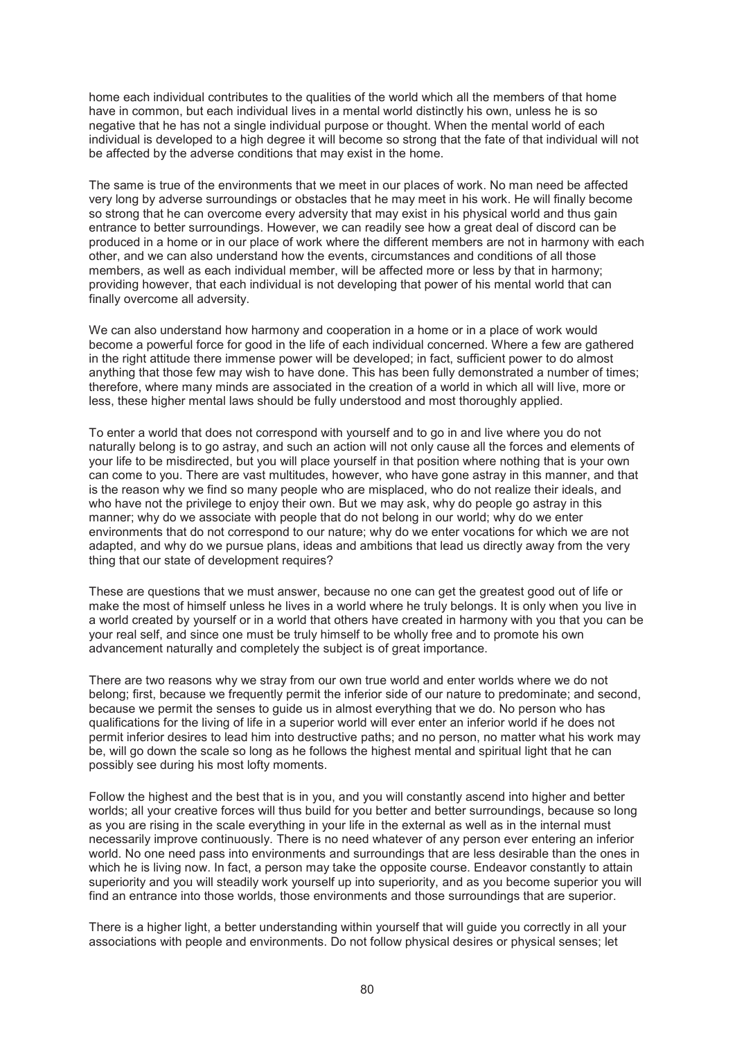home each individual contributes to the qualities of the world which all the members of that home have in common, but each individual lives in a mental world distinctly his own, unless he is so negative that he has not a single individual purpose or thought. When the mental world of each individual is developed to a high degree it will become so strong that the fate of that individual will not be affected by the adverse conditions that may exist in the home.

The same is true of the environments that we meet in our places of work. No man need be affected very long by adverse surroundings or obstacles that he may meet in his work. He will finally become so strong that he can overcome every adversity that may exist in his physical world and thus gain entrance to better surroundings. However, we can readily see how a great deal of discord can be produced in a home or in our place of work where the different members are not in harmony with each other, and we can also understand how the events, circumstances and conditions of all those members, as well as each individual member, will be affected more or less by that in harmony; providing however, that each individual is not developing that power of his mental world that can finally overcome all adversity.

We can also understand how harmony and cooperation in a home or in a place of work would become a powerful force for good in the life of each individual concerned. Where a few are gathered in the right attitude there immense power will be developed; in fact, sufficient power to do almost anything that those few may wish to have done. This has been fully demonstrated a number of times; therefore, where many minds are associated in the creation of a world in which all will live, more or less, these higher mental laws should be fully understood and most thoroughly applied.

To enter a world that does not correspond with yourself and to go in and live where you do not naturally belong is to go astray, and such an action will not only cause all the forces and elements of your life to be misdirected, but you will place yourself in that position where nothing that is your own can come to you. There are vast multitudes, however, who have gone astray in this manner, and that is the reason why we find so many people who are misplaced, who do not realize their ideals, and who have not the privilege to enjoy their own. But we may ask, why do people go astray in this manner; why do we associate with people that do not belong in our world; why do we enter environments that do not correspond to our nature; why do we enter vocations for which we are not adapted, and why do we pursue plans, ideas and ambitions that lead us directly away from the very thing that our state of development requires?

These are questions that we must answer, because no one can get the greatest good out of life or make the most of himself unless he lives in a world where he truly belongs. It is only when you live in a world created by yourself or in a world that others have created in harmony with you that you can be your real self, and since one must be truly himself to be wholly free and to promote his own advancement naturally and completely the subject is of great importance.

There are two reasons why we stray from our own true world and enter worlds where we do not belong; first, because we frequently permit the inferior side of our nature to predominate; and second, because we permit the senses to guide us in almost everything that we do. No person who has qualifications for the living of life in a superior world will ever enter an inferior world if he does not permit inferior desires to lead him into destructive paths; and no person, no matter what his work may be, will go down the scale so long as he follows the highest mental and spiritual light that he can possibly see during his most lofty moments.

Follow the highest and the best that is in you, and you will constantly ascend into higher and better worlds; all your creative forces will thus build for you better and better surroundings, because so long as you are rising in the scale everything in your life in the external as well as in the internal must necessarily improve continuously. There is no need whatever of any person ever entering an inferior world. No one need pass into environments and surroundings that are less desirable than the ones in which he is living now. In fact, a person may take the opposite course. Endeavor constantly to attain superiority and you will steadily work yourself up into superiority, and as you become superior you will find an entrance into those worlds, those environments and those surroundings that are superior.

There is a higher light, a better understanding within yourself that will guide you correctly in all your associations with people and environments. Do not follow physical desires or physical senses; let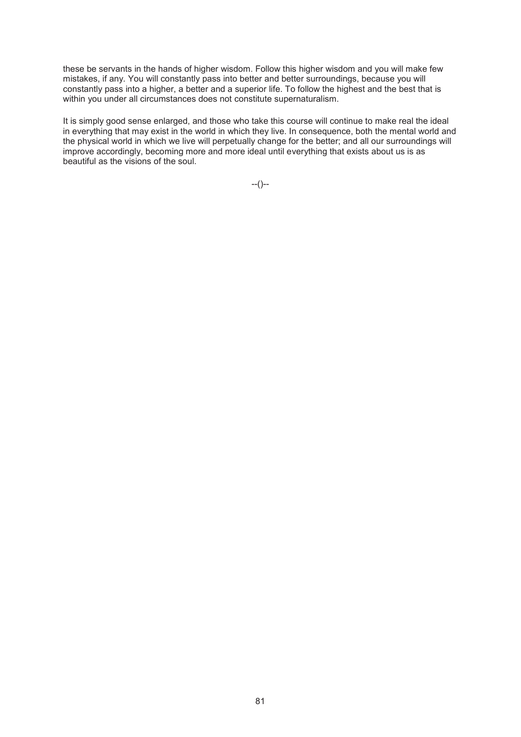these be servants in the hands of higher wisdom. Follow this higher wisdom and you will make few mistakes, if any. You will constantly pass into better and better surroundings, because you will constantly pass into a higher, a better and a superior life. To follow the highest and the best that is within you under all circumstances does not constitute supernaturalism.

It is simply good sense enlarged, and those who take this course will continue to make real the ideal in everything that may exist in the world in which they live. In consequence, both the mental world and the physical world in which we live will perpetually change for the better; and all our surroundings will improve accordingly, becoming more and more ideal until everything that exists about us is as beautiful as the visions of the soul.

--()--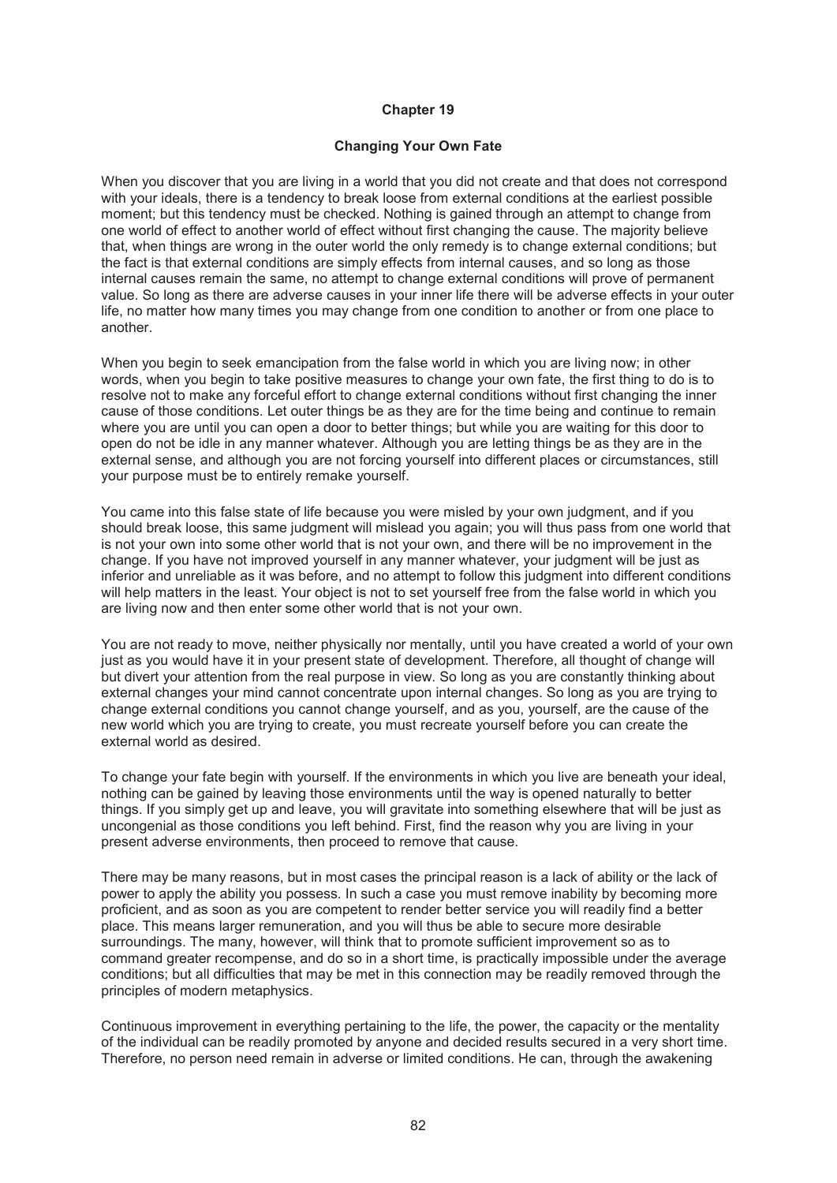# Chapter 19

## Changing Your Own Fate

When you discover that you are living in a world that you did not create and that does not correspond with your ideals, there is a tendency to break loose from external conditions at the earliest possible moment; but this tendency must be checked. Nothing is gained through an attempt to change from one world of effect to another world of effect without first changing the cause. The majority believe that, when things are wrong in the outer world the only remedy is to change external conditions; but the fact is that external conditions are simply effects from internal causes, and so long as those internal causes remain the same, no attempt to change external conditions will prove of permanent value. So long as there are adverse causes in your inner life there will be adverse effects in your outer life, no matter how many times you may change from one condition to another or from one place to another.

When you begin to seek emancipation from the false world in which you are living now; in other words, when you begin to take positive measures to change your own fate, the first thing to do is to resolve not to make any forceful effort to change external conditions without first changing the inner cause of those conditions. Let outer things be as they are for the time being and continue to remain where you are until you can open a door to better things; but while you are waiting for this door to open do not be idle in any manner whatever. Although you are letting things be as they are in the external sense, and although you are not forcing yourself into different places or circumstances, still your purpose must be to entirely remake yourself.

You came into this false state of life because you were misled by your own judgment, and if you should break loose, this same judgment will mislead you again; you will thus pass from one world that is not your own into some other world that is not your own, and there will be no improvement in the change. If you have not improved yourself in any manner whatever, your judgment will be just as inferior and unreliable as it was before, and no attempt to follow this judgment into different conditions will help matters in the least. Your object is not to set yourself free from the false world in which you are living now and then enter some other world that is not your own.

You are not ready to move, neither physically nor mentally, until you have created a world of your own just as you would have it in your present state of development. Therefore, all thought of change will but divert your attention from the real purpose in view. So long as you are constantly thinking about external changes your mind cannot concentrate upon internal changes. So long as you are trying to change external conditions you cannot change yourself, and as you, yourself, are the cause of the new world which you are trying to create, you must recreate yourself before you can create the external world as desired.

To change your fate begin with yourself. If the environments in which you live are beneath your ideal, nothing can be gained by leaving those environments until the way is opened naturally to better things. If you simply get up and leave, you will gravitate into something elsewhere that will be just as uncongenial as those conditions you left behind. First, find the reason why you are living in your present adverse environments, then proceed to remove that cause.

There may be many reasons, but in most cases the principal reason is a lack of ability or the lack of power to apply the ability you possess. In such a case you must remove inability by becoming more proficient, and as soon as you are competent to render better service you will readily find a better place. This means larger remuneration, and you will thus be able to secure more desirable surroundings. The many, however, will think that to promote sufficient improvement so as to command greater recompense, and do so in a short time, is practically impossible under the average conditions; but all difficulties that may be met in this connection may be readily removed through the principles of modern metaphysics.

Continuous improvement in everything pertaining to the life, the power, the capacity or the mentality of the individual can be readily promoted by anyone and decided results secured in a very short time. Therefore, no person need remain in adverse or limited conditions. He can, through the awakening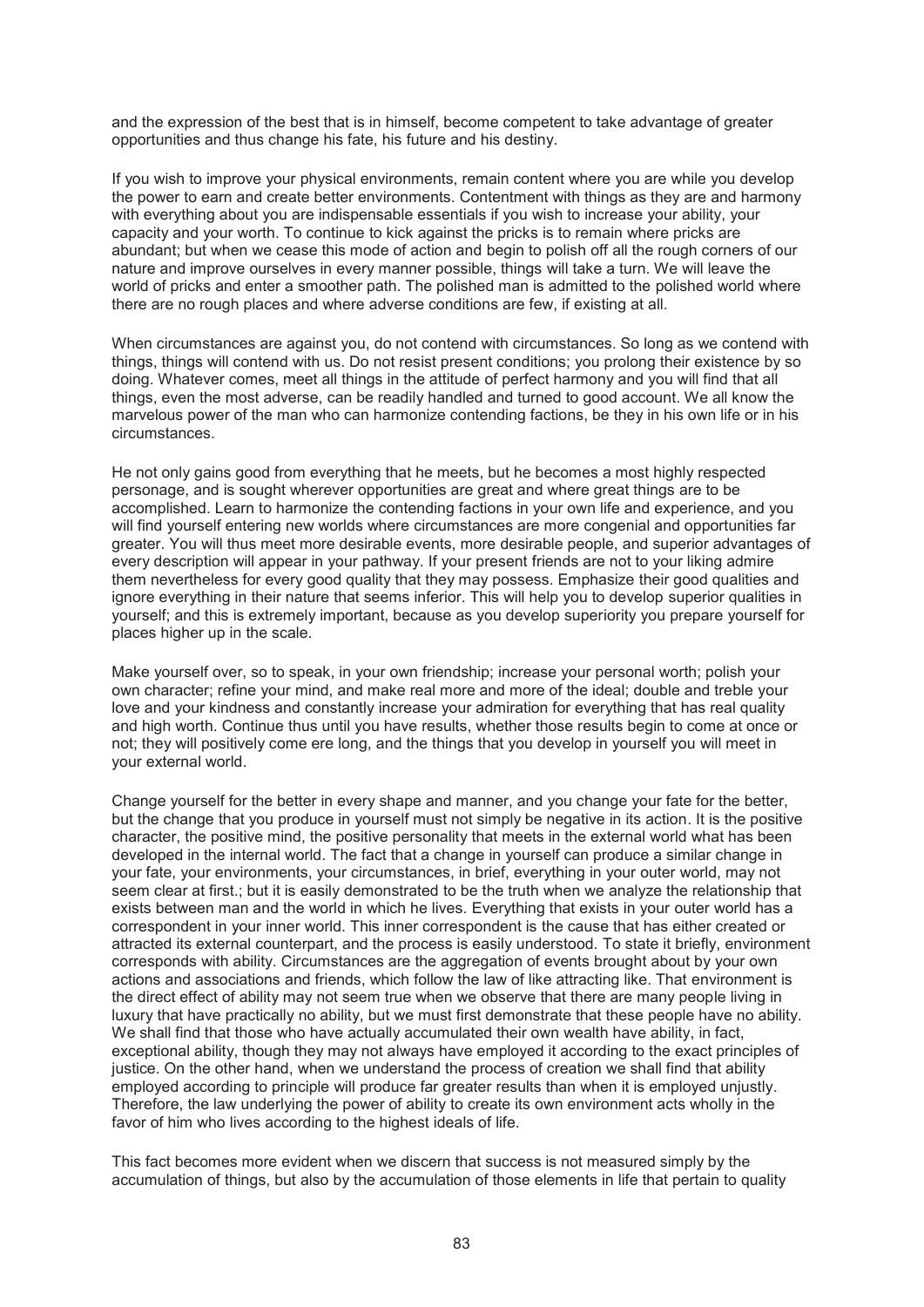and the expression of the best that is in himself, become competent to take advantage of greater opportunities and thus change his fate, his future and his destiny.

If you wish to improve your physical environments, remain content where you are while you develop the power to earn and create better environments. Contentment with things as they are and harmony with everything about you are indispensable essentials if you wish to increase your ability, your capacity and your worth. To continue to kick against the pricks is to remain where pricks are abundant; but when we cease this mode of action and begin to polish off all the rough corners of our nature and improve ourselves in every manner possible, things will take a turn. We will leave the world of pricks and enter a smoother path. The polished man is admitted to the polished world where there are no rough places and where adverse conditions are few, if existing at all.

When circumstances are against you, do not contend with circumstances. So long as we contend with things, things will contend with us. Do not resist present conditions; you prolong their existence by so doing. Whatever comes, meet all things in the attitude of perfect harmony and you will find that all things, even the most adverse, can be readily handled and turned to good account. We all know the marvelous power of the man who can harmonize contending factions, be they in his own life or in his circumstances.

He not only gains good from everything that he meets, but he becomes a most highly respected personage, and is sought wherever opportunities are great and where great things are to be accomplished. Learn to harmonize the contending factions in your own life and experience, and you will find yourself entering new worlds where circumstances are more congenial and opportunities far greater. You will thus meet more desirable events, more desirable people, and superior advantages of every description will appear in your pathway. If your present friends are not to your liking admire them nevertheless for every good quality that they may possess. Emphasize their good qualities and ignore everything in their nature that seems inferior. This will help you to develop superior qualities in yourself; and this is extremely important, because as you develop superiority you prepare yourself for places higher up in the scale.

Make yourself over, so to speak, in your own friendship; increase your personal worth; polish your own character; refine your mind, and make real more and more of the ideal; double and treble your love and your kindness and constantly increase your admiration for everything that has real quality and high worth. Continue thus until you have results, whether those results begin to come at once or not; they will positively come ere long, and the things that you develop in yourself you will meet in your external world.

Change yourself for the better in every shape and manner, and you change your fate for the better, but the change that you produce in yourself must not simply be negative in its action. It is the positive character, the positive mind, the positive personality that meets in the external world what has been developed in the internal world. The fact that a change in yourself can produce a similar change in your fate, your environments, your circumstances, in brief, everything in your outer world, may not seem clear at first.; but it is easily demonstrated to be the truth when we analyze the relationship that exists between man and the world in which he lives. Everything that exists in your outer world has a correspondent in your inner world. This inner correspondent is the cause that has either created or attracted its external counterpart, and the process is easily understood. To state it briefly, environment corresponds with ability. Circumstances are the aggregation of events brought about by your own actions and associations and friends, which follow the law of like attracting like. That environment is the direct effect of ability may not seem true when we observe that there are many people living in luxury that have practically no ability, but we must first demonstrate that these people have no ability. We shall find that those who have actually accumulated their own wealth have ability, in fact, exceptional ability, though they may not always have employed it according to the exact principles of justice. On the other hand, when we understand the process of creation we shall find that ability employed according to principle will produce far greater results than when it is employed unjustly. Therefore, the law underlying the power of ability to create its own environment acts wholly in the favor of him who lives according to the highest ideals of life.

This fact becomes more evident when we discern that success is not measured simply by the accumulation of things, but also by the accumulation of those elements in life that pertain to quality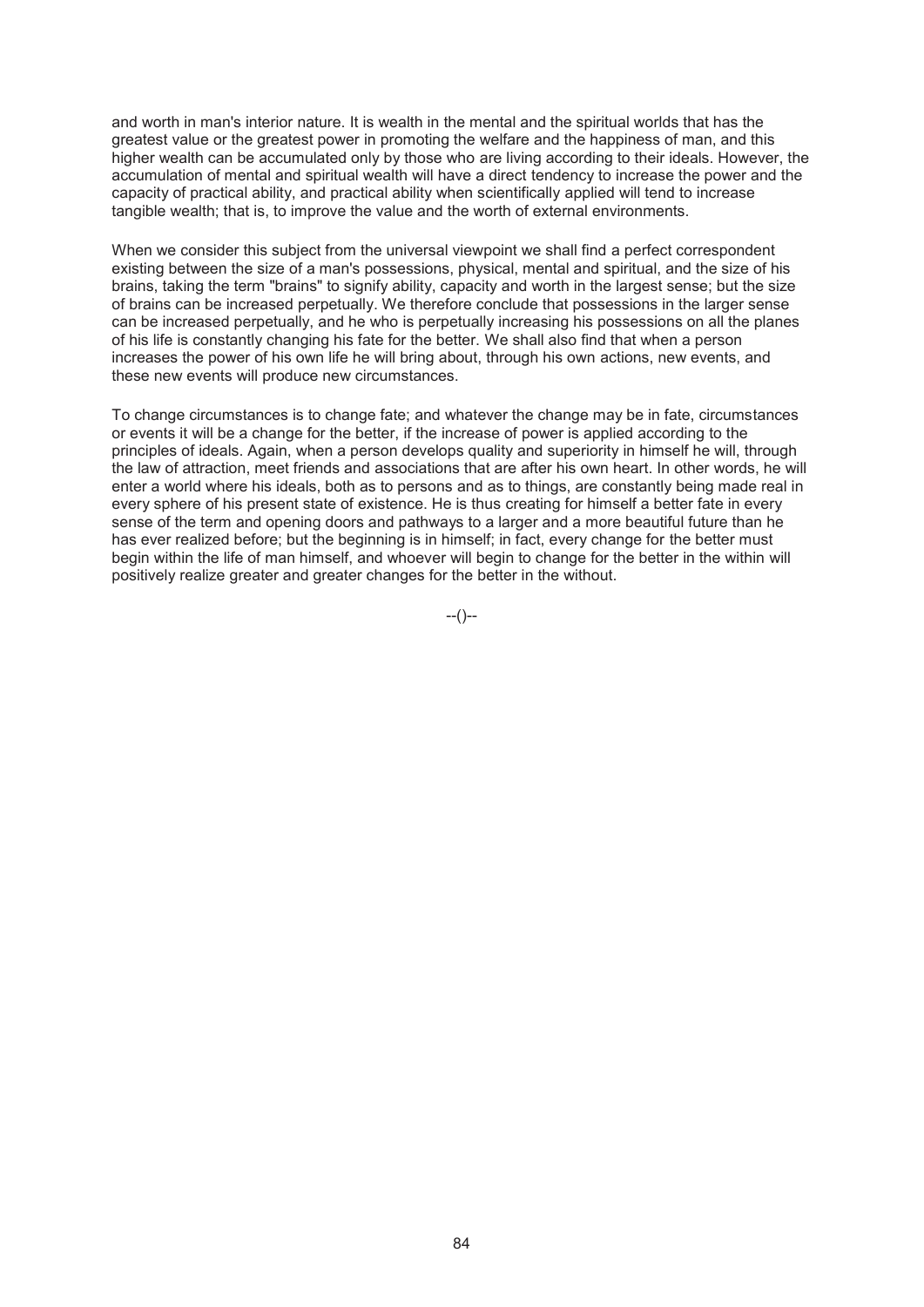and worth in man's interior nature. It is wealth in the mental and the spiritual worlds that has the greatest value or the greatest power in promoting the welfare and the happiness of man, and this higher wealth can be accumulated only by those who are living according to their ideals. However, the accumulation of mental and spiritual wealth will have a direct tendency to increase the power and the capacity of practical ability, and practical ability when scientifically applied will tend to increase tangible wealth; that is, to improve the value and the worth of external environments.

When we consider this subject from the universal viewpoint we shall find a perfect correspondent existing between the size of a man's possessions, physical, mental and spiritual, and the size of his brains, taking the term "brains" to signify ability, capacity and worth in the largest sense; but the size of brains can be increased perpetually. We therefore conclude that possessions in the larger sense can be increased perpetually, and he who is perpetually increasing his possessions on all the planes of his life is constantly changing his fate for the better. We shall also find that when a person increases the power of his own life he will bring about, through his own actions, new events, and these new events will produce new circumstances.

To change circumstances is to change fate; and whatever the change may be in fate, circumstances or events it will be a change for the better, if the increase of power is applied according to the principles of ideals. Again, when a person develops quality and superiority in himself he will, through the law of attraction, meet friends and associations that are after his own heart. In other words, he will enter a world where his ideals, both as to persons and as to things, are constantly being made real in every sphere of his present state of existence. He is thus creating for himself a better fate in every sense of the term and opening doors and pathways to a larger and a more beautiful future than he has ever realized before; but the beginning is in himself; in fact, every change for the better must begin within the life of man himself, and whoever will begin to change for the better in the within will positively realize greater and greater changes for the better in the without.

--()--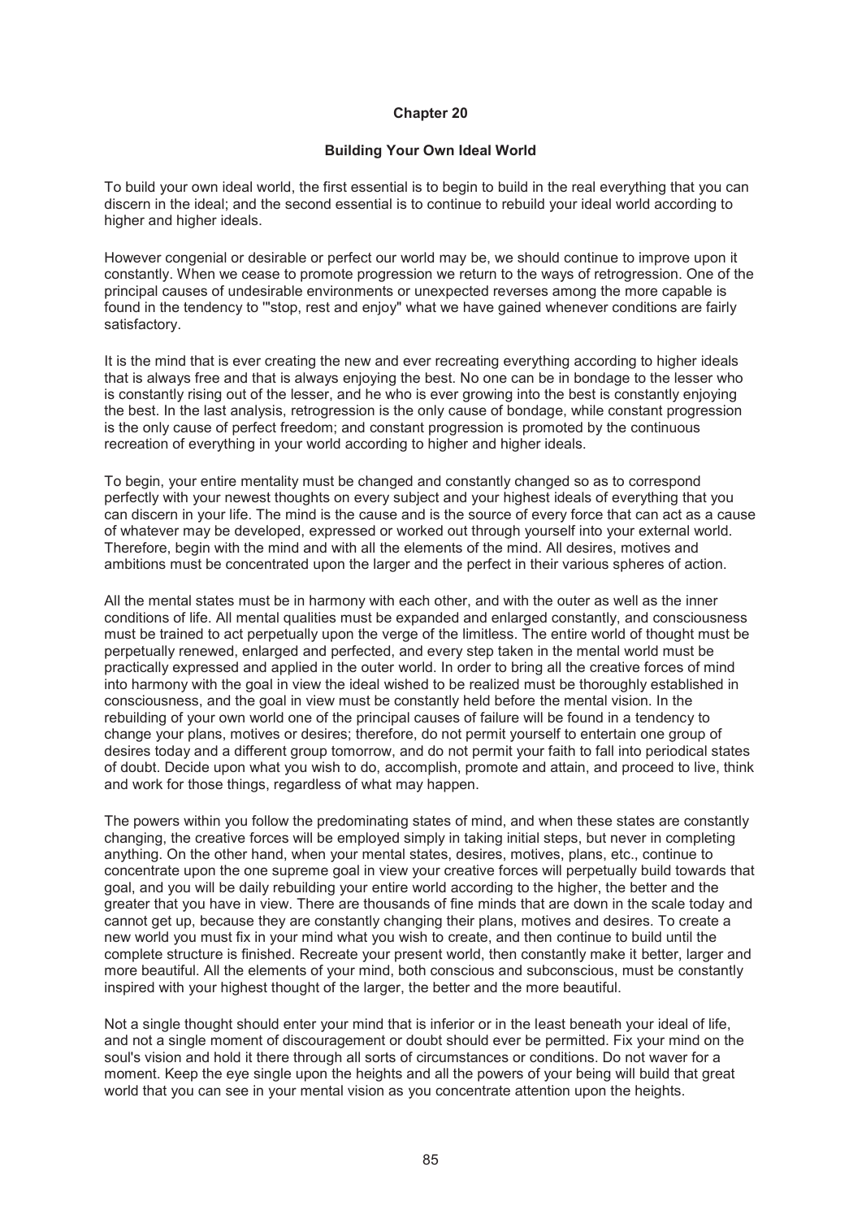# Chapter 20

## Building Your Own Ideal World

To build your own ideal world, the first essential is to begin to build in the real everything that you can discern in the ideal; and the second essential is to continue to rebuild your ideal world according to higher and higher ideals.

However congenial or desirable or perfect our world may be, we should continue to improve upon it constantly. When we cease to promote progression we return to the ways of retrogression. One of the principal causes of undesirable environments or unexpected reverses among the more capable is found in the tendency to '"stop, rest and enjoy" what we have gained whenever conditions are fairly satisfactory.

It is the mind that is ever creating the new and ever recreating everything according to higher ideals that is always free and that is always enjoying the best. No one can be in bondage to the lesser who is constantly rising out of the lesser, and he who is ever growing into the best is constantly enjoying the best. In the last analysis, retrogression is the only cause of bondage, while constant progression is the only cause of perfect freedom; and constant progression is promoted by the continuous recreation of everything in your world according to higher and higher ideals.

To begin, your entire mentality must be changed and constantly changed so as to correspond perfectly with your newest thoughts on every subject and your highest ideals of everything that you can discern in your life. The mind is the cause and is the source of every force that can act as a cause of whatever may be developed, expressed or worked out through yourself into your external world. Therefore, begin with the mind and with all the elements of the mind. All desires, motives and ambitions must be concentrated upon the larger and the perfect in their various spheres of action.

All the mental states must be in harmony with each other, and with the outer as well as the inner conditions of life. All mental qualities must be expanded and enlarged constantly, and consciousness must be trained to act perpetually upon the verge of the limitless. The entire world of thought must be perpetually renewed, enlarged and perfected, and every step taken in the mental world must be practically expressed and applied in the outer world. In order to bring all the creative forces of mind into harmony with the goal in view the ideal wished to be realized must be thoroughly established in consciousness, and the goal in view must be constantly held before the mental vision. In the rebuilding of your own world one of the principal causes of failure will be found in a tendency to change your plans, motives or desires; therefore, do not permit yourself to entertain one group of desires today and a different group tomorrow, and do not permit your faith to fall into periodical states of doubt. Decide upon what you wish to do, accomplish, promote and attain, and proceed to live, think and work for those things, regardless of what may happen.

The powers within you follow the predominating states of mind, and when these states are constantly changing, the creative forces will be employed simply in taking initial steps, but never in completing anything. On the other hand, when your mental states, desires, motives, plans, etc., continue to concentrate upon the one supreme goal in view your creative forces will perpetually build towards that goal, and you will be daily rebuilding your entire world according to the higher, the better and the greater that you have in view. There are thousands of fine minds that are down in the scale today and cannot get up, because they are constantly changing their plans, motives and desires. To create a new world you must fix in your mind what you wish to create, and then continue to build until the complete structure is finished. Recreate your present world, then constantly make it better, larger and more beautiful. All the elements of your mind, both conscious and subconscious, must be constantly inspired with your highest thought of the larger, the better and the more beautiful.

Not a single thought should enter your mind that is inferior or in the least beneath your ideal of life, and not a single moment of discouragement or doubt should ever be permitted. Fix your mind on the soul's vision and hold it there through all sorts of circumstances or conditions. Do not waver for a moment. Keep the eye single upon the heights and all the powers of your being will build that great world that you can see in your mental vision as you concentrate attention upon the heights.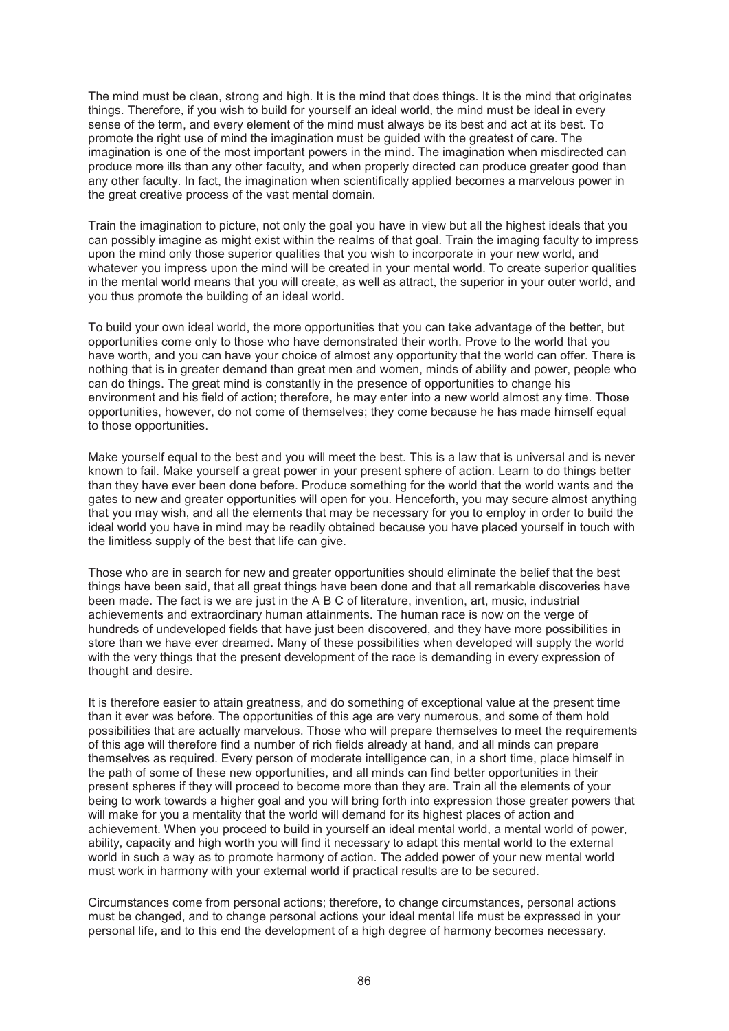The mind must be clean, strong and high. It is the mind that does things. It is the mind that originates things. Therefore, if you wish to build for yourself an ideal world, the mind must be ideal in every sense of the term, and every element of the mind must always be its best and act at its best. To promote the right use of mind the imagination must be guided with the greatest of care. The imagination is one of the most important powers in the mind. The imagination when misdirected can produce more ills than any other faculty, and when properly directed can produce greater good than any other faculty. In fact, the imagination when scientifically applied becomes a marvelous power in the great creative process of the vast mental domain.

Train the imagination to picture, not only the goal you have in view but all the highest ideals that you can possibly imagine as might exist within the realms of that goal. Train the imaging faculty to impress upon the mind only those superior qualities that you wish to incorporate in your new world, and whatever you impress upon the mind will be created in your mental world. To create superior qualities in the mental world means that you will create, as well as attract, the superior in your outer world, and you thus promote the building of an ideal world.

To build your own ideal world, the more opportunities that you can take advantage of the better, but opportunities come only to those who have demonstrated their worth. Prove to the world that you have worth, and you can have your choice of almost any opportunity that the world can offer. There is nothing that is in greater demand than great men and women, minds of ability and power, people who can do things. The great mind is constantly in the presence of opportunities to change his environment and his field of action; therefore, he may enter into a new world almost any time. Those opportunities, however, do not come of themselves; they come because he has made himself equal to those opportunities.

Make yourself equal to the best and you will meet the best. This is a law that is universal and is never known to fail. Make yourself a great power in your present sphere of action. Learn to do things better than they have ever been done before. Produce something for the world that the world wants and the gates to new and greater opportunities will open for you. Henceforth, you may secure almost anything that you may wish, and all the elements that may be necessary for you to employ in order to build the ideal world you have in mind may be readily obtained because you have placed yourself in touch with the limitless supply of the best that life can give.

Those who are in search for new and greater opportunities should eliminate the belief that the best things have been said, that all great things have been done and that all remarkable discoveries have been made. The fact is we are just in the A B C of literature, invention, art, music, industrial achievements and extraordinary human attainments. The human race is now on the verge of hundreds of undeveloped fields that have just been discovered, and they have more possibilities in store than we have ever dreamed. Many of these possibilities when developed will supply the world with the very things that the present development of the race is demanding in every expression of thought and desire.

It is therefore easier to attain greatness, and do something of exceptional value at the present time than it ever was before. The opportunities of this age are very numerous, and some of them hold possibilities that are actually marvelous. Those who will prepare themselves to meet the requirements of this age will therefore find a number of rich fields already at hand, and all minds can prepare themselves as required. Every person of moderate intelligence can, in a short time, place himself in the path of some of these new opportunities, and all minds can find better opportunities in their present spheres if they will proceed to become more than they are. Train all the elements of your being to work towards a higher goal and you will bring forth into expression those greater powers that will make for you a mentality that the world will demand for its highest places of action and achievement. When you proceed to build in yourself an ideal mental world, a mental world of power, ability, capacity and high worth you will find it necessary to adapt this mental world to the external world in such a way as to promote harmony of action. The added power of your new mental world must work in harmony with your external world if practical results are to be secured.

Circumstances come from personal actions; therefore, to change circumstances, personal actions must be changed, and to change personal actions your ideal mental life must be expressed in your personal life, and to this end the development of a high degree of harmony becomes necessary.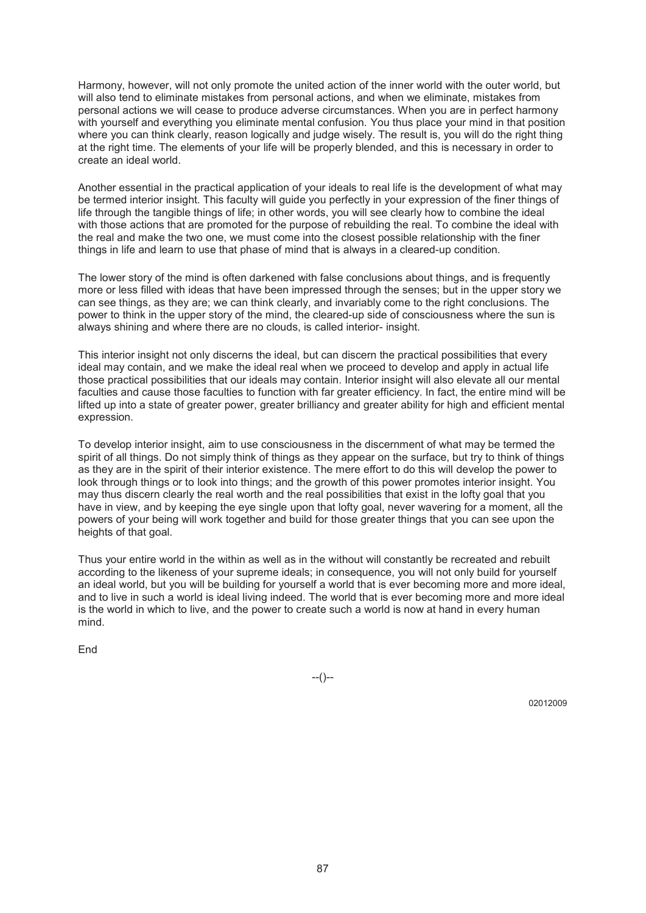Harmony, however, will not only promote the united action of the inner world with the outer world, but will also tend to eliminate mistakes from personal actions, and when we eliminate, mistakes from personal actions we will cease to produce adverse circumstances. When you are in perfect harmony with yourself and everything you eliminate mental confusion. You thus place your mind in that position where you can think clearly, reason logically and judge wisely. The result is, you will do the right thing at the right time. The elements of your life will be properly blended, and this is necessary in order to create an ideal world.

Another essential in the practical application of your ideals to real life is the development of what may be termed interior insight. This faculty will guide you perfectly in your expression of the finer things of life through the tangible things of life; in other words, you will see clearly how to combine the ideal with those actions that are promoted for the purpose of rebuilding the real. To combine the ideal with the real and make the two one, we must come into the closest possible relationship with the finer things in life and learn to use that phase of mind that is always in a cleared-up condition.

The lower story of the mind is often darkened with false conclusions about things, and is frequently more or less filled with ideas that have been impressed through the senses; but in the upper story we can see things, as they are; we can think clearly, and invariably come to the right conclusions. The power to think in the upper story of the mind, the cleared-up side of consciousness where the sun is always shining and where there are no clouds, is called interior- insight.

This interior insight not only discerns the ideal, but can discern the practical possibilities that every ideal may contain, and we make the ideal real when we proceed to develop and apply in actual life those practical possibilities that our ideals may contain. Interior insight will also elevate all our mental faculties and cause those faculties to function with far greater efficiency. In fact, the entire mind will be lifted up into a state of greater power, greater brilliancy and greater ability for high and efficient mental expression.

To develop interior insight, aim to use consciousness in the discernment of what may be termed the spirit of all things. Do not simply think of things as they appear on the surface, but try to think of things as they are in the spirit of their interior existence. The mere effort to do this will develop the power to look through things or to look into things; and the growth of this power promotes interior insight. You may thus discern clearly the real worth and the real possibilities that exist in the lofty goal that you have in view, and by keeping the eye single upon that lofty goal, never wavering for a moment, all the powers of your being will work together and build for those greater things that you can see upon the heights of that goal.

Thus your entire world in the within as well as in the without will constantly be recreated and rebuilt according to the likeness of your supreme ideals; in consequence, you will not only build for yourself an ideal world, but you will be building for yourself a world that is ever becoming more and more ideal, and to live in such a world is ideal living indeed. The world that is ever becoming more and more ideal is the world in which to live, and the power to create such a world is now at hand in every human mind.

End

--()--

02012009